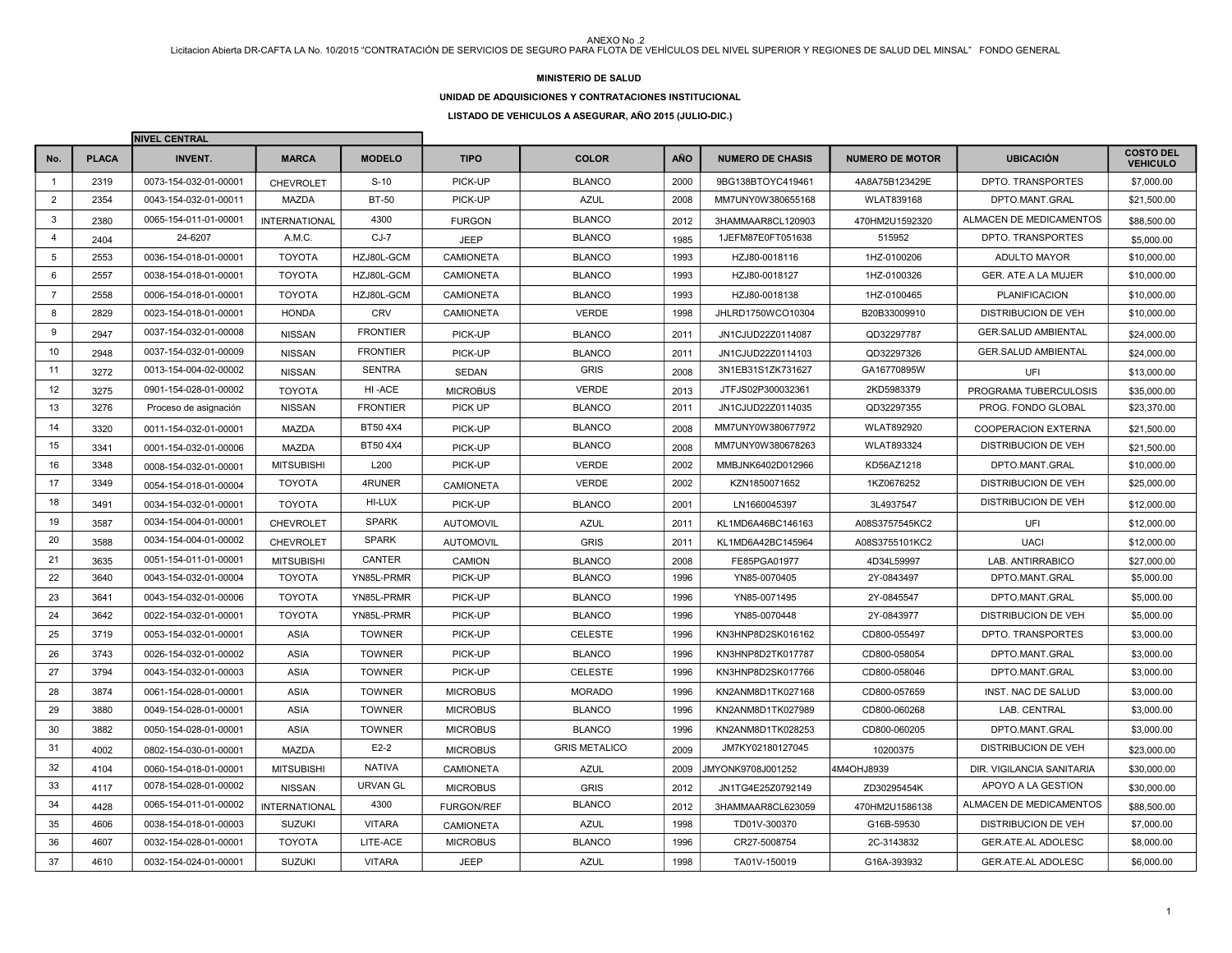ANEXO No .2

Licitacion Abierta DR-CAFTA LA No. 10/2015 "CONTRATACIÓN DE SERVICIOS DE SEGURO PARA FLOTA DE VEHÍCULOS DEL NIVEL SUPERIOR Y REGIONES DE SALUD DEL MINSAL" FONDO GENERAL

**MINISTERIO DE SALUD**

**UNIDAD DE ADQUISICIONES Y CONTRATACIONES INSTITUCIONAL**

**LISTADO DE VEHICULOS A ASEGURAR, AÑO 2015 (JULIO-DIC.)**

| | | NIVEL CENTRAL | | | | | | | | | |
|---|---|---|---|---|---|---|---|---|---|---|---|
| **No.** | **PLACA** | **INVENT.** | **MARCA** | **MODELO** | **TIPO** | **COLOR** | **AÑO** | **NUMERO DE CHASIS** | **NUMERO DE MOTOR** | **UBICACIÓN** | **COSTO DEL VEHICULO** |
| 1 | 2319 | 0073-154-032-01-00001 | CHEVROLET | S-10 | PICK-UP | BLANCO | 2000 | 9BG138BTOYC419461 | 4A8A75B123429E | DPTO. TRANSPORTES | $7,000.00 |
| 2 | 2354 | 0043-154-032-01-00011 | MAZDA | BT-50 | PICK-UP | AZUL | 2008 | MM7UNY0W380655168 | WLAT839168 | DPTO.MANT.GRAL | $21,500.00 |
| 3 | 2380 | 0065-154-011-01-00001 | INTERNATIONAL | 4300 | FURGON | BLANCO | 2012 | 3HAMMAAR8CL120903 | 470HM2U1592320 | ALMACEN DE MEDICAMENTOS | $88,500.00 |
| 4 | 2404 | 24-6207 | A.M.C. | CJ-7 | JEEP | BLANCO | 1985 | 1JEFM87E0FT051638 | 515952 | DPTO. TRANSPORTES | $5,000.00 |
| 5 | 2553 | 0036-154-018-01-00001 | TOYOTA | HZJ80L-GCM | CAMIONETA | BLANCO | 1993 | HZJ80-0018116 | 1HZ-0100206 | ADULTO MAYOR | $10,000.00 |
| 6 | 2557 | 0038-154-018-01-00001 | TOYOTA | HZJ80L-GCM | CAMIONETA | BLANCO | 1993 | HZJ80-0018127 | 1HZ-0100326 | GER. ATE.A LA MUJER | $10,000.00 |
| 7 | 2558 | 0006-154-018-01-00001 | TOYOTA | HZJ80L-GCM | CAMIONETA | BLANCO | 1993 | HZJ80-0018138 | 1HZ-0100465 | PLANIFICACION | $10,000.00 |
| 8 | 2829 | 0023-154-018-01-00001 | HONDA | CRV | CAMIONETA | VERDE | 1998 | JHLRD1750WCO10304 | B20B33009910 | DISTRIBUCION DE VEH | $10,000.00 |
| 9 | 2947 | 0037-154-032-01-00008 | NISSAN | FRONTIER | PICK-UP | BLANCO | 2011 | JN1CJUD22Z0114087 | QD32297787 | GER.SALUD AMBIENTAL | $24,000.00 |
| 10 | 2948 | 0037-154-032-01-00009 | NISSAN | FRONTIER | PICK-UP | BLANCO | 2011 | JN1CJUD22Z0114103 | QD32297326 | GER.SALUD AMBIENTAL | $24,000.00 |
| 11 | 3272 | 0013-154-004-02-00002 | NISSAN | SENTRA | SEDAN | GRIS | 2008 | 3N1EB31S1ZK731627 | GA16770895W | UFI | $13,000.00 |
| 12 | 3275 | 0901-154-028-01-00002 | TOYOTA | HI -ACE | MICROBUS | VERDE | 2013 | JTFJS02P300032361 | 2KD5983379 | PROGRAMA TUBERCULOSIS | $35,000.00 |
| 13 | 3276 | Proceso de asignación | NISSAN | FRONTIER | PICK UP | BLANCO | 2011 | JN1CJUD22Z0114035 | QD32297355 | PROG. FONDO GLOBAL | $23,370.00 |
| 14 | 3320 | 0011-154-032-01-00001 | MAZDA | BT50 4X4 | PICK-UP | BLANCO | 2008 | MM7UNY0W380677972 | WLAT892920 | COOPERACION EXTERNA | $21,500.00 |
| 15 | 3341 | 0001-154-032-01-00006 | MAZDA | BT50 4X4 | PICK-UP | BLANCO | 2008 | MM7UNY0W380678263 | WLAT893324 | DISTRIBUCION DE VEH | $21,500.00 |
| 16 | 3348 | 0008-154-032-01-00001 | MITSUBISHI | L200 | PICK-UP | VERDE | 2002 | MMBJNK6402D012966 | KD56AZ1218 | DPTO.MANT.GRAL | $10,000.00 |
| 17 | 3349 | 0054-154-018-01-00004 | TOYOTA | 4RUNER | CAMIONETA | VERDE | 2002 | KZN1850071652 | 1KZ0676252 | DISTRIBUCION DE VEH | $25,000.00 |
| 18 | 3491 | 0034-154-032-01-00001 | TOYOTA | HI-LUX | PICK-UP | BLANCO | 2001 | LN1660045397 | 3L4937547 | DISTRIBUCION DE VEH | $12,000.00 |
| 19 | 3587 | 0034-154-004-01-00001 | CHEVROLET | SPARK | AUTOMOVIL | AZUL | 2011 | KL1MD6A46BC146163 | A08S3757545KC2 | UFI | $12,000.00 |
| 20 | 3588 | 0034-154-004-01-00002 | CHEVROLET | SPARK | AUTOMOVIL | GRIS | 2011 | KL1MD6A42BC145964 | A08S3755101KC2 | UACI | $12,000.00 |
| 21 | 3635 | 0051-154-011-01-00001 | MITSUBISHI | CANTER | CAMION | BLANCO | 2008 | FE85PGA01977 | 4D34L59997 | LAB. ANTIRRABICO | $27,000.00 |
| 22 | 3640 | 0043-154-032-01-00004 | TOYOTA | YN85L-PRMR | PICK-UP | BLANCO | 1996 | YN85-0070405 | 2Y-0843497 | DPTO.MANT.GRAL | $5,000.00 |
| 23 | 3641 | 0043-154-032-01-00006 | TOYOTA | YN85L-PRMR | PICK-UP | BLANCO | 1996 | YN85-0071495 | 2Y-0845547 | DPTO.MANT.GRAL | $5,000.00 |
| 24 | 3642 | 0022-154-032-01-00001 | TOYOTA | YN85L-PRMR | PICK-UP | BLANCO | 1996 | YN85-0070448 | 2Y-0843977 | DISTRIBUCION DE VEH | $5,000.00 |
| 25 | 3719 | 0053-154-032-01-00001 | ASIA | TOWNER | PICK-UP | CELESTE | 1996 | KN3HNP8D2SK016162 | CD800-055497 | DPTO. TRANSPORTES | $3,000.00 |
| 26 | 3743 | 0026-154-032-01-00002 | ASIA | TOWNER | PICK-UP | BLANCO | 1996 | KN3HNP8D2TK017787 | CD800-058054 | DPTO.MANT.GRAL | $3,000.00 |
| 27 | 3794 | 0043-154-032-01-00003 | ASIA | TOWNER | PICK-UP | CELESTE | 1996 | KN3HNP8D2SK017766 | CD800-058046 | DPTO.MANT.GRAL | $3,000.00 |
| 28 | 3874 | 0061-154-028-01-00001 | ASIA | TOWNER | MICROBUS | MORADO | 1996 | KN2ANM8D1TK027168 | CD800-057659 | INST. NAC DE SALUD | $3,000.00 |
| 29 | 3880 | 0049-154-028-01-00001 | ASIA | TOWNER | MICROBUS | BLANCO | 1996 | KN2ANM8D1TK027989 | CD800-060268 | LAB. CENTRAL | $3,000.00 |
| 30 | 3882 | 0050-154-028-01-00001 | ASIA | TOWNER | MICROBUS | BLANCO | 1996 | KN2ANM8D1TK028253 | CD800-060205 | DPTO.MANT.GRAL | $3,000.00 |
| 31 | 4002 | 0802-154-030-01-00001 | MAZDA | E2-2 | MICROBUS | GRIS METALICO | 2009 | JM7KY02180127045 | 10200375 | DISTRIBUCION DE VEH | $23,000.00 |
| 32 | 4104 | 0060-154-018-01-00001 | MITSUBISHI | NATIVA | CAMIONETA | AZUL | 2009 | JMYONK9708J001252 | 4M4OHJ8939 | DIR. VIGILANCIA SANITARIA | $30,000.00 |
| 33 | 4117 | 0078-154-028-01-00002 | NISSAN | URVAN GL | MICROBUS | GRIS | 2012 | JN1TG4E25Z0792149 | ZD30295454K | APOYO A LA GESTION | $30,000.00 |
| 34 | 4428 | 0065-154-011-01-00002 | INTERNATIONAL | 4300 | FURGON/REF | BLANCO | 2012 | 3HAMMAAR8CL623059 | 470HM2U1586138 | ALMACEN DE MEDICAMENTOS | $88,500.00 |
| 35 | 4606 | 0038-154-018-01-00003 | SUZUKI | VITARA | CAMIONETA | AZUL | 1998 | TD01V-300370 | G16B-59530 | DISTRIBUCION DE VEH | $7,000.00 |
| 36 | 4607 | 0032-154-028-01-00001 | TOYOTA | LITE-ACE | MICROBUS | BLANCO | 1996 | CR27-5008754 | 2C-3143832 | GER.ATE.AL ADOLESC | $8,000.00 |
| 37 | 4610 | 0032-154-024-01-00001 | SUZUKI | VITARA | JEEP | AZUL | 1998 | TA01V-150019 | G16A-393932 | GER.ATE.AL ADOLESC | $6,000.00 |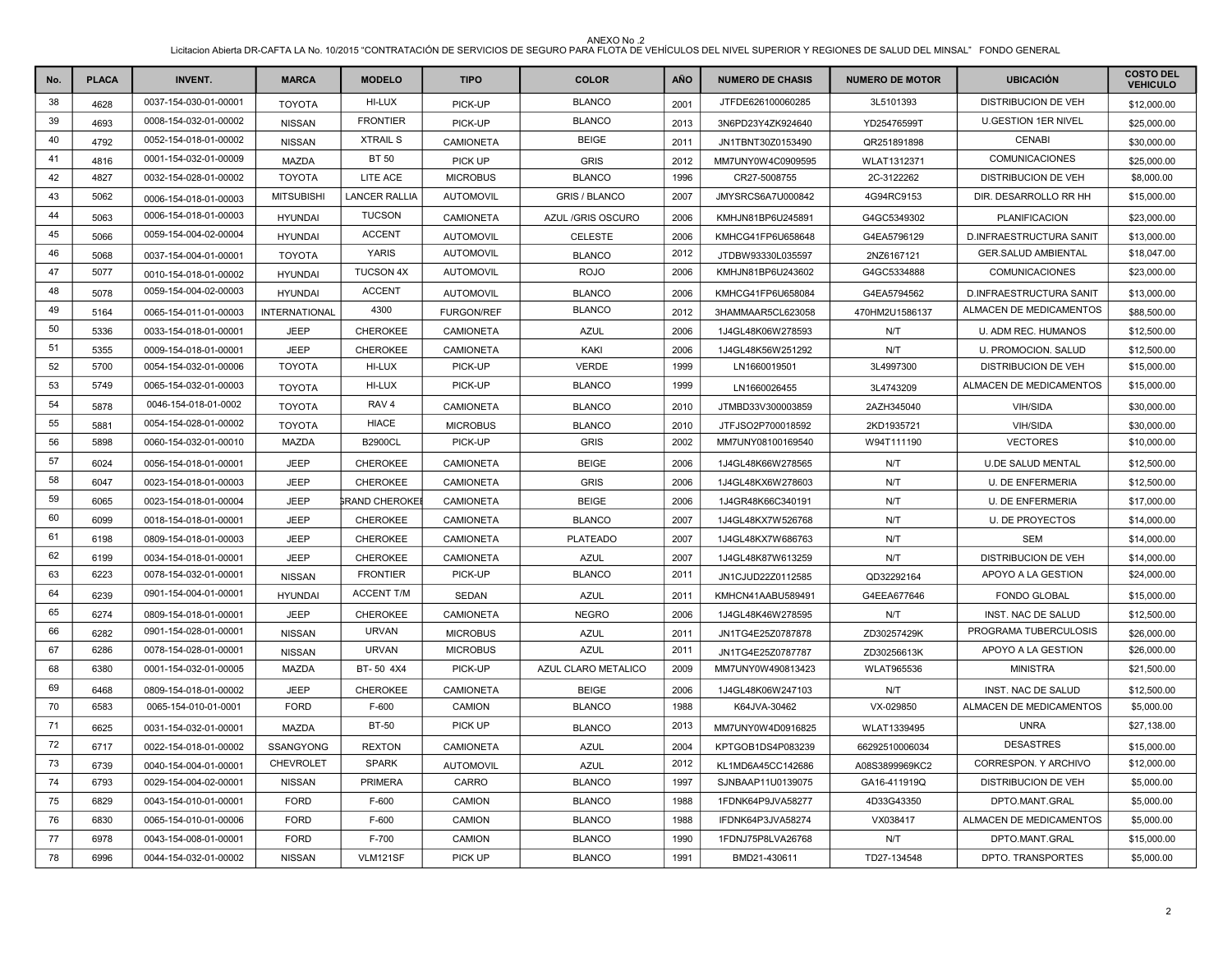ANEXO No .2

Licitacion Abierta DR-CAFTA LA No. 10/2015 "CONTRATACIÓN DE SERVICIOS DE SEGURO PARA FLOTA DE VEHÍCULOS DEL NIVEL SUPERIOR Y REGIONES DE SALUD DEL MINSAL" FONDO GENERAL

| No. | PLACA | INVENT. | MARCA | MODELO | TIPO | COLOR | AÑO | NUMERO DE CHASIS | NUMERO DE MOTOR | UBICACIÓN | COSTO DEL VEHICULO |
|---|---|---|---|---|---|---|---|---|---|---|---|
| 38 | 4628 | 0037-154-030-01-00001 | TOYOTA | HI-LUX | PICK-UP | BLANCO | 2001 | JTFDE626100060285 | 3L5101393 | DISTRIBUCION DE VEH | $12,000.00 |
| 39 | 4693 | 0008-154-032-01-00002 | NISSAN | FRONTIER | PICK-UP | BLANCO | 2013 | 3N6PD23Y4ZK924640 | YD25476599T | U.GESTION 1ER NIVEL | $25,000.00 |
| 40 | 4792 | 0052-154-018-01-00002 | NISSAN | XTRAIL S | CAMIONETA | BEIGE | 2011 | JN1TBNT30Z0153490 | QR251891898 | CENABI | $30,000.00 |
| 41 | 4816 | 0001-154-032-01-00009 | MAZDA | BT 50 | PICK UP | GRIS | 2012 | MM7UNY0W4C0909595 | WLAT1312371 | COMUNICACIONES | $25,000.00 |
| 42 | 4827 | 0032-154-028-01-00002 | TOYOTA | LITE ACE | MICROBUS | BLANCO | 1996 | CR27-5008755 | 2C-3122262 | DISTRIBUCION DE VEH | $8,000.00 |
| 43 | 5062 | 0006-154-018-01-00003 | MITSUBISHI | LANCER RALLIA | AUTOMOVIL | GRIS / BLANCO | 2007 | JMYSRCS6A7U000842 | 4G94RC9153 | DIR. DESARROLLO RR HH | $15,000.00 |
| 44 | 5063 | 0006-154-018-01-00003 | HYUNDAI | TUCSON | CAMIONETA | AZUL /GRIS OSCURO | 2006 | KMHJN81BP6U245891 | G4GC5349302 | PLANIFICACION | $23,000.00 |
| 45 | 5066 | 0059-154-004-02-00004 | HYUNDAI | ACCENT | AUTOMOVIL | CELESTE | 2006 | KMHCG41FP6U658648 | G4EA5796129 | D.INFRAESTRUCTURA SANIT | $13,000.00 |
| 46 | 5068 | 0037-154-004-01-00001 | TOYOTA | YARIS | AUTOMOVIL | BLANCO | 2012 | JTDBW93330L035597 | 2NZ6167121 | GER.SALUD AMBIENTAL | $18,047.00 |
| 47 | 5077 | 0010-154-018-01-00002 | HYUNDAI | TUCSON 4X | AUTOMOVIL | ROJO | 2006 | KMHJN81BP6U243602 | G4GC5334888 | COMUNICACIONES | $23,000.00 |
| 48 | 5078 | 0059-154-004-02-00003 | HYUNDAI | ACCENT | AUTOMOVIL | BLANCO | 2006 | KMHCG41FP6U658084 | G4EA5794562 | D.INFRAESTRUCTURA SANIT | $13,000.00 |
| 49 | 5164 | 0065-154-011-01-00003 | INTERNATIONAL | 4300 | FURGON/REF | BLANCO | 2012 | 3HAMMAAR5CL623058 | 470HM2U1586137 | ALMACEN DE MEDICAMENTOS | $88,500.00 |
| 50 | 5336 | 0033-154-018-01-00001 | JEEP | CHEROKEE | CAMIONETA | AZUL | 2006 | 1J4GL48K06W278593 | N/T | U. ADM REC. HUMANOS | $12,500.00 |
| 51 | 5355 | 0009-154-018-01-00001 | JEEP | CHEROKEE | CAMIONETA | KAKI | 2006 | 1J4GL48K56W251292 | N/T | U. PROMOCION. SALUD | $12,500.00 |
| 52 | 5700 | 0054-154-032-01-00006 | TOYOTA | HI-LUX | PICK-UP | VERDE | 1999 | LN1660019501 | 3L4997300 | DISTRIBUCION DE VEH | $15,000.00 |
| 53 | 5749 | 0065-154-032-01-00003 | TOYOTA | HI-LUX | PICK-UP | BLANCO | 1999 | LN1660026455 | 3L4743209 | ALMACEN DE MEDICAMENTOS | $15,000.00 |
| 54 | 5878 | 0046-154-018-01-0002 | TOYOTA | RAV 4 | CAMIONETA | BLANCO | 2010 | JTMBD33V300003859 | 2AZH345040 | VIH/SIDA | $30,000.00 |
| 55 | 5881 | 0054-154-028-01-00002 | TOYOTA | HIACE | MICROBUS | BLANCO | 2010 | JTFJSO2P700018592 | 2KD1935721 | VIH/SIDA | $30,000.00 |
| 56 | 5898 | 0060-154-032-01-00010 | MAZDA | B2900CL | PICK-UP | GRIS | 2002 | MM7UNY08100169540 | W94T111190 | VECTORES | $10,000.00 |
| 57 | 6024 | 0056-154-018-01-00001 | JEEP | CHEROKEE | CAMIONETA | BEIGE | 2006 | 1J4GL48K66W278565 | N/T | U.DE SALUD MENTAL | $12,500.00 |
| 58 | 6047 | 0023-154-018-01-00003 | JEEP | CHEROKEE | CAMIONETA | GRIS | 2006 | 1J4GL48KX6W278603 | N/T | U. DE ENFERMERIA | $12,500.00 |
| 59 | 6065 | 0023-154-018-01-00004 | JEEP | GRAND CHEROKEE | CAMIONETA | BEIGE | 2006 | 1J4GR48K66C340191 | N/T | U. DE ENFERMERIA | $17,000.00 |
| 60 | 6099 | 0018-154-018-01-00001 | JEEP | CHEROKEE | CAMIONETA | BLANCO | 2007 | 1J4GL48KX7W526768 | N/T | U. DE PROYECTOS | $14,000.00 |
| 61 | 6198 | 0809-154-018-01-00003 | JEEP | CHEROKEE | CAMIONETA | PLATEADO | 2007 | 1J4GL48KX7W686763 | N/T | SEM | $14,000.00 |
| 62 | 6199 | 0034-154-018-01-00001 | JEEP | CHEROKEE | CAMIONETA | AZUL | 2007 | 1J4GL48K87W613259 | N/T | DISTRIBUCION DE VEH | $14,000.00 |
| 63 | 6223 | 0078-154-032-01-00001 | NISSAN | FRONTIER | PICK-UP | BLANCO | 2011 | JN1CJUD22Z0112585 | QD32292164 | APOYO A LA GESTION | $24,000.00 |
| 64 | 6239 | 0901-154-004-01-00001 | HYUNDAI | ACCENT T/M | SEDAN | AZUL | 2011 | KMHCN41AABU589491 | G4EEA677646 | FONDO GLOBAL | $15,000.00 |
| 65 | 6274 | 0809-154-018-01-00001 | JEEP | CHEROKEE | CAMIONETA | NEGRO | 2006 | 1J4GL48K46W278595 | N/T | INST. NAC DE SALUD | $12,500.00 |
| 66 | 6282 | 0901-154-028-01-00001 | NISSAN | URVAN | MICROBUS | AZUL | 2011 | JN1TG4E25Z0787878 | ZD30257429K | PROGRAMA TUBERCULOSIS | $26,000.00 |
| 67 | 6286 | 0078-154-028-01-00001 | NISSAN | URVAN | MICROBUS | AZUL | 2011 | JN1TG4E25Z0787787 | ZD30256613K | APOYO A LA GESTION | $26,000.00 |
| 68 | 6380 | 0001-154-032-01-00005 | MAZDA | BT- 50 4X4 | PICK-UP | AZUL CLARO METALICO | 2009 | MM7UNY0W490813423 | WLAT965536 | MINISTRA | $21,500.00 |
| 69 | 6468 | 0809-154-018-01-00002 | JEEP | CHEROKEE | CAMIONETA | BEIGE | 2006 | 1J4GL48K06W247103 | N/T | INST. NAC DE SALUD | $12,500.00 |
| 70 | 6583 | 0065-154-010-01-0001 | FORD | F-600 | CAMION | BLANCO | 1988 | K64JVA-30462 | VX-029850 | ALMACEN DE MEDICAMENTOS | $5,000.00 |
| 71 | 6625 | 0031-154-032-01-00001 | MAZDA | BT-50 | PICK UP | BLANCO | 2013 | MM7UNY0W4D0916825 | WLAT1339495 | UNRA | $27,138.00 |
| 72 | 6717 | 0022-154-018-01-00002 | SSANGYONG | REXTON | CAMIONETA | AZUL | 2004 | KPTGOB1DS4P083239 | 66292510006034 | DESASTRES | $15,000.00 |
| 73 | 6739 | 0040-154-004-01-00001 | CHEVROLET | SPARK | AUTOMOVIL | AZUL | 2012 | KL1MD6A45CC142686 | A08S3899969KC2 | CORRESPON. Y ARCHIVO | $12,000.00 |
| 74 | 6793 | 0029-154-004-02-00001 | NISSAN | PRIMERA | CARRO | BLANCO | 1997 | SJNBAAP11U0139075 | GA16-411919Q | DISTRIBUCION DE VEH | $5,000.00 |
| 75 | 6829 | 0043-154-010-01-00001 | FORD | F-600 | CAMION | BLANCO | 1988 | 1FDNK64P9JVA58277 | 4D33G43350 | DPTO.MANT.GRAL | $5,000.00 |
| 76 | 6830 | 0065-154-010-01-00006 | FORD | F-600 | CAMION | BLANCO | 1988 | IFDNK64P3JVA58274 | VX038417 | ALMACEN DE MEDICAMENTOS | $5,000.00 |
| 77 | 6978 | 0043-154-008-01-00001 | FORD | F-700 | CAMION | BLANCO | 1990 | 1FDNJ75P8LVA26768 | N/T | DPTO.MANT.GRAL | $15,000.00 |
| 78 | 6996 | 0044-154-032-01-00002 | NISSAN | VLM121SF | PICK UP | BLANCO | 1991 | BMD21-430611 | TD27-134548 | DPTO. TRANSPORTES | $5,000.00 |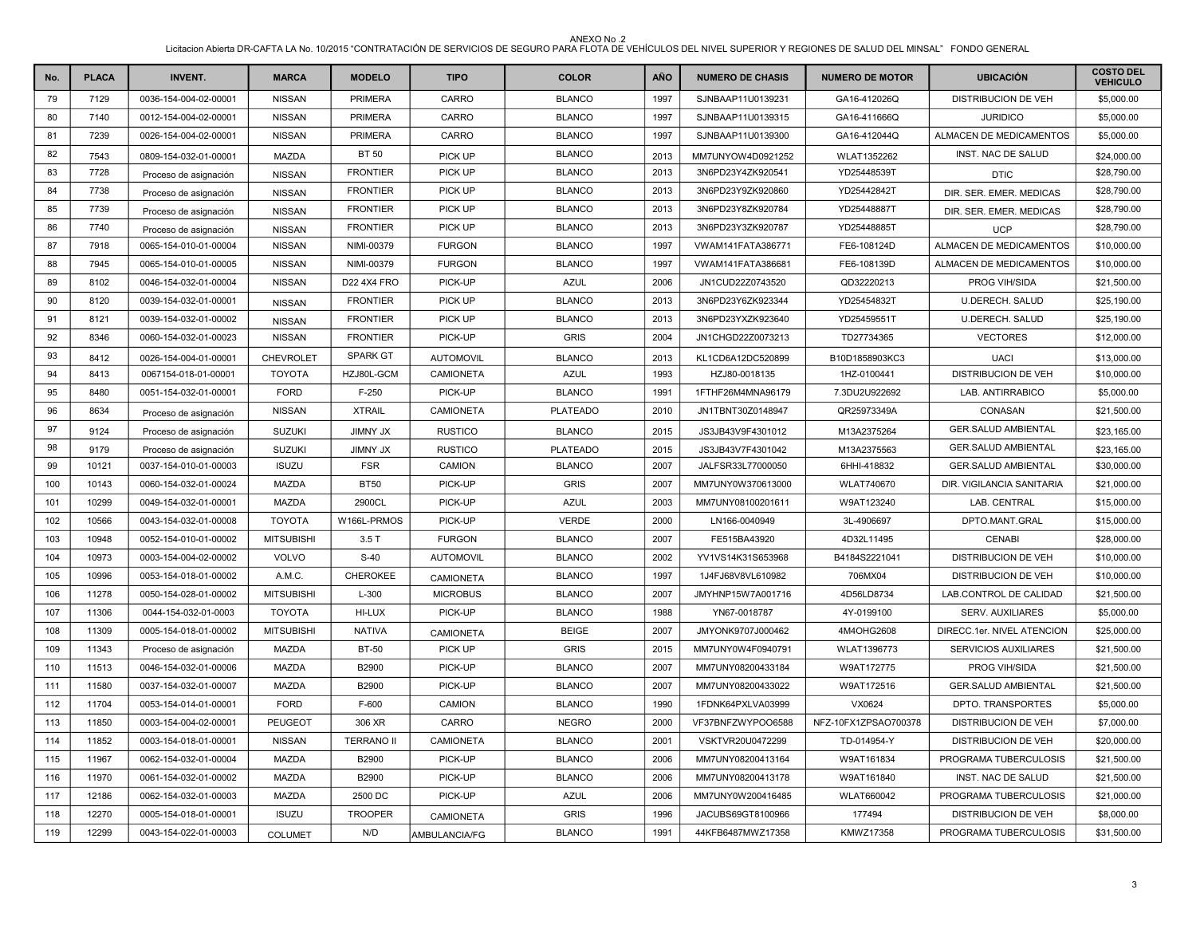ANEXO No .2

Licitacion Abierta DR-CAFTA LA No. 10/2015 "CONTRATACIÓN DE SERVICIOS DE SEGURO PARA FLOTA DE VEHÍCULOS DEL NIVEL SUPERIOR Y REGIONES DE SALUD DEL MINSAL" FONDO GENERAL

| No. | PLACA | INVENT. | MARCA | MODELO | TIPO | COLOR | AÑO | NUMERO DE CHASIS | NUMERO DE MOTOR | UBICACIÓN | COSTO DEL VEHICULO |
|---|---|---|---|---|---|---|---|---|---|---|---|
| 79 | 7129 | 0036-154-004-02-00001 | NISSAN | PRIMERA | CARRO | BLANCO | 1997 | SJNBAAP11U0139231 | GA16-412026Q | DISTRIBUCION DE VEH | $5,000.00 |
| 80 | 7140 | 0012-154-004-02-00001 | NISSAN | PRIMERA | CARRO | BLANCO | 1997 | SJNBAAP11U0139315 | GA16-411666Q | JURIDICO | $5,000.00 |
| 81 | 7239 | 0026-154-004-02-00001 | NISSAN | PRIMERA | CARRO | BLANCO | 1997 | SJNBAAP11U0139300 | GA16-412044Q | ALMACEN DE MEDICAMENTOS | $5,000.00 |
| 82 | 7543 | 0809-154-032-01-00001 | MAZDA | BT 50 | PICK UP | BLANCO | 2013 | MM7UNYOW4D0921252 | WLAT1352262 | INST. NAC DE SALUD | $24,000.00 |
| 83 | 7728 | Proceso de asignación | NISSAN | FRONTIER | PICK UP | BLANCO | 2013 | 3N6PD23Y4ZK920541 | YD25448539T | DTIC | $28,790.00 |
| 84 | 7738 | Proceso de asignación | NISSAN | FRONTIER | PICK UP | BLANCO | 2013 | 3N6PD23Y9ZK920860 | YD25442842T | DIR. SER. EMER. MEDICAS | $28,790.00 |
| 85 | 7739 | Proceso de asignación | NISSAN | FRONTIER | PICK UP | BLANCO | 2013 | 3N6PD23Y8ZK920784 | YD25448887T | DIR. SER. EMER. MEDICAS | $28,790.00 |
| 86 | 7740 | Proceso de asignación | NISSAN | FRONTIER | PICK UP | BLANCO | 2013 | 3N6PD23Y3ZK920787 | YD25448885T | UCP | $28,790.00 |
| 87 | 7918 | 0065-154-010-01-00004 | NISSAN | NIMI-00379 | FURGON | BLANCO | 1997 | VWAM141FATA386771 | FE6-108124D | ALMACEN DE MEDICAMENTOS | $10,000.00 |
| 88 | 7945 | 0065-154-010-01-00005 | NISSAN | NIMI-00379 | FURGON | BLANCO | 1997 | VWAM141FATA386681 | FE6-108139D | ALMACEN DE MEDICAMENTOS | $10,000.00 |
| 89 | 8102 | 0046-154-032-01-00004 | NISSAN | D22 4X4 FRO | PICK-UP | AZUL | 2006 | JN1CUD22Z0743520 | QD32220213 | PROG VIH/SIDA | $21,500.00 |
| 90 | 8120 | 0039-154-032-01-00001 | NISSAN | FRONTIER | PICK UP | BLANCO | 2013 | 3N6PD23Y6ZK923344 | YD25454832T | U.DERECH. SALUD | $25,190.00 |
| 91 | 8121 | 0039-154-032-01-00002 | NISSAN | FRONTIER | PICK UP | BLANCO | 2013 | 3N6PD23YXZK923640 | YD25459551T | U.DERECH. SALUD | $25,190.00 |
| 92 | 8346 | 0060-154-032-01-00023 | NISSAN | FRONTIER | PICK-UP | GRIS | 2004 | JN1CHGD22Z0073213 | TD27734365 | VECTORES | $12,000.00 |
| 93 | 8412 | 0026-154-004-01-00001 | CHEVROLET | SPARK GT | AUTOMOVIL | BLANCO | 2013 | KL1CD6A12DC520899 | B10D1858903KC3 | UACI | $13,000.00 |
| 94 | 8413 | 0067154-018-01-00001 | TOYOTA | HZJ80L-GCM | CAMIONETA | AZUL | 1993 | HZJ80-0018135 | 1HZ-0100441 | DISTRIBUCION DE VEH | $10,000.00 |
| 95 | 8480 | 0051-154-032-01-00001 | FORD | F-250 | PICK-UP | BLANCO | 1991 | 1FTHF26M4MNA96179 | 7.3DU2U922692 | LAB. ANTIRRABICO | $5,000.00 |
| 96 | 8634 | Proceso de asignación | NISSAN | XTRAIL | CAMIONETA | PLATEADO | 2010 | JN1TBNT30Z0148947 | QR25973349A | CONASAN | $21,500.00 |
| 97 | 9124 | Proceso de asignación | SUZUKI | JIMNY JX | RUSTICO | BLANCO | 2015 | JS3JB43V9F4301012 | M13A2375264 | GER.SALUD AMBIENTAL | $23,165.00 |
| 98 | 9179 | Proceso de asignación | SUZUKI | JIMNY JX | RUSTICO | PLATEADO | 2015 | JS3JB43V7F4301042 | M13A2375563 | GER.SALUD AMBIENTAL | $23,165.00 |
| 99 | 10121 | 0037-154-010-01-00003 | ISUZU | FSR | CAMION | BLANCO | 2007 | JALFSR33L77000050 | 6HHI-418832 | GER.SALUD AMBIENTAL | $30,000.00 |
| 100 | 10143 | 0060-154-032-01-00024 | MAZDA | BT50 | PICK-UP | GRIS | 2007 | MM7UNY0W370613000 | WLAT740670 | DIR. VIGILANCIA SANITARIA | $21,000.00 |
| 101 | 10299 | 0049-154-032-01-00001 | MAZDA | 2900CL | PICK-UP | AZUL | 2003 | MM7UNY08100201611 | W9AT123240 | LAB. CENTRAL | $15,000.00 |
| 102 | 10566 | 0043-154-032-01-00008 | TOYOTA | W166L-PRMOS | PICK-UP | VERDE | 2000 | LN166-0040949 | 3L-4906697 | DPTO.MANT.GRAL | $15,000.00 |
| 103 | 10948 | 0052-154-010-01-00002 | MITSUBISHI | 3.5 T | FURGON | BLANCO | 2007 | FE515BA43920 | 4D32L11495 | CENABI | $28,000.00 |
| 104 | 10973 | 0003-154-004-02-00002 | VOLVO | S-40 | AUTOMOVIL | BLANCO | 2002 | YV1VS14K31S653968 | B4184S2221041 | DISTRIBUCION DE VEH | $10,000.00 |
| 105 | 10996 | 0053-154-018-01-00002 | A.M.C. | CHEROKEE | CAMIONETA | BLANCO | 1997 | 1J4FJ68V8VL610982 | 706MX04 | DISTRIBUCION DE VEH | $10,000.00 |
| 106 | 11278 | 0050-154-028-01-00002 | MITSUBISHI | L-300 | MICROBUS | BLANCO | 2007 | JMYHNP15W7A001716 | 4D56LD8734 | LAB.CONTROL DE CALIDAD | $21,500.00 |
| 107 | 11306 | 0044-154-032-01-0003 | TOYOTA | HI-LUX | PICK-UP | BLANCO | 1988 | YN67-0018787 | 4Y-0199100 | SERV. AUXILIARES | $5,000.00 |
| 108 | 11309 | 0005-154-018-01-00002 | MITSUBISHI | NATIVA | CAMIONETA | BEIGE | 2007 | JMYONK9707J000462 | 4M4OHG2608 | DIRECC.1er. NIVEL ATENCION | $25,000.00 |
| 109 | 11343 | Proceso de asignación | MAZDA | BT-50 | PICK UP | GRIS | 2015 | MM7UNY0W4F0940791 | WLAT1396773 | SERVICIOS AUXILIARES | $21,500.00 |
| 110 | 11513 | 0046-154-032-01-00006 | MAZDA | B2900 | PICK-UP | BLANCO | 2007 | MM7UNY08200433184 | W9AT172775 | PROG VIH/SIDA | $21,500.00 |
| 111 | 11580 | 0037-154-032-01-00007 | MAZDA | B2900 | PICK-UP | BLANCO | 2007 | MM7UNY08200433022 | W9AT172516 | GER.SALUD AMBIENTAL | $21,500.00 |
| 112 | 11704 | 0053-154-014-01-00001 | FORD | F-600 | CAMION | BLANCO | 1990 | 1FDNK64PXLVA03999 | VX0624 | DPTO. TRANSPORTES | $5,000.00 |
| 113 | 11850 | 0003-154-004-02-00001 | PEUGEOT | 306 XR | CARRO | NEGRO | 2000 | VF37BNFZWYPOO6588 | NFZ-10FX1ZPSAO700378 | DISTRIBUCION DE VEH | $7,000.00 |
| 114 | 11852 | 0003-154-018-01-00001 | NISSAN | TERRANO II | CAMIONETA | BLANCO | 2001 | VSKTVR20U0472299 | TD-014954-Y | DISTRIBUCION DE VEH | $20,000.00 |
| 115 | 11967 | 0062-154-032-01-00004 | MAZDA | B2900 | PICK-UP | BLANCO | 2006 | MM7UNY08200413164 | W9AT161834 | PROGRAMA TUBERCULOSIS | $21,500.00 |
| 116 | 11970 | 0061-154-032-01-00002 | MAZDA | B2900 | PICK-UP | BLANCO | 2006 | MM7UNY08200413178 | W9AT161840 | INST. NAC DE SALUD | $21,500.00 |
| 117 | 12186 | 0062-154-032-01-00003 | MAZDA | 2500 DC | PICK-UP | AZUL | 2006 | MM7UNY0W200416485 | WLAT660042 | PROGRAMA TUBERCULOSIS | $21,000.00 |
| 118 | 12270 | 0005-154-018-01-00001 | ISUZU | TROOPER | CAMIONETA | GRIS | 1996 | JACUBS69GT8100966 | 177494 | DISTRIBUCION DE VEH | $8,000.00 |
| 119 | 12299 | 0043-154-022-01-00003 | COLUMET | N/D | AMBULANCIA/FG | BLANCO | 1991 | 44KFB6487MWZ17358 | KMWZ17358 | PROGRAMA TUBERCULOSIS | $31,500.00 |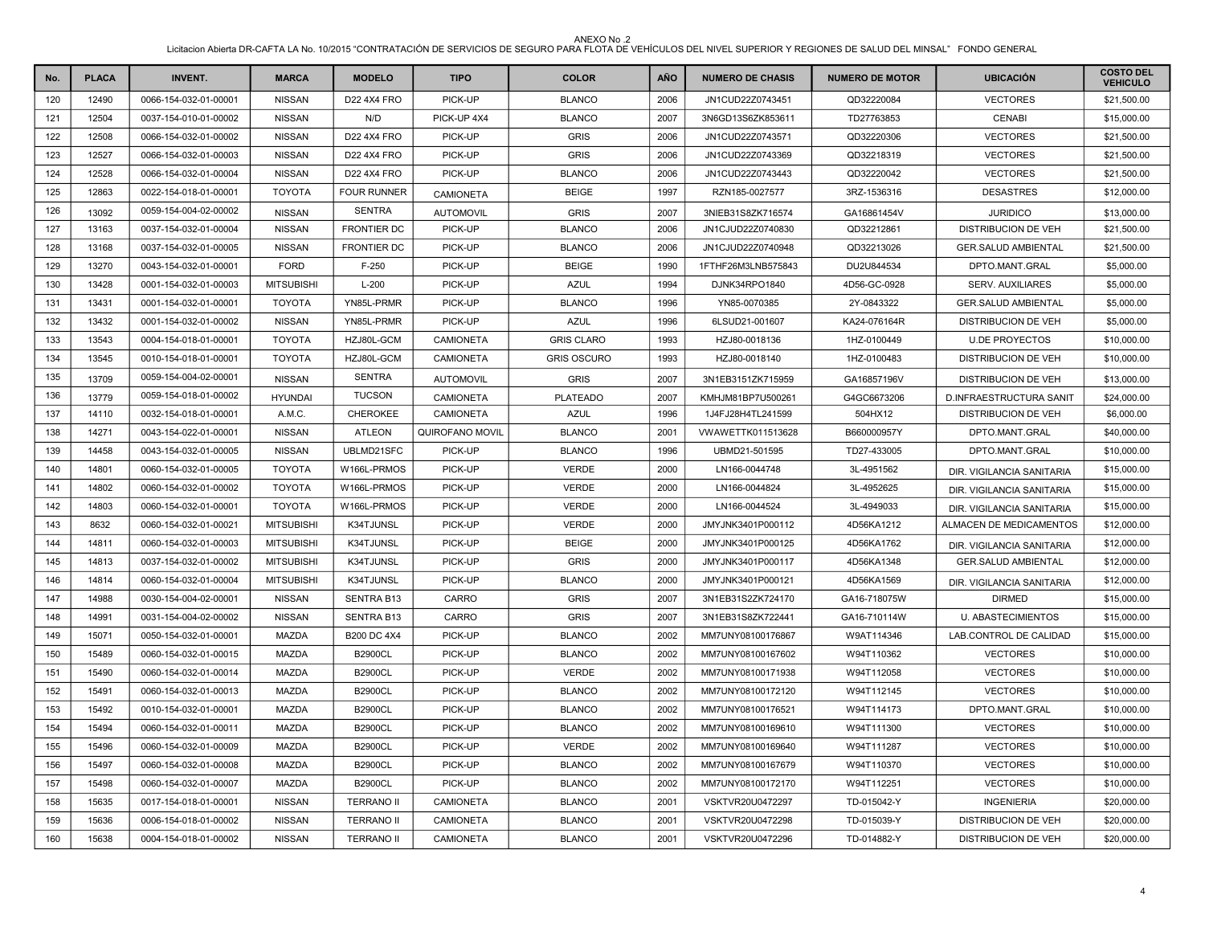ANEXO No .2

Licitacion Abierta DR-CAFTA LA No. 10/2015 "CONTRATACIÓN DE SERVICIOS DE SEGURO PARA FLOTA DE VEHÍCULOS DEL NIVEL SUPERIOR Y REGIONES DE SALUD DEL MINSAL" FONDO GENERAL

| No. | PLACA | INVENT. | MARCA | MODELO | TIPO | COLOR | AÑO | NUMERO DE CHASIS | NUMERO DE MOTOR | UBICACIÓN | COSTO DEL VEHICULO |
|---|---|---|---|---|---|---|---|---|---|---|---|
| 120 | 12490 | 0066-154-032-01-00001 | NISSAN | D22 4X4 FRO | PICK-UP | BLANCO | 2006 | JN1CUD22Z0743451 | QD32220084 | VECTORES | $21,500.00 |
| 121 | 12504 | 0037-154-010-01-00002 | NISSAN | N/D | PICK-UP 4X4 | BLANCO | 2007 | 3N6GD13S6ZK853611 | TD27763853 | CENABI | $15,000.00 |
| 122 | 12508 | 0066-154-032-01-00002 | NISSAN | D22 4X4 FRO | PICK-UP | GRIS | 2006 | JN1CUD22Z0743571 | QD32220306 | VECTORES | $21,500.00 |
| 123 | 12527 | 0066-154-032-01-00003 | NISSAN | D22 4X4 FRO | PICK-UP | GRIS | 2006 | JN1CUD22Z0743369 | QD32218319 | VECTORES | $21,500.00 |
| 124 | 12528 | 0066-154-032-01-00004 | NISSAN | D22 4X4 FRO | PICK-UP | BLANCO | 2006 | JN1CUD22Z0743443 | QD32220042 | VECTORES | $21,500.00 |
| 125 | 12863 | 0022-154-018-01-00001 | TOYOTA | FOUR RUNNER | CAMIONETA | BEIGE | 1997 | RZN185-0027577 | 3RZ-1536316 | DESASTRES | $12,000.00 |
| 126 | 13092 | 0059-154-004-02-00002 | NISSAN | SENTRA | AUTOMOVIL | GRIS | 2007 | 3NIEB31S8ZK716574 | GA16861454V | JURIDICO | $13,000.00 |
| 127 | 13163 | 0037-154-032-01-00004 | NISSAN | FRONTIER DC | PICK-UP | BLANCO | 2006 | JN1CJUD22Z0740830 | QD32212861 | DISTRIBUCION DE VEH | $21,500.00 |
| 128 | 13168 | 0037-154-032-01-00005 | NISSAN | FRONTIER DC | PICK-UP | BLANCO | 2006 | JN1CJUD22Z0740948 | QD32213026 | GER.SALUD AMBIENTAL | $21,500.00 |
| 129 | 13270 | 0043-154-032-01-00001 | FORD | F-250 | PICK-UP | BEIGE | 1990 | 1FTHF26M3LNB575843 | DU2U844534 | DPTO.MANT.GRAL | $5,000.00 |
| 130 | 13428 | 0001-154-032-01-00003 | MITSUBISHI | L-200 | PICK-UP | AZUL | 1994 | DJNK34RPO1840 | 4D56-GC-0928 | SERV. AUXILIARES | $5,000.00 |
| 131 | 13431 | 0001-154-032-01-00001 | TOYOTA | YN85L-PRMR | PICK-UP | BLANCO | 1996 | YN85-0070385 | 2Y-0843322 | GER.SALUD AMBIENTAL | $5,000.00 |
| 132 | 13432 | 0001-154-032-01-00002 | NISSAN | YN85L-PRMR | PICK-UP | AZUL | 1996 | 6LSUD21-001607 | KA24-076164R | DISTRIBUCION DE VEH | $5,000.00 |
| 133 | 13543 | 0004-154-018-01-00001 | TOYOTA | HZJ80L-GCM | CAMIONETA | GRIS CLARO | 1993 | HZJ80-0018136 | 1HZ-0100449 | U.DE PROYECTOS | $10,000.00 |
| 134 | 13545 | 0010-154-018-01-00001 | TOYOTA | HZJ80L-GCM | CAMIONETA | GRIS OSCURO | 1993 | HZJ80-0018140 | 1HZ-0100483 | DISTRIBUCION DE VEH | $10,000.00 |
| 135 | 13709 | 0059-154-004-02-00001 | NISSAN | SENTRA | AUTOMOVIL | GRIS | 2007 | 3N1EB3151ZK715959 | GA16857196V | DISTRIBUCION DE VEH | $13,000.00 |
| 136 | 13779 | 0059-154-018-01-00002 | HYUNDAI | TUCSON | CAMIONETA | PLATEADO | 2007 | KMHJM81BP7U500261 | G4GC6673206 | D.INFRAESTRUCTURA SANIT | $24,000.00 |
| 137 | 14110 | 0032-154-018-01-00001 | A.M.C. | CHEROKEE | CAMIONETA | AZUL | 1996 | 1J4FJ28H4TL241599 | 504HX12 | DISTRIBUCION DE VEH | $6,000.00 |
| 138 | 14271 | 0043-154-022-01-00001 | NISSAN | ATLEON | QUIROFANO MOVIL | BLANCO | 2001 | VWAWETTK011513628 | B660000957Y | DPTO.MANT.GRAL | $40,000.00 |
| 139 | 14458 | 0043-154-032-01-00005 | NISSAN | UBLMD21SFC | PICK-UP | BLANCO | 1996 | UBMD21-501595 | TD27-433005 | DPTO.MANT.GRAL | $10,000.00 |
| 140 | 14801 | 0060-154-032-01-00005 | TOYOTA | W166L-PRMOS | PICK-UP | VERDE | 2000 | LN166-0044748 | 3L-4951562 | DIR. VIGILANCIA SANITARIA | $15,000.00 |
| 141 | 14802 | 0060-154-032-01-00002 | TOYOTA | W166L-PRMOS | PICK-UP | VERDE | 2000 | LN166-0044824 | 3L-4952625 | DIR. VIGILANCIA SANITARIA | $15,000.00 |
| 142 | 14803 | 0060-154-032-01-00001 | TOYOTA | W166L-PRMOS | PICK-UP | VERDE | 2000 | LN166-0044524 | 3L-4949033 | DIR. VIGILANCIA SANITARIA | $15,000.00 |
| 143 | 8632 | 0060-154-032-01-00021 | MITSUBISHI | K34TJUNSL | PICK-UP | VERDE | 2000 | JMYJNK3401P000112 | 4D56KA1212 | ALMACEN DE MEDICAMENTOS | $12,000.00 |
| 144 | 14811 | 0060-154-032-01-00003 | MITSUBISHI | K34TJUNSL | PICK-UP | BEIGE | 2000 | JMYJNK3401P000125 | 4D56KA1762 | DIR. VIGILANCIA SANITARIA | $12,000.00 |
| 145 | 14813 | 0037-154-032-01-00002 | MITSUBISHI | K34TJUNSL | PICK-UP | GRIS | 2000 | JMYJNK3401P000117 | 4D56KA1348 | GER.SALUD AMBIENTAL | $12,000.00 |
| 146 | 14814 | 0060-154-032-01-00004 | MITSUBISHI | K34TJUNSL | PICK-UP | BLANCO | 2000 | JMYJNK3401P000121 | 4D56KA1569 | DIR. VIGILANCIA SANITARIA | $12,000.00 |
| 147 | 14988 | 0030-154-004-02-00001 | NISSAN | SENTRA B13 | CARRO | GRIS | 2007 | 3N1EB31S2ZK724170 | GA16-718075W | DIRMED | $15,000.00 |
| 148 | 14991 | 0031-154-004-02-00002 | NISSAN | SENTRA B13 | CARRO | GRIS | 2007 | 3N1EB31S8ZK722441 | GA16-710114W | U. ABASTECIMIENTOS | $15,000.00 |
| 149 | 15071 | 0050-154-032-01-00001 | MAZDA | B200 DC 4X4 | PICK-UP | BLANCO | 2002 | MM7UNY08100176867 | W9AT114346 | LAB.CONTROL DE CALIDAD | $15,000.00 |
| 150 | 15489 | 0060-154-032-01-00015 | MAZDA | B2900CL | PICK-UP | BLANCO | 2002 | MM7UNY08100167602 | W94T110362 | VECTORES | $10,000.00 |
| 151 | 15490 | 0060-154-032-01-00014 | MAZDA | B2900CL | PICK-UP | VERDE | 2002 | MM7UNY08100171938 | W94T112058 | VECTORES | $10,000.00 |
| 152 | 15491 | 0060-154-032-01-00013 | MAZDA | B2900CL | PICK-UP | BLANCO | 2002 | MM7UNY08100172120 | W94T112145 | VECTORES | $10,000.00 |
| 153 | 15492 | 0010-154-032-01-00001 | MAZDA | B2900CL | PICK-UP | BLANCO | 2002 | MM7UNY08100176521 | W94T114173 | DPTO.MANT.GRAL | $10,000.00 |
| 154 | 15494 | 0060-154-032-01-00011 | MAZDA | B2900CL | PICK-UP | BLANCO | 2002 | MM7UNY08100169610 | W94T111300 | VECTORES | $10,000.00 |
| 155 | 15496 | 0060-154-032-01-00009 | MAZDA | B2900CL | PICK-UP | VERDE | 2002 | MM7UNY08100169640 | W94T111287 | VECTORES | $10,000.00 |
| 156 | 15497 | 0060-154-032-01-00008 | MAZDA | B2900CL | PICK-UP | BLANCO | 2002 | MM7UNY08100167679 | W94T110370 | VECTORES | $10,000.00 |
| 157 | 15498 | 0060-154-032-01-00007 | MAZDA | B2900CL | PICK-UP | BLANCO | 2002 | MM7UNY08100172170 | W94T112251 | VECTORES | $10,000.00 |
| 158 | 15635 | 0017-154-018-01-00001 | NISSAN | TERRANO II | CAMIONETA | BLANCO | 2001 | VSKTVR20U0472297 | TD-015042-Y | INGENIERIA | $20,000.00 |
| 159 | 15636 | 0006-154-018-01-00002 | NISSAN | TERRANO II | CAMIONETA | BLANCO | 2001 | VSKTVR20U0472298 | TD-015039-Y | DISTRIBUCION DE VEH | $20,000.00 |
| 160 | 15638 | 0004-154-018-01-00002 | NISSAN | TERRANO II | CAMIONETA | BLANCO | 2001 | VSKTVR20U0472296 | TD-014882-Y | DISTRIBUCION DE VEH | $20,000.00 |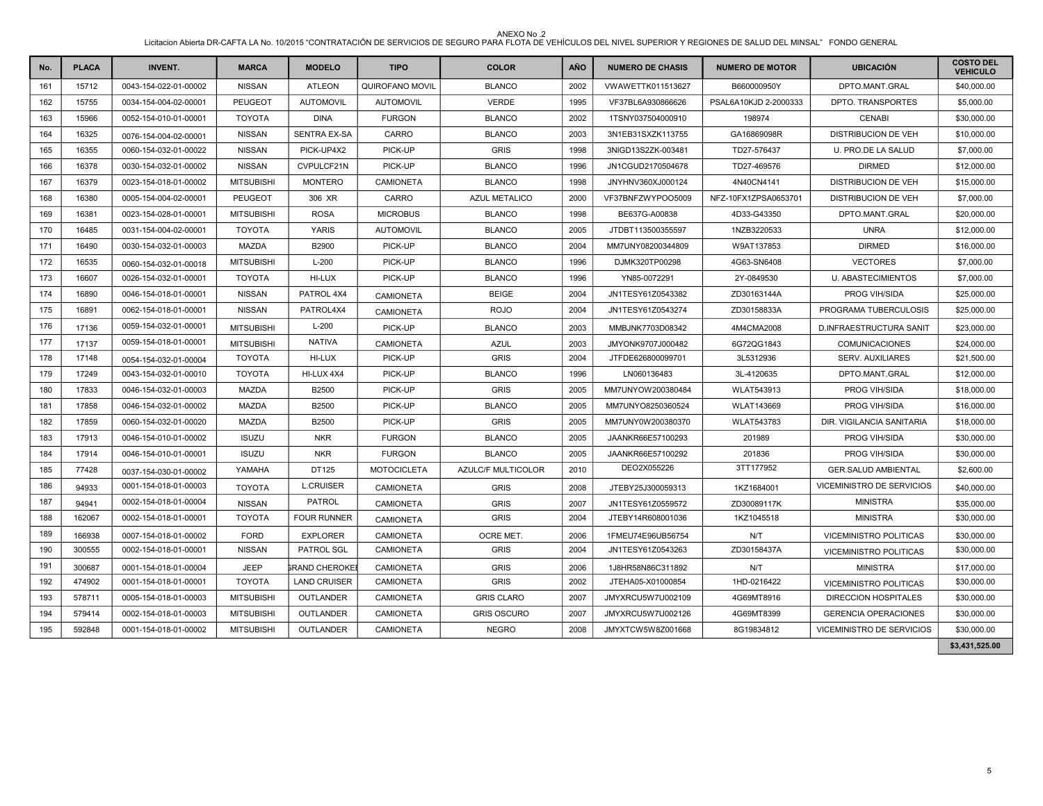ANEXO No .2

Licitacion Abierta DR-CAFTA LA No. 10/2015 "CONTRATACIÓN DE SERVICIOS DE SEGURO PARA FLOTA DE VEHÍCULOS DEL NIVEL SUPERIOR Y REGIONES DE SALUD DEL MINSAL" FONDO GENERAL

| No. | PLACA | INVENT. | MARCA | MODELO | TIPO | COLOR | AÑO | NUMERO DE CHASIS | NUMERO DE MOTOR | UBICACIÓN | COSTO DEL VEHICULO |
|---|---|---|---|---|---|---|---|---|---|---|---|
| 161 | 15712 | 0043-154-022-01-00002 | NISSAN | ATLEON | QUIROFANO MOVIL | BLANCO | 2002 | VWAWETTK011513627 | B660000950Y | DPTO.MANT.GRAL | $40,000.00 |
| 162 | 15755 | 0034-154-004-02-00001 | PEUGEOT | AUTOMOVIL | AUTOMOVIL | VERDE | 1995 | VF37BL6A930866626 | PSAL6A10KJD 2-2000333 | DPTO. TRANSPORTES | $5,000.00 |
| 163 | 15966 | 0052-154-010-01-00001 | TOYOTA | DINA | FURGON | BLANCO | 2002 | 1TSNY037504000910 | 198974 | CENABI | $30,000.00 |
| 164 | 16325 | 0076-154-004-02-00001 | NISSAN | SENTRA EX-SA | CARRO | BLANCO | 2003 | 3N1EB31SXZK113755 | GA16869098R | DISTRIBUCION DE VEH | $10,000.00 |
| 165 | 16355 | 0060-154-032-01-00022 | NISSAN | PICK-UP4X2 | PICK-UP | GRIS | 1998 | 3NIGD13S2ZK-003481 | TD27-576437 | U. PRO.DE LA SALUD | $7,000.00 |
| 166 | 16378 | 0030-154-032-01-00002 | NISSAN | CVPULCF21N | PICK-UP | BLANCO | 1996 | JN1CGUD2170504678 | TD27-469576 | DIRMED | $12,000.00 |
| 167 | 16379 | 0023-154-018-01-00002 | MITSUBISHI | MONTERO | CAMIONETA | BLANCO | 1998 | JNYHNV360XJ000124 | 4N40CN4141 | DISTRIBUCION DE VEH | $15,000.00 |
| 168 | 16380 | 0005-154-004-02-00001 | PEUGEOT | 306 XR | CARRO | AZUL METALICO | 2000 | VF37BNFZWYPOO5009 | NFZ-10FX1ZPSA0653701 | DISTRIBUCION DE VEH | $7,000.00 |
| 169 | 16381 | 0023-154-028-01-00001 | MITSUBISHI | ROSA | MICROBUS | BLANCO | 1998 | BE637G-A00838 | 4D33-G43350 | DPTO.MANT.GRAL | $20,000.00 |
| 170 | 16485 | 0031-154-004-02-00001 | TOYOTA | YARIS | AUTOMOVIL | BLANCO | 2005 | JTDBT113500355597 | 1NZB3220533 | UNRA | $12,000.00 |
| 171 | 16490 | 0030-154-032-01-00003 | MAZDA | B2900 | PICK-UP | BLANCO | 2004 | MM7UNY08200344809 | W9AT137853 | DIRMED | $16,000.00 |
| 172 | 16535 | 0060-154-032-01-00018 | MITSUBISHI | L-200 | PICK-UP | BLANCO | 1996 | DJMK320TP00298 | 4G63-SN6408 | VECTORES | $7,000.00 |
| 173 | 16607 | 0026-154-032-01-00001 | TOYOTA | HI-LUX | PICK-UP | BLANCO | 1996 | YN85-0072291 | 2Y-0849530 | U. ABASTECIMIENTOS | $7,000.00 |
| 174 | 16890 | 0046-154-018-01-00001 | NISSAN | PATROL 4X4 | CAMIONETA | BEIGE | 2004 | JN1TESY61Z0543382 | ZD30163144A | PROG VIH/SIDA | $25,000.00 |
| 175 | 16891 | 0062-154-018-01-00001 | NISSAN | PATROL4X4 | CAMIONETA | ROJO | 2004 | JN1TESY61Z0543274 | ZD30158833A | PROGRAMA TUBERCULOSIS | $25,000.00 |
| 176 | 17136 | 0059-154-032-01-00001 | MITSUBISHI | L-200 | PICK-UP | BLANCO | 2003 | MMBJNK7703D08342 | 4M4CMA2008 | D.INFRAESTRUCTURA SANIT | $23,000.00 |
| 177 | 17137 | 0059-154-018-01-00001 | MITSUBISHI | NATIVA | CAMIONETA | AZUL | 2003 | JMYONK9707J000482 | 6G72QG1843 | COMUNICACIONES | $24,000.00 |
| 178 | 17148 | 0054-154-032-01-00004 | TOYOTA | HI-LUX | PICK-UP | GRIS | 2004 | JTFDE626800099701 | 3L5312936 | SERV. AUXILIARES | $21,500.00 |
| 179 | 17249 | 0043-154-032-01-00010 | TOYOTA | HI-LUX 4X4 | PICK-UP | BLANCO | 1996 | LN060136483 | 3L-4120635 | DPTO.MANT.GRAL | $12,000.00 |
| 180 | 17833 | 0046-154-032-01-00003 | MAZDA | B2500 | PICK-UP | GRIS | 2005 | MM7UNYOW200380484 | WLAT543913 | PROG VIH/SIDA | $18,000.00 |
| 181 | 17858 | 0046-154-032-01-00002 | MAZDA | B2500 | PICK-UP | BLANCO | 2005 | MM7UNYO8250360524 | WLAT143669 | PROG VIH/SIDA | $16,000.00 |
| 182 | 17859 | 0060-154-032-01-00020 | MAZDA | B2500 | PICK-UP | GRIS | 2005 | MM7UNY0W200380370 | WLAT543783 | DIR. VIGILANCIA SANITARIA | $18,000.00 |
| 183 | 17913 | 0046-154-010-01-00002 | ISUZU | NKR | FURGON | BLANCO | 2005 | JAANKR66E57100293 | 201989 | PROG VIH/SIDA | $30,000.00 |
| 184 | 17914 | 0046-154-010-01-00001 | ISUZU | NKR | FURGON | BLANCO | 2005 | JAANKR66E57100292 | 201836 | PROG VIH/SIDA | $30,000.00 |
| 185 | 77428 | 0037-154-030-01-00002 | YAMAHA | DT125 | MOTOCICLETA | AZULC/F MULTICOLOR | 2010 | DEO2X055226 | 3TT177952 | GER.SALUD AMBIENTAL | $2,600.00 |
| 186 | 94933 | 0001-154-018-01-00003 | TOYOTA | L.CRUISER | CAMIONETA | GRIS | 2008 | JTEBY25J300059313 | 1KZ1684001 | VICEMINISTRO DE SERVICIOS | $40,000.00 |
| 187 | 94941 | 0002-154-018-01-00004 | NISSAN | PATROL | CAMIONETA | GRIS | 2007 | JN1TESY61Z0559572 | ZD30089117K | MINISTRA | $35,000.00 |
| 188 | 162067 | 0002-154-018-01-00001 | TOYOTA | FOUR RUNNER | CAMIONETA | GRIS | 2004 | JTEBY14R608001036 | 1KZ1045518 | MINISTRA | $30,000.00 |
| 189 | 166938 | 0007-154-018-01-00002 | FORD | EXPLORER | CAMIONETA | OCRE MET. | 2006 | 1FMEU74E96UB56754 | N/T | VICEMINISTRO POLITICAS | $30,000.00 |
| 190 | 300555 | 0002-154-018-01-00001 | NISSAN | PATROL SGL | CAMIONETA | GRIS | 2004 | JN1TESY61Z0543263 | ZD30158437A | VICEMINISTRO POLITICAS | $30,000.00 |
| 191 | 300687 | 0001-154-018-01-00004 | JEEP | GRAND CHEROKEE | CAMIONETA | GRIS | 2006 | 1J8HR58N86C311892 | N/T | MINISTRA | $17,000.00 |
| 192 | 474902 | 0001-154-018-01-00001 | TOYOTA | LAND CRUISER | CAMIONETA | GRIS | 2002 | JTEHA05-X01000854 | 1HD-0216422 | VICEMINISTRO POLITICAS | $30,000.00 |
| 193 | 578711 | 0005-154-018-01-00003 | MITSUBISHI | OUTLANDER | CAMIONETA | GRIS CLARO | 2007 | JMYXRCU5W7U002109 | 4G69MT8916 | DIRECCION HOSPITALES | $30,000.00 |
| 194 | 579414 | 0002-154-018-01-00003 | MITSUBISHI | OUTLANDER | CAMIONETA | GRIS OSCURO | 2007 | JMYXRCU5W7U002126 | 4G69MT8399 | GERENCIA OPERACIONES | $30,000.00 |
| 195 | 592848 | 0001-154-018-01-00002 | MITSUBISHI | OUTLANDER | CAMIONETA | NEGRO | 2008 | JMYXTCW5W8Z001668 | 8G19834812 | VICEMINISTRO DE SERVICIOS | $30,000.00 |
| | | | | | | | | | | | **$3,431,525.00** |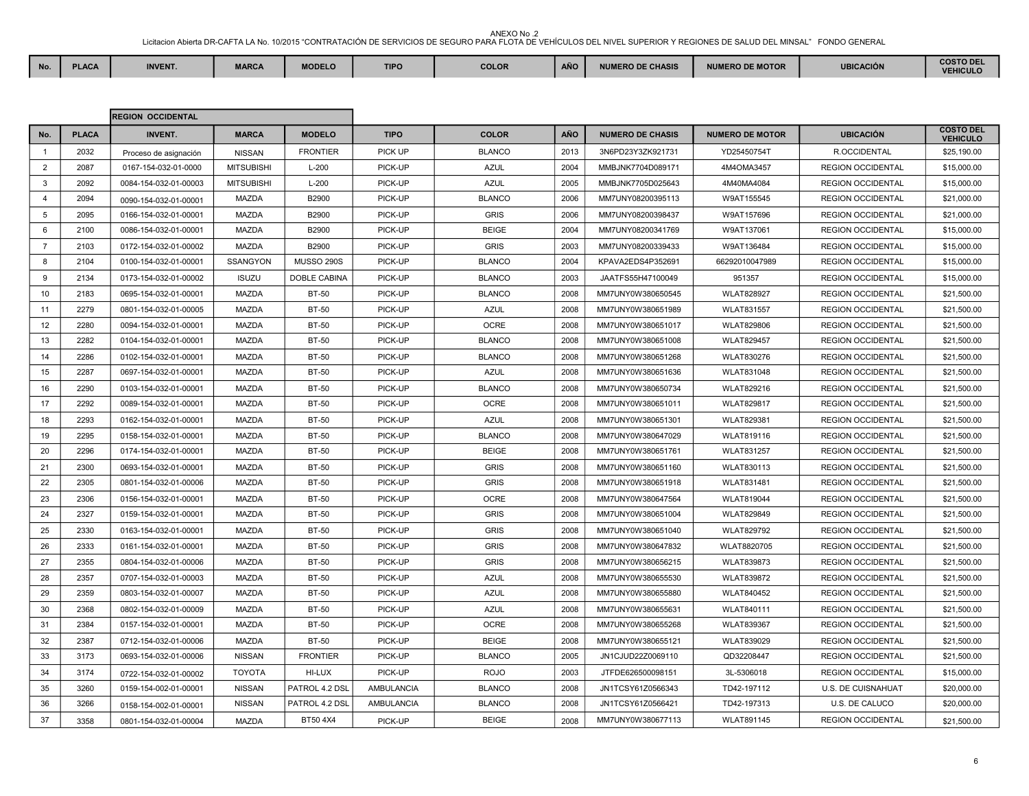ANEXO No .2

Licitacion Abierta DR-CAFTA LA No. 10/2015 "CONTRATACIÓN DE SERVICIOS DE SEGURO PARA FLOTA DE VEHÍCULOS DEL NIVEL SUPERIOR Y REGIONES DE SALUD DEL MINSAL" FONDO GENERAL

| No. | PLACA | INVENT. | MARCA | MODELO | TIPO | COLOR | AÑO | NUMERO DE CHASIS | NUMERO DE MOTOR | UBICACIÓN | COSTO DEL VEHICULO |
|---|---|---|---|---|---|---|---|---|---|---|---|

| | | REGION OCCIDENTAL | | | | | | | | | |
|---|---|---|---|---|---|---|---|---|---|---|---|
| No. | PLACA | INVENT. | MARCA | MODELO | TIPO | COLOR | AÑO | NUMERO DE CHASIS | NUMERO DE MOTOR | UBICACIÓN | COSTO DEL VEHICULO |
| 1 | 2032 | Proceso de asignación | NISSAN | FRONTIER | PICK UP | BLANCO | 2013 | 3N6PD23Y3ZK921731 | YD25450754T | R.OCCIDENTAL | $25,190.00 |
| 2 | 2087 | 0167-154-032-01-0000 | MITSUBISHI | L-200 | PICK-UP | AZUL | 2004 | MMBJNK7704D089171 | 4M4OMA3457 | REGION OCCIDENTAL | $15,000.00 |
| 3 | 2092 | 0084-154-032-01-00003 | MITSUBISHI | L-200 | PICK-UP | AZUL | 2005 | MMBJNK7705D025643 | 4M40MA4084 | REGION OCCIDENTAL | $15,000.00 |
| 4 | 2094 | 0090-154-032-01-00001 | MAZDA | B2900 | PICK-UP | BLANCO | 2006 | MM7UNY08200395113 | W9AT155545 | REGION OCCIDENTAL | $21,000.00 |
| 5 | 2095 | 0166-154-032-01-00001 | MAZDA | B2900 | PICK-UP | GRIS | 2006 | MM7UNY08200398437 | W9AT157696 | REGION OCCIDENTAL | $21,000.00 |
| 6 | 2100 | 0086-154-032-01-00001 | MAZDA | B2900 | PICK-UP | BEIGE | 2004 | MM7UNY08200341769 | W9AT137061 | REGION OCCIDENTAL | $15,000.00 |
| 7 | 2103 | 0172-154-032-01-00002 | MAZDA | B2900 | PICK-UP | GRIS | 2003 | MM7UNY08200339433 | W9AT136484 | REGION OCCIDENTAL | $15,000.00 |
| 8 | 2104 | 0100-154-032-01-00001 | SSANGYON | MUSSO 290S | PICK-UP | BLANCO | 2004 | KPAVA2EDS4P352691 | 66292010047989 | REGION OCCIDENTAL | $15,000.00 |
| 9 | 2134 | 0173-154-032-01-00002 | ISUZU | DOBLE CABINA | PICK-UP | BLANCO | 2003 | JAATFS55H47100049 | 951357 | REGION OCCIDENTAL | $15,000.00 |
| 10 | 2183 | 0695-154-032-01-00001 | MAZDA | BT-50 | PICK-UP | BLANCO | 2008 | MM7UNY0W380650545 | WLAT828927 | REGION OCCIDENTAL | $21,500.00 |
| 11 | 2279 | 0801-154-032-01-00005 | MAZDA | BT-50 | PICK-UP | AZUL | 2008 | MM7UNY0W380651989 | WLAT831557 | REGION OCCIDENTAL | $21,500.00 |
| 12 | 2280 | 0094-154-032-01-00001 | MAZDA | BT-50 | PICK-UP | OCRE | 2008 | MM7UNY0W380651017 | WLAT829806 | REGION OCCIDENTAL | $21,500.00 |
| 13 | 2282 | 0104-154-032-01-00001 | MAZDA | BT-50 | PICK-UP | BLANCO | 2008 | MM7UNY0W380651008 | WLAT829457 | REGION OCCIDENTAL | $21,500.00 |
| 14 | 2286 | 0102-154-032-01-00001 | MAZDA | BT-50 | PICK-UP | BLANCO | 2008 | MM7UNY0W380651268 | WLAT830276 | REGION OCCIDENTAL | $21,500.00 |
| 15 | 2287 | 0697-154-032-01-00001 | MAZDA | BT-50 | PICK-UP | AZUL | 2008 | MM7UNY0W380651636 | WLAT831048 | REGION OCCIDENTAL | $21,500.00 |
| 16 | 2290 | 0103-154-032-01-00001 | MAZDA | BT-50 | PICK-UP | BLANCO | 2008 | MM7UNY0W380650734 | WLAT829216 | REGION OCCIDENTAL | $21,500.00 |
| 17 | 2292 | 0089-154-032-01-00001 | MAZDA | BT-50 | PICK-UP | OCRE | 2008 | MM7UNY0W380651011 | WLAT829817 | REGION OCCIDENTAL | $21,500.00 |
| 18 | 2293 | 0162-154-032-01-00001 | MAZDA | BT-50 | PICK-UP | AZUL | 2008 | MM7UNY0W380651301 | WLAT829381 | REGION OCCIDENTAL | $21,500.00 |
| 19 | 2295 | 0158-154-032-01-00001 | MAZDA | BT-50 | PICK-UP | BLANCO | 2008 | MM7UNY0W380647029 | WLAT819116 | REGION OCCIDENTAL | $21,500.00 |
| 20 | 2296 | 0174-154-032-01-00001 | MAZDA | BT-50 | PICK-UP | BEIGE | 2008 | MM7UNY0W380651761 | WLAT831257 | REGION OCCIDENTAL | $21,500.00 |
| 21 | 2300 | 0693-154-032-01-00001 | MAZDA | BT-50 | PICK-UP | GRIS | 2008 | MM7UNY0W380651160 | WLAT830113 | REGION OCCIDENTAL | $21,500.00 |
| 22 | 2305 | 0801-154-032-01-00006 | MAZDA | BT-50 | PICK-UP | GRIS | 2008 | MM7UNY0W380651918 | WLAT831481 | REGION OCCIDENTAL | $21,500.00 |
| 23 | 2306 | 0156-154-032-01-00001 | MAZDA | BT-50 | PICK-UP | OCRE | 2008 | MM7UNY0W380647564 | WLAT819044 | REGION OCCIDENTAL | $21,500.00 |
| 24 | 2327 | 0159-154-032-01-00001 | MAZDA | BT-50 | PICK-UP | GRIS | 2008 | MM7UNY0W380651004 | WLAT829849 | REGION OCCIDENTAL | $21,500.00 |
| 25 | 2330 | 0163-154-032-01-00001 | MAZDA | BT-50 | PICK-UP | GRIS | 2008 | MM7UNY0W380651040 | WLAT829792 | REGION OCCIDENTAL | $21,500.00 |
| 26 | 2333 | 0161-154-032-01-00001 | MAZDA | BT-50 | PICK-UP | GRIS | 2008 | MM7UNY0W380647832 | WLAT8820705 | REGION OCCIDENTAL | $21,500.00 |
| 27 | 2355 | 0804-154-032-01-00006 | MAZDA | BT-50 | PICK-UP | GRIS | 2008 | MM7UNY0W380656215 | WLAT839873 | REGION OCCIDENTAL | $21,500.00 |
| 28 | 2357 | 0707-154-032-01-00003 | MAZDA | BT-50 | PICK-UP | AZUL | 2008 | MM7UNY0W380655530 | WLAT839872 | REGION OCCIDENTAL | $21,500.00 |
| 29 | 2359 | 0803-154-032-01-00007 | MAZDA | BT-50 | PICK-UP | AZUL | 2008 | MM7UNY0W380655880 | WLAT840452 | REGION OCCIDENTAL | $21,500.00 |
| 30 | 2368 | 0802-154-032-01-00009 | MAZDA | BT-50 | PICK-UP | AZUL | 2008 | MM7UNY0W380655631 | WLAT840111 | REGION OCCIDENTAL | $21,500.00 |
| 31 | 2384 | 0157-154-032-01-00001 | MAZDA | BT-50 | PICK-UP | OCRE | 2008 | MM7UNY0W380655268 | WLAT839367 | REGION OCCIDENTAL | $21,500.00 |
| 32 | 2387 | 0712-154-032-01-00006 | MAZDA | BT-50 | PICK-UP | BEIGE | 2008 | MM7UNY0W380655121 | WLAT839029 | REGION OCCIDENTAL | $21,500.00 |
| 33 | 3173 | 0693-154-032-01-00006 | NISSAN | FRONTIER | PICK-UP | BLANCO | 2005 | JN1CJUD22Z0069110 | QD32208447 | REGION OCCIDENTAL | $21,500.00 |
| 34 | 3174 | 0722-154-032-01-00002 | TOYOTA | HI-LUX | PICK-UP | ROJO | 2003 | JTFDE626500098151 | 3L-5306018 | REGION OCCIDENTAL | $15,000.00 |
| 35 | 3260 | 0159-154-002-01-00001 | NISSAN | PATROL 4.2 DSL | AMBULANCIA | BLANCO | 2008 | JN1TCSY61Z0566343 | TD42-197112 | U.S. DE CUISNAHUAT | $20,000.00 |
| 36 | 3266 | 0158-154-002-01-00001 | NISSAN | PATROL 4.2 DSL | AMBULANCIA | BLANCO | 2008 | JN1TCSY61Z0566421 | TD42-197313 | U.S. DE CALUCO | $20,000.00 |
| 37 | 3358 | 0801-154-032-01-00004 | MAZDA | BT50 4X4 | PICK-UP | BEIGE | 2008 | MM7UNY0W380677113 | WLAT891145 | REGION OCCIDENTAL | $21,500.00 |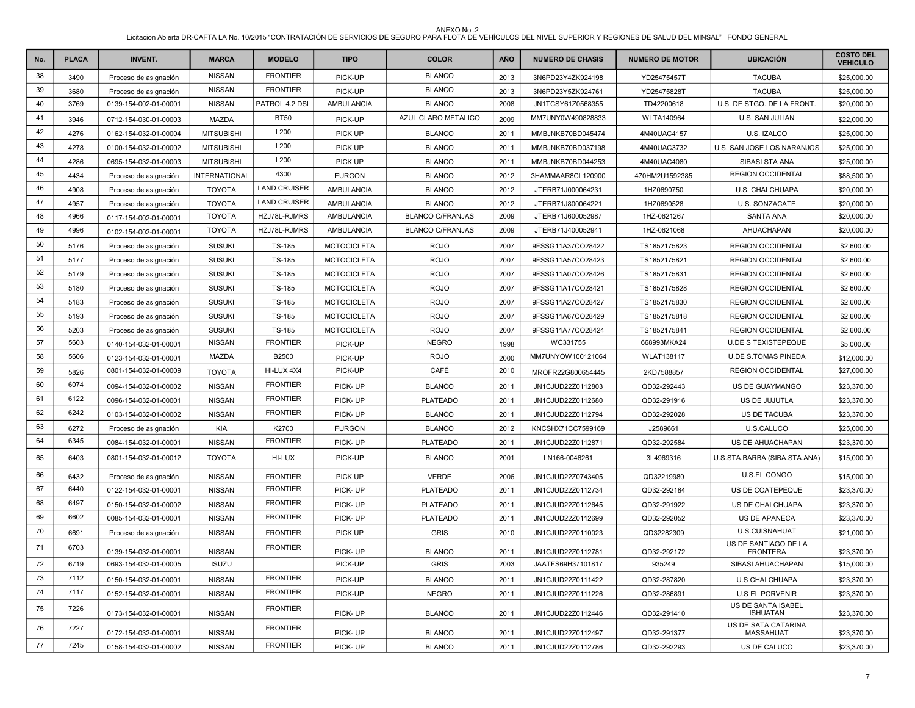ANEXO No .2

Licitacion Abierta DR-CAFTA LA No. 10/2015 "CONTRATACIÓN DE SERVICIOS DE SEGURO PARA FLOTA DE VEHÍCULOS DEL NIVEL SUPERIOR Y REGIONES DE SALUD DEL MINSAL" FONDO GENERAL

| No. | PLACA | INVENT. | MARCA | MODELO | TIPO | COLOR | AÑO | NUMERO DE CHASIS | NUMERO DE MOTOR | UBICACIÓN | COSTO DEL VEHICULO |
|---|---|---|---|---|---|---|---|---|---|---|---|
| 38 | 3490 | Proceso de asignación | NISSAN | FRONTIER | PICK-UP | BLANCO | 2013 | 3N6PD23Y4ZK924198 | YD25475457T | TACUBA | $25,000.00 |
| 39 | 3680 | Proceso de asignación | NISSAN | FRONTIER | PICK-UP | BLANCO | 2013 | 3N6PD23Y5ZK924761 | YD25475828T | TACUBA | $25,000.00 |
| 40 | 3769 | 0139-154-002-01-00001 | NISSAN | PATROL 4.2 DSL | AMBULANCIA | BLANCO | 2008 | JN1TCSY61Z0568355 | TD42200618 | U.S. DE STGO. DE LA FRONT. | $20,000.00 |
| 41 | 3946 | 0712-154-030-01-00003 | MAZDA | BT50 | PICK-UP | AZUL CLARO METALICO | 2009 | MM7UNY0W490828833 | WLTA140964 | U.S. SAN JULIAN | $22,000.00 |
| 42 | 4276 | 0162-154-032-01-00004 | MITSUBISHI | L200 | PICK UP | BLANCO | 2011 | MMBJNKB70BD045474 | 4M40UAC4157 | U.S. IZALCO | $25,000.00 |
| 43 | 4278 | 0100-154-032-01-00002 | MITSUBISHI | L200 | PICK UP | BLANCO | 2011 | MMBJNKB70BD037198 | 4M40UAC3732 | U.S. SAN JOSE LOS NARANJOS | $25,000.00 |
| 44 | 4286 | 0695-154-032-01-00003 | MITSUBISHI | L200 | PICK UP | BLANCO | 2011 | MMBJNKB70BD044253 | 4M40UAC4080 | SIBASI STA ANA | $25,000.00 |
| 45 | 4434 | Proceso de asignación | INTERNATIONAL | 4300 | FURGON | BLANCO | 2012 | 3HAMMAAR8CL120900 | 470HM2U1592385 | REGION OCCIDENTAL | $88,500.00 |
| 46 | 4908 | Proceso de asignación | TOYOTA | LAND CRUISER | AMBULANCIA | BLANCO | 2012 | JTERB71J000064231 | 1HZ0690750 | U.S. CHALCHUAPA | $20,000.00 |
| 47 | 4957 | Proceso de asignación | TOYOTA | LAND CRUISER | AMBULANCIA | BLANCO | 2012 | JTERB71J800064221 | 1HZ0690528 | U.S. SONZACATE | $20,000.00 |
| 48 | 4966 | 0117-154-002-01-00001 | TOYOTA | HZJ78L-RJMRS | AMBULANCIA | BLANCO C/FRANJAS | 2009 | JTERB71J600052987 | 1HZ-0621267 | SANTA ANA | $20,000.00 |
| 49 | 4996 | 0102-154-002-01-00001 | TOYOTA | HZJ78L-RJMRS | AMBULANCIA | BLANCO C/FRANJAS | 2009 | JTERB71J400052941 | 1HZ-0621068 | AHUACHAPAN | $20,000.00 |
| 50 | 5176 | Proceso de asignación | SUSUKI | TS-185 | MOTOCICLETA | ROJO | 2007 | 9FSSG11A37CO28422 | TS1852175823 | REGION OCCIDENTAL | $2,600.00 |
| 51 | 5177 | Proceso de asignación | SUSUKI | TS-185 | MOTOCICLETA | ROJO | 2007 | 9FSSG11A57CO28423 | TS1852175821 | REGION OCCIDENTAL | $2,600.00 |
| 52 | 5179 | Proceso de asignación | SUSUKI | TS-185 | MOTOCICLETA | ROJO | 2007 | 9FSSG11A07CO28426 | TS1852175831 | REGION OCCIDENTAL | $2,600.00 |
| 53 | 5180 | Proceso de asignación | SUSUKI | TS-185 | MOTOCICLETA | ROJO | 2007 | 9FSSG11A17CO28421 | TS1852175828 | REGION OCCIDENTAL | $2,600.00 |
| 54 | 5183 | Proceso de asignación | SUSUKI | TS-185 | MOTOCICLETA | ROJO | 2007 | 9FSSG11A27CO28427 | TS1852175830 | REGION OCCIDENTAL | $2,600.00 |
| 55 | 5193 | Proceso de asignación | SUSUKI | TS-185 | MOTOCICLETA | ROJO | 2007 | 9FSSG11A67CO28429 | TS1852175818 | REGION OCCIDENTAL | $2,600.00 |
| 56 | 5203 | Proceso de asignación | SUSUKI | TS-185 | MOTOCICLETA | ROJO | 2007 | 9FSSG11A77CO28424 | TS1852175841 | REGION OCCIDENTAL | $2,600.00 |
| 57 | 5603 | 0140-154-032-01-00001 | NISSAN | FRONTIER | PICK-UP | NEGRO | 1998 | WC331755 | 668993MKA24 | U.DE S TEXISTEPEQUE | $5,000.00 |
| 58 | 5606 | 0123-154-032-01-00001 | MAZDA | B2500 | PICK-UP | ROJO | 2000 | MM7UNYOW100121064 | WLAT138117 | U.DE S.TOMAS PINEDA | $12,000.00 |
| 59 | 5826 | 0801-154-032-01-00009 | TOYOTA | HI-LUX 4X4 | PICK-UP | CAFÉ | 2010 | MROFR22G800654445 | 2KD7588857 | REGION OCCIDENTAL | $27,000.00 |
| 60 | 6074 | 0094-154-032-01-00002 | NISSAN | FRONTIER | PICK- UP | BLANCO | 2011 | JN1CJUD22Z0112803 | QD32-292443 | US DE GUAYMANGO | $23,370.00 |
| 61 | 6122 | 0096-154-032-01-00001 | NISSAN | FRONTIER | PICK- UP | PLATEADO | 2011 | JN1CJUD22Z0112680 | QD32-291916 | US DE JUJUTLA | $23,370.00 |
| 62 | 6242 | 0103-154-032-01-00002 | NISSAN | FRONTIER | PICK- UP | BLANCO | 2011 | JN1CJUD22Z0112794 | QD32-292028 | US DE TACUBA | $23,370.00 |
| 63 | 6272 | Proceso de asignación | KIA | K2700 | FURGON | BLANCO | 2012 | KNCSHX71CC7599169 | J2589661 | U.S.CALUCO | $25,000.00 |
| 64 | 6345 | 0084-154-032-01-00001 | NISSAN | FRONTIER | PICK- UP | PLATEADO | 2011 | JN1CJUD22Z0112871 | QD32-292584 | US DE AHUACHAPAN | $23,370.00 |
| 65 | 6403 | 0801-154-032-01-00012 | TOYOTA | HI-LUX | PICK-UP | BLANCO | 2001 | LN166-0046261 | 3L4969316 | U.S.STA.BARBA (SIBA.STA.ANA) | $15,000.00 |
| 66 | 6432 | Proceso de asignación | NISSAN | FRONTIER | PICK UP | VERDE | 2006 | JN1CJUD22Z0743405 | QD32219980 | U.S.EL CONGO | $15,000.00 |
| 67 | 6440 | 0122-154-032-01-00001 | NISSAN | FRONTIER | PICK- UP | PLATEADO | 2011 | JN1CJUD22Z0112734 | QD32-292184 | US DE COATEPEQUE | $23,370.00 |
| 68 | 6497 | 0150-154-032-01-00002 | NISSAN | FRONTIER | PICK- UP | PLATEADO | 2011 | JN1CJUD22Z0112645 | QD32-291922 | US DE CHALCHUAPA | $23,370.00 |
| 69 | 6602 | 0085-154-032-01-00001 | NISSAN | FRONTIER | PICK- UP | PLATEADO | 2011 | JN1CJUD22Z0112699 | QD32-292052 | US DE APANECA | $23,370.00 |
| 70 | 6691 | Proceso de asignación | NISSAN | FRONTIER | PICK UP | GRIS | 2010 | JN1CJUD22Z0110023 | QD32282309 | U.S.CUISNAHUAT | $21,000.00 |
| 71 | 6703 | 0139-154-032-01-00001 | NISSAN | FRONTIER | PICK- UP | BLANCO | 2011 | JN1CJUD22Z0112781 | QD32-292172 | US DE SANTIAGO DE LA FRONTERA | $23,370.00 |
| 72 | 6719 | 0693-154-032-01-00005 | ISUZU | | PICK-UP | GRIS | 2003 | JAATFS69H37101817 | 935249 | SIBASI AHUACHAPAN | $15,000.00 |
| 73 | 7112 | 0150-154-032-01-00001 | NISSAN | FRONTIER | PICK-UP | BLANCO | 2011 | JN1CJUD22Z0111422 | QD32-287820 | U.S CHALCHUAPA | $23,370.00 |
| 74 | 7117 | 0152-154-032-01-00001 | NISSAN | FRONTIER | PICK-UP | NEGRO | 2011 | JN1CJUD22Z0111226 | QD32-286891 | U.S EL PORVENIR | $23,370.00 |
| 75 | 7226 | 0173-154-032-01-00001 | NISSAN | FRONTIER | PICK- UP | BLANCO | 2011 | JN1CJUD22Z0112446 | QD32-291410 | US DE SANTA ISABEL ISHUATAN | $23,370.00 |
| 76 | 7227 | 0172-154-032-01-00001 | NISSAN | FRONTIER | PICK- UP | BLANCO | 2011 | JN1CJUD22Z0112497 | QD32-291377 | US DE SATA CATARINA MASSAHUAT | $23,370.00 |
| 77 | 7245 | 0158-154-032-01-00002 | NISSAN | FRONTIER | PICK- UP | BLANCO | 2011 | JN1CJUD22Z0112786 | QD32-292293 | US DE CALUCO | $23,370.00 |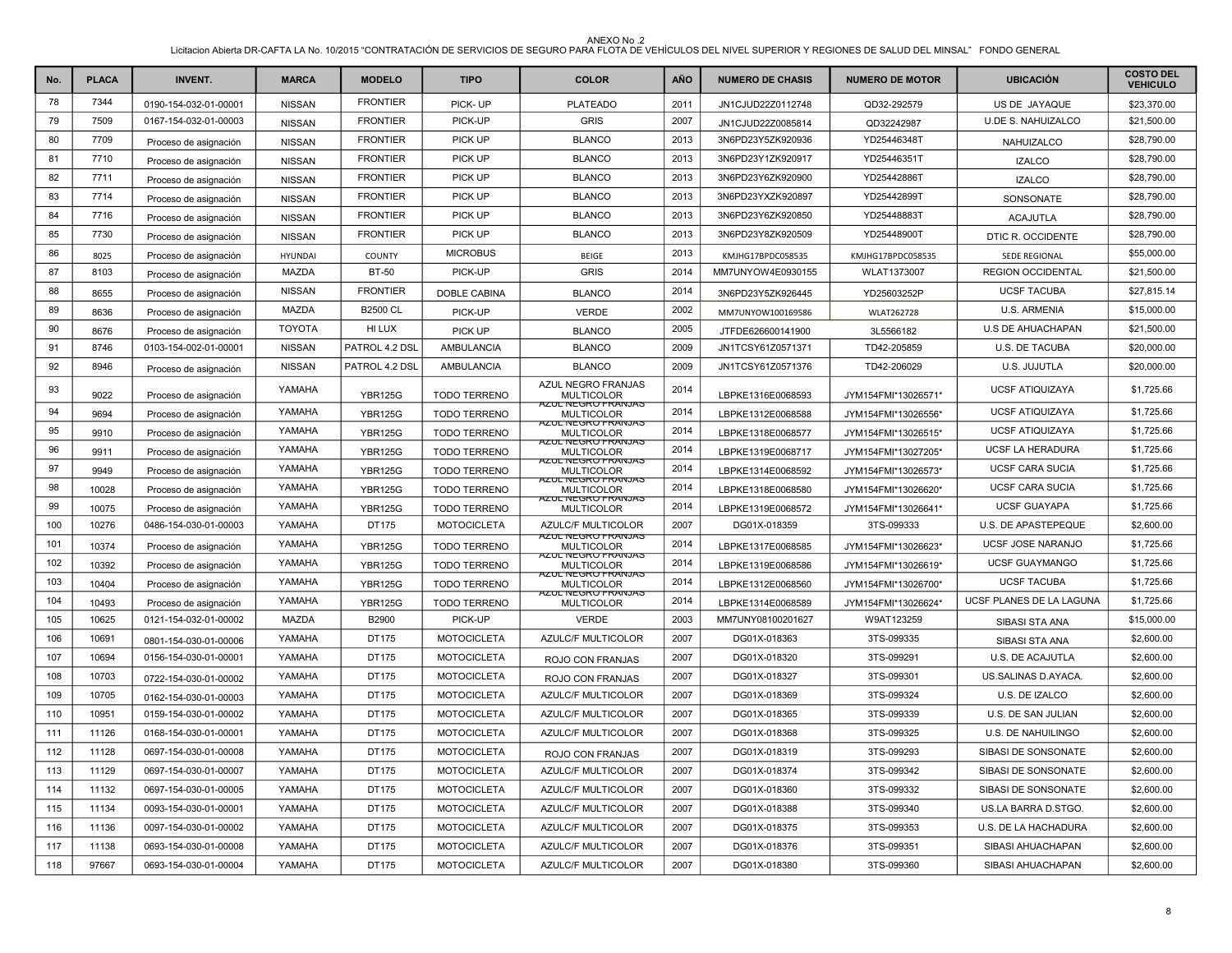ANEXO No .2

Licitacion Abierta DR-CAFTA LA No. 10/2015 "CONTRATACIÓN DE SERVICIOS DE SEGURO PARA FLOTA DE VEHÍCULOS DEL NIVEL SUPERIOR Y REGIONES DE SALUD DEL MINSAL" FONDO GENERAL

| No. | PLACA | INVENT. | MARCA | MODELO | TIPO | COLOR | AÑO | NUMERO DE CHASIS | NUMERO DE MOTOR | UBICACIÓN | COSTO DEL VEHICULO |
|---|---|---|---|---|---|---|---|---|---|---|---|
| 78 | 7344 | 0190-154-032-01-00001 | NISSAN | FRONTIER | PICK- UP | PLATEADO | 2011 | JN1CJUD22Z0112748 | QD32-292579 | US DE JAYAQUE | $23,370.00 |
| 79 | 7509 | 0167-154-032-01-00003 | NISSAN | FRONTIER | PICK-UP | GRIS | 2007 | JN1CJUD22Z0085814 | QD32242987 | U.DE S. NAHUIZALCO | $21,500.00 |
| 80 | 7709 | Proceso de asignación | NISSAN | FRONTIER | PICK UP | BLANCO | 2013 | 3N6PD23Y5ZK920936 | YD25446348T | NAHUIZALCO | $28,790.00 |
| 81 | 7710 | Proceso de asignación | NISSAN | FRONTIER | PICK UP | BLANCO | 2013 | 3N6PD23Y1ZK920917 | YD25446351T | IZALCO | $28,790.00 |
| 82 | 7711 | Proceso de asignación | NISSAN | FRONTIER | PICK UP | BLANCO | 2013 | 3N6PD23Y6ZK920900 | YD25442886T | IZALCO | $28,790.00 |
| 83 | 7714 | Proceso de asignación | NISSAN | FRONTIER | PICK UP | BLANCO | 2013 | 3N6PD23YXZK920897 | YD25442899T | SONSONATE | $28,790.00 |
| 84 | 7716 | Proceso de asignación | NISSAN | FRONTIER | PICK UP | BLANCO | 2013 | 3N6PD23Y6ZK920850 | YD25448883T | ACAJUTLA | $28,790.00 |
| 85 | 7730 | Proceso de asignación | NISSAN | FRONTIER | PICK UP | BLANCO | 2013 | 3N6PD23Y8ZK920509 | YD25448900T | DTIC R. OCCIDENTE | $28,790.00 |
| 86 | 8025 | Proceso de asignación | HYUNDAI | COUNTY | MICROBUS | BEIGE | 2013 | KMJHG17BPDC058535 | KMJHG17BPDC058535 | SEDE REGIONAL | $55,000.00 |
| 87 | 8103 | Proceso de asignación | MAZDA | BT-50 | PICK-UP | GRIS | 2014 | MM7UNYOW4E0930155 | WLAT1373007 | REGION OCCIDENTAL | $21,500.00 |
| 88 | 8655 | Proceso de asignación | NISSAN | FRONTIER | DOBLE CABINA | BLANCO | 2014 | 3N6PD23Y5ZK926445 | YD25603252P | UCSF TACUBA | $27,815.14 |
| 89 | 8636 | Proceso de asignación | MAZDA | B2500 CL | PICK-UP | VERDE | 2002 | MM7UNYOW100169586 | WLAT262728 | U.S. ARMENIA | $15,000.00 |
| 90 | 8676 | Proceso de asignación | TOYOTA | HI LUX | PICK UP | BLANCO | 2005 | JTFDE626600141900 | 3L5566182 | U.S DE AHUACHAPAN | $21,500.00 |
| 91 | 8746 | 0103-154-002-01-00001 | NISSAN | PATROL 4.2 DSL | AMBULANCIA | BLANCO | 2009 | JN1TCSY61Z0571371 | TD42-205859 | U.S. DE TACUBA | $20,000.00 |
| 92 | 8946 | Proceso de asignación | NISSAN | PATROL 4.2 DSL | AMBULANCIA | BLANCO | 2009 | JN1TCSY61Z0571376 | TD42-206029 | U.S. JUJUTLA | $20,000.00 |
| 93 | 9022 | Proceso de asignación | YAMAHA | YBR125G | TODO TERRENO | AZUL NEGRO FRANJAS MULTICOLOR | 2014 | LBPKE1316E0068593 | JYM154FMI*13026571* | UCSF ATIQUIZAYA | $1,725.66 |
| 94 | 9694 | Proceso de asignación | YAMAHA | YBR125G | TODO TERRENO | AZUL NEGRO FRANJAS MULTICOLOR | 2014 | LBPKE1312E0068588 | JYM154FMI*13026556* | UCSF ATIQUIZAYA | $1,725.66 |
| 95 | 9910 | Proceso de asignación | YAMAHA | YBR125G | TODO TERRENO | AZUL NEGRO FRANJAS MULTICOLOR | 2014 | LBPKE1318E0068577 | JYM154FMI*13026515* | UCSF ATIQUIZAYA | $1,725.66 |
| 96 | 9911 | Proceso de asignación | YAMAHA | YBR125G | TODO TERRENO | AZUL NEGRO FRANJAS MULTICOLOR | 2014 | LBPKE1319E0068717 | JYM154FMI*13027205* | UCSF LA HERADURA | $1,725.66 |
| 97 | 9949 | Proceso de asignación | YAMAHA | YBR125G | TODO TERRENO | AZUL NEGRO FRANJAS MULTICOLOR | 2014 | LBPKE1314E0068592 | JYM154FMI*13026573* | UCSF CARA SUCIA | $1,725.66 |
| 98 | 10028 | Proceso de asignación | YAMAHA | YBR125G | TODO TERRENO | AZUL NEGRO FRANJAS MULTICOLOR | 2014 | LBPKE1318E0068580 | JYM154FMI*13026620* | UCSF CARA SUCIA | $1,725.66 |
| 99 | 10075 | Proceso de asignación | YAMAHA | YBR125G | TODO TERRENO | AZUL NEGRO FRANJAS MULTICOLOR | 2014 | LBPKE1319E0068572 | JYM154FMI*13026641* | UCSF GUAYAPA | $1,725.66 |
| 100 | 10276 | 0486-154-030-01-00003 | YAMAHA | DT175 | MOTOCICLETA | AZULC/F MULTICOLOR | 2007 | DG01X-018359 | 3TS-099333 | U.S. DE APASTEPEQUE | $2,600.00 |
| 101 | 10374 | Proceso de asignación | YAMAHA | YBR125G | TODO TERRENO | AZUL NEGRO FRANJAS MULTICOLOR | 2014 | LBPKE1317E0068585 | JYM154FMI*13026623* | UCSF JOSE NARANJO | $1,725.66 |
| 102 | 10392 | Proceso de asignación | YAMAHA | YBR125G | TODO TERRENO | AZUL NEGRO FRANJAS MULTICOLOR | 2014 | LBPKE1319E0068586 | JYM154FMI*13026619* | UCSF GUAYMANGO | $1,725.66 |
| 103 | 10404 | Proceso de asignación | YAMAHA | YBR125G | TODO TERRENO | AZUL NEGRO FRANJAS MULTICOLOR | 2014 | LBPKE1312E0068560 | JYM154FMI*13026700* | UCSF TACUBA | $1,725.66 |
| 104 | 10493 | Proceso de asignación | YAMAHA | YBR125G | TODO TERRENO | AZUL NEGRO FRANJAS MULTICOLOR | 2014 | LBPKE1314E0068589 | JYM154FMI*13026624* | UCSF PLANES DE LA LAGUNA | $1,725.66 |
| 105 | 10625 | 0121-154-032-01-00002 | MAZDA | B2900 | PICK-UP | VERDE | 2003 | MM7UNY08100201627 | W9AT123259 | SIBASI STA ANA | $15,000.00 |
| 106 | 10691 | 0801-154-030-01-00006 | YAMAHA | DT175 | MOTOCICLETA | AZULC/F MULTICOLOR | 2007 | DG01X-018363 | 3TS-099335 | SIBASI STA ANA | $2,600.00 |
| 107 | 10694 | 0156-154-030-01-00001 | YAMAHA | DT175 | MOTOCICLETA | ROJO CON FRANJAS | 2007 | DG01X-018320 | 3TS-099291 | U.S. DE ACAJUTLA | $2,600.00 |
| 108 | 10703 | 0722-154-030-01-00002 | YAMAHA | DT175 | MOTOCICLETA | ROJO CON FRANJAS | 2007 | DG01X-018327 | 3TS-099301 | US.SALINAS D.AYACA. | $2,600.00 |
| 109 | 10705 | 0162-154-030-01-00003 | YAMAHA | DT175 | MOTOCICLETA | AZULC/F MULTICOLOR | 2007 | DG01X-018369 | 3TS-099324 | U.S. DE IZALCO | $2,600.00 |
| 110 | 10951 | 0159-154-030-01-00002 | YAMAHA | DT175 | MOTOCICLETA | AZULC/F MULTICOLOR | 2007 | DG01X-018365 | 3TS-099339 | U.S. DE SAN JULIAN | $2,600.00 |
| 111 | 11126 | 0168-154-030-01-00001 | YAMAHA | DT175 | MOTOCICLETA | AZULC/F MULTICOLOR | 2007 | DG01X-018368 | 3TS-099325 | U.S. DE NAHUILINGO | $2,600.00 |
| 112 | 11128 | 0697-154-030-01-00008 | YAMAHA | DT175 | MOTOCICLETA | ROJO CON FRANJAS | 2007 | DG01X-018319 | 3TS-099293 | SIBASI DE SONSONATE | $2,600.00 |
| 113 | 11129 | 0697-154-030-01-00007 | YAMAHA | DT175 | MOTOCICLETA | AZULC/F MULTICOLOR | 2007 | DG01X-018374 | 3TS-099342 | SIBASI DE SONSONATE | $2,600.00 |
| 114 | 11132 | 0697-154-030-01-00005 | YAMAHA | DT175 | MOTOCICLETA | AZULC/F MULTICOLOR | 2007 | DG01X-018360 | 3TS-099332 | SIBASI DE SONSONATE | $2,600.00 |
| 115 | 11134 | 0093-154-030-01-00001 | YAMAHA | DT175 | MOTOCICLETA | AZULC/F MULTICOLOR | 2007 | DG01X-018388 | 3TS-099340 | US.LA BARRA D.STGO. | $2,600.00 |
| 116 | 11136 | 0097-154-030-01-00002 | YAMAHA | DT175 | MOTOCICLETA | AZULC/F MULTICOLOR | 2007 | DG01X-018375 | 3TS-099353 | U.S. DE LA HACHADURA | $2,600.00 |
| 117 | 11138 | 0693-154-030-01-00008 | YAMAHA | DT175 | MOTOCICLETA | AZULC/F MULTICOLOR | 2007 | DG01X-018376 | 3TS-099351 | SIBASI AHUACHAPAN | $2,600.00 |
| 118 | 97667 | 0693-154-030-01-00004 | YAMAHA | DT175 | MOTOCICLETA | AZULC/F MULTICOLOR | 2007 | DG01X-018380 | 3TS-099360 | SIBASI AHUACHAPAN | $2,600.00 |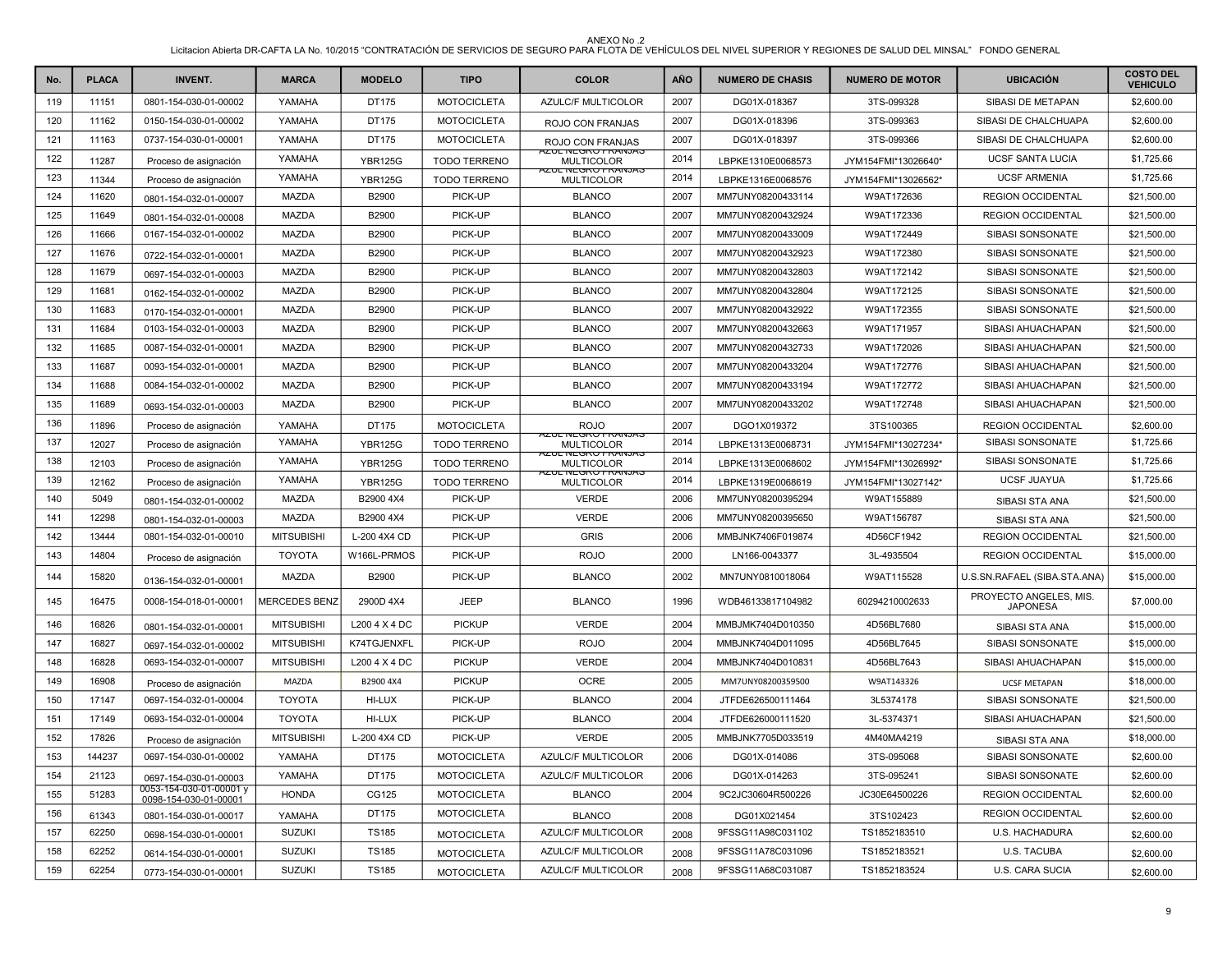ANEXO No .2

Licitacion Abierta DR-CAFTA LA No. 10/2015 "CONTRATACIÓN DE SERVICIOS DE SEGURO PARA FLOTA DE VEHÍCULOS DEL NIVEL SUPERIOR Y REGIONES DE SALUD DEL MINSAL" FONDO GENERAL

| No. | PLACA | INVENT. | MARCA | MODELO | TIPO | COLOR | AÑO | NUMERO DE CHASIS | NUMERO DE MOTOR | UBICACIÓN | COSTO DEL VEHICULO |
|---|---|---|---|---|---|---|---|---|---|---|---|
| 119 | 11151 | 0801-154-030-01-00002 | YAMAHA | DT175 | MOTOCICLETA | AZULC/F MULTICOLOR | 2007 | DG01X-018367 | 3TS-099328 | SIBASI DE METAPAN | $2,600.00 |
| 120 | 11162 | 0150-154-030-01-00002 | YAMAHA | DT175 | MOTOCICLETA | ROJO CON FRANJAS | 2007 | DG01X-018396 | 3TS-099363 | SIBASI DE CHALCHUAPA | $2,600.00 |
| 121 | 11163 | 0737-154-030-01-00001 | YAMAHA | DT175 | MOTOCICLETA | ROJO CON FRANJAS | 2007 | DG01X-018397 | 3TS-099366 | SIBASI DE CHALCHUAPA | $2,600.00 |
| 122 | 11287 | Proceso de asignación | YAMAHA | YBR125G | TODO TERRENO | AZUL NEGRO FRANJAS MULTICOLOR | 2014 | LBPKE1310E0068573 | JYM154FMI*13026640* | UCSF SANTA LUCIA | $1,725.66 |
| 123 | 11344 | Proceso de asignación | YAMAHA | YBR125G | TODO TERRENO | AZUL NEGRO FRANJAS MULTICOLOR | 2014 | LBPKE1316E0068576 | JYM154FMI*13026562* | UCSF ARMENIA | $1,725.66 |
| 124 | 11620 | 0801-154-032-01-00007 | MAZDA | B2900 | PICK-UP | BLANCO | 2007 | MM7UNY08200433114 | W9AT172636 | REGION OCCIDENTAL | $21,500.00 |
| 125 | 11649 | 0801-154-032-01-00008 | MAZDA | B2900 | PICK-UP | BLANCO | 2007 | MM7UNY08200432924 | W9AT172336 | REGION OCCIDENTAL | $21,500.00 |
| 126 | 11666 | 0167-154-032-01-00002 | MAZDA | B2900 | PICK-UP | BLANCO | 2007 | MM7UNY08200433009 | W9AT172449 | SIBASI SONSONATE | $21,500.00 |
| 127 | 11676 | 0722-154-032-01-00001 | MAZDA | B2900 | PICK-UP | BLANCO | 2007 | MM7UNY08200432923 | W9AT172380 | SIBASI SONSONATE | $21,500.00 |
| 128 | 11679 | 0697-154-032-01-00003 | MAZDA | B2900 | PICK-UP | BLANCO | 2007 | MM7UNY08200432803 | W9AT172142 | SIBASI SONSONATE | $21,500.00 |
| 129 | 11681 | 0162-154-032-01-00002 | MAZDA | B2900 | PICK-UP | BLANCO | 2007 | MM7UNY08200432804 | W9AT172125 | SIBASI SONSONATE | $21,500.00 |
| 130 | 11683 | 0170-154-032-01-00001 | MAZDA | B2900 | PICK-UP | BLANCO | 2007 | MM7UNY08200432922 | W9AT172355 | SIBASI SONSONATE | $21,500.00 |
| 131 | 11684 | 0103-154-032-01-00003 | MAZDA | B2900 | PICK-UP | BLANCO | 2007 | MM7UNY08200432663 | W9AT171957 | SIBASI AHUACHAPAN | $21,500.00 |
| 132 | 11685 | 0087-154-032-01-00001 | MAZDA | B2900 | PICK-UP | BLANCO | 2007 | MM7UNY08200432733 | W9AT172026 | SIBASI AHUACHAPAN | $21,500.00 |
| 133 | 11687 | 0093-154-032-01-00001 | MAZDA | B2900 | PICK-UP | BLANCO | 2007 | MM7UNY08200433204 | W9AT172776 | SIBASI AHUACHAPAN | $21,500.00 |
| 134 | 11688 | 0084-154-032-01-00002 | MAZDA | B2900 | PICK-UP | BLANCO | 2007 | MM7UNY08200433194 | W9AT172772 | SIBASI AHUACHAPAN | $21,500.00 |
| 135 | 11689 | 0693-154-032-01-00003 | MAZDA | B2900 | PICK-UP | BLANCO | 2007 | MM7UNY08200433202 | W9AT172748 | SIBASI AHUACHAPAN | $21,500.00 |
| 136 | 11896 | Proceso de asignación | YAMAHA | DT175 | MOTOCICLETA | ROJO | 2007 | DGO1X019372 | 3TS100365 | REGION OCCIDENTAL | $2,600.00 |
| 137 | 12027 | Proceso de asignación | YAMAHA | YBR125G | TODO TERRENO | AZUL NEGRO FRANJAS MULTICOLOR | 2014 | LBPKE1313E0068731 | JYM154FMI*13027234* | SIBASI SONSONATE | $1,725.66 |
| 138 | 12103 | Proceso de asignación | YAMAHA | YBR125G | TODO TERRENO | AZUL NEGRO FRANJAS MULTICOLOR | 2014 | LBPKE1313E0068602 | JYM154FMI*13026992* | SIBASI SONSONATE | $1,725.66 |
| 139 | 12162 | Proceso de asignación | YAMAHA | YBR125G | TODO TERRENO | AZUL NEGRO FRANJAS MULTICOLOR | 2014 | LBPKE1319E0068619 | JYM154FMI*13027142* | UCSF JUAYUA | $1,725.66 |
| 140 | 5049 | 0801-154-032-01-00002 | MAZDA | B2900 4X4 | PICK-UP | VERDE | 2006 | MM7UNY08200395294 | W9AT155889 | SIBASI STA ANA | $21,500.00 |
| 141 | 12298 | 0801-154-032-01-00003 | MAZDA | B2900 4X4 | PICK-UP | VERDE | 2006 | MM7UNY08200395650 | W9AT156787 | SIBASI STA ANA | $21,500.00 |
| 142 | 13444 | 0801-154-032-01-00010 | MITSUBISHI | L-200 4X4 CD | PICK-UP | GRIS | 2006 | MMBJNK7406F019874 | 4D56CF1942 | REGION OCCIDENTAL | $21,500.00 |
| 143 | 14804 | Proceso de asignación | TOYOTA | W166L-PRMOS | PICK-UP | ROJO | 2000 | LN166-0043377 | 3L-4935504 | REGION OCCIDENTAL | $15,000.00 |
| 144 | 15820 | 0136-154-032-01-00001 | MAZDA | B2900 | PICK-UP | BLANCO | 2002 | MN7UNY0810018064 | W9AT115528 | U.S.SN.RAFAEL (SIBA.STA.ANA) | $15,000.00 |
| 145 | 16475 | 0008-154-018-01-00001 | MERCEDES BENZ | 2900D 4X4 | JEEP | BLANCO | 1996 | WDB46133817104982 | 60294210002633 | PROYECTO ANGELES, MIS. JAPONESA | $7,000.00 |
| 146 | 16826 | 0801-154-032-01-00001 | MITSUBISHI | L200 4 X 4 DC | PICKUP | VERDE | 2004 | MMBJMK7404D010350 | 4D56BL7680 | SIBASI STA ANA | $15,000.00 |
| 147 | 16827 | 0697-154-032-01-00002 | MITSUBISHI | K74TGJENXFL | PICK-UP | ROJO | 2004 | MMBJNK7404D011095 | 4D56BL7645 | SIBASI SONSONATE | $15,000.00 |
| 148 | 16828 | 0693-154-032-01-00007 | MITSUBISHI | L200 4 X 4 DC | PICKUP | VERDE | 2004 | MMBJNK7404D010831 | 4D56BL7643 | SIBASI AHUACHAPAN | $15,000.00 |
| 149 | 16908 | Proceso de asignación | MAZDA | B2900 4X4 | PICKUP | OCRE | 2005 | MM7UNY08200359500 | W9AT143326 | UCSF METAPAN | $18,000.00 |
| 150 | 17147 | 0697-154-032-01-00004 | TOYOTA | HI-LUX | PICK-UP | BLANCO | 2004 | JTFDE626500111464 | 3L5374178 | SIBASI SONSONATE | $21,500.00 |
| 151 | 17149 | 0693-154-032-01-00004 | TOYOTA | HI-LUX | PICK-UP | BLANCO | 2004 | JTFDE626000111520 | 3L-5374371 | SIBASI AHUACHAPAN | $21,500.00 |
| 152 | 17826 | Proceso de asignación | MITSUBISHI | L-200 4X4 CD | PICK-UP | VERDE | 2005 | MMBJNK7705D033519 | 4M40MA4219 | SIBASI STA ANA | $18,000.00 |
| 153 | 144237 | 0697-154-030-01-00002 | YAMAHA | DT175 | MOTOCICLETA | AZULC/F MULTICOLOR | 2006 | DG01X-014086 | 3TS-095068 | SIBASI SONSONATE | $2,600.00 |
| 154 | 21123 | 0697-154-030-01-00003 | YAMAHA | DT175 | MOTOCICLETA | AZULC/F MULTICOLOR | 2006 | DG01X-014263 | 3TS-095241 | SIBASI SONSONATE | $2,600.00 |
| 155 | 51283 | 0053-154-030-01-00001 y 0098-154-030-01-00001 | HONDA | CG125 | MOTOCICLETA | BLANCO | 2004 | 9C2JC30604R500226 | JC30E64500226 | REGION OCCIDENTAL | $2,600.00 |
| 156 | 61343 | 0801-154-030-01-00017 | YAMAHA | DT175 | MOTOCICLETA | BLANCO | 2008 | DG01X021454 | 3TS102423 | REGION OCCIDENTAL | $2,600.00 |
| 157 | 62250 | 0698-154-030-01-00001 | SUZUKI | TS185 | MOTOCICLETA | AZULC/F MULTICOLOR | 2008 | 9FSSG11A98C031102 | TS1852183510 | U.S. HACHADURA | $2,600.00 |
| 158 | 62252 | 0614-154-030-01-00001 | SUZUKI | TS185 | MOTOCICLETA | AZULC/F MULTICOLOR | 2008 | 9FSSG11A78C031096 | TS1852183521 | U.S. TACUBA | $2,600.00 |
| 159 | 62254 | 0773-154-030-01-00001 | SUZUKI | TS185 | MOTOCICLETA | AZULC/F MULTICOLOR | 2008 | 9FSSG11A68C031087 | TS1852183524 | U.S. CARA SUCIA | $2,600.00 |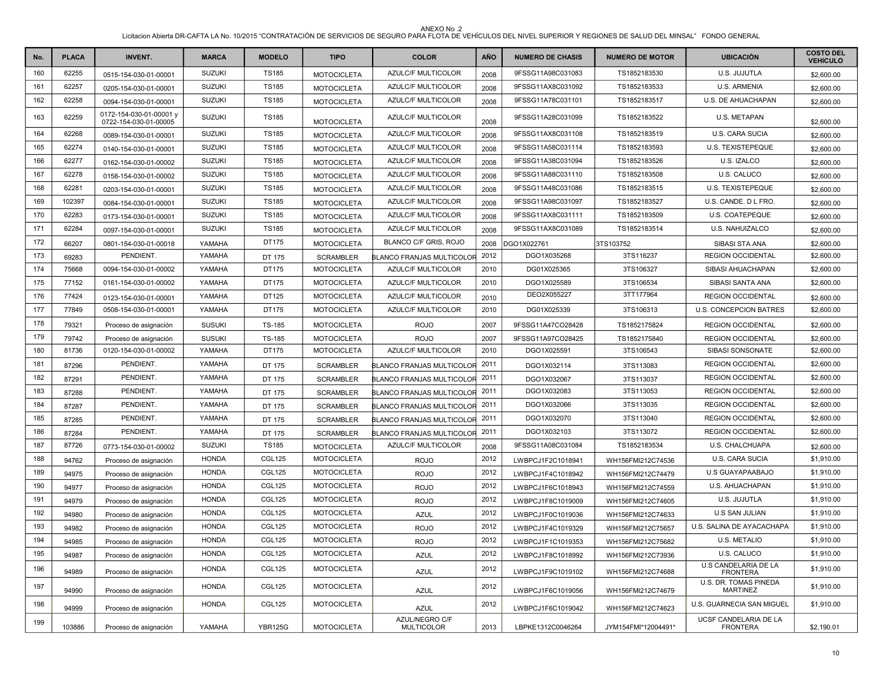ANEXO No .2

Licitacion Abierta DR-CAFTA LA No. 10/2015 "CONTRATACIÓN DE SERVICIOS DE SEGURO PARA FLOTA DE VEHÍCULOS DEL NIVEL SUPERIOR Y REGIONES DE SALUD DEL MINSAL" FONDO GENERAL

| No. | PLACA | INVENT. | MARCA | MODELO | TIPO | COLOR | AÑO | NUMERO DE CHASIS | NUMERO DE MOTOR | UBICACIÓN | COSTO DEL VEHICULO |
|---|---|---|---|---|---|---|---|---|---|---|---|
| 160 | 62255 | 0515-154-030-01-00001 | SUZUKI | TS185 | MOTOCICLETA | AZULC/F MULTICOLOR | 2008 | 9FSSG11A98C031083 | TS1852183530 | U.S. JUJUTLA | $2,600.00 |
| 161 | 62257 | 0205-154-030-01-00001 | SUZUKI | TS185 | MOTOCICLETA | AZULC/F MULTICOLOR | 2008 | 9FSSG11AX8C031092 | TS1852183533 | U.S. ARMENIA | $2,600.00 |
| 162 | 62258 | 0094-154-030-01-00001 | SUZUKI | TS185 | MOTOCICLETA | AZULC/F MULTICOLOR | 2008 | 9FSSG11A78C031101 | TS1852183517 | U.S. DE AHUACHAPAN | $2,600.00 |
| 163 | 62259 | 0172-154-030-01-00001 y 0722-154-030-01-00005 | SUZUKI | TS185 | MOTOCICLETA | AZULC/F MULTICOLOR | 2008 | 9FSSG11A28C031099 | TS1852183522 | U.S. METAPAN | $2,600.00 |
| 164 | 62268 | 0089-154-030-01-00001 | SUZUKI | TS185 | MOTOCICLETA | AZULC/F MULTICOLOR | 2008 | 9FSSG11AX8C031108 | TS1852183519 | U.S. CARA SUCIA | $2,600.00 |
| 165 | 62274 | 0140-154-030-01-00001 | SUZUKI | TS185 | MOTOCICLETA | AZULC/F MULTICOLOR | 2008 | 9FSSG11A58C031114 | TS1852183593 | U.S. TEXISTEPEQUE | $2,600.00 |
| 166 | 62277 | 0162-154-030-01-00002 | SUZUKI | TS185 | MOTOCICLETA | AZULC/F MULTICOLOR | 2008 | 9FSSG11A38C031094 | TS1852183526 | U.S. IZALCO | $2,600.00 |
| 167 | 62278 | 0158-154-030-01-00002 | SUZUKI | TS185 | MOTOCICLETA | AZULC/F MULTICOLOR | 2008 | 9FSSG11A88C031110 | TS1852183508 | U.S. CALUCO | $2,600.00 |
| 168 | 62281 | 0203-154-030-01-00001 | SUZUKI | TS185 | MOTOCICLETA | AZULC/F MULTICOLOR | 2008 | 9FSSG11A48C031086 | TS1852183515 | U.S. TEXISTEPEQUE | $2,600.00 |
| 169 | 102397 | 0084-154-030-01-00001 | SUZUKI | TS185 | MOTOCICLETA | AZULC/F MULTICOLOR | 2008 | 9FSSG11A98C031097 | TS1852183527 | U.S. CANDE. D L FRO. | $2,600.00 |
| 170 | 62283 | 0173-154-030-01-00001 | SUZUKI | TS185 | MOTOCICLETA | AZULC/F MULTICOLOR | 2008 | 9FSSG11AX8C031111 | TS1852183509 | U.S. COATEPEQUE | $2,600.00 |
| 171 | 62284 | 0097-154-030-01-00001 | SUZUKI | TS185 | MOTOCICLETA | AZULC/F MULTICOLOR | 2008 | 9FSSG11AX8C031089 | TS1852183514 | U.S. NAHUIZALCO | $2,600.00 |
| 172 | 66207 | 0801-154-030-01-00018 | YAMAHA | DT175 | MOTOCICLETA | BLANCO C/F GRIS, ROJO | 2008 | DGO1X022761 | 3TS103752 | SIBASI STA ANA | $2,600.00 |
| 173 | 69283 | PENDIENT. | YAMAHA | DT 175 | SCRAMBLER | BLANCO FRANJAS MULTICOLOR | 2012 | DGO1X035268 | 3TS116237 | REGION OCCIDENTAL | $2,600.00 |
| 174 | 75668 | 0094-154-030-01-00002 | YAMAHA | DT175 | MOTOCICLETA | AZULC/F MULTICOLOR | 2010 | DG01X025365 | 3TS106327 | SIBASI AHUACHAPAN | $2,600.00 |
| 175 | 77152 | 0161-154-030-01-00002 | YAMAHA | DT175 | MOTOCICLETA | AZULC/F MULTICOLOR | 2010 | DGO1X025589 | 3TS106534 | SIBASI SANTA ANA | $2,600.00 |
| 176 | 77424 | 0123-154-030-01-00001 | YAMAHA | DT125 | MOTOCICLETA | AZULC/F MULTICOLOR | 2010 | DEO2X055227 | 3TT177964 | REGION OCCIDENTAL | $2,600.00 |
| 177 | 77849 | 0508-154-030-01-00001 | YAMAHA | DT175 | MOTOCICLETA | AZULC/F MULTICOLOR | 2010 | DG01X025339 | 3TS106313 | U.S. CONCEPCION BATRES | $2,600.00 |
| 178 | 79321 | Proceso de asignación | SUSUKI | TS-185 | MOTOCICLETA | ROJO | 2007 | 9FSSG11A47CO28428 | TS1852175824 | REGION OCCIDENTAL | $2,600.00 |
| 179 | 79742 | Proceso de asignación | SUSUKI | TS-185 | MOTOCICLETA | ROJO | 2007 | 9FSSG11A97CO28425 | TS1852175840 | REGION OCCIDENTAL | $2,600.00 |
| 180 | 81736 | 0120-154-030-01-00002 | YAMAHA | DT175 | MOTOCICLETA | AZULC/F MULTICOLOR | 2010 | DGO1X025591 | 3TS106543 | SIBASI SONSONATE | $2,600.00 |
| 181 | 87296 | PENDIENT. | YAMAHA | DT 175 | SCRAMBLER | BLANCO FRANJAS MULTICOLOR | 2011 | DGO1X032114 | 3TS113083 | REGION OCCIDENTAL | $2,600.00 |
| 182 | 87291 | PENDIENT. | YAMAHA | DT 175 | SCRAMBLER | BLANCO FRANJAS MULTICOLOR | 2011 | DGO1X032067 | 3TS113037 | REGION OCCIDENTAL | $2,600.00 |
| 183 | 87288 | PENDIENT. | YAMAHA | DT 175 | SCRAMBLER | BLANCO FRANJAS MULTICOLOR | 2011 | DGO1X032083 | 3TS113053 | REGION OCCIDENTAL | $2,600.00 |
| 184 | 87287 | PENDIENT. | YAMAHA | DT 175 | SCRAMBLER | BLANCO FRANJAS MULTICOLOR | 2011 | DGO1X032066 | 3TS113035 | REGION OCCIDENTAL | $2,600.00 |
| 185 | 87285 | PENDIENT. | YAMAHA | DT 175 | SCRAMBLER | BLANCO FRANJAS MULTICOLOR | 2011 | DGO1X032070 | 3TS113040 | REGION OCCIDENTAL | $2,600.00 |
| 186 | 87284 | PENDIENT. | YAMAHA | DT 175 | SCRAMBLER | BLANCO FRANJAS MULTICOLOR | 2011 | DGO1X032103 | 3TS113072 | REGION OCCIDENTAL | $2,600.00 |
| 187 | 87726 | 0773-154-030-01-00002 | SUZUKI | TS185 | MOTOCICLETA | AZULC/F MULTICOLOR | 2008 | 9FSSG11A08C031084 | TS1852183534 | U.S. CHALCHUAPA | $2,600.00 |
| 188 | 94762 | Proceso de asignación | HONDA | CGL125 | MOTOCICLETA | ROJO | 2012 | LWBPCJ1F2C1018941 | WH156FMI212C74536 | U.S. CARA SUCIA | $1,910.00 |
| 189 | 94975 | Proceso de asignación | HONDA | CGL125 | MOTOCICLETA | ROJO | 2012 | LWBPCJ1F4C1018942 | WH156FMI212C74479 | U.S GUAYAPAABAJO | $1,910.00 |
| 190 | 94977 | Proceso de asignación | HONDA | CGL125 | MOTOCICLETA | ROJO | 2012 | LWBPCJ1F6C1018943 | WH156FMI212C74559 | U.S. AHUACHAPAN | $1,910.00 |
| 191 | 94979 | Proceso de asignación | HONDA | CGL125 | MOTOCICLETA | ROJO | 2012 | LWBPCJ1F8C1019009 | WH156FMI212C74605 | U.S. JUJUTLA | $1,910.00 |
| 192 | 94980 | Proceso de asignación | HONDA | CGL125 | MOTOCICLETA | AZUL | 2012 | LWBPCJ1F0C1019036 | WH156FMI212C74633 | U.S SAN JULIAN | $1,910.00 |
| 193 | 94982 | Proceso de asignación | HONDA | CGL125 | MOTOCICLETA | ROJO | 2012 | LWBPCJ1F4C1019329 | WH156FMI212C75657 | U.S. SALINA DE AYACACHAPA | $1,910.00 |
| 194 | 94985 | Proceso de asignación | HONDA | CGL125 | MOTOCICLETA | ROJO | 2012 | LWBPCJ1F1C1019353 | WH156FMI212C75682 | U.S. METALIO | $1,910.00 |
| 195 | 94987 | Proceso de asignación | HONDA | CGL125 | MOTOCICLETA | AZUL | 2012 | LWBPCJ1F8C1018992 | WH156FMI212C73936 | U.S. CALUCO | $1,910.00 |
| 196 | 94989 | Proceso de asignación | HONDA | CGL125 | MOTOCICLETA | AZUL | 2012 | LWBPCJ1F9C1019102 | WH156FMI212C74688 | U.S CANDELARIA DE LA FRONTERA | $1,910.00 |
| 197 | 94990 | Proceso de asignación | HONDA | CGL125 | MOTOCICLETA | AZUL | 2012 | LWBPCJ1F6C1019056 | WH156FMI212C74679 | U.S. DR. TOMAS PINEDA MARTINEZ | $1,910.00 |
| 198 | 94999 | Proceso de asignación | HONDA | CGL125 | MOTOCICLETA | AZUL | 2012 | LWBPCJ1F6C1019042 | WH156FMI212C74623 | U.S. GUARNECIA SAN MIGUEL | $1,910.00 |
| 199 | 103886 | Proceso de asignación | YAMAHA | YBR125G | MOTOCICLETA | AZUL/NEGRO C/F MULTICOLOR | 2013 | LBPKE1312C0046264 | JYM154FMI*12004491* | UCSF CANDELARIA DE LA FRONTERA | $2,190.01 |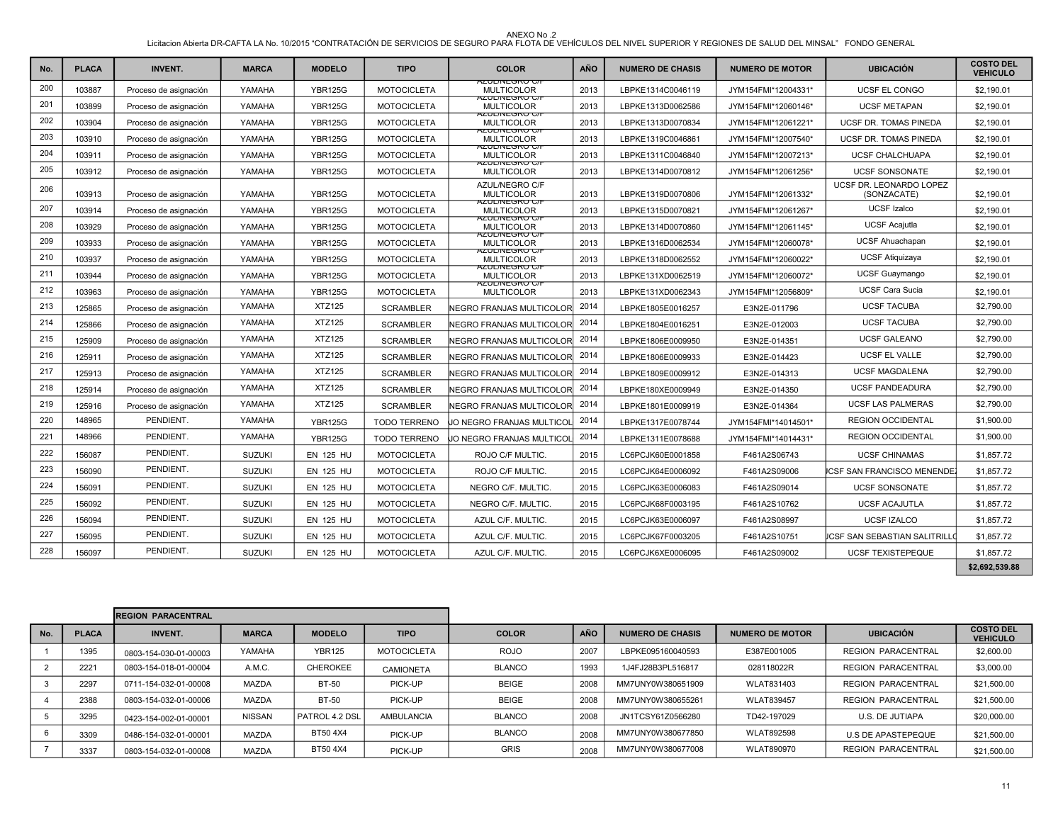ANEXO No .2

Licitacion Abierta DR-CAFTA LA No. 10/2015 "CONTRATACIÓN DE SERVICIOS DE SEGURO PARA FLOTA DE VEHÍCULOS DEL NIVEL SUPERIOR Y REGIONES DE SALUD DEL MINSAL" FONDO GENERAL

| No. | PLACA | INVENT. | MARCA | MODELO | TIPO | COLOR | AÑO | NUMERO DE CHASIS | NUMERO DE MOTOR | UBICACIÓN | COSTO DEL VEHICULO |
|---|---|---|---|---|---|---|---|---|---|---|---|
| 200 | 103887 | Proceso de asignación | YAMAHA | YBR125G | MOTOCICLETA | AZUL/NEGRO C/F MULTICOLOR | 2013 | LBPKE1314C0046119 | JYM154FMI*12004331* | UCSF EL CONGO | $2,190.01 |
| 201 | 103899 | Proceso de asignación | YAMAHA | YBR125G | MOTOCICLETA | AZUL/NEGRO C/F MULTICOLOR | 2013 | LBPKE1313D0062586 | JYM154FMI*12060146* | UCSF METAPAN | $2,190.01 |
| 202 | 103904 | Proceso de asignación | YAMAHA | YBR125G | MOTOCICLETA | AZUL/NEGRO C/F MULTICOLOR | 2013 | LBPKE1313D0070834 | JYM154FMI*12061221* | UCSF DR. TOMAS PINEDA | $2,190.01 |
| 203 | 103910 | Proceso de asignación | YAMAHA | YBR125G | MOTOCICLETA | AZUL/NEGRO C/F MULTICOLOR | 2013 | LBPKE1319C0046861 | JYM154FMI*12007540* | UCSF DR. TOMAS PINEDA | $2,190.01 |
| 204 | 103911 | Proceso de asignación | YAMAHA | YBR125G | MOTOCICLETA | AZUL/NEGRO C/F MULTICOLOR | 2013 | LBPKE1311C0046840 | JYM154FMI*12007213* | UCSF CHALCHUAPA | $2,190.01 |
| 205 | 103912 | Proceso de asignación | YAMAHA | YBR125G | MOTOCICLETA | AZUL/NEGRO C/F MULTICOLOR | 2013 | LBPKE1314D0070812 | JYM154FMI*12061256* | UCSF SONSONATE | $2,190.01 |
| 206 | 103913 | Proceso de asignación | YAMAHA | YBR125G | MOTOCICLETA | AZUL/NEGRO C/F MULTICOLOR | 2013 | LBPKE1319D0070806 | JYM154FMI*12061332* | UCSF DR. LEONARDO LOPEZ (SONZACATE) | $2,190.01 |
| 207 | 103914 | Proceso de asignación | YAMAHA | YBR125G | MOTOCICLETA | AZUL/NEGRO C/F MULTICOLOR | 2013 | LBPKE1315D0070821 | JYM154FMI*12061267* | UCSF Izalco | $2,190.01 |
| 208 | 103929 | Proceso de asignación | YAMAHA | YBR125G | MOTOCICLETA | AZUL/NEGRO C/F MULTICOLOR | 2013 | LBPKE1314D0070860 | JYM154FMI*12061145* | UCSF Acajutla | $2,190.01 |
| 209 | 103933 | Proceso de asignación | YAMAHA | YBR125G | MOTOCICLETA | AZUL/NEGRO C/F MULTICOLOR | 2013 | LBPKE1316D0062534 | JYM154FMI*12060078* | UCSF Ahuachapan | $2,190.01 |
| 210 | 103937 | Proceso de asignación | YAMAHA | YBR125G | MOTOCICLETA | AZUL/NEGRO C/F MULTICOLOR | 2013 | LBPKE1318D0062552 | JYM154FMI*12060022* | UCSF Atiquizaya | $2,190.01 |
| 211 | 103944 | Proceso de asignación | YAMAHA | YBR125G | MOTOCICLETA | AZUL/NEGRO C/F MULTICOLOR | 2013 | LBPKE131XD0062519 | JYM154FMI*12060072* | UCSF Guaymango | $2,190.01 |
| 212 | 103963 | Proceso de asignación | YAMAHA | YBR125G | MOTOCICLETA | AZUL/NEGRO C/F MULTICOLOR | 2013 | LBPKE131XD0062343 | JYM154FMI*12056809* | UCSF Cara Sucia | $2,190.01 |
| 213 | 125865 | Proceso de asignación | YAMAHA | XTZ125 | SCRAMBLER | NEGRO FRANJAS MULTICOLOR | 2014 | LBPKE1805E0016257 | E3N2E-011796 | UCSF TACUBA | $2,790.00 |
| 214 | 125866 | Proceso de asignación | YAMAHA | XTZ125 | SCRAMBLER | NEGRO FRANJAS MULTICOLOR | 2014 | LBPKE1804E0016251 | E3N2E-012003 | UCSF TACUBA | $2,790.00 |
| 215 | 125909 | Proceso de asignación | YAMAHA | XTZ125 | SCRAMBLER | NEGRO FRANJAS MULTICOLOR | 2014 | LBPKE1806E0009950 | E3N2E-014351 | UCSF GALEANO | $2,790.00 |
| 216 | 125911 | Proceso de asignación | YAMAHA | XTZ125 | SCRAMBLER | NEGRO FRANJAS MULTICOLOR | 2014 | LBPKE1806E0009933 | E3N2E-014423 | UCSF EL VALLE | $2,790.00 |
| 217 | 125913 | Proceso de asignación | YAMAHA | XTZ125 | SCRAMBLER | NEGRO FRANJAS MULTICOLOR | 2014 | LBPKE1809E0009912 | E3N2E-014313 | UCSF MAGDALENA | $2,790.00 |
| 218 | 125914 | Proceso de asignación | YAMAHA | XTZ125 | SCRAMBLER | NEGRO FRANJAS MULTICOLOR | 2014 | LBPKE180XE0009949 | E3N2E-014350 | UCSF PANDEADURA | $2,790.00 |
| 219 | 125916 | Proceso de asignación | YAMAHA | XTZ125 | SCRAMBLER | NEGRO FRANJAS MULTICOLOR | 2014 | LBPKE1801E0009919 | E3N2E-014364 | UCSF LAS PALMERAS | $2,790.00 |
| 220 | 148965 | PENDIENT. | YAMAHA | YBR125G | TODO TERRENO | JO NEGRO FRANJAS MULTICOL | 2014 | LBPKE1317E0078744 | JYM154FMI*14014501* | REGION OCCIDENTAL | $1,900.00 |
| 221 | 148966 | PENDIENT. | YAMAHA | YBR125G | TODO TERRENO | JO NEGRO FRANJAS MULTICOL | 2014 | LBPKE1311E0078688 | JYM154FMI*14014431* | REGION OCCIDENTAL | $1,900.00 |
| 222 | 156087 | PENDIENT. | SUZUKI | EN 125 HU | MOTOCICLETA | ROJO C/F MULTIC. | 2015 | LC6PCJK60E0001858 | F461A2S06743 | UCSF CHINAMAS | $1,857.72 |
| 223 | 156090 | PENDIENT. | SUZUKI | EN 125 HU | MOTOCICLETA | ROJO C/F MULTIC. | 2015 | LC6PCJK64E0006092 | F461A2S09006 | CSF SAN FRANCISCO MENENDE | $1,857.72 |
| 224 | 156091 | PENDIENT. | SUZUKI | EN 125 HU | MOTOCICLETA | NEGRO C/F. MULTIC. | 2015 | LC6PCJK63E0006083 | F461A2S09014 | UCSF SONSONATE | $1,857.72 |
| 225 | 156092 | PENDIENT. | SUZUKI | EN 125 HU | MOTOCICLETA | NEGRO C/F. MULTIC. | 2015 | LC6PCJK68F0003195 | F461A2S10762 | UCSF ACAJUTLA | $1,857.72 |
| 226 | 156094 | PENDIENT. | SUZUKI | EN 125 HU | MOTOCICLETA | AZUL C/F. MULTIC. | 2015 | LC6PCJK63E0006097 | F461A2S08997 | UCSF IZALCO | $1,857.72 |
| 227 | 156095 | PENDIENT. | SUZUKI | EN 125 HU | MOTOCICLETA | AZUL C/F. MULTIC. | 2015 | LC6PCJK67F0003205 | F461A2S10751 | CSF SAN SEBASTIAN SALITRILL | $1,857.72 |
| 228 | 156097 | PENDIENT. | SUZUKI | EN 125 HU | MOTOCICLETA | AZUL C/F. MULTIC. | 2015 | LC6PCJK6XE0006095 | F461A2S09002 | UCSF TEXISTEPEQUE | $1,857.72 |
| | | | | | | | | | | | $2,692,539.88 |

**REGION PARACENTRAL**

| No. | PLACA | INVENT. | MARCA | MODELO | TIPO | COLOR | AÑO | NUMERO DE CHASIS | NUMERO DE MOTOR | UBICACIÓN | COSTO DEL VEHICULO |
|---|---|---|---|---|---|---|---|---|---|---|---|
| 1 | 1395 | 0803-154-030-01-00003 | YAMAHA | YBR125 | MOTOCICLETA | ROJO | 2007 | LBPKE095160040593 | E387E001005 | REGION PARACENTRAL | $2,600.00 |
| 2 | 2221 | 0803-154-018-01-00004 | A.M.C. | CHEROKEE | CAMIONETA | BLANCO | 1993 | 1J4FJ28B3PL516817 | 028118022R | REGION PARACENTRAL | $3,000.00 |
| 3 | 2297 | 0711-154-032-01-00008 | MAZDA | BT-50 | PICK-UP | BEIGE | 2008 | MM7UNY0W380651909 | WLAT831403 | REGION PARACENTRAL | $21,500.00 |
| 4 | 2388 | 0803-154-032-01-00006 | MAZDA | BT-50 | PICK-UP | BEIGE | 2008 | MM7UNY0W380655261 | WLAT839457 | REGION PARACENTRAL | $21,500.00 |
| 5 | 3295 | 0423-154-002-01-00001 | NISSAN | PATROL 4.2 DSL | AMBULANCIA | BLANCO | 2008 | JN1TCSY61Z0566280 | TD42-197029 | U.S. DE JUTIAPA | $20,000.00 |
| 6 | 3309 | 0486-154-032-01-00001 | MAZDA | BT50 4X4 | PICK-UP | BLANCO | 2008 | MM7UNY0W380677850 | WLAT892598 | U.S DE APASTEPEQUE | $21,500.00 |
| 7 | 3337 | 0803-154-032-01-00008 | MAZDA | BT50 4X4 | PICK-UP | GRIS | 2008 | MM7UNY0W380677008 | WLAT890970 | REGION PARACENTRAL | $21,500.00 |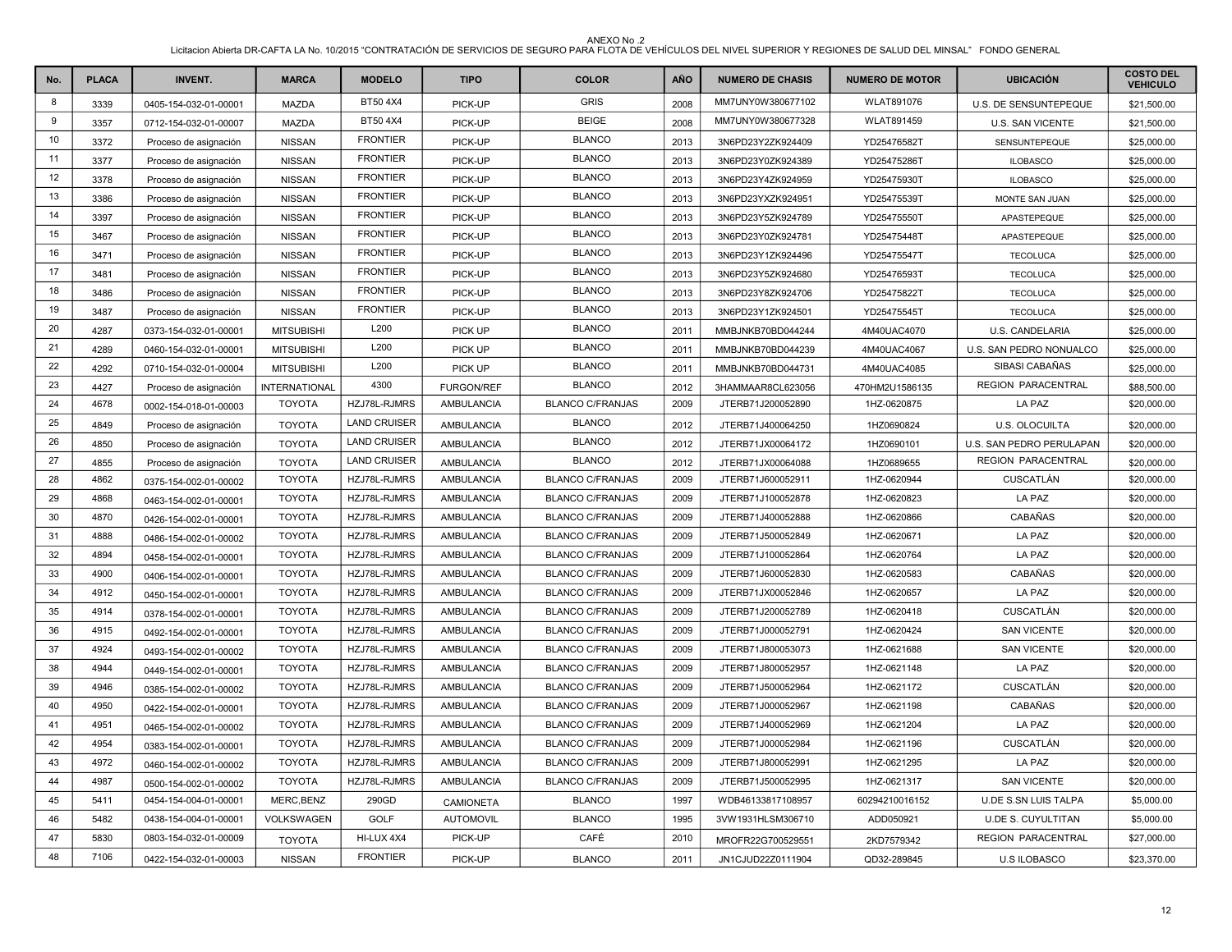ANEXO No .2

Licitacion Abierta DR-CAFTA LA No. 10/2015 "CONTRATACIÓN DE SERVICIOS DE SEGURO PARA FLOTA DE VEHÍCULOS DEL NIVEL SUPERIOR Y REGIONES DE SALUD DEL MINSAL" FONDO GENERAL

| No. | PLACA | INVENT. | MARCA | MODELO | TIPO | COLOR | AÑO | NUMERO DE CHASIS | NUMERO DE MOTOR | UBICACIÓN | COSTO DEL VEHICULO |
|---|---|---|---|---|---|---|---|---|---|---|---|
| 8 | 3339 | 0405-154-032-01-00001 | MAZDA | BT50 4X4 | PICK-UP | GRIS | 2008 | MM7UNY0W380677102 | WLAT891076 | U.S. DE SENSUNTEPEQUE | $21,500.00 |
| 9 | 3357 | 0712-154-032-01-00007 | MAZDA | BT50 4X4 | PICK-UP | BEIGE | 2008 | MM7UNY0W380677328 | WLAT891459 | U.S. SAN VICENTE | $21,500.00 |
| 10 | 3372 | Proceso de asignación | NISSAN | FRONTIER | PICK-UP | BLANCO | 2013 | 3N6PD23Y2ZK924409 | YD25476582T | SENSUNTEPEQUE | $25,000.00 |
| 11 | 3377 | Proceso de asignación | NISSAN | FRONTIER | PICK-UP | BLANCO | 2013 | 3N6PD23Y0ZK924389 | YD25475286T | ILOBASCO | $25,000.00 |
| 12 | 3378 | Proceso de asignación | NISSAN | FRONTIER | PICK-UP | BLANCO | 2013 | 3N6PD23Y4ZK924959 | YD25475930T | ILOBASCO | $25,000.00 |
| 13 | 3386 | Proceso de asignación | NISSAN | FRONTIER | PICK-UP | BLANCO | 2013 | 3N6PD23YXZK924951 | YD25475539T | MONTE SAN JUAN | $25,000.00 |
| 14 | 3397 | Proceso de asignación | NISSAN | FRONTIER | PICK-UP | BLANCO | 2013 | 3N6PD23Y5ZK924789 | YD25475550T | APASTEPEQUE | $25,000.00 |
| 15 | 3467 | Proceso de asignación | NISSAN | FRONTIER | PICK-UP | BLANCO | 2013 | 3N6PD23Y0ZK924781 | YD25475448T | APASTEPEQUE | $25,000.00 |
| 16 | 3471 | Proceso de asignación | NISSAN | FRONTIER | PICK-UP | BLANCO | 2013 | 3N6PD23Y1ZK924496 | YD25475547T | TECOLUCA | $25,000.00 |
| 17 | 3481 | Proceso de asignación | NISSAN | FRONTIER | PICK-UP | BLANCO | 2013 | 3N6PD23Y5ZK924680 | YD25476593T | TECOLUCA | $25,000.00 |
| 18 | 3486 | Proceso de asignación | NISSAN | FRONTIER | PICK-UP | BLANCO | 2013 | 3N6PD23Y8ZK924706 | YD25475822T | TECOLUCA | $25,000.00 |
| 19 | 3487 | Proceso de asignación | NISSAN | FRONTIER | PICK-UP | BLANCO | 2013 | 3N6PD23Y1ZK924501 | YD25475545T | TECOLUCA | $25,000.00 |
| 20 | 4287 | 0373-154-032-01-00001 | MITSUBISHI | L200 | PICK UP | BLANCO | 2011 | MMBJNKB70BD044244 | 4M40UAC4070 | U.S. CANDELARIA | $25,000.00 |
| 21 | 4289 | 0460-154-032-01-00001 | MITSUBISHI | L200 | PICK UP | BLANCO | 2011 | MMBJNKB70BD044239 | 4M40UAC4067 | U.S. SAN PEDRO NONUALCO | $25,000.00 |
| 22 | 4292 | 0710-154-032-01-00004 | MITSUBISHI | L200 | PICK UP | BLANCO | 2011 | MMBJNKB70BD044731 | 4M40UAC4085 | SIBASI CABAÑAS | $25,000.00 |
| 23 | 4427 | Proceso de asignación | INTERNATIONAL | 4300 | FURGON/REF | BLANCO | 2012 | 3HAMMAAR8CL623056 | 470HM2U1586135 | REGION PARACENTRAL | $88,500.00 |
| 24 | 4678 | 0002-154-018-01-00003 | TOYOTA | HZJ78L-RJMRS | AMBULANCIA | BLANCO C/FRANJAS | 2009 | JTERB71J200052890 | 1HZ-0620875 | LA PAZ | $20,000.00 |
| 25 | 4849 | Proceso de asignación | TOYOTA | LAND CRUISER | AMBULANCIA | BLANCO | 2012 | JTERB71J400064250 | 1HZ0690824 | U.S. OLOCUILTA | $20,000.00 |
| 26 | 4850 | Proceso de asignación | TOYOTA | LAND CRUISER | AMBULANCIA | BLANCO | 2012 | JTERB71JX00064172 | 1HZ0690101 | U.S. SAN PEDRO PERULAPAN | $20,000.00 |
| 27 | 4855 | Proceso de asignación | TOYOTA | LAND CRUISER | AMBULANCIA | BLANCO | 2012 | JTERB71JX00064088 | 1HZ0689655 | REGION PARACENTRAL | $20,000.00 |
| 28 | 4862 | 0375-154-002-01-00002 | TOYOTA | HZJ78L-RJMRS | AMBULANCIA | BLANCO C/FRANJAS | 2009 | JTERB71J600052911 | 1HZ-0620944 | CUSCATLÁN | $20,000.00 |
| 29 | 4868 | 0463-154-002-01-00001 | TOYOTA | HZJ78L-RJMRS | AMBULANCIA | BLANCO C/FRANJAS | 2009 | JTERB71J100052878 | 1HZ-0620823 | LA PAZ | $20,000.00 |
| 30 | 4870 | 0426-154-002-01-00001 | TOYOTA | HZJ78L-RJMRS | AMBULANCIA | BLANCO C/FRANJAS | 2009 | JTERB71J400052888 | 1HZ-0620866 | CABAÑAS | $20,000.00 |
| 31 | 4888 | 0486-154-002-01-00002 | TOYOTA | HZJ78L-RJMRS | AMBULANCIA | BLANCO C/FRANJAS | 2009 | JTERB71J500052849 | 1HZ-0620671 | LA PAZ | $20,000.00 |
| 32 | 4894 | 0458-154-002-01-00001 | TOYOTA | HZJ78L-RJMRS | AMBULANCIA | BLANCO C/FRANJAS | 2009 | JTERB71J100052864 | 1HZ-0620764 | LA PAZ | $20,000.00 |
| 33 | 4900 | 0406-154-002-01-00001 | TOYOTA | HZJ78L-RJMRS | AMBULANCIA | BLANCO C/FRANJAS | 2009 | JTERB71J600052830 | 1HZ-0620583 | CABAÑAS | $20,000.00 |
| 34 | 4912 | 0450-154-002-01-00001 | TOYOTA | HZJ78L-RJMRS | AMBULANCIA | BLANCO C/FRANJAS | 2009 | JTERB71JX00052846 | 1HZ-0620657 | LA PAZ | $20,000.00 |
| 35 | 4914 | 0378-154-002-01-00001 | TOYOTA | HZJ78L-RJMRS | AMBULANCIA | BLANCO C/FRANJAS | 2009 | JTERB71J200052789 | 1HZ-0620418 | CUSCATLÁN | $20,000.00 |
| 36 | 4915 | 0492-154-002-01-00001 | TOYOTA | HZJ78L-RJMRS | AMBULANCIA | BLANCO C/FRANJAS | 2009 | JTERB71J000052791 | 1HZ-0620424 | SAN VICENTE | $20,000.00 |
| 37 | 4924 | 0493-154-002-01-00002 | TOYOTA | HZJ78L-RJMRS | AMBULANCIA | BLANCO C/FRANJAS | 2009 | JTERB71J800053073 | 1HZ-0621688 | SAN VICENTE | $20,000.00 |
| 38 | 4944 | 0449-154-002-01-00001 | TOYOTA | HZJ78L-RJMRS | AMBULANCIA | BLANCO C/FRANJAS | 2009 | JTERB71J800052957 | 1HZ-0621148 | LA PAZ | $20,000.00 |
| 39 | 4946 | 0385-154-002-01-00002 | TOYOTA | HZJ78L-RJMRS | AMBULANCIA | BLANCO C/FRANJAS | 2009 | JTERB71J500052964 | 1HZ-0621172 | CUSCATLÁN | $20,000.00 |
| 40 | 4950 | 0422-154-002-01-00001 | TOYOTA | HZJ78L-RJMRS | AMBULANCIA | BLANCO C/FRANJAS | 2009 | JTERB71J000052967 | 1HZ-0621198 | CABAÑAS | $20,000.00 |
| 41 | 4951 | 0465-154-002-01-00002 | TOYOTA | HZJ78L-RJMRS | AMBULANCIA | BLANCO C/FRANJAS | 2009 | JTERB71J400052969 | 1HZ-0621204 | LA PAZ | $20,000.00 |
| 42 | 4954 | 0383-154-002-01-00001 | TOYOTA | HZJ78L-RJMRS | AMBULANCIA | BLANCO C/FRANJAS | 2009 | JTERB71J000052984 | 1HZ-0621196 | CUSCATLÁN | $20,000.00 |
| 43 | 4972 | 0460-154-002-01-00002 | TOYOTA | HZJ78L-RJMRS | AMBULANCIA | BLANCO C/FRANJAS | 2009 | JTERB71J800052991 | 1HZ-0621295 | LA PAZ | $20,000.00 |
| 44 | 4987 | 0500-154-002-01-00002 | TOYOTA | HZJ78L-RJMRS | AMBULANCIA | BLANCO C/FRANJAS | 2009 | JTERB71J500052995 | 1HZ-0621317 | SAN VICENTE | $20,000.00 |
| 45 | 5411 | 0454-154-004-01-00001 | MERC,BENZ | 290GD | CAMIONETA | BLANCO | 1997 | WDB46133817108957 | 60294210016152 | U.DE S.SN LUIS TALPA | $5,000.00 |
| 46 | 5482 | 0438-154-004-01-00001 | VOLKSWAGEN | GOLF | AUTOMOVIL | BLANCO | 1995 | 3VW1931HLSM306710 | ADD050921 | U.DE S. CUYULTITAN | $5,000.00 |
| 47 | 5830 | 0803-154-032-01-00009 | TOYOTA | HI-LUX 4X4 | PICK-UP | CAFÉ | 2010 | MROFR22G700529551 | 2KD7579342 | REGION PARACENTRAL | $27,000.00 |
| 48 | 7106 | 0422-154-032-01-00003 | NISSAN | FRONTIER | PICK-UP | BLANCO | 2011 | JN1CJUD22Z0111904 | QD32-289845 | U.S ILOBASCO | $23,370.00 |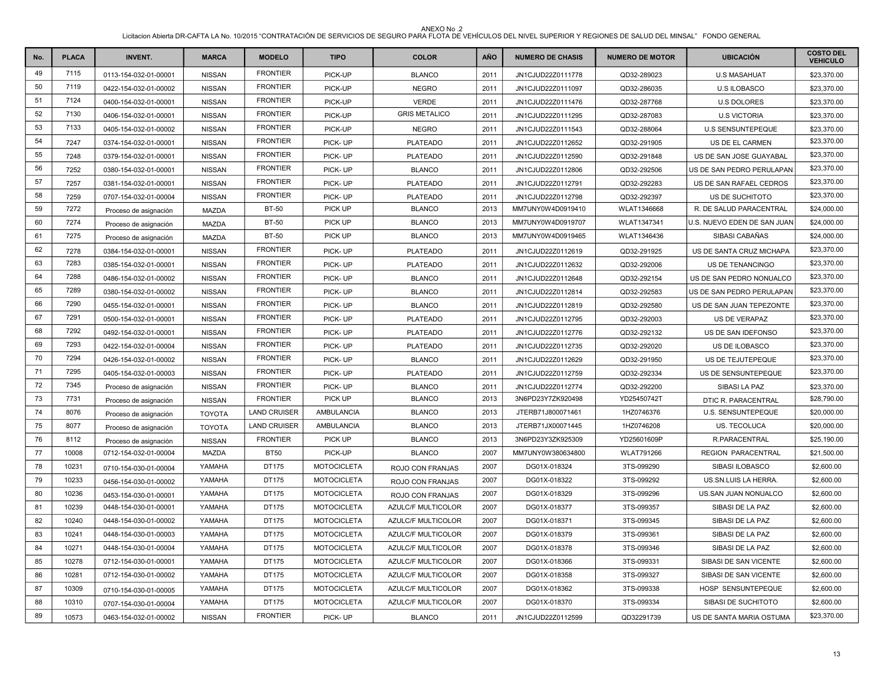ANEXO No .2

Licitacion Abierta DR-CAFTA LA No. 10/2015 "CONTRATACIÓN DE SERVICIOS DE SEGURO PARA FLOTA DE VEHÍCULOS DEL NIVEL SUPERIOR Y REGIONES DE SALUD DEL MINSAL" FONDO GENERAL

| No. | PLACA | INVENT. | MARCA | MODELO | TIPO | COLOR | AÑO | NUMERO DE CHASIS | NUMERO DE MOTOR | UBICACIÓN | COSTO DEL VEHICULO |
|---|---|---|---|---|---|---|---|---|---|---|---|
| 49 | 7115 | 0113-154-032-01-00001 | NISSAN | FRONTIER | PICK-UP | BLANCO | 2011 | JN1CJUD22Z0111778 | QD32-289023 | U.S MASAHUAT | $23,370.00 |
| 50 | 7119 | 0422-154-032-01-00002 | NISSAN | FRONTIER | PICK-UP | NEGRO | 2011 | JN1CJUD22Z0111097 | QD32-286035 | U.S ILOBASCO | $23,370.00 |
| 51 | 7124 | 0400-154-032-01-00001 | NISSAN | FRONTIER | PICK-UP | VERDE | 2011 | JN1CJUD22Z0111476 | QD32-287768 | U.S DOLORES | $23,370.00 |
| 52 | 7130 | 0406-154-032-01-00001 | NISSAN | FRONTIER | PICK-UP | GRIS METALICO | 2011 | JN1CJUD22Z0111295 | QD32-287083 | U.S VICTORIA | $23,370.00 |
| 53 | 7133 | 0405-154-032-01-00002 | NISSAN | FRONTIER | PICK-UP | NEGRO | 2011 | JN1CJUD22Z0111543 | QD32-288064 | U.S SENSUNTEPEQUE | $23,370.00 |
| 54 | 7247 | 0374-154-032-01-00001 | NISSAN | FRONTIER | PICK- UP | PLATEADO | 2011 | JN1CJUD22Z0112652 | QD32-291905 | US DE EL CARMEN | $23,370.00 |
| 55 | 7248 | 0379-154-032-01-00001 | NISSAN | FRONTIER | PICK- UP | PLATEADO | 2011 | JN1CJUD22Z0112590 | QD32-291848 | US DE SAN JOSE GUAYABAL | $23,370.00 |
| 56 | 7252 | 0380-154-032-01-00001 | NISSAN | FRONTIER | PICK- UP | BLANCO | 2011 | JN1CJUD22Z0112806 | QD32-292506 | US DE SAN PEDRO PERULAPAN | $23,370.00 |
| 57 | 7257 | 0381-154-032-01-00001 | NISSAN | FRONTIER | PICK- UP | PLATEADO | 2011 | JN1CJUD22Z0112791 | QD32-292283 | US DE SAN RAFAEL CEDROS | $23,370.00 |
| 58 | 7259 | 0707-154-032-01-00004 | NISSAN | FRONTIER | PICK- UP | PLATEADO | 2011 | JN1CJUD22Z0112798 | QD32-292397 | US DE SUCHITOTO | $23,370.00 |
| 59 | 7272 | Proceso de asignación | MAZDA | BT-50 | PICK UP | BLANCO | 2013 | MM7UNY0W4D0919410 | WLAT1346668 | R. DE SALUD PARACENTRAL | $24,000.00 |
| 60 | 7274 | Proceso de asignación | MAZDA | BT-50 | PICK UP | BLANCO | 2013 | MM7UNY0W4D0919707 | WLAT1347341 | U.S. NUEVO EDEN DE SAN JUAN | $24,000.00 |
| 61 | 7275 | Proceso de asignación | MAZDA | BT-50 | PICK UP | BLANCO | 2013 | MM7UNY0W4D0919465 | WLAT1346436 | SIBASI CABAÑAS | $24,000.00 |
| 62 | 7278 | 0384-154-032-01-00001 | NISSAN | FRONTIER | PICK- UP | PLATEADO | 2011 | JN1CJUD22Z0112619 | QD32-291925 | US DE SANTA CRUZ MICHAPA | $23,370.00 |
| 63 | 7283 | 0385-154-032-01-00001 | NISSAN | FRONTIER | PICK- UP | PLATEADO | 2011 | JN1CJUD22Z0112632 | QD32-292006 | US DE TENANCINGO | $23,370.00 |
| 64 | 7288 | 0486-154-032-01-00002 | NISSAN | FRONTIER | PICK- UP | BLANCO | 2011 | JN1CJUD22Z0112648 | QD32-292154 | US DE SAN PEDRO NONUALCO | $23,370.00 |
| 65 | 7289 | 0380-154-032-01-00002 | NISSAN | FRONTIER | PICK- UP | BLANCO | 2011 | JN1CJUD22Z0112814 | QD32-292583 | US DE SAN PEDRO PERULAPAN | $23,370.00 |
| 66 | 7290 | 0455-154-032-01-00001 | NISSAN | FRONTIER | PICK- UP | BLANCO | 2011 | JN1CJUD22Z0112819 | QD32-292580 | US DE SAN JUAN TEPEZONTE | $23,370.00 |
| 67 | 7291 | 0500-154-032-01-00001 | NISSAN | FRONTIER | PICK- UP | PLATEADO | 2011 | JN1CJUD22Z0112795 | QD32-292003 | US DE VERAPAZ | $23,370.00 |
| 68 | 7292 | 0492-154-032-01-00001 | NISSAN | FRONTIER | PICK- UP | PLATEADO | 2011 | JN1CJUD22Z0112776 | QD32-292132 | US DE SAN IDEFONSO | $23,370.00 |
| 69 | 7293 | 0422-154-032-01-00004 | NISSAN | FRONTIER | PICK- UP | PLATEADO | 2011 | JN1CJUD22Z0112735 | QD32-292020 | US DE ILOBASCO | $23,370.00 |
| 70 | 7294 | 0426-154-032-01-00002 | NISSAN | FRONTIER | PICK- UP | BLANCO | 2011 | JN1CJUD22Z0112629 | QD32-291950 | US DE TEJUTEPEQUE | $23,370.00 |
| 71 | 7295 | 0405-154-032-01-00003 | NISSAN | FRONTIER | PICK- UP | PLATEADO | 2011 | JN1CJUD22Z0112759 | QD32-292334 | US DE SENSUNTEPEQUE | $23,370.00 |
| 72 | 7345 | Proceso de asignación | NISSAN | FRONTIER | PICK- UP | BLANCO | 2011 | JN1CJUD22Z0112774 | QD32-292200 | SIBASI LA PAZ | $23,370.00 |
| 73 | 7731 | Proceso de asignación | NISSAN | FRONTIER | PICK UP | BLANCO | 2013 | 3N6PD23Y7ZK920498 | YD25450742T | DTIC R. PARACENTRAL | $28,790.00 |
| 74 | 8076 | Proceso de asignación | TOYOTA | LAND CRUISER | AMBULANCIA | BLANCO | 2013 | JTERB71J800071461 | 1HZ0746376 | U.S. SENSUNTEPEQUE | $20,000.00 |
| 75 | 8077 | Proceso de asignación | TOYOTA | LAND CRUISER | AMBULANCIA | BLANCO | 2013 | JTERB71JX00071445 | 1HZ0746208 | US. TECOLUCA | $20,000.00 |
| 76 | 8112 | Proceso de asignación | NISSAN | FRONTIER | PICK UP | BLANCO | 2013 | 3N6PD23Y3ZK925309 | YD25601609P | R.PARACENTRAL | $25,190.00 |
| 77 | 10008 | 0712-154-032-01-00004 | MAZDA | BT50 | PICK-UP | BLANCO | 2007 | MM7UNY0W380634800 | WLAT791266 | REGION PARACENTRAL | $21,500.00 |
| 78 | 10231 | 0710-154-030-01-00004 | YAMAHA | DT175 | MOTOCICLETA | ROJO CON FRANJAS | 2007 | DG01X-018324 | 3TS-099290 | SIBASI ILOBASCO | $2,600.00 |
| 79 | 10233 | 0456-154-030-01-00002 | YAMAHA | DT175 | MOTOCICLETA | ROJO CON FRANJAS | 2007 | DG01X-018322 | 3TS-099292 | US.SN.LUIS LA HERRA. | $2,600.00 |
| 80 | 10236 | 0453-154-030-01-00001 | YAMAHA | DT175 | MOTOCICLETA | ROJO CON FRANJAS | 2007 | DG01X-018329 | 3TS-099296 | US.SAN JUAN NONUALCO | $2,600.00 |
| 81 | 10239 | 0448-154-030-01-00001 | YAMAHA | DT175 | MOTOCICLETA | AZULC/F MULTICOLOR | 2007 | DG01X-018377 | 3TS-099357 | SIBASI DE LA PAZ | $2,600.00 |
| 82 | 10240 | 0448-154-030-01-00002 | YAMAHA | DT175 | MOTOCICLETA | AZULC/F MULTICOLOR | 2007 | DG01X-018371 | 3TS-099345 | SIBASI DE LA PAZ | $2,600.00 |
| 83 | 10241 | 0448-154-030-01-00003 | YAMAHA | DT175 | MOTOCICLETA | AZULC/F MULTICOLOR | 2007 | DG01X-018379 | 3TS-099361 | SIBASI DE LA PAZ | $2,600.00 |
| 84 | 10271 | 0448-154-030-01-00004 | YAMAHA | DT175 | MOTOCICLETA | AZULC/F MULTICOLOR | 2007 | DG01X-018378 | 3TS-099346 | SIBASI DE LA PAZ | $2,600.00 |
| 85 | 10278 | 0712-154-030-01-00001 | YAMAHA | DT175 | MOTOCICLETA | AZULC/F MULTICOLOR | 2007 | DG01X-018366 | 3TS-099331 | SIBASI DE SAN VICENTE | $2,600.00 |
| 86 | 10281 | 0712-154-030-01-00002 | YAMAHA | DT175 | MOTOCICLETA | AZULC/F MULTICOLOR | 2007 | DG01X-018358 | 3TS-099327 | SIBASI DE SAN VICENTE | $2,600.00 |
| 87 | 10309 | 0710-154-030-01-00005 | YAMAHA | DT175 | MOTOCICLETA | AZULC/F MULTICOLOR | 2007 | DG01X-018362 | 3TS-099338 | HOSP SENSUNTEPEQUE | $2,600.00 |
| 88 | 10310 | 0707-154-030-01-00004 | YAMAHA | DT175 | MOTOCICLETA | AZULC/F MULTICOLOR | 2007 | DG01X-018370 | 3TS-099334 | SIBASI DE SUCHITOTO | $2,600.00 |
| 89 | 10573 | 0463-154-032-01-00002 | NISSAN | FRONTIER | PICK- UP | BLANCO | 2011 | JN1CJUD22Z0112599 | QD32291739 | US DE SANTA MARIA OSTUMA | $23,370.00 |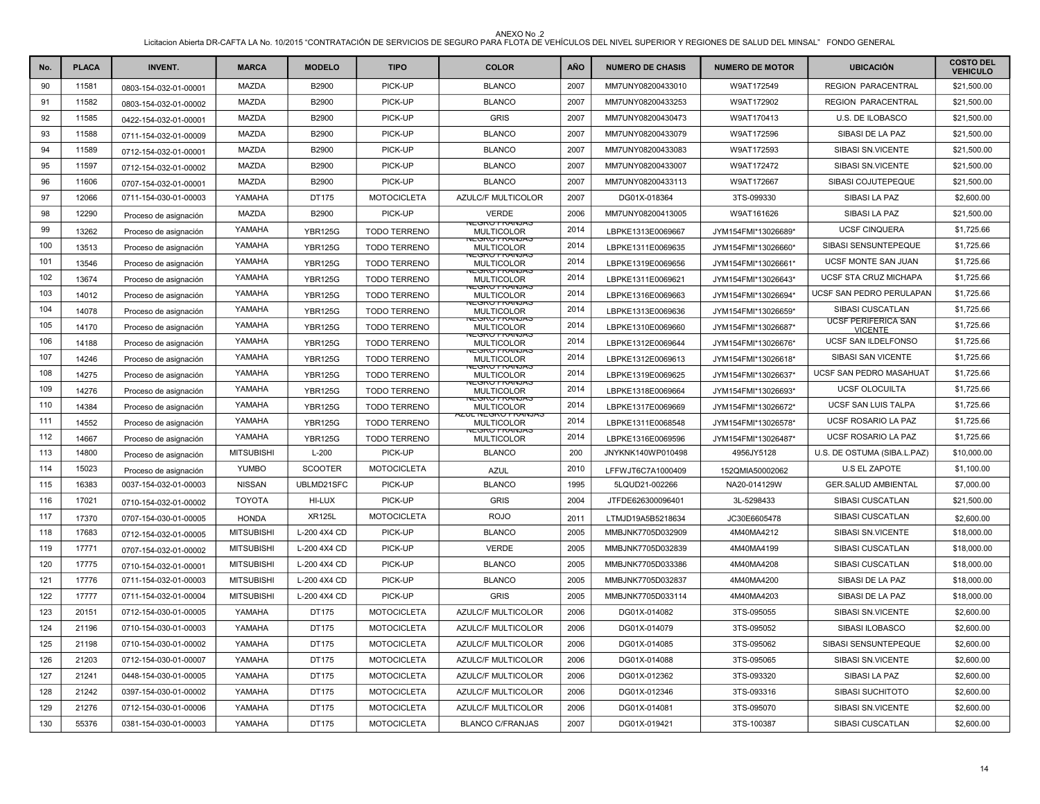ANEXO No .2

Licitacion Abierta DR-CAFTA LA No. 10/2015 "CONTRATACIÓN DE SERVICIOS DE SEGURO PARA FLOTA DE VEHÍCULOS DEL NIVEL SUPERIOR Y REGIONES DE SALUD DEL MINSAL" FONDO GENERAL

| No. | PLACA | INVENT. | MARCA | MODELO | TIPO | COLOR | AÑO | NUMERO DE CHASIS | NUMERO DE MOTOR | UBICACIÓN | COSTO DEL VEHICULO |
|---|---|---|---|---|---|---|---|---|---|---|---|
| 90 | 11581 | 0803-154-032-01-00001 | MAZDA | B2900 | PICK-UP | BLANCO | 2007 | MM7UNY08200433010 | W9AT172549 | REGION PARACENTRAL | $21,500.00 |
| 91 | 11582 | 0803-154-032-01-00002 | MAZDA | B2900 | PICK-UP | BLANCO | 2007 | MM7UNY08200433253 | W9AT172902 | REGION PARACENTRAL | $21,500.00 |
| 92 | 11585 | 0422-154-032-01-00001 | MAZDA | B2900 | PICK-UP | GRIS | 2007 | MM7UNY08200430473 | W9AT170413 | U.S. DE ILOBASCO | $21,500.00 |
| 93 | 11588 | 0711-154-032-01-00009 | MAZDA | B2900 | PICK-UP | BLANCO | 2007 | MM7UNY08200433079 | W9AT172596 | SIBASI DE LA PAZ | $21,500.00 |
| 94 | 11589 | 0712-154-032-01-00001 | MAZDA | B2900 | PICK-UP | BLANCO | 2007 | MM7UNY08200433083 | W9AT172593 | SIBASI SN.VICENTE | $21,500.00 |
| 95 | 11597 | 0712-154-032-01-00002 | MAZDA | B2900 | PICK-UP | BLANCO | 2007 | MM7UNY08200433007 | W9AT172472 | SIBASI SN.VICENTE | $21,500.00 |
| 96 | 11606 | 0707-154-032-01-00001 | MAZDA | B2900 | PICK-UP | BLANCO | 2007 | MM7UNY08200433113 | W9AT172667 | SIBASI COJUTEPEQUE | $21,500.00 |
| 97 | 12066 | 0711-154-030-01-00003 | YAMAHA | DT175 | MOTOCICLETA | AZULC/F MULTICOLOR | 2007 | DG01X-018364 | 3TS-099330 | SIBASI LA PAZ | $2,600.00 |
| 98 | 12290 | Proceso de asignación | MAZDA | B2900 | PICK-UP | VERDE | 2006 | MM7UNY08200413005 | W9AT161626 | SIBASI LA PAZ | $21,500.00 |
| 99 | 13262 | Proceso de asignación | YAMAHA | YBR125G | TODO TERRENO | NEGRO FRANJAS MULTICOLOR | 2014 | LBPKE1313E0069667 | JYM154FMI*13026689* | UCSF CINQUERA | $1,725.66 |
| 100 | 13513 | Proceso de asignación | YAMAHA | YBR125G | TODO TERRENO | NEGRO FRANJAS MULTICOLOR | 2014 | LBPKE1311E0069635 | JYM154FMI*13026660* | SIBASI SENSUNTEPEQUE | $1,725.66 |
| 101 | 13546 | Proceso de asignación | YAMAHA | YBR125G | TODO TERRENO | NEGRO FRANJAS MULTICOLOR | 2014 | LBPKE1319E0069656 | JYM154FMI*13026661* | UCSF MONTE SAN JUAN | $1,725.66 |
| 102 | 13674 | Proceso de asignación | YAMAHA | YBR125G | TODO TERRENO | NEGRO FRANJAS MULTICOLOR | 2014 | LBPKE1311E0069621 | JYM154FMI*13026643* | UCSF STA CRUZ MICHAPA | $1,725.66 |
| 103 | 14012 | Proceso de asignación | YAMAHA | YBR125G | TODO TERRENO | NEGRO FRANJAS MULTICOLOR | 2014 | LBPKE1316E0069663 | JYM154FMI*13026694* | UCSF SAN PEDRO PERULAPAN | $1,725.66 |
| 104 | 14078 | Proceso de asignación | YAMAHA | YBR125G | TODO TERRENO | NEGRO FRANJAS MULTICOLOR | 2014 | LBPKE1313E0069636 | JYM154FMI*13026659* | SIBASI CUSCATLAN | $1,725.66 |
| 105 | 14170 | Proceso de asignación | YAMAHA | YBR125G | TODO TERRENO | NEGRO FRANJAS MULTICOLOR | 2014 | LBPKE1310E0069660 | JYM154FMI*13026687* | UCSF PERIFERICA SAN VICENTE | $1,725.66 |
| 106 | 14188 | Proceso de asignación | YAMAHA | YBR125G | TODO TERRENO | NEGRO FRANJAS MULTICOLOR | 2014 | LBPKE1312E0069644 | JYM154FMI*13026676* | UCSF SAN ILDELFONSO | $1,725.66 |
| 107 | 14246 | Proceso de asignación | YAMAHA | YBR125G | TODO TERRENO | NEGRO FRANJAS MULTICOLOR | 2014 | LBPKE1312E0069613 | JYM154FMI*13026618* | SIBASI SAN VICENTE | $1,725.66 |
| 108 | 14275 | Proceso de asignación | YAMAHA | YBR125G | TODO TERRENO | NEGRO FRANJAS MULTICOLOR | 2014 | LBPKE1319E0069625 | JYM154FMI*13026637* | UCSF SAN PEDRO MASAHUAT | $1,725.66 |
| 109 | 14276 | Proceso de asignación | YAMAHA | YBR125G | TODO TERRENO | NEGRO FRANJAS MULTICOLOR | 2014 | LBPKE1318E0069664 | JYM154FMI*13026693* | UCSF OLOCUILTA | $1,725.66 |
| 110 | 14384 | Proceso de asignación | YAMAHA | YBR125G | TODO TERRENO | NEGRO FRANJAS MULTICOLOR | 2014 | LBPKE1317E0069669 | JYM154FMI*13026672* | UCSF SAN LUIS TALPA | $1,725.66 |
| 111 | 14552 | Proceso de asignación | YAMAHA | YBR125G | TODO TERRENO | AZUL NEGRO FRANJAS MULTICOLOR | 2014 | LBPKE1311E0068548 | JYM154FMI*13026578* | UCSF ROSARIO LA PAZ | $1,725.66 |
| 112 | 14667 | Proceso de asignación | YAMAHA | YBR125G | TODO TERRENO | NEGRO FRANJAS MULTICOLOR | 2014 | LBPKE1316E0069596 | JYM154FMI*13026487* | UCSF ROSARIO LA PAZ | $1,725.66 |
| 113 | 14800 | Proceso de asignación | MITSUBISHI | L-200 | PICK-UP | BLANCO | 200 | JNYKNK140WP010498 | 4956JY5128 | U.S. DE OSTUMA (SIBA.L.PAZ) | $10,000.00 |
| 114 | 15023 | Proceso de asignación | YUMBO | SCOOTER | MOTOCICLETA | AZUL | 2010 | LFFWJT6C7A1000409 | 152QMIA50002062 | U.S EL ZAPOTE | $1,100.00 |
| 115 | 16383 | 0037-154-032-01-00003 | NISSAN | UBLMD21SFC | PICK-UP | BLANCO | 1995 | 5LQUD21-002266 | NA20-014129W | GER.SALUD AMBIENTAL | $7,000.00 |
| 116 | 17021 | 0710-154-032-01-00002 | TOYOTA | HI-LUX | PICK-UP | GRIS | 2004 | JTFDE626300096401 | 3L-5298433 | SIBASI CUSCATLAN | $21,500.00 |
| 117 | 17370 | 0707-154-030-01-00005 | HONDA | XR125L | MOTOCICLETA | ROJO | 2011 | LTMJD19A5B5218634 | JC30E6605478 | SIBASI CUSCATLAN | $2,600.00 |
| 118 | 17683 | 0712-154-032-01-00005 | MITSUBISHI | L-200 4X4 CD | PICK-UP | BLANCO | 2005 | MMBJNK7705D032909 | 4M40MA4212 | SIBASI SN.VICENTE | $18,000.00 |
| 119 | 17771 | 0707-154-032-01-00002 | MITSUBISHI | L-200 4X4 CD | PICK-UP | VERDE | 2005 | MMBJNK7705D032839 | 4M40MA4199 | SIBASI CUSCATLAN | $18,000.00 |
| 120 | 17775 | 0710-154-032-01-00001 | MITSUBISHI | L-200 4X4 CD | PICK-UP | BLANCO | 2005 | MMBJNK7705D033386 | 4M40MA4208 | SIBASI CUSCATLAN | $18,000.00 |
| 121 | 17776 | 0711-154-032-01-00003 | MITSUBISHI | L-200 4X4 CD | PICK-UP | BLANCO | 2005 | MMBJNK7705D032837 | 4M40MA4200 | SIBASI DE LA PAZ | $18,000.00 |
| 122 | 17777 | 0711-154-032-01-00004 | MITSUBISHI | L-200 4X4 CD | PICK-UP | GRIS | 2005 | MMBJNK7705D033114 | 4M40MA4203 | SIBASI DE LA PAZ | $18,000.00 |
| 123 | 20151 | 0712-154-030-01-00005 | YAMAHA | DT175 | MOTOCICLETA | AZULC/F MULTICOLOR | 2006 | DG01X-014082 | 3TS-095055 | SIBASI SN.VICENTE | $2,600.00 |
| 124 | 21196 | 0710-154-030-01-00003 | YAMAHA | DT175 | MOTOCICLETA | AZULC/F MULTICOLOR | 2006 | DG01X-014079 | 3TS-095052 | SIBASI ILOBASCO | $2,600.00 |
| 125 | 21198 | 0710-154-030-01-00002 | YAMAHA | DT175 | MOTOCICLETA | AZULC/F MULTICOLOR | 2006 | DG01X-014085 | 3TS-095062 | SIBASI SENSUNTEPEQUE | $2,600.00 |
| 126 | 21203 | 0712-154-030-01-00007 | YAMAHA | DT175 | MOTOCICLETA | AZULC/F MULTICOLOR | 2006 | DG01X-014088 | 3TS-095065 | SIBASI SN.VICENTE | $2,600.00 |
| 127 | 21241 | 0448-154-030-01-00005 | YAMAHA | DT175 | MOTOCICLETA | AZULC/F MULTICOLOR | 2006 | DG01X-012362 | 3TS-093320 | SIBASI LA PAZ | $2,600.00 |
| 128 | 21242 | 0397-154-030-01-00002 | YAMAHA | DT175 | MOTOCICLETA | AZULC/F MULTICOLOR | 2006 | DG01X-012346 | 3TS-093316 | SIBASI SUCHITOTO | $2,600.00 |
| 129 | 21276 | 0712-154-030-01-00006 | YAMAHA | DT175 | MOTOCICLETA | AZULC/F MULTICOLOR | 2006 | DG01X-014081 | 3TS-095070 | SIBASI SN.VICENTE | $2,600.00 |
| 130 | 55376 | 0381-154-030-01-00003 | YAMAHA | DT175 | MOTOCICLETA | BLANCO C/FRANJAS | 2007 | DG01X-019421 | 3TS-100387 | SIBASI CUSCATLAN | $2,600.00 |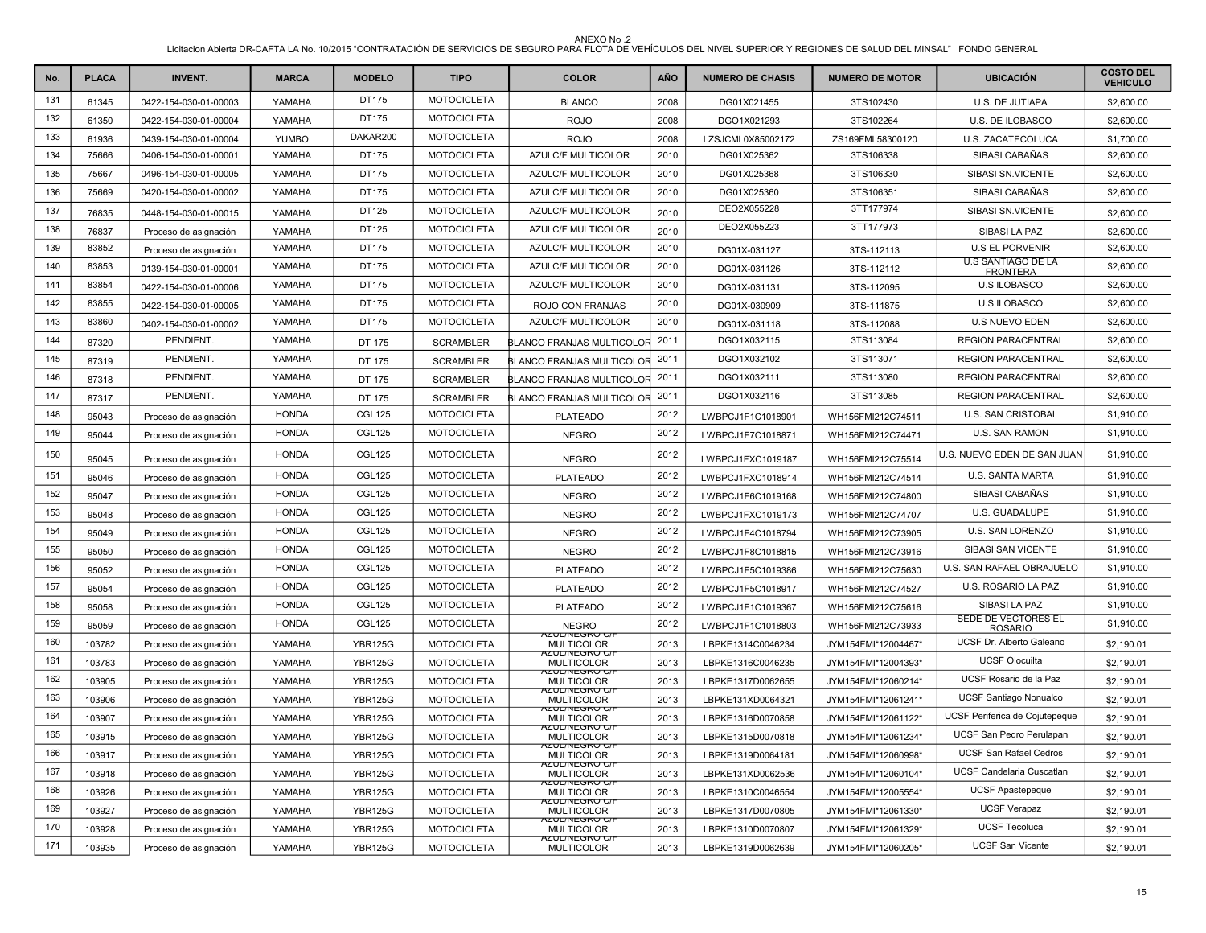ANEXO No .2

Licitacion Abierta DR-CAFTA LA No. 10/2015 "CONTRATACIÓN DE SERVICIOS DE SEGURO PARA FLOTA DE VEHÍCULOS DEL NIVEL SUPERIOR Y REGIONES DE SALUD DEL MINSAL" FONDO GENERAL

| No. | PLACA | INVENT. | MARCA | MODELO | TIPO | COLOR | AÑO | NUMERO DE CHASIS | NUMERO DE MOTOR | UBICACIÓN | COSTO DEL VEHICULO |
|---|---|---|---|---|---|---|---|---|---|---|---|
| 131 | 61345 | 0422-154-030-01-00003 | YAMAHA | DT175 | MOTOCICLETA | BLANCO | 2008 | DG01X021455 | 3TS102430 | U.S. DE JUTIAPA | $2,600.00 |
| 132 | 61350 | 0422-154-030-01-00004 | YAMAHA | DT175 | MOTOCICLETA | ROJO | 2008 | DGO1X021293 | 3TS102264 | U.S. DE ILOBASCO | $2,600.00 |
| 133 | 61936 | 0439-154-030-01-00004 | YUMBO | DAKAR200 | MOTOCICLETA | ROJO | 2008 | LZSJCML0X85002172 | ZS169FML58300120 | U.S. ZACATECOLUCA | $1,700.00 |
| 134 | 75666 | 0406-154-030-01-00001 | YAMAHA | DT175 | MOTOCICLETA | AZULC/F MULTICOLOR | 2010 | DG01X025362 | 3TS106338 | SIBASI CABAÑAS | $2,600.00 |
| 135 | 75667 | 0496-154-030-01-00005 | YAMAHA | DT175 | MOTOCICLETA | AZULC/F MULTICOLOR | 2010 | DG01X025368 | 3TS106330 | SIBASI SN.VICENTE | $2,600.00 |
| 136 | 75669 | 0420-154-030-01-00002 | YAMAHA | DT175 | MOTOCICLETA | AZULC/F MULTICOLOR | 2010 | DG01X025360 | 3TS106351 | SIBASI CABAÑAS | $2,600.00 |
| 137 | 76835 | 0448-154-030-01-00015 | YAMAHA | DT125 | MOTOCICLETA | AZULC/F MULTICOLOR | 2010 | DEO2X055228 | 3TT177974 | SIBASI SN.VICENTE | $2,600.00 |
| 138 | 76837 | Proceso de asignación | YAMAHA | DT125 | MOTOCICLETA | AZULC/F MULTICOLOR | 2010 | DEO2X055223 | 3TT177973 | SIBASI LA PAZ | $2,600.00 |
| 139 | 83852 | Proceso de asignación | YAMAHA | DT175 | MOTOCICLETA | AZULC/F MULTICOLOR | 2010 | DG01X-031127 | 3TS-112113 | U.S EL PORVENIR | $2,600.00 |
| 140 | 83853 | 0139-154-030-01-00001 | YAMAHA | DT175 | MOTOCICLETA | AZULC/F MULTICOLOR | 2010 | DG01X-031126 | 3TS-112112 | U.S SANTIAGO DE LA FRONTERA | $2,600.00 |
| 141 | 83854 | 0422-154-030-01-00006 | YAMAHA | DT175 | MOTOCICLETA | AZULC/F MULTICOLOR | 2010 | DG01X-031131 | 3TS-112095 | U.S ILOBASCO | $2,600.00 |
| 142 | 83855 | 0422-154-030-01-00005 | YAMAHA | DT175 | MOTOCICLETA | ROJO CON FRANJAS | 2010 | DG01X-030909 | 3TS-111875 | U.S ILOBASCO | $2,600.00 |
| 143 | 83860 | 0402-154-030-01-00002 | YAMAHA | DT175 | MOTOCICLETA | AZULC/F MULTICOLOR | 2010 | DG01X-031118 | 3TS-112088 | U.S NUEVO EDEN | $2,600.00 |
| 144 | 87320 | PENDIENT. | YAMAHA | DT 175 | SCRAMBLER | BLANCO FRANJAS MULTICOLOR | 2011 | DGO1X032115 | 3TS113084 | REGION PARACENTRAL | $2,600.00 |
| 145 | 87319 | PENDIENT. | YAMAHA | DT 175 | SCRAMBLER | BLANCO FRANJAS MULTICOLOR | 2011 | DGO1X032102 | 3TS113071 | REGION PARACENTRAL | $2,600.00 |
| 146 | 87318 | PENDIENT. | YAMAHA | DT 175 | SCRAMBLER | BLANCO FRANJAS MULTICOLOR | 2011 | DGO1X032111 | 3TS113080 | REGION PARACENTRAL | $2,600.00 |
| 147 | 87317 | PENDIENT. | YAMAHA | DT 175 | SCRAMBLER | BLANCO FRANJAS MULTICOLOR | 2011 | DGO1X032116 | 3TS113085 | REGION PARACENTRAL | $2,600.00 |
| 148 | 95043 | Proceso de asignación | HONDA | CGL125 | MOTOCICLETA | PLATEADO | 2012 | LWBPCJ1F1C1018901 | WH156FMI212C74511 | U.S. SAN CRISTOBAL | $1,910.00 |
| 149 | 95044 | Proceso de asignación | HONDA | CGL125 | MOTOCICLETA | NEGRO | 2012 | LWBPCJ1F7C1018871 | WH156FMI212C74471 | U.S. SAN RAMON | $1,910.00 |
| 150 | 95045 | Proceso de asignación | HONDA | CGL125 | MOTOCICLETA | NEGRO | 2012 | LWBPCJ1FXC1019187 | WH156FMI212C75514 | U.S. NUEVO EDEN DE SAN JUAN | $1,910.00 |
| 151 | 95046 | Proceso de asignación | HONDA | CGL125 | MOTOCICLETA | PLATEADO | 2012 | LWBPCJ1FXC1018914 | WH156FMI212C74514 | U.S. SANTA MARTA | $1,910.00 |
| 152 | 95047 | Proceso de asignación | HONDA | CGL125 | MOTOCICLETA | NEGRO | 2012 | LWBPCJ1F6C1019168 | WH156FMI212C74800 | SIBASI CABAÑAS | $1,910.00 |
| 153 | 95048 | Proceso de asignación | HONDA | CGL125 | MOTOCICLETA | NEGRO | 2012 | LWBPCJ1FXC1019173 | WH156FMI212C74707 | U.S. GUADALUPE | $1,910.00 |
| 154 | 95049 | Proceso de asignación | HONDA | CGL125 | MOTOCICLETA | NEGRO | 2012 | LWBPCJ1F4C1018794 | WH156FMI212C73905 | U.S. SAN LORENZO | $1,910.00 |
| 155 | 95050 | Proceso de asignación | HONDA | CGL125 | MOTOCICLETA | NEGRO | 2012 | LWBPCJ1F8C1018815 | WH156FMI212C73916 | SIBASI SAN VICENTE | $1,910.00 |
| 156 | 95052 | Proceso de asignación | HONDA | CGL125 | MOTOCICLETA | PLATEADO | 2012 | LWBPCJ1F5C1019386 | WH156FMI212C75630 | U.S. SAN RAFAEL OBRAJUELO | $1,910.00 |
| 157 | 95054 | Proceso de asignación | HONDA | CGL125 | MOTOCICLETA | PLATEADO | 2012 | LWBPCJ1F5C1018917 | WH156FMI212C74527 | U.S. ROSARIO LA PAZ | $1,910.00 |
| 158 | 95058 | Proceso de asignación | HONDA | CGL125 | MOTOCICLETA | PLATEADO | 2012 | LWBPCJ1F1C1019367 | WH156FMI212C75616 | SIBASI LA PAZ | $1,910.00 |
| 159 | 95059 | Proceso de asignación | HONDA | CGL125 | MOTOCICLETA | NEGRO | 2012 | LWBPCJ1F1C1018803 | WH156FMI212C73933 | SEDE DE VECTORES EL ROSARIO | $1,910.00 |
| 160 | 103782 | Proceso de asignación | YAMAHA | YBR125G | MOTOCICLETA | AZULNEGRO C/F MULTICOLOR | 2013 | LBPKE1314C0046234 | JYM154FMI*12004467* | UCSF Dr. Alberto Galeano | $2,190.01 |
| 161 | 103783 | Proceso de asignación | YAMAHA | YBR125G | MOTOCICLETA | AZULNEGRO C/F MULTICOLOR | 2013 | LBPKE1316C0046235 | JYM154FMI*12004393* | UCSF Olocuilta | $2,190.01 |
| 162 | 103905 | Proceso de asignación | YAMAHA | YBR125G | MOTOCICLETA | AZULNEGRO C/F MULTICOLOR | 2013 | LBPKE1317D0062655 | JYM154FMI*12060214* | UCSF Rosario de la Paz | $2,190.01 |
| 163 | 103906 | Proceso de asignación | YAMAHA | YBR125G | MOTOCICLETA | AZULNEGRO C/F MULTICOLOR | 2013 | LBPKE131XD0064321 | JYM154FMI*12061241* | UCSF Santiago Nonualco | $2,190.01 |
| 164 | 103907 | Proceso de asignación | YAMAHA | YBR125G | MOTOCICLETA | AZULNEGRO C/F MULTICOLOR | 2013 | LBPKE1316D0070858 | JYM154FMI*12061122* | UCSF Periferica de Cojutepeque | $2,190.01 |
| 165 | 103915 | Proceso de asignación | YAMAHA | YBR125G | MOTOCICLETA | AZULNEGRO C/F MULTICOLOR | 2013 | LBPKE1315D0070818 | JYM154FMI*12061234* | UCSF San Pedro Perulapan | $2,190.01 |
| 166 | 103917 | Proceso de asignación | YAMAHA | YBR125G | MOTOCICLETA | AZULNEGRO C/F MULTICOLOR | 2013 | LBPKE1319D0064181 | JYM154FMI*12060998* | UCSF San Rafael Cedros | $2,190.01 |
| 167 | 103918 | Proceso de asignación | YAMAHA | YBR125G | MOTOCICLETA | AZULNEGRO C/F MULTICOLOR | 2013 | LBPKE131XD0062536 | JYM154FMI*12060104* | UCSF Candelaria Cuscatlan | $2,190.01 |
| 168 | 103926 | Proceso de asignación | YAMAHA | YBR125G | MOTOCICLETA | AZULNEGRO C/F MULTICOLOR | 2013 | LBPKE1310C0046554 | JYM154FMI*12005554* | UCSF Apastepeque | $2,190.01 |
| 169 | 103927 | Proceso de asignación | YAMAHA | YBR125G | MOTOCICLETA | AZULNEGRO C/F MULTICOLOR | 2013 | LBPKE1317D0070805 | JYM154FMI*12061330* | UCSF Verapaz | $2,190.01 |
| 170 | 103928 | Proceso de asignación | YAMAHA | YBR125G | MOTOCICLETA | AZULNEGRO C/F MULTICOLOR | 2013 | LBPKE1310D0070807 | JYM154FMI*12061329* | UCSF Tecoluca | $2,190.01 |
| 171 | 103935 | Proceso de asignación | YAMAHA | YBR125G | MOTOCICLETA | AZULNEGRO C/F MULTICOLOR | 2013 | LBPKE1319D0062639 | JYM154FMI*12060205* | UCSF San Vicente | $2,190.01 |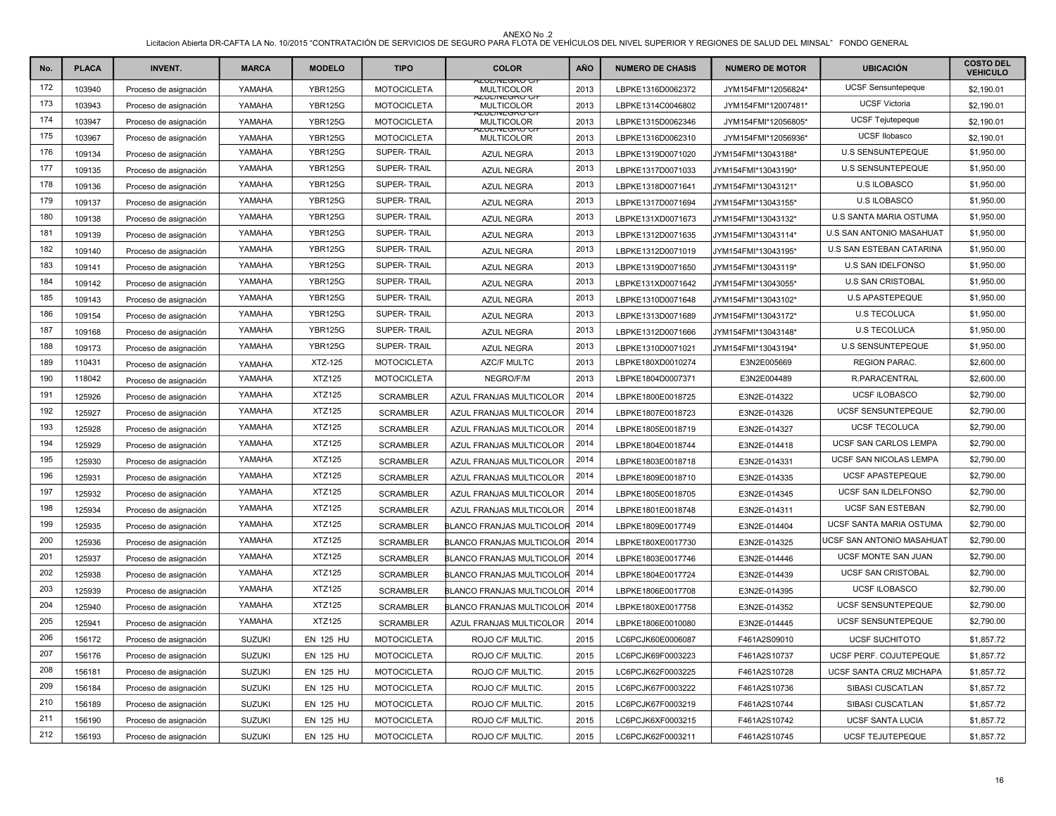ANEXO No .2

Licitacion Abierta DR-CAFTA LA No. 10/2015 "CONTRATACIÓN DE SERVICIOS DE SEGURO PARA FLOTA DE VEHÍCULOS DEL NIVEL SUPERIOR Y REGIONES DE SALUD DEL MINSAL" FONDO GENERAL

| No. | PLACA | INVENT. | MARCA | MODELO | TIPO | COLOR | AÑO | NUMERO DE CHASIS | NUMERO DE MOTOR | UBICACIÓN | COSTO DEL VEHICULO |
|---|---|---|---|---|---|---|---|---|---|---|---|
| 172 | 103940 | Proceso de asignación | YAMAHA | YBR125G | MOTOCICLETA | AZUL/NEGRO C/ MULTICOLOR | 2013 | LBPKE1316D0062372 | JYM154FMI*12056824* | UCSF Sensuntepeque | $2,190.01 |
| 173 | 103943 | Proceso de asignación | YAMAHA | YBR125G | MOTOCICLETA | AZUL/NEGRO C/ MULTICOLOR | 2013 | LBPKE1314C0046802 | JYM154FMI*12007481* | UCSF Victoria | $2,190.01 |
| 174 | 103947 | Proceso de asignación | YAMAHA | YBR125G | MOTOCICLETA | AZUL/NEGRO C/ MULTICOLOR | 2013 | LBPKE1315D0062346 | JYM154FMI*12056805* | UCSF Tejutepeque | $2,190.01 |
| 175 | 103967 | Proceso de asignación | YAMAHA | YBR125G | MOTOCICLETA | AZUL/NEGRO C/ MULTICOLOR | 2013 | LBPKE1316D0062310 | JYM154FMI*12056936* | UCSF Ilobasco | $2,190.01 |
| 176 | 109134 | Proceso de asignación | YAMAHA | YBR125G | SUPER- TRAIL | AZUL NEGRA | 2013 | LBPKE1319D0071020 | JYM154FMI*13043188* | U.S SENSUNTEPEQUE | $1,950.00 |
| 177 | 109135 | Proceso de asignación | YAMAHA | YBR125G | SUPER- TRAIL | AZUL NEGRA | 2013 | LBPKE1317D0071033 | JYM154FMI*13043190* | U.S SENSUNTEPEQUE | $1,950.00 |
| 178 | 109136 | Proceso de asignación | YAMAHA | YBR125G | SUPER- TRAIL | AZUL NEGRA | 2013 | LBPKE1318D0071641 | JYM154FMI*13043121* | U.S ILOBASCO | $1,950.00 |
| 179 | 109137 | Proceso de asignación | YAMAHA | YBR125G | SUPER- TRAIL | AZUL NEGRA | 2013 | LBPKE1317D0071694 | JYM154FMI*13043155* | U.S ILOBASCO | $1,950.00 |
| 180 | 109138 | Proceso de asignación | YAMAHA | YBR125G | SUPER- TRAIL | AZUL NEGRA | 2013 | LBPKE131XD0071673 | JYM154FMI*13043132* | U.S SANTA MARIA OSTUMA | $1,950.00 |
| 181 | 109139 | Proceso de asignación | YAMAHA | YBR125G | SUPER- TRAIL | AZUL NEGRA | 2013 | LBPKE1312D0071635 | JYM154FMI*13043114* | U.S SAN ANTONIO MASAHUAT | $1,950.00 |
| 182 | 109140 | Proceso de asignación | YAMAHA | YBR125G | SUPER- TRAIL | AZUL NEGRA | 2013 | LBPKE1312D0071019 | JYM154FMI*13043195* | U.S SAN ESTEBAN CATARINA | $1,950.00 |
| 183 | 109141 | Proceso de asignación | YAMAHA | YBR125G | SUPER- TRAIL | AZUL NEGRA | 2013 | LBPKE1319D0071650 | JYM154FMI*13043119* | U.S SAN IDELFONSO | $1,950.00 |
| 184 | 109142 | Proceso de asignación | YAMAHA | YBR125G | SUPER- TRAIL | AZUL NEGRA | 2013 | LBPKE131XD0071642 | JYM154FMI*13043055* | U.S SAN CRISTOBAL | $1,950.00 |
| 185 | 109143 | Proceso de asignación | YAMAHA | YBR125G | SUPER- TRAIL | AZUL NEGRA | 2013 | LBPKE1310D0071648 | JYM154FMI*13043102* | U.S APASTEPEQUE | $1,950.00 |
| 186 | 109154 | Proceso de asignación | YAMAHA | YBR125G | SUPER- TRAIL | AZUL NEGRA | 2013 | LBPKE1313D0071689 | JYM154FMI*13043172* | U.S TECOLUCA | $1,950.00 |
| 187 | 109168 | Proceso de asignación | YAMAHA | YBR125G | SUPER- TRAIL | AZUL NEGRA | 2013 | LBPKE1312D0071666 | JYM154FMI*13043148* | U.S TECOLUCA | $1,950.00 |
| 188 | 109173 | Proceso de asignación | YAMAHA | YBR125G | SUPER- TRAIL | AZUL NEGRA | 2013 | LBPKE1310D0071021 | JYM154FMI*13043194* | U.S SENSUNTEPEQUE | $1,950.00 |
| 189 | 110431 | Proceso de asignación | YAMAHA | XTZ-125 | MOTOCICLETA | AZC/F MULTC | 2013 | LBPKE180XD0010274 | E3N2E005669 | REGION PARAC. | $2,600.00 |
| 190 | 118042 | Proceso de asignación | YAMAHA | XTZ125 | MOTOCICLETA | NEGRO/F/M | 2013 | LBPKE1804D0007371 | E3N2E004489 | R.PARACENTRAL | $2,600.00 |
| 191 | 125926 | Proceso de asignación | YAMAHA | XTZ125 | SCRAMBLER | AZUL FRANJAS MULTICOLOR | 2014 | LBPKE1800E0018725 | E3N2E-014322 | UCSF ILOBASCO | $2,790.00 |
| 192 | 125927 | Proceso de asignación | YAMAHA | XTZ125 | SCRAMBLER | AZUL FRANJAS MULTICOLOR | 2014 | LBPKE1807E0018723 | E3N2E-014326 | UCSF SENSUNTEPEQUE | $2,790.00 |
| 193 | 125928 | Proceso de asignación | YAMAHA | XTZ125 | SCRAMBLER | AZUL FRANJAS MULTICOLOR | 2014 | LBPKE1805E0018719 | E3N2E-014327 | UCSF TECOLUCA | $2,790.00 |
| 194 | 125929 | Proceso de asignación | YAMAHA | XTZ125 | SCRAMBLER | AZUL FRANJAS MULTICOLOR | 2014 | LBPKE1804E0018744 | E3N2E-014418 | UCSF SAN CARLOS LEMPA | $2,790.00 |
| 195 | 125930 | Proceso de asignación | YAMAHA | XTZ125 | SCRAMBLER | AZUL FRANJAS MULTICOLOR | 2014 | LBPKE1803E0018718 | E3N2E-014331 | UCSF SAN NICOLAS LEMPA | $2,790.00 |
| 196 | 125931 | Proceso de asignación | YAMAHA | XTZ125 | SCRAMBLER | AZUL FRANJAS MULTICOLOR | 2014 | LBPKE1809E0018710 | E3N2E-014335 | UCSF APASTEPEQUE | $2,790.00 |
| 197 | 125932 | Proceso de asignación | YAMAHA | XTZ125 | SCRAMBLER | AZUL FRANJAS MULTICOLOR | 2014 | LBPKE1805E0018705 | E3N2E-014345 | UCSF SAN ILDELFONSO | $2,790.00 |
| 198 | 125934 | Proceso de asignación | YAMAHA | XTZ125 | SCRAMBLER | AZUL FRANJAS MULTICOLOR | 2014 | LBPKE1801E0018748 | E3N2E-014311 | UCSF SAN ESTEBAN | $2,790.00 |
| 199 | 125935 | Proceso de asignación | YAMAHA | XTZ125 | SCRAMBLER | BLANCO FRANJAS MULTICOLOR | 2014 | LBPKE1809E0017749 | E3N2E-014404 | UCSF SANTA MARIA OSTUMA | $2,790.00 |
| 200 | 125936 | Proceso de asignación | YAMAHA | XTZ125 | SCRAMBLER | BLANCO FRANJAS MULTICOLOR | 2014 | LBPKE180XE0017730 | E3N2E-014325 | UCSF SAN ANTONIO MASAHUAT | $2,790.00 |
| 201 | 125937 | Proceso de asignación | YAMAHA | XTZ125 | SCRAMBLER | BLANCO FRANJAS MULTICOLOR | 2014 | LBPKE1803E0017746 | E3N2E-014446 | UCSF MONTE SAN JUAN | $2,790.00 |
| 202 | 125938 | Proceso de asignación | YAMAHA | XTZ125 | SCRAMBLER | BLANCO FRANJAS MULTICOLOR | 2014 | LBPKE1804E0017724 | E3N2E-014439 | UCSF SAN CRISTOBAL | $2,790.00 |
| 203 | 125939 | Proceso de asignación | YAMAHA | XTZ125 | SCRAMBLER | BLANCO FRANJAS MULTICOLOR | 2014 | LBPKE1806E0017708 | E3N2E-014395 | UCSF ILOBASCO | $2,790.00 |
| 204 | 125940 | Proceso de asignación | YAMAHA | XTZ125 | SCRAMBLER | BLANCO FRANJAS MULTICOLOR | 2014 | LBPKE180XE0017758 | E3N2E-014352 | UCSF SENSUNTEPEQUE | $2,790.00 |
| 205 | 125941 | Proceso de asignación | YAMAHA | XTZ125 | SCRAMBLER | AZUL FRANJAS MULTICOLOR | 2014 | LBPKE1806E0010080 | E3N2E-014445 | UCSF SENSUNTEPEQUE | $2,790.00 |
| 206 | 156172 | Proceso de asignación | SUZUKI | EN 125 HU | MOTOCICLETA | ROJO C/F MULTIC. | 2015 | LC6PCJK60E0006087 | F461A2S09010 | UCSF SUCHITOTO | $1,857.72 |
| 207 | 156176 | Proceso de asignación | SUZUKI | EN 125 HU | MOTOCICLETA | ROJO C/F MULTIC. | 2015 | LC6PCJK69F0003223 | F461A2S10737 | UCSF PERF. COJUTEPEQUE | $1,857.72 |
| 208 | 156181 | Proceso de asignación | SUZUKI | EN 125 HU | MOTOCICLETA | ROJO C/F MULTIC. | 2015 | LC6PCJK62F0003225 | F461A2S10728 | UCSF SANTA CRUZ MICHAPA | $1,857.72 |
| 209 | 156184 | Proceso de asignación | SUZUKI | EN 125 HU | MOTOCICLETA | ROJO C/F MULTIC. | 2015 | LC6PCJK67F0003222 | F461A2S10736 | SIBASI CUSCATLAN | $1,857.72 |
| 210 | 156189 | Proceso de asignación | SUZUKI | EN 125 HU | MOTOCICLETA | ROJO C/F MULTIC. | 2015 | LC6PCJK67F0003219 | F461A2S10744 | SIBASI CUSCATLAN | $1,857.72 |
| 211 | 156190 | Proceso de asignación | SUZUKI | EN 125 HU | MOTOCICLETA | ROJO C/F MULTIC. | 2015 | LC6PCJK6XF0003215 | F461A2S10742 | UCSF SANTA LUCIA | $1,857.72 |
| 212 | 156193 | Proceso de asignación | SUZUKI | EN 125 HU | MOTOCICLETA | ROJO C/F MULTIC. | 2015 | LC6PCJK62F0003211 | F461A2S10745 | UCSF TEJUTEPEQUE | $1,857.72 |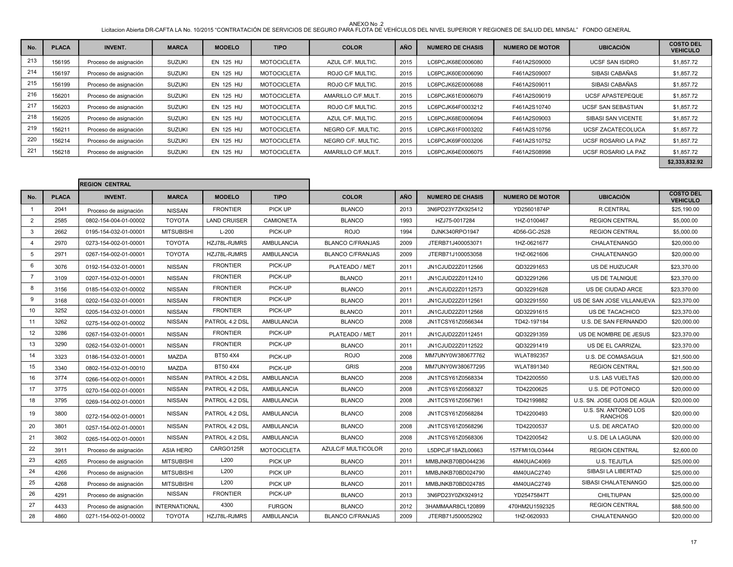ANEXO No .2

Licitacion Abierta DR-CAFTA LA No. 10/2015 "CONTRATACIÓN DE SERVICIOS DE SEGURO PARA FLOTA DE VEHÍCULOS DEL NIVEL SUPERIOR Y REGIONES DE SALUD DEL MINSAL" FONDO GENERAL

| No. | PLACA | INVENT. | MARCA | MODELO | TIPO | COLOR | AÑO | NUMERO DE CHASIS | NUMERO DE MOTOR | UBICACIÓN | COSTO DEL VEHICULO |
|---|---|---|---|---|---|---|---|---|---|---|---|
| 213 | 156195 | Proceso de asignación | SUZUKI | EN 125 HU | MOTOCICLETA | AZUL C/F. MULTIC. | 2015 | LC6PCJK68E0006080 | F461A2S09000 | UCSF SAN ISIDRO | $1,857.72 |
| 214 | 156197 | Proceso de asignación | SUZUKI | EN 125 HU | MOTOCICLETA | ROJO C/F MULTIC. | 2015 | LC6PCJK60E0006090 | F461A2S09007 | SIBASI CABAÑAS | $1,857.72 |
| 215 | 156199 | Proceso de asignación | SUZUKI | EN 125 HU | MOTOCICLETA | ROJO C/F MULTIC. | 2015 | LC6PCJK62E0006088 | F461A2S09011 | SIBASI CABAÑAS | $1,857.72 |
| 216 | 156201 | Proceso de asignación | SUZUKI | EN 125 HU | MOTOCICLETA | AMARILLO C/F.MULT. | 2015 | LC6PCJK61E0006079 | F461A2S09019 | UCSF APASTEPEQUE | $1,857.72 |
| 217 | 156203 | Proceso de asignación | SUZUKI | EN 125 HU | MOTOCICLETA | ROJO C/F MULTIC. | 2015 | LC6PCJK64F0003212 | F461A2S10740 | UCSF SAN SEBASTIAN | $1,857.72 |
| 218 | 156205 | Proceso de asignación | SUZUKI | EN 125 HU | MOTOCICLETA | AZUL C/F. MULTIC. | 2015 | LC6PCJK68E0006094 | F461A2S09003 | SIBASI SAN VICENTE | $1,857.72 |
| 219 | 156211 | Proceso de asignación | SUZUKI | EN 125 HU | MOTOCICLETA | NEGRO C/F. MULTIC. | 2015 | LC6PCJK61F0003202 | F461A2S10756 | UCSF ZACATECOLUCA | $1,857.72 |
| 220 | 156214 | Proceso de asignación | SUZUKI | EN 125 HU | MOTOCICLETA | NEGRO C/F. MULTIC. | 2015 | LC6PCJK69F0003206 | F461A2S10752 | UCSF ROSARIO LA PAZ | $1,857.72 |
| 221 | 156218 | Proceso de asignación | SUZUKI | EN 125 HU | MOTOCICLETA | AMARILLO C/F.MULT. | 2015 | LC6PCJK64E0006075 | F461A2S08998 | UCSF ROSARIO LA PAZ | $1,857.72 |
| | | | | | | | | | | | **$2,333,832.92** |

**REGION CENTRAL**

| No. | PLACA | INVENT. | MARCA | MODELO | TIPO | COLOR | AÑO | NUMERO DE CHASIS | NUMERO DE MOTOR | UBICACIÓN | COSTO DEL VEHICULO |
|---|---|---|---|---|---|---|---|---|---|---|---|
| 1 | 2041 | Proceso de asignación | NISSAN | FRONTIER | PICK UP | BLANCO | 2013 | 3N6PD23Y7ZK925412 | YD25601874P | R.CENTRAL | $25,190.00 |
| 2 | 2585 | 0802-154-004-01-00002 | TOYOTA | LAND CRUISER | CAMIONETA | BLANCO | 1993 | HZJ75-0017284 | 1HZ-0100467 | REGION CENTRAL | $5,000.00 |
| 3 | 2662 | 0195-154-032-01-00001 | MITSUBISHI | L-200 | PICK-UP | ROJO | 1994 | DJNK340RPO1947 | 4D56-GC-2528 | REGION CENTRAL | $5,000.00 |
| 4 | 2970 | 0273-154-002-01-00001 | TOYOTA | HZJ78L-RJMRS | AMBULANCIA | BLANCO C/FRANJAS | 2009 | JTERB71J400053071 | 1HZ-0621677 | CHALATENANGO | $20,000.00 |
| 5 | 2971 | 0267-154-002-01-00001 | TOYOTA | HZJ78L-RJMRS | AMBULANCIA | BLANCO C/FRANJAS | 2009 | JTERB71J100053058 | 1HZ-0621606 | CHALATENANGO | $20,000.00 |
| 6 | 3076 | 0192-154-032-01-00001 | NISSAN | FRONTIER | PICK-UP | PLATEADO / MET | 2011 | JN1CJUD22Z0112566 | QD32291653 | US DE HUIZUCAR | $23,370.00 |
| 7 | 3109 | 0207-154-032-01-00001 | NISSAN | FRONTIER | PICK-UP | BLANCO | 2011 | JN1CJUD22Z0112410 | QD32291266 | US DE TALNIQUE | $23,370.00 |
| 8 | 3156 | 0185-154-032-01-00002 | NISSAN | FRONTIER | PICK-UP | BLANCO | 2011 | JN1CJUD22Z0112573 | QD32291628 | US DE CIUDAD ARCE | $23,370.00 |
| 9 | 3168 | 0202-154-032-01-00001 | NISSAN | FRONTIER | PICK-UP | BLANCO | 2011 | JN1CJUD22Z0112561 | QD32291550 | US DE SAN JOSE VILLANUEVA | $23,370.00 |
| 10 | 3252 | 0205-154-032-01-00001 | NISSAN | FRONTIER | PICK-UP | BLANCO | 2011 | JN1CJUD22Z0112568 | QD32291615 | US DE TACACHICO | $23,370.00 |
| 11 | 3262 | 0275-154-002-01-00002 | NISSAN | PATROL 4.2 DSL | AMBULANCIA | BLANCO | 2008 | JN1TCSY61Z0566344 | TD42-197184 | U.S. DE SAN FERNANDO | $20,000.00 |
| 12 | 3286 | 0267-154-032-01-00001 | NISSAN | FRONTIER | PICK-UP | PLATEADO / MET | 2011 | JN1CJUD22Z0112451 | QD32291359 | US DE NOMBRE DE JESUS | $23,370.00 |
| 13 | 3290 | 0262-154-032-01-00001 | NISSAN | FRONTIER | PICK-UP | BLANCO | 2011 | JN1CJUD22Z0112522 | QD32291419 | US DE EL CARRIZAL | $23,370.00 |
| 14 | 3323 | 0186-154-032-01-00001 | MAZDA | BT50 4X4 | PICK-UP | ROJO | 2008 | MM7UNY0W380677762 | WLAT892357 | U.S. DE COMASAGUA | $21,500.00 |
| 15 | 3340 | 0802-154-032-01-00010 | MAZDA | BT50 4X4 | PICK-UP | GRIS | 2008 | MM7UNY0W380677295 | WLAT891340 | REGION CENTRAL | $21,500.00 |
| 16 | 3774 | 0266-154-002-01-00001 | NISSAN | PATROL 4.2 DSL | AMBULANCIA | BLANCO | 2008 | JN1TCSY61Z0568334 | TD42200550 | U.S. LAS VUELTAS | $20,000.00 |
| 17 | 3775 | 0270-154-002-01-00001 | NISSAN | PATROL 4.2 DSL | AMBULANCIA | BLANCO | 2008 | JN1TCSY61Z0568327 | TD42200625 | U.S. DE POTONICO | $20,000.00 |
| 18 | 3795 | 0269-154-002-01-00001 | NISSAN | PATROL 4.2 DSL | AMBULANCIA | BLANCO | 2008 | JN1TCSY61Z0567961 | TD42199882 | U.S. SN. JOSE OJOS DE AGUA | $20,000.00 |
| 19 | 3800 | 0272-154-002-01-00001 | NISSAN | PATROL 4.2 DSL | AMBULANCIA | BLANCO | 2008 | JN1TCSY61Z0568284 | TD42200493 | U.S. SN. ANTONIO LOS RANCHOS | $20,000.00 |
| 20 | 3801 | 0257-154-002-01-00001 | NISSAN | PATROL 4.2 DSL | AMBULANCIA | BLANCO | 2008 | JN1TCSY61Z0568296 | TD42200537 | U.S. DE ARCATAO | $20,000.00 |
| 21 | 3802 | 0265-154-002-01-00001 | NISSAN | PATROL 4.2 DSL | AMBULANCIA | BLANCO | 2008 | JN1TCSY61Z0568306 | TD42200542 | U.S. DE LA LAGUNA | $20,000.00 |
| 22 | 3911 | Proceso de asignación | ASIA HERO | CARGO125R | MOTOCICLETA | AZULC/F MULTICOLOR | 2010 | L5DPCJF18AZL00663 | 157FMI10LO3444 | REGION CENTRAL | $2,600.00 |
| 23 | 4265 | Proceso de asignación | MITSUBISHI | L200 | PICK UP | BLANCO | 2011 | MMBJNKB70BD044236 | 4M40UAC4069 | U.S. TEJUTLA | $25,000.00 |
| 24 | 4266 | Proceso de asignación | MITSUBISHI | L200 | PICK UP | BLANCO | 2011 | MMBJNKB70BD024790 | 4M40UAC2740 | SIBASI LA LIBERTAD | $25,000.00 |
| 25 | 4268 | Proceso de asignación | MITSUBISHI | L200 | PICK UP | BLANCO | 2011 | MMBJNKB70BD024785 | 4M40UAC2749 | SIBASI CHALATENANGO | $25,000.00 |
| 26 | 4291 | Proceso de asignación | NISSAN | FRONTIER | PICK-UP | BLANCO | 2013 | 3N6PD23Y0ZK924912 | YD25475847T | CHILTIUPAN | $25,000.00 |
| 27 | 4433 | Proceso de asignación | INTERNATIONAL | 4300 | FURGON | BLANCO | 2012 | 3HAMMAAR8CL120899 | 470HM2U1592325 | REGION CENTRAL | $88,500.00 |
| 28 | 4860 | 0271-154-002-01-00002 | TOYOTA | HZJ78L-RJMRS | AMBULANCIA | BLANCO C/FRANJAS | 2009 | JTERB71J500052902 | 1HZ-0620933 | CHALATENANGO | $20,000.00 |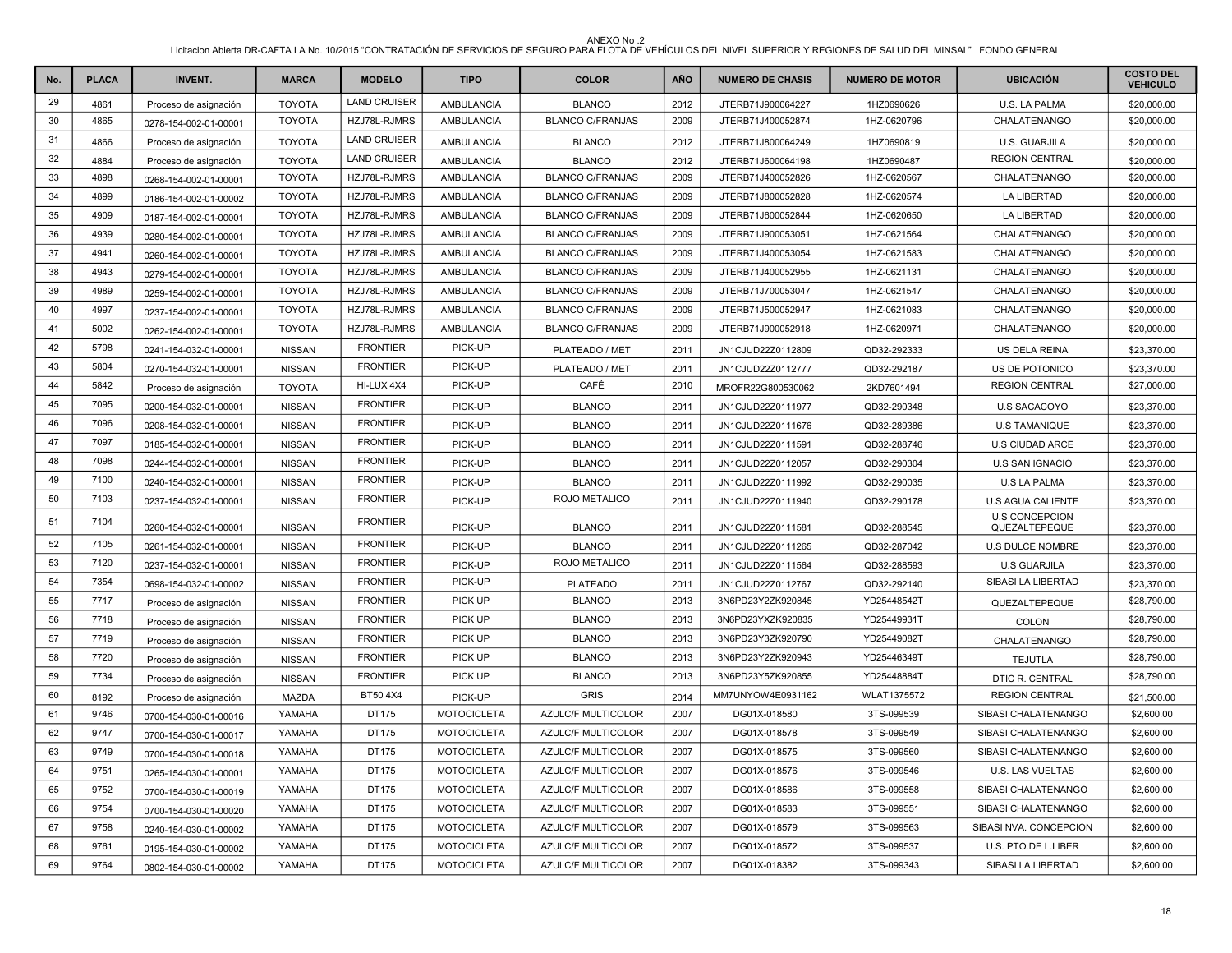ANEXO No .2

Licitacion Abierta DR-CAFTA LA No. 10/2015 "CONTRATACIÓN DE SERVICIOS DE SEGURO PARA FLOTA DE VEHÍCULOS DEL NIVEL SUPERIOR Y REGIONES DE SALUD DEL MINSAL" FONDO GENERAL

| No. | PLACA | INVENT. | MARCA | MODELO | TIPO | COLOR | AÑO | NUMERO DE CHASIS | NUMERO DE MOTOR | UBICACIÓN | COSTO DEL VEHICULO |
|---|---|---|---|---|---|---|---|---|---|---|---|
| 29 | 4861 | Proceso de asignación | TOYOTA | LAND CRUISER | AMBULANCIA | BLANCO | 2012 | JTERB71J900064227 | 1HZ0690626 | U.S. LA PALMA | $20,000.00 |
| 30 | 4865 | 0278-154-002-01-00001 | TOYOTA | HZJ78L-RJMRS | AMBULANCIA | BLANCO C/FRANJAS | 2009 | JTERB71J400052874 | 1HZ-0620796 | CHALATENANGO | $20,000.00 |
| 31 | 4866 | Proceso de asignación | TOYOTA | LAND CRUISER | AMBULANCIA | BLANCO | 2012 | JTERB71J800064249 | 1HZ0690819 | U.S. GUARJILA | $20,000.00 |
| 32 | 4884 | Proceso de asignación | TOYOTA | LAND CRUISER | AMBULANCIA | BLANCO | 2012 | JTERB71J600064198 | 1HZ0690487 | REGION CENTRAL | $20,000.00 |
| 33 | 4898 | 0268-154-002-01-00001 | TOYOTA | HZJ78L-RJMRS | AMBULANCIA | BLANCO C/FRANJAS | 2009 | JTERB71J400052826 | 1HZ-0620567 | CHALATENANGO | $20,000.00 |
| 34 | 4899 | 0186-154-002-01-00002 | TOYOTA | HZJ78L-RJMRS | AMBULANCIA | BLANCO C/FRANJAS | 2009 | JTERB71J800052828 | 1HZ-0620574 | LA LIBERTAD | $20,000.00 |
| 35 | 4909 | 0187-154-002-01-00001 | TOYOTA | HZJ78L-RJMRS | AMBULANCIA | BLANCO C/FRANJAS | 2009 | JTERB71J600052844 | 1HZ-0620650 | LA LIBERTAD | $20,000.00 |
| 36 | 4939 | 0280-154-002-01-00001 | TOYOTA | HZJ78L-RJMRS | AMBULANCIA | BLANCO C/FRANJAS | 2009 | JTERB71J900053051 | 1HZ-0621564 | CHALATENANGO | $20,000.00 |
| 37 | 4941 | 0260-154-002-01-00001 | TOYOTA | HZJ78L-RJMRS | AMBULANCIA | BLANCO C/FRANJAS | 2009 | JTERB71J400053054 | 1HZ-0621583 | CHALATENANGO | $20,000.00 |
| 38 | 4943 | 0279-154-002-01-00001 | TOYOTA | HZJ78L-RJMRS | AMBULANCIA | BLANCO C/FRANJAS | 2009 | JTERB71J400052955 | 1HZ-0621131 | CHALATENANGO | $20,000.00 |
| 39 | 4989 | 0259-154-002-01-00001 | TOYOTA | HZJ78L-RJMRS | AMBULANCIA | BLANCO C/FRANJAS | 2009 | JTERB71J700053047 | 1HZ-0621547 | CHALATENANGO | $20,000.00 |
| 40 | 4997 | 0237-154-002-01-00001 | TOYOTA | HZJ78L-RJMRS | AMBULANCIA | BLANCO C/FRANJAS | 2009 | JTERB71J500052947 | 1HZ-0621083 | CHALATENANGO | $20,000.00 |
| 41 | 5002 | 0262-154-002-01-00001 | TOYOTA | HZJ78L-RJMRS | AMBULANCIA | BLANCO C/FRANJAS | 2009 | JTERB71J900052918 | 1HZ-0620971 | CHALATENANGO | $20,000.00 |
| 42 | 5798 | 0241-154-032-01-00001 | NISSAN | FRONTIER | PICK-UP | PLATEADO / MET | 2011 | JN1CJUD22Z0112809 | QD32-292333 | US DELA REINA | $23,370.00 |
| 43 | 5804 | 0270-154-032-01-00001 | NISSAN | FRONTIER | PICK-UP | PLATEADO / MET | 2011 | JN1CJUD22Z0112777 | QD32-292187 | US DE POTONICO | $23,370.00 |
| 44 | 5842 | Proceso de asignación | TOYOTA | HI-LUX 4X4 | PICK-UP | CAFÉ | 2010 | MROFR22G800530062 | 2KD7601494 | REGION CENTRAL | $27,000.00 |
| 45 | 7095 | 0200-154-032-01-00001 | NISSAN | FRONTIER | PICK-UP | BLANCO | 2011 | JN1CJUD22Z0111977 | QD32-290348 | U.S SACACOYO | $23,370.00 |
| 46 | 7096 | 0208-154-032-01-00001 | NISSAN | FRONTIER | PICK-UP | BLANCO | 2011 | JN1CJUD22Z0111676 | QD32-289386 | U.S TAMANIQUE | $23,370.00 |
| 47 | 7097 | 0185-154-032-01-00001 | NISSAN | FRONTIER | PICK-UP | BLANCO | 2011 | JN1CJUD22Z0111591 | QD32-288746 | U.S CIUDAD ARCE | $23,370.00 |
| 48 | 7098 | 0244-154-032-01-00001 | NISSAN | FRONTIER | PICK-UP | BLANCO | 2011 | JN1CJUD22Z0112057 | QD32-290304 | U.S SAN IGNACIO | $23,370.00 |
| 49 | 7100 | 0240-154-032-01-00001 | NISSAN | FRONTIER | PICK-UP | BLANCO | 2011 | JN1CJUD22Z0111992 | QD32-290035 | U.S LA PALMA | $23,370.00 |
| 50 | 7103 | 0237-154-032-01-00001 | NISSAN | FRONTIER | PICK-UP | ROJO METALICO | 2011 | JN1CJUD22Z0111940 | QD32-290178 | U.S AGUA CALIENTE | $23,370.00 |
| 51 | 7104 | 0260-154-032-01-00001 | NISSAN | FRONTIER | PICK-UP | BLANCO | 2011 | JN1CJUD22Z0111581 | QD32-288545 | U.S CONCEPCION QUEZALTEPEQUE | $23,370.00 |
| 52 | 7105 | 0261-154-032-01-00001 | NISSAN | FRONTIER | PICK-UP | BLANCO | 2011 | JN1CJUD22Z0111265 | QD32-287042 | U.S DULCE NOMBRE | $23,370.00 |
| 53 | 7120 | 0237-154-032-01-00001 | NISSAN | FRONTIER | PICK-UP | ROJO METALICO | 2011 | JN1CJUD22Z0111564 | QD32-288593 | U.S GUARJILA | $23,370.00 |
| 54 | 7354 | 0698-154-032-01-00002 | NISSAN | FRONTIER | PICK-UP | PLATEADO | 2011 | JN1CJUD22Z0112767 | QD32-292140 | SIBASI LA LIBERTAD | $23,370.00 |
| 55 | 7717 | Proceso de asignación | NISSAN | FRONTIER | PICK UP | BLANCO | 2013 | 3N6PD23Y2ZK920845 | YD25448542T | QUEZALTEPEQUE | $28,790.00 |
| 56 | 7718 | Proceso de asignación | NISSAN | FRONTIER | PICK UP | BLANCO | 2013 | 3N6PD23YXZK920835 | YD25449931T | COLON | $28,790.00 |
| 57 | 7719 | Proceso de asignación | NISSAN | FRONTIER | PICK UP | BLANCO | 2013 | 3N6PD23Y3ZK920790 | YD25449082T | CHALATENANGO | $28,790.00 |
| 58 | 7720 | Proceso de asignación | NISSAN | FRONTIER | PICK UP | BLANCO | 2013 | 3N6PD23Y2ZK920943 | YD25446349T | TEJUTLA | $28,790.00 |
| 59 | 7734 | Proceso de asignación | NISSAN | FRONTIER | PICK UP | BLANCO | 2013 | 3N6PD23Y5ZK920855 | YD25448884T | DTIC R. CENTRAL | $28,790.00 |
| 60 | 8192 | Proceso de asignación | MAZDA | BT50 4X4 | PICK-UP | GRIS | 2014 | MM7UNYOW4E0931162 | WLAT1375572 | REGION CENTRAL | $21,500.00 |
| 61 | 9746 | 0700-154-030-01-00016 | YAMAHA | DT175 | MOTOCICLETA | AZULC/F MULTICOLOR | 2007 | DG01X-018580 | 3TS-099539 | SIBASI CHALATENANGO | $2,600.00 |
| 62 | 9747 | 0700-154-030-01-00017 | YAMAHA | DT175 | MOTOCICLETA | AZULC/F MULTICOLOR | 2007 | DG01X-018578 | 3TS-099549 | SIBASI CHALATENANGO | $2,600.00 |
| 63 | 9749 | 0700-154-030-01-00018 | YAMAHA | DT175 | MOTOCICLETA | AZULC/F MULTICOLOR | 2007 | DG01X-018575 | 3TS-099560 | SIBASI CHALATENANGO | $2,600.00 |
| 64 | 9751 | 0265-154-030-01-00001 | YAMAHA | DT175 | MOTOCICLETA | AZULC/F MULTICOLOR | 2007 | DG01X-018576 | 3TS-099546 | U.S. LAS VUELTAS | $2,600.00 |
| 65 | 9752 | 0700-154-030-01-00019 | YAMAHA | DT175 | MOTOCICLETA | AZULC/F MULTICOLOR | 2007 | DG01X-018586 | 3TS-099558 | SIBASI CHALATENANGO | $2,600.00 |
| 66 | 9754 | 0700-154-030-01-00020 | YAMAHA | DT175 | MOTOCICLETA | AZULC/F MULTICOLOR | 2007 | DG01X-018583 | 3TS-099551 | SIBASI CHALATENANGO | $2,600.00 |
| 67 | 9758 | 0240-154-030-01-00002 | YAMAHA | DT175 | MOTOCICLETA | AZULC/F MULTICOLOR | 2007 | DG01X-018579 | 3TS-099563 | SIBASI NVA. CONCEPCION | $2,600.00 |
| 68 | 9761 | 0195-154-030-01-00002 | YAMAHA | DT175 | MOTOCICLETA | AZULC/F MULTICOLOR | 2007 | DG01X-018572 | 3TS-099537 | U.S. PTO.DE L.LIBER | $2,600.00 |
| 69 | 9764 | 0802-154-030-01-00002 | YAMAHA | DT175 | MOTOCICLETA | AZULC/F MULTICOLOR | 2007 | DG01X-018382 | 3TS-099343 | SIBASI LA LIBERTAD | $2,600.00 |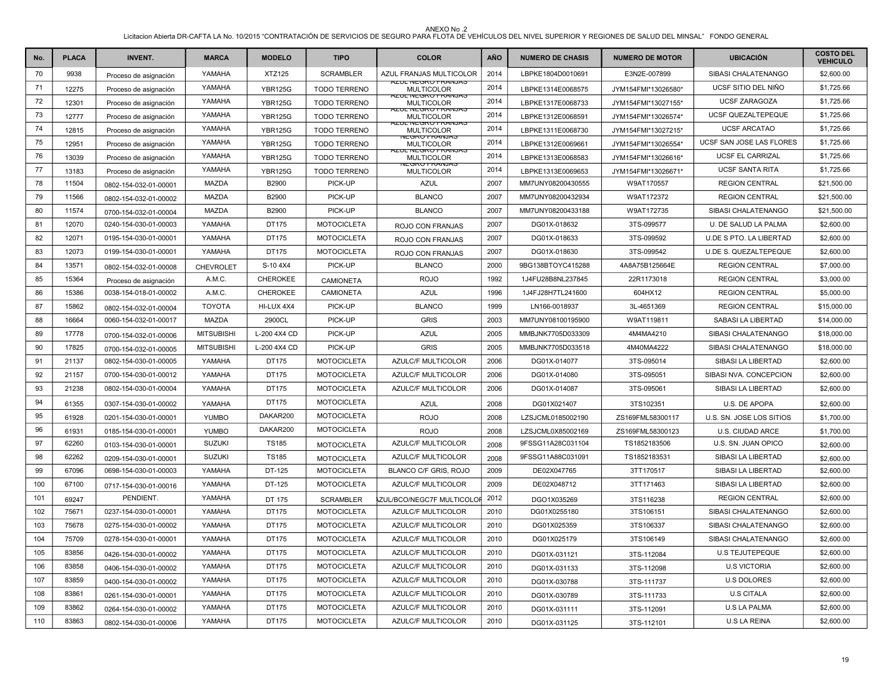ANEXO No .2

Licitacion Abierta DR-CAFTA LA No. 10/2015 "CONTRATACIÓN DE SERVICIOS DE SEGURO PARA FLOTA DE VEHÍCULOS DEL NIVEL SUPERIOR Y REGIONES DE SALUD DEL MINSAL" FONDO GENERAL

| No. | PLACA | INVENT. | MARCA | MODELO | TIPO | COLOR | AÑO | NUMERO DE CHASIS | NUMERO DE MOTOR | UBICACIÓN | COSTO DEL VEHICULO |
|---|---|---|---|---|---|---|---|---|---|---|---|
| 70 | 9938 | Proceso de asignación | YAMAHA | XTZ125 | SCRAMBLER | AZUL FRANJAS MULTICOLOR | 2014 | LBPKE1804D0010691 | E3N2E-007899 | SIBASI CHALATENANGO | $2,600.00 |
| 71 | 12275 | Proceso de asignación | YAMAHA | YBR125G | TODO TERRENO | AZUL NEGRO FRANJAS MULTICOLOR | 2014 | LBPKE1314E0068575 | JYM154FMI*13026580* | UCSF SITIO DEL NIÑO | $1,725.66 |
| 72 | 12301 | Proceso de asignación | YAMAHA | YBR125G | TODO TERRENO | AZUL NEGRO FRANJAS MULTICOLOR | 2014 | LBPKE1317E0068733 | JYM154FMI*13027155* | UCSF ZARAGOZA | $1,725.66 |
| 73 | 12777 | Proceso de asignación | YAMAHA | YBR125G | TODO TERRENO | AZUL NEGRO FRANJAS MULTICOLOR | 2014 | LBPKE1312E0068591 | JYM154FMI*13026574* | UCSF QUEZALTEPEQUE | $1,725.66 |
| 74 | 12815 | Proceso de asignación | YAMAHA | YBR125G | TODO TERRENO | AZUL NEGRO FRANJAS MULTICOLOR | 2014 | LBPKE1311E0068730 | JYM154FMI*13027215* | UCSF ARCATAO | $1,725.66 |
| 75 | 12951 | Proceso de asignación | YAMAHA | YBR125G | TODO TERRENO | NEGRO FRANJAS MULTICOLOR | 2014 | LBPKE1312E0069661 | JYM154FMI*13026554* | UCSF SAN JOSE LAS FLORES | $1,725.66 |
| 76 | 13039 | Proceso de asignación | YAMAHA | YBR125G | TODO TERRENO | AZUL NEGRO FRANJAS MULTICOLOR | 2014 | LBPKE1313E0068583 | JYM154FMI*13026616* | UCSF EL CARRIZAL | $1,725.66 |
| 77 | 13183 | Proceso de asignación | YAMAHA | YBR125G | TODO TERRENO | NEGRO FRANJAS MULTICOLOR | 2014 | LBPKE1313E0069653 | JYM154FMI*13026671* | UCSF SANTA RITA | $1,725.66 |
| 78 | 11504 | 0802-154-032-01-00001 | MAZDA | B2900 | PICK-UP | AZUL | 2007 | MM7UNY08200430555 | W9AT170557 | REGION CENTRAL | $21,500.00 |
| 79 | 11566 | 0802-154-032-01-00002 | MAZDA | B2900 | PICK-UP | BLANCO | 2007 | MM7UNY08200432934 | W9AT172372 | REGION CENTRAL | $21,500.00 |
| 80 | 11574 | 0700-154-032-01-00004 | MAZDA | B2900 | PICK-UP | BLANCO | 2007 | MM7UNY08200433188 | W9AT172735 | SIBASI CHALATENANGO | $21,500.00 |
| 81 | 12070 | 0240-154-030-01-00003 | YAMAHA | DT175 | MOTOCICLETA | ROJO CON FRANJAS | 2007 | DG01X-018632 | 3TS-099577 | U. DE SALUD LA PALMA | $2,600.00 |
| 82 | 12071 | 0195-154-030-01-00001 | YAMAHA | DT175 | MOTOCICLETA | ROJO CON FRANJAS | 2007 | DG01X-018633 | 3TS-099592 | U.DE S PTO. LA LIBERTAD | $2,600.00 |
| 83 | 12073 | 0199-154-030-01-00001 | YAMAHA | DT175 | MOTOCICLETA | ROJO CON FRANJAS | 2007 | DG01X-018630 | 3TS-099542 | U.DE S. QUEZALTEPEQUE | $2,600.00 |
| 84 | 13571 | 0802-154-032-01-00008 | CHEVROLET | S-10 4X4 | PICK-UP | BLANCO | 2000 | 9BG138BTOYC415288 | 4A8A75B125664E | REGION CENTRAL | $7,000.00 |
| 85 | 15364 | Proceso de asignación | A.M.C. | CHEROKEE | CAMIONETA | ROJO | 1992 | 1J4FU28B8NL237845 | 22R1173018 | REGION CENTRAL | $3,000.00 |
| 86 | 15386 | 0038-154-018-01-00002 | A.M.C. | CHEROKEE | CAMIONETA | AZUL | 1996 | 1J4FJ28H7TL241600 | 604HX12 | REGION CENTRAL | $5,000.00 |
| 87 | 15862 | 0802-154-032-01-00004 | TOYOTA | HI-LUX 4X4 | PICK-UP | BLANCO | 1999 | LN166-0018937 | 3L-4651369 | REGION CENTRAL | $15,000.00 |
| 88 | 16664 | 0060-154-032-01-00017 | MAZDA | 2900CL | PICK-UP | GRIS | 2003 | MM7UNY08100195900 | W9AT119811 | SABASI LA LIBERTAD | $14,000.00 |
| 89 | 17778 | 0700-154-032-01-00006 | MITSUBISHI | L-200 4X4 CD | PICK-UP | AZUL | 2005 | MMBJNK7705D033309 | 4M4MA4210 | SIBASI CHALATENANGO | $18,000.00 |
| 90 | 17825 | 0700-154-032-01-00005 | MITSUBISHI | L-200 4X4 CD | PICK-UP | GRIS | 2005 | MMBJNK7705D033518 | 4M40MA4222 | SIBASI CHALATENANGO | $18,000.00 |
| 91 | 21137 | 0802-154-030-01-00005 | YAMAHA | DT175 | MOTOCICLETA | AZULC/F MULTICOLOR | 2006 | DG01X-014077 | 3TS-095014 | SIBASI LA LIBERTAD | $2,600.00 |
| 92 | 21157 | 0700-154-030-01-00012 | YAMAHA | DT175 | MOTOCICLETA | AZULC/F MULTICOLOR | 2006 | DG01X-014080 | 3TS-095051 | SIBASI NVA. CONCEPCION | $2,600.00 |
| 93 | 21238 | 0802-154-030-01-00004 | YAMAHA | DT175 | MOTOCICLETA | AZULC/F MULTICOLOR | 2006 | DG01X-014087 | 3TS-095061 | SIBASI LA LIBERTAD | $2,600.00 |
| 94 | 61355 | 0307-154-030-01-00002 | YAMAHA | DT175 | MOTOCICLETA | AZUL | 2008 | DG01X021407 | 3TS102351 | U.S. DE APOPA | $2,600.00 |
| 95 | 61928 | 0201-154-030-01-00001 | YUMBO | DAKAR200 | MOTOCICLETA | ROJO | 2008 | LZSJCML0185002190 | ZS169FML58300117 | U.S. SN. JOSE LOS SITIOS | $1,700.00 |
| 96 | 61931 | 0185-154-030-01-00001 | YUMBO | DAKAR200 | MOTOCICLETA | ROJO | 2008 | LZSJCML0X85002169 | ZS169FML58300123 | U.S. CIUDAD ARCE | $1,700.00 |
| 97 | 62260 | 0103-154-030-01-00001 | SUZUKI | TS185 | MOTOCICLETA | AZULC/F MULTICOLOR | 2008 | 9FSSG11A28C031104 | TS1852183506 | U.S. SN. JUAN OPICO | $2,600.00 |
| 98 | 62262 | 0209-154-030-01-00001 | SUZUKI | TS185 | MOTOCICLETA | AZULC/F MULTICOLOR | 2008 | 9FSSG11A88C031091 | TS1852183531 | SIBASI LA LIBERTAD | $2,600.00 |
| 99 | 67096 | 0698-154-030-01-00003 | YAMAHA | DT-125 | MOTOCICLETA | BLANCO C/F GRIS, ROJO | 2009 | DE02X047765 | 3TT170517 | SIBASI LA LIBERTAD | $2,600.00 |
| 100 | 67100 | 0717-154-030-01-00016 | YAMAHA | DT-125 | MOTOCICLETA | AZULC/F MULTICOLOR | 2009 | DE02X048712 | 3TT171463 | SIBASI LA LIBERTAD | $2,600.00 |
| 101 | 69247 | PENDIENT. | YAMAHA | DT 175 | SCRAMBLER | AZUL/BCO/NEGC7F MULTICOLOR | 2012 | DGO1X035269 | 3TS116238 | REGION CENTRAL | $2,600.00 |
| 102 | 75671 | 0237-154-030-01-00001 | YAMAHA | DT175 | MOTOCICLETA | AZULC/F MULTICOLOR | 2010 | DG01X0255180 | 3TS106151 | SIBASI CHALATENANGO | $2,600.00 |
| 103 | 75678 | 0275-154-030-01-00002 | YAMAHA | DT175 | MOTOCICLETA | AZULC/F MULTICOLOR | 2010 | DG01X025359 | 3TS106337 | SIBASI CHALATENANGO | $2,600.00 |
| 104 | 75709 | 0278-154-030-01-00001 | YAMAHA | DT175 | MOTOCICLETA | AZULC/F MULTICOLOR | 2010 | DG01X025179 | 3TS106149 | SIBASI CHALATENANGO | $2,600.00 |
| 105 | 83856 | 0426-154-030-01-00002 | YAMAHA | DT175 | MOTOCICLETA | AZULC/F MULTICOLOR | 2010 | DG01X-031121 | 3TS-112084 | U.S TEJUTEPEQUE | $2,600.00 |
| 106 | 83858 | 0406-154-030-01-00002 | YAMAHA | DT175 | MOTOCICLETA | AZULC/F MULTICOLOR | 2010 | DG01X-031133 | 3TS-112098 | U.S VICTORIA | $2,600.00 |
| 107 | 83859 | 0400-154-030-01-00002 | YAMAHA | DT175 | MOTOCICLETA | AZULC/F MULTICOLOR | 2010 | DG01X-030788 | 3TS-111737 | U.S DOLORES | $2,600.00 |
| 108 | 83861 | 0261-154-030-01-00001 | YAMAHA | DT175 | MOTOCICLETA | AZULC/F MULTICOLOR | 2010 | DG01X-030789 | 3TS-111733 | U.S CITALA | $2,600.00 |
| 109 | 83862 | 0264-154-030-01-00002 | YAMAHA | DT175 | MOTOCICLETA | AZULC/F MULTICOLOR | 2010 | DG01X-031111 | 3TS-112091 | U.S LA PALMA | $2,600.00 |
| 110 | 83863 | 0802-154-030-01-00006 | YAMAHA | DT175 | MOTOCICLETA | AZULC/F MULTICOLOR | 2010 | DG01X-031125 | 3TS-112101 | U.S LA REINA | $2,600.00 |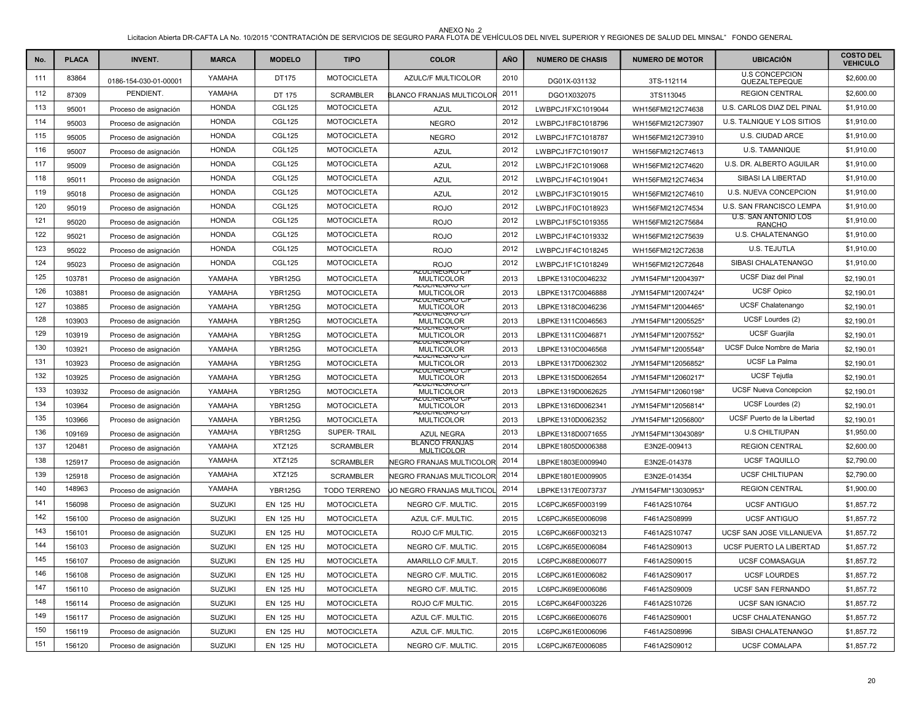ANEXO No .2

Licitacion Abierta DR-CAFTA LA No. 10/2015 "CONTRATACIÓN DE SERVICIOS DE SEGURO PARA FLOTA DE VEHÍCULOS DEL NIVEL SUPERIOR Y REGIONES DE SALUD DEL MINSAL" FONDO GENERAL

| No. | PLACA | INVENT. | MARCA | MODELO | TIPO | COLOR | AÑO | NUMERO DE CHASIS | NUMERO DE MOTOR | UBICACIÓN | COSTO DEL VEHICULO |
|---|---|---|---|---|---|---|---|---|---|---|---|
| 111 | 83864 | 0186-154-030-01-00001 | YAMAHA | DT175 | MOTOCICLETA | AZULC/F MULTICOLOR | 2010 | DG01X-031132 | 3TS-112114 | U.S CONCEPCION QUEZALTEPEQUE | $2,600.00 |
| 112 | 87309 | PENDIENT. | YAMAHA | DT 175 | SCRAMBLER | BLANCO FRANJAS MULTICOLOR | 2011 | DGO1X032075 | 3TS113045 | REGION CENTRAL | $2,600.00 |
| 113 | 95001 | Proceso de asignación | HONDA | CGL125 | MOTOCICLETA | AZUL | 2012 | LWBPCJ1FXC1019044 | WH156FMI212C74638 | U.S. CARLOS DIAZ DEL PINAL | $1,910.00 |
| 114 | 95003 | Proceso de asignación | HONDA | CGL125 | MOTOCICLETA | NEGRO | 2012 | LWBPCJ1F8C1018796 | WH156FMI212C73907 | U.S. TALNIQUE Y LOS SITIOS | $1,910.00 |
| 115 | 95005 | Proceso de asignación | HONDA | CGL125 | MOTOCICLETA | NEGRO | 2012 | LWBPCJ1F7C1018787 | WH156FMI212C73910 | U.S. CIUDAD ARCE | $1,910.00 |
| 116 | 95007 | Proceso de asignación | HONDA | CGL125 | MOTOCICLETA | AZUL | 2012 | LWBPCJ1F7C1019017 | WH156FMI212C74613 | U.S. TAMANIQUE | $1,910.00 |
| 117 | 95009 | Proceso de asignación | HONDA | CGL125 | MOTOCICLETA | AZUL | 2012 | LWBPCJ1F2C1019068 | WH156FMI212C74620 | U.S. DR. ALBERTO AGUILAR | $1,910.00 |
| 118 | 95011 | Proceso de asignación | HONDA | CGL125 | MOTOCICLETA | AZUL | 2012 | LWBPCJ1F4C1019041 | WH156FMI212C74634 | SIBASI LA LIBERTAD | $1,910.00 |
| 119 | 95018 | Proceso de asignación | HONDA | CGL125 | MOTOCICLETA | AZUL | 2012 | LWBPCJ1F3C1019015 | WH156FMI212C74610 | U.S. NUEVA CONCEPCION | $1,910.00 |
| 120 | 95019 | Proceso de asignación | HONDA | CGL125 | MOTOCICLETA | ROJO | 2012 | LWBPCJ1F0C1018923 | WH156FMI212C74534 | U.S. SAN FRANCISCO LEMPA | $1,910.00 |
| 121 | 95020 | Proceso de asignación | HONDA | CGL125 | MOTOCICLETA | ROJO | 2012 | LWBPCJ1F5C1019355 | WH156FMI212C75684 | U.S. SAN ANTONIO LOS RANCHO | $1,910.00 |
| 122 | 95021 | Proceso de asignación | HONDA | CGL125 | MOTOCICLETA | ROJO | 2012 | LWBPCJ1F4C1019332 | WH156FMI212C75639 | U.S. CHALATENANGO | $1,910.00 |
| 123 | 95022 | Proceso de asignación | HONDA | CGL125 | MOTOCICLETA | ROJO | 2012 | LWBPCJ1F4C1018245 | WH156FMI212C72638 | U.S. TEJUTLA | $1,910.00 |
| 124 | 95023 | Proceso de asignación | HONDA | CGL125 | MOTOCICLETA | ROJO | 2012 | LWBPCJ1F1C1018249 | WH156FMI212C72648 | SIBASI CHALATENANGO | $1,910.00 |
| 125 | 103781 | Proceso de asignación | YAMAHA | YBR125G | MOTOCICLETA | AZULNEGRO C/F MULTICOLOR | 2013 | LBPKE1310C0046232 | JYM154FMI*12004397* | UCSF Diaz del Pinal | $2,190.01 |
| 126 | 103881 | Proceso de asignación | YAMAHA | YBR125G | MOTOCICLETA | AZULNEGRO C/F MULTICOLOR | 2013 | LBPKE1317C0046888 | JYM154FMI*12007424* | UCSF Opico | $2,190.01 |
| 127 | 103885 | Proceso de asignación | YAMAHA | YBR125G | MOTOCICLETA | AZULNEGRO C/F MULTICOLOR | 2013 | LBPKE1318C0046236 | JYM154FMI*12004465* | UCSF Chalatenango | $2,190.01 |
| 128 | 103903 | Proceso de asignación | YAMAHA | YBR125G | MOTOCICLETA | AZULNEGRO C/F MULTICOLOR | 2013 | LBPKE1311C0046563 | JYM154FMI*12005525* | UCSF Lourdes (2) | $2,190.01 |
| 129 | 103919 | Proceso de asignación | YAMAHA | YBR125G | MOTOCICLETA | AZULNEGRO C/F MULTICOLOR | 2013 | LBPKE1311C0046871 | JYM154FMI*12007552* | UCSF Guarjila | $2,190.01 |
| 130 | 103921 | Proceso de asignación | YAMAHA | YBR125G | MOTOCICLETA | AZULNEGRO C/F MULTICOLOR | 2013 | LBPKE1310C0046568 | JYM154FMI*12005548* | UCSF Dulce Nombre de Maria | $2,190.01 |
| 131 | 103923 | Proceso de asignación | YAMAHA | YBR125G | MOTOCICLETA | AZULNEGRO C/F MULTICOLOR | 2013 | LBPKE1317D0062302 | JYM154FMI*12056852* | UCSF La Palma | $2,190.01 |
| 132 | 103925 | Proceso de asignación | YAMAHA | YBR125G | MOTOCICLETA | AZULNEGRO C/F MULTICOLOR | 2013 | LBPKE1315D0062654 | JYM154FMI*12060217* | UCSF Tejutla | $2,190.01 |
| 133 | 103932 | Proceso de asignación | YAMAHA | YBR125G | MOTOCICLETA | AZULNEGRO C/F MULTICOLOR | 2013 | LBPKE1319D0062625 | JYM154FMI*12060198* | UCSF Nueva Concepcion | $2,190.01 |
| 134 | 103964 | Proceso de asignación | YAMAHA | YBR125G | MOTOCICLETA | AZULNEGRO C/F MULTICOLOR | 2013 | LBPKE1316D0062341 | JYM154FMI*12056814* | UCSF Lourdes (2) | $2,190.01 |
| 135 | 103966 | Proceso de asignación | YAMAHA | YBR125G | MOTOCICLETA | AZULNEGRO C/F MULTICOLOR | 2013 | LBPKE1310D0062352 | JYM154FMI*12056800* | UCSF Puerto de la Libertad | $2,190.01 |
| 136 | 109169 | Proceso de asignación | YAMAHA | YBR125G | SUPER- TRAIL | AZUL NEGRA | 2013 | LBPKE1318D0071655 | JYM154FMI*13043089* | U.S CHILTIUPAN | $1,950.00 |
| 137 | 120481 | Proceso de asignación | YAMAHA | XTZ125 | SCRAMBLER | BLANCO FRANJAS MULTICOLOR | 2014 | LBPKE1805D0006388 | E3N2E-009413 | REGION CENTRAL | $2,600.00 |
| 138 | 125917 | Proceso de asignación | YAMAHA | XTZ125 | SCRAMBLER | NEGRO FRANJAS MULTICOLOR | 2014 | LBPKE1803E0009940 | E3N2E-014378 | UCSF TAQUILLO | $2,790.00 |
| 139 | 125918 | Proceso de asignación | YAMAHA | XTZ125 | SCRAMBLER | NEGRO FRANJAS MULTICOLOR | 2014 | LBPKE1801E0009905 | E3N2E-014354 | UCSF CHILTIUPAN | $2,790.00 |
| 140 | 148963 | Proceso de asignación | YAMAHA | YBR125G | TODO TERRENO | JO NEGRO FRANJAS MULTICOL | 2014 | LBPKE1317E0073737 | JYM154FMI*13030953* | REGION CENTRAL | $1,900.00 |
| 141 | 156098 | Proceso de asignación | SUZUKI | EN 125 HU | MOTOCICLETA | NEGRO C/F. MULTIC. | 2015 | LC6PCJK65F0003199 | F461A2S10764 | UCSF ANTIGUO | $1,857.72 |
| 142 | 156100 | Proceso de asignación | SUZUKI | EN 125 HU | MOTOCICLETA | AZUL C/F. MULTIC. | 2015 | LC6PCJK65E0006098 | F461A2S08999 | UCSF ANTIGUO | $1,857.72 |
| 143 | 156101 | Proceso de asignación | SUZUKI | EN 125 HU | MOTOCICLETA | ROJO C/F MULTIC. | 2015 | LC6PCJK66F0003213 | F461A2S10747 | UCSF SAN JOSE VILLANUEVA | $1,857.72 |
| 144 | 156103 | Proceso de asignación | SUZUKI | EN 125 HU | MOTOCICLETA | NEGRO C/F. MULTIC. | 2015 | LC6PCJK65E0006084 | F461A2S09013 | UCSF PUERTO LA LIBERTAD | $1,857.72 |
| 145 | 156107 | Proceso de asignación | SUZUKI | EN 125 HU | MOTOCICLETA | AMARILLO C/F.MULT. | 2015 | LC6PCJK68E0006077 | F461A2S09015 | UCSF COMASAGUA | $1,857.72 |
| 146 | 156108 | Proceso de asignación | SUZUKI | EN 125 HU | MOTOCICLETA | NEGRO C/F. MULTIC. | 2015 | LC6PCJK61E0006082 | F461A2S09017 | UCSF LOURDES | $1,857.72 |
| 147 | 156110 | Proceso de asignación | SUZUKI | EN 125 HU | MOTOCICLETA | NEGRO C/F. MULTIC. | 2015 | LC6PCJK69E0006086 | F461A2S09009 | UCSF SAN FERNANDO | $1,857.72 |
| 148 | 156114 | Proceso de asignación | SUZUKI | EN 125 HU | MOTOCICLETA | ROJO C/F MULTIC. | 2015 | LC6PCJK64F0003226 | F461A2S10726 | UCSF SAN IGNACIO | $1,857.72 |
| 149 | 156117 | Proceso de asignación | SUZUKI | EN 125 HU | MOTOCICLETA | AZUL C/F. MULTIC. | 2015 | LC6PCJK66E0006076 | F461A2S09001 | UCSF CHALATENANGO | $1,857.72 |
| 150 | 156119 | Proceso de asignación | SUZUKI | EN 125 HU | MOTOCICLETA | AZUL C/F. MULTIC. | 2015 | LC6PCJK61E0006096 | F461A2S08996 | SIBASI CHALATENANGO | $1,857.72 |
| 151 | 156120 | Proceso de asignación | SUZUKI | EN 125 HU | MOTOCICLETA | NEGRO C/F. MULTIC. | 2015 | LC6PCJK67E0006085 | F461A2S09012 | UCSF COMALAPA | $1,857.72 |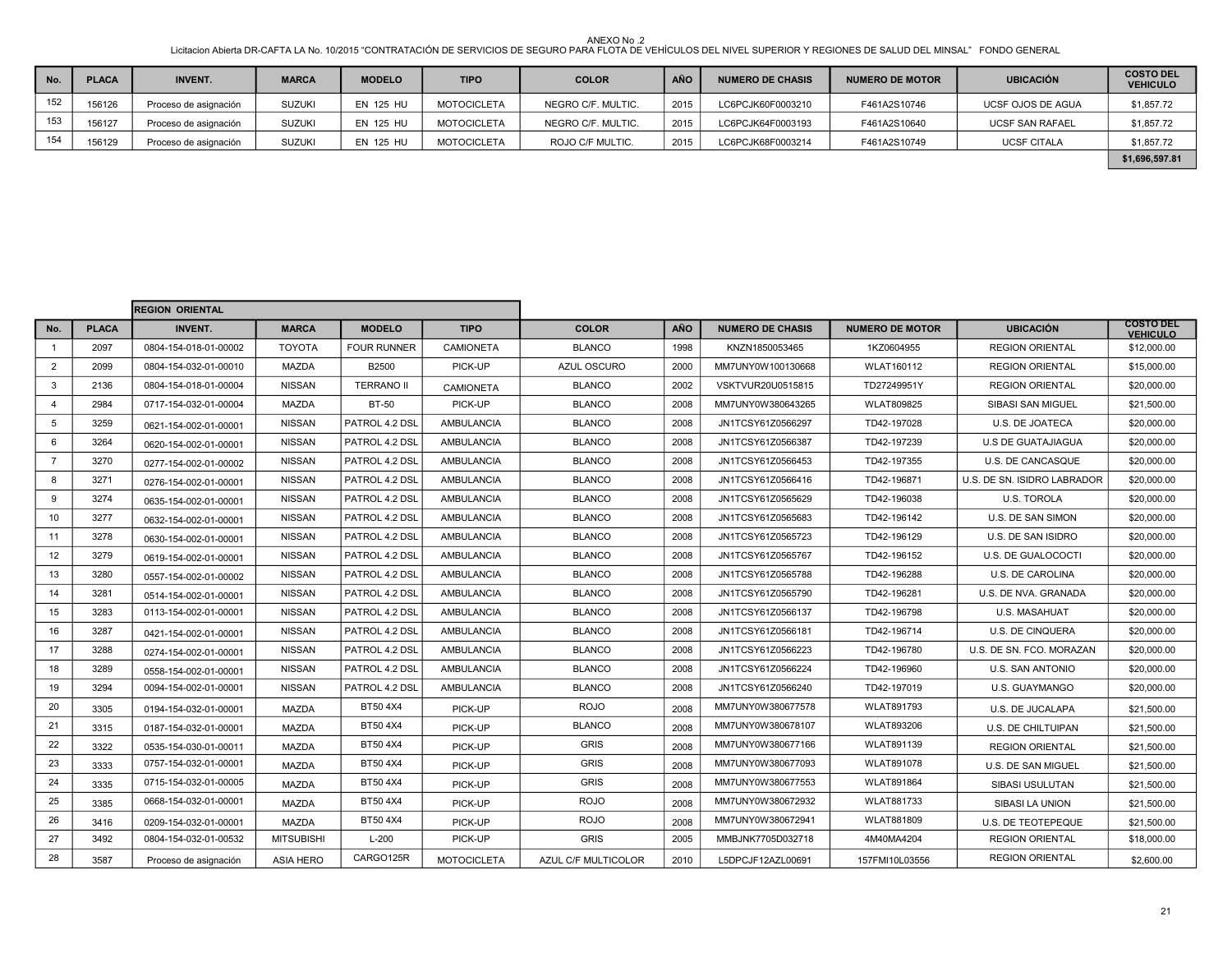ANEXO No .2

Licitacion Abierta DR-CAFTA LA No. 10/2015 "CONTRATACIÓN DE SERVICIOS DE SEGURO PARA FLOTA DE VEHÍCULOS DEL NIVEL SUPERIOR Y REGIONES DE SALUD DEL MINSAL" FONDO GENERAL

| No. | PLACA | INVENT. | MARCA | MODELO | TIPO | COLOR | AÑO | NUMERO DE CHASIS | NUMERO DE MOTOR | UBICACIÓN | COSTO DEL VEHICULO |
|---|---|---|---|---|---|---|---|---|---|---|---|
| 152 | 156126 | Proceso de asignación | SUZUKI | EN 125 HU | MOTOCICLETA | NEGRO C/F. MULTIC. | 2015 | LC6PCJK60F0003210 | F461A2S10746 | UCSF OJOS DE AGUA | $1,857.72 |
| 153 | 156127 | Proceso de asignación | SUZUKI | EN 125 HU | MOTOCICLETA | NEGRO C/F. MULTIC. | 2015 | LC6PCJK64F0003193 | F461A2S10640 | UCSF SAN RAFAEL | $1,857.72 |
| 154 | 156129 | Proceso de asignación | SUZUKI | EN 125 HU | MOTOCICLETA | ROJO C/F MULTIC. | 2015 | LC6PCJK68F0003214 | F461A2S10749 | UCSF CITALA | $1,857.72 |
| | | | | | | | | | | | **$1,696,597.81** |

| | | REGION ORIENTAL | | | | | | | | | |
|---|---|---|---|---|---|---|---|---|---|---|---|
| **No.** | **PLACA** | **INVENT.** | **MARCA** | **MODELO** | **TIPO** | **COLOR** | **AÑO** | **NUMERO DE CHASIS** | **NUMERO DE MOTOR** | **UBICACIÓN** | **COSTO DEL VEHICULO** |
| 1 | 2097 | 0804-154-018-01-00002 | TOYOTA | FOUR RUNNER | CAMIONETA | BLANCO | 1998 | KNZN1850053465 | 1KZ0604955 | REGION ORIENTAL | $12,000.00 |
| 2 | 2099 | 0804-154-032-01-00010 | MAZDA | B2500 | PICK-UP | AZUL OSCURO | 2000 | MM7UNY0W100130668 | WLAT160112 | REGION ORIENTAL | $15,000.00 |
| 3 | 2136 | 0804-154-018-01-00004 | NISSAN | TERRANO II | CAMIONETA | BLANCO | 2002 | VSKTVUR20U0515815 | TD27249951Y | REGION ORIENTAL | $20,000.00 |
| 4 | 2984 | 0717-154-032-01-00004 | MAZDA | BT-50 | PICK-UP | BLANCO | 2008 | MM7UNY0W380643265 | WLAT809825 | SIBASI SAN MIGUEL | $21,500.00 |
| 5 | 3259 | 0621-154-002-01-00001 | NISSAN | PATROL 4.2 DSL | AMBULANCIA | BLANCO | 2008 | JN1TCSY61Z0566297 | TD42-197028 | U.S. DE JOATECA | $20,000.00 |
| 6 | 3264 | 0620-154-002-01-00001 | NISSAN | PATROL 4.2 DSL | AMBULANCIA | BLANCO | 2008 | JN1TCSY61Z0566387 | TD42-197239 | U.S DE GUATAJIAGUA | $20,000.00 |
| 7 | 3270 | 0277-154-002-01-00002 | NISSAN | PATROL 4.2 DSL | AMBULANCIA | BLANCO | 2008 | JN1TCSY61Z0566453 | TD42-197355 | U.S. DE CANCASQUE | $20,000.00 |
| 8 | 3271 | 0276-154-002-01-00001 | NISSAN | PATROL 4.2 DSL | AMBULANCIA | BLANCO | 2008 | JN1TCSY61Z0566416 | TD42-196871 | U.S. DE SN. ISIDRO LABRADOR | $20,000.00 |
| 9 | 3274 | 0635-154-002-01-00001 | NISSAN | PATROL 4.2 DSL | AMBULANCIA | BLANCO | 2008 | JN1TCSY61Z0565629 | TD42-196038 | U.S. TOROLA | $20,000.00 |
| 10 | 3277 | 0632-154-002-01-00001 | NISSAN | PATROL 4.2 DSL | AMBULANCIA | BLANCO | 2008 | JN1TCSY61Z0565683 | TD42-196142 | U.S. DE SAN SIMON | $20,000.00 |
| 11 | 3278 | 0630-154-002-01-00001 | NISSAN | PATROL 4.2 DSL | AMBULANCIA | BLANCO | 2008 | JN1TCSY61Z0565723 | TD42-196129 | U.S. DE SAN ISIDRO | $20,000.00 |
| 12 | 3279 | 0619-154-002-01-00001 | NISSAN | PATROL 4.2 DSL | AMBULANCIA | BLANCO | 2008 | JN1TCSY61Z0565767 | TD42-196152 | U.S. DE GUALOCOCTI | $20,000.00 |
| 13 | 3280 | 0557-154-002-01-00002 | NISSAN | PATROL 4.2 DSL | AMBULANCIA | BLANCO | 2008 | JN1TCSY61Z0565788 | TD42-196288 | U.S. DE CAROLINA | $20,000.00 |
| 14 | 3281 | 0514-154-002-01-00001 | NISSAN | PATROL 4.2 DSL | AMBULANCIA | BLANCO | 2008 | JN1TCSY61Z0565790 | TD42-196281 | U.S. DE NVA. GRANADA | $20,000.00 |
| 15 | 3283 | 0113-154-002-01-00001 | NISSAN | PATROL 4.2 DSL | AMBULANCIA | BLANCO | 2008 | JN1TCSY61Z0566137 | TD42-196798 | U.S. MASAHUAT | $20,000.00 |
| 16 | 3287 | 0421-154-002-01-00001 | NISSAN | PATROL 4.2 DSL | AMBULANCIA | BLANCO | 2008 | JN1TCSY61Z0566181 | TD42-196714 | U.S. DE CINQUERA | $20,000.00 |
| 17 | 3288 | 0274-154-002-01-00001 | NISSAN | PATROL 4.2 DSL | AMBULANCIA | BLANCO | 2008 | JN1TCSY61Z0566223 | TD42-196780 | U.S. DE SN. FCO. MORAZAN | $20,000.00 |
| 18 | 3289 | 0558-154-002-01-00001 | NISSAN | PATROL 4.2 DSL | AMBULANCIA | BLANCO | 2008 | JN1TCSY61Z0566224 | TD42-196960 | U.S. SAN ANTONIO | $20,000.00 |
| 19 | 3294 | 0094-154-002-01-00001 | NISSAN | PATROL 4.2 DSL | AMBULANCIA | BLANCO | 2008 | JN1TCSY61Z0566240 | TD42-197019 | U.S. GUAYMANGO | $20,000.00 |
| 20 | 3305 | 0194-154-032-01-00001 | MAZDA | BT50 4X4 | PICK-UP | ROJO | 2008 | MM7UNY0W380677578 | WLAT891793 | U.S. DE JUCALAPA | $21,500.00 |
| 21 | 3315 | 0187-154-032-01-00001 | MAZDA | BT50 4X4 | PICK-UP | BLANCO | 2008 | MM7UNY0W380678107 | WLAT893206 | U.S. DE CHILTUIPAN | $21,500.00 |
| 22 | 3322 | 0535-154-030-01-00011 | MAZDA | BT50 4X4 | PICK-UP | GRIS | 2008 | MM7UNY0W380677166 | WLAT891139 | REGION ORIENTAL | $21,500.00 |
| 23 | 3333 | 0757-154-032-01-00001 | MAZDA | BT50 4X4 | PICK-UP | GRIS | 2008 | MM7UNY0W380677093 | WLAT891078 | U.S. DE SAN MIGUEL | $21,500.00 |
| 24 | 3335 | 0715-154-032-01-00005 | MAZDA | BT50 4X4 | PICK-UP | GRIS | 2008 | MM7UNY0W380677553 | WLAT891864 | SIBASI USULUTAN | $21,500.00 |
| 25 | 3385 | 0668-154-032-01-00001 | MAZDA | BT50 4X4 | PICK-UP | ROJO | 2008 | MM7UNY0W380672932 | WLAT881733 | SIBASI LA UNION | $21,500.00 |
| 26 | 3416 | 0209-154-032-01-00001 | MAZDA | BT50 4X4 | PICK-UP | ROJO | 2008 | MM7UNY0W380672941 | WLAT881809 | U.S. DE TEOTEPEQUE | $21,500.00 |
| 27 | 3492 | 0804-154-032-01-00532 | MITSUBISHI | L-200 | PICK-UP | GRIS | 2005 | MMBJNK7705D032718 | 4M40MA4204 | REGION ORIENTAL | $18,000.00 |
| 28 | 3587 | Proceso de asignación | ASIA HERO | CARGO125R | MOTOCICLETA | AZUL C/F MULTICOLOR | 2010 | L5DPCJF12AZL00691 | 157FMI10L03556 | REGION ORIENTAL | $2,600.00 |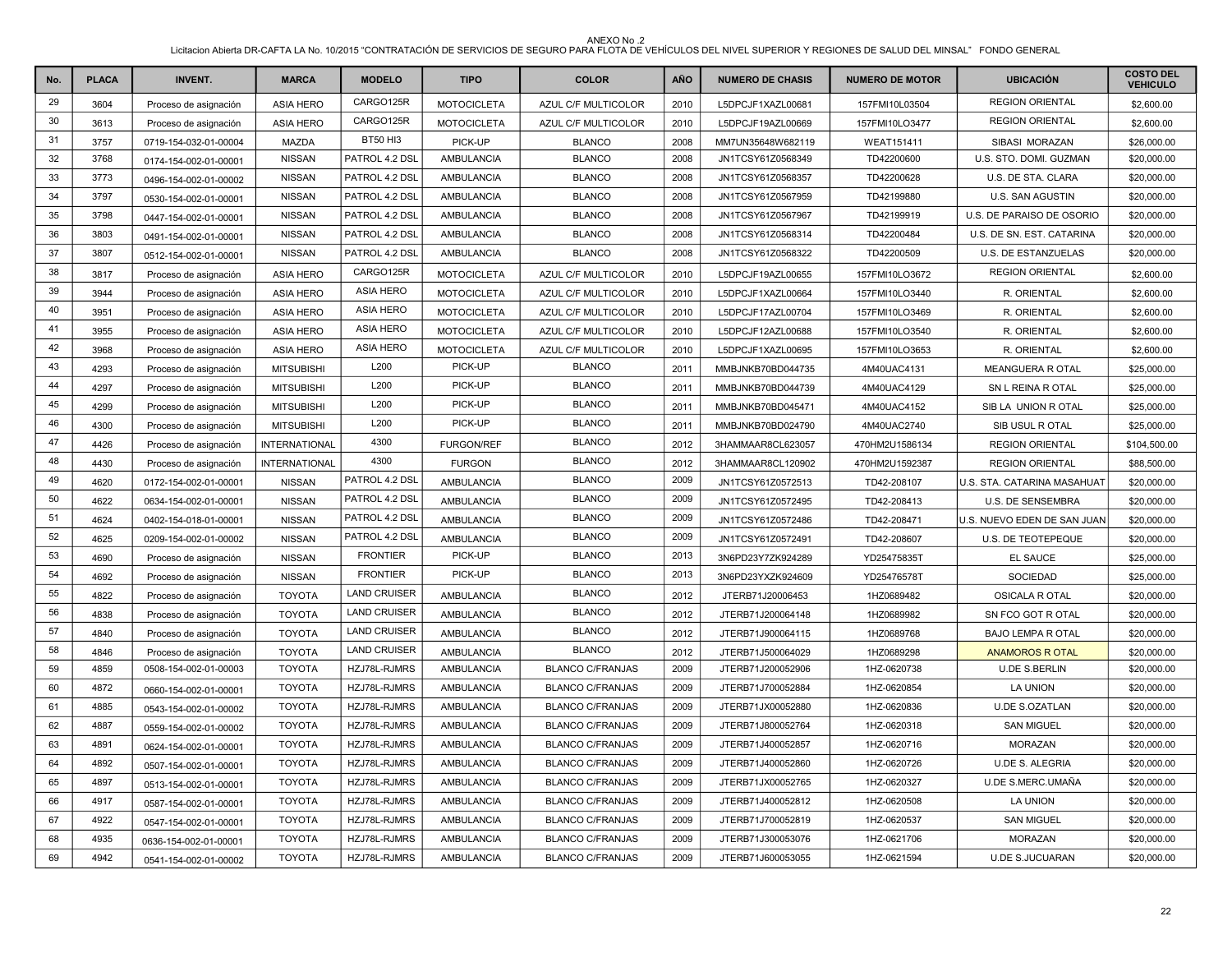ANEXO No .2

Licitacion Abierta DR-CAFTA LA No. 10/2015 "CONTRATACIÓN DE SERVICIOS DE SEGURO PARA FLOTA DE VEHÍCULOS DEL NIVEL SUPERIOR Y REGIONES DE SALUD DEL MINSAL" FONDO GENERAL

| No. | PLACA | INVENT. | MARCA | MODELO | TIPO | COLOR | AÑO | NUMERO DE CHASIS | NUMERO DE MOTOR | UBICACIÓN | COSTO DEL VEHICULO |
|---|---|---|---|---|---|---|---|---|---|---|---|
| 29 | 3604 | Proceso de asignación | ASIA HERO | CARGO125R | MOTOCICLETA | AZUL C/F MULTICOLOR | 2010 | L5DPCJF1XAZL00681 | 157FMI10L03504 | REGION ORIENTAL | $2,600.00 |
| 30 | 3613 | Proceso de asignación | ASIA HERO | CARGO125R | MOTOCICLETA | AZUL C/F MULTICOLOR | 2010 | L5DPCJF19AZL00669 | 157FMI10LO3477 | REGION ORIENTAL | $2,600.00 |
| 31 | 3757 | 0719-154-032-01-00004 | MAZDA | BT50 HI3 | PICK-UP | BLANCO | 2008 | MM7UN35648W682119 | WEAT151411 | SIBASI MORAZAN | $26,000.00 |
| 32 | 3768 | 0174-154-002-01-00001 | NISSAN | PATROL 4.2 DSL | AMBULANCIA | BLANCO | 2008 | JN1TCSY61Z0568349 | TD42200600 | U.S. STO. DOMI. GUZMAN | $20,000.00 |
| 33 | 3773 | 0496-154-002-01-00002 | NISSAN | PATROL 4.2 DSL | AMBULANCIA | BLANCO | 2008 | JN1TCSY61Z0568357 | TD42200628 | U.S. DE STA. CLARA | $20,000.00 |
| 34 | 3797 | 0530-154-002-01-00001 | NISSAN | PATROL 4.2 DSL | AMBULANCIA | BLANCO | 2008 | JN1TCSY61Z0567959 | TD42199880 | U.S. SAN AGUSTIN | $20,000.00 |
| 35 | 3798 | 0447-154-002-01-00001 | NISSAN | PATROL 4.2 DSL | AMBULANCIA | BLANCO | 2008 | JN1TCSY61Z0567967 | TD42199919 | U.S. DE PARAISO DE OSORIO | $20,000.00 |
| 36 | 3803 | 0491-154-002-01-00001 | NISSAN | PATROL 4.2 DSL | AMBULANCIA | BLANCO | 2008 | JN1TCSY61Z0568314 | TD42200484 | U.S. DE SN. EST. CATARINA | $20,000.00 |
| 37 | 3807 | 0512-154-002-01-00001 | NISSAN | PATROL 4.2 DSL | AMBULANCIA | BLANCO | 2008 | JN1TCSY61Z0568322 | TD42200509 | U.S. DE ESTANZUELAS | $20,000.00 |
| 38 | 3817 | Proceso de asignación | ASIA HERO | CARGO125R | MOTOCICLETA | AZUL C/F MULTICOLOR | 2010 | L5DPCJF19AZL00655 | 157FMI10LO3672 | REGION ORIENTAL | $2,600.00 |
| 39 | 3944 | Proceso de asignación | ASIA HERO | ASIA HERO | MOTOCICLETA | AZUL C/F MULTICOLOR | 2010 | L5DPCJF1XAZL00664 | 157FMI10LO3440 | R. ORIENTAL | $2,600.00 |
| 40 | 3951 | Proceso de asignación | ASIA HERO | ASIA HERO | MOTOCICLETA | AZUL C/F MULTICOLOR | 2010 | L5DPCJF17AZL00704 | 157FMI10LO3469 | R. ORIENTAL | $2,600.00 |
| 41 | 3955 | Proceso de asignación | ASIA HERO | ASIA HERO | MOTOCICLETA | AZUL C/F MULTICOLOR | 2010 | L5DPCJF12AZL00688 | 157FMI10LO3540 | R. ORIENTAL | $2,600.00 |
| 42 | 3968 | Proceso de asignación | ASIA HERO | ASIA HERO | MOTOCICLETA | AZUL C/F MULTICOLOR | 2010 | L5DPCJF1XAZL00695 | 157FMI10LO3653 | R. ORIENTAL | $2,600.00 |
| 43 | 4293 | Proceso de asignación | MITSUBISHI | L200 | PICK-UP | BLANCO | 2011 | MMBJNKB70BD044735 | 4M40UAC4131 | MEANGUERA R OTAL | $25,000.00 |
| 44 | 4297 | Proceso de asignación | MITSUBISHI | L200 | PICK-UP | BLANCO | 2011 | MMBJNKB70BD044739 | 4M40UAC4129 | SN L REINA R OTAL | $25,000.00 |
| 45 | 4299 | Proceso de asignación | MITSUBISHI | L200 | PICK-UP | BLANCO | 2011 | MMBJNKB70BD045471 | 4M40UAC4152 | SIB LA UNION R OTAL | $25,000.00 |
| 46 | 4300 | Proceso de asignación | MITSUBISHI | L200 | PICK-UP | BLANCO | 2011 | MMBJNKB70BD024790 | 4M40UAC2740 | SIB USUL R OTAL | $25,000.00 |
| 47 | 4426 | Proceso de asignación | INTERNATIONAL | 4300 | FURGON/REF | BLANCO | 2012 | 3HAMMAAR8CL623057 | 470HM2U1586134 | REGION ORIENTAL | $104,500.00 |
| 48 | 4430 | Proceso de asignación | INTERNATIONAL | 4300 | FURGON | BLANCO | 2012 | 3HAMMAAR8CL120902 | 470HM2U1592387 | REGION ORIENTAL | $88,500.00 |
| 49 | 4620 | 0172-154-002-01-00001 | NISSAN | PATROL 4.2 DSL | AMBULANCIA | BLANCO | 2009 | JN1TCSY61Z0572513 | TD42-208107 | U.S. STA. CATARINA MASAHUAT | $20,000.00 |
| 50 | 4622 | 0634-154-002-01-00001 | NISSAN | PATROL 4.2 DSL | AMBULANCIA | BLANCO | 2009 | JN1TCSY61Z0572495 | TD42-208413 | U.S. DE SENSEMBRA | $20,000.00 |
| 51 | 4624 | 0402-154-018-01-00001 | NISSAN | PATROL 4.2 DSL | AMBULANCIA | BLANCO | 2009 | JN1TCSY61Z0572486 | TD42-208471 | U.S. NUEVO EDEN DE SAN JUAN | $20,000.00 |
| 52 | 4625 | 0209-154-002-01-00002 | NISSAN | PATROL 4.2 DSL | AMBULANCIA | BLANCO | 2009 | JN1TCSY61Z0572491 | TD42-208607 | U.S. DE TEOTEPEQUE | $20,000.00 |
| 53 | 4690 | Proceso de asignación | NISSAN | FRONTIER | PICK-UP | BLANCO | 2013 | 3N6PD23Y7ZK924289 | YD25475835T | EL SAUCE | $25,000.00 |
| 54 | 4692 | Proceso de asignación | NISSAN | FRONTIER | PICK-UP | BLANCO | 2013 | 3N6PD23YXZK924609 | YD25476578T | SOCIEDAD | $25,000.00 |
| 55 | 4822 | Proceso de asignación | TOYOTA | LAND CRUISER | AMBULANCIA | BLANCO | 2012 | JTERB71J20006453 | 1HZ0689482 | OSICALA R OTAL | $20,000.00 |
| 56 | 4838 | Proceso de asignación | TOYOTA | LAND CRUISER | AMBULANCIA | BLANCO | 2012 | JTERB71J200064148 | 1HZ0689982 | SN FCO GOT R OTAL | $20,000.00 |
| 57 | 4840 | Proceso de asignación | TOYOTA | LAND CRUISER | AMBULANCIA | BLANCO | 2012 | JTERB71J900064115 | 1HZ0689768 | BAJO LEMPA R OTAL | $20,000.00 |
| 58 | 4846 | Proceso de asignación | TOYOTA | LAND CRUISER | AMBULANCIA | BLANCO | 2012 | JTERB71J500064029 | 1HZ0689298 | ANAMOROS R OTAL | $20,000.00 |
| 59 | 4859 | 0508-154-002-01-00003 | TOYOTA | HZJ78L-RJMRS | AMBULANCIA | BLANCO C/FRANJAS | 2009 | JTERB71J200052906 | 1HZ-0620738 | U.DE S.BERLIN | $20,000.00 |
| 60 | 4872 | 0660-154-002-01-00001 | TOYOTA | HZJ78L-RJMRS | AMBULANCIA | BLANCO C/FRANJAS | 2009 | JTERB71J700052884 | 1HZ-0620854 | LA UNION | $20,000.00 |
| 61 | 4885 | 0543-154-002-01-00002 | TOYOTA | HZJ78L-RJMRS | AMBULANCIA | BLANCO C/FRANJAS | 2009 | JTERB71JX00052880 | 1HZ-0620836 | U.DE S.OZATLAN | $20,000.00 |
| 62 | 4887 | 0559-154-002-01-00002 | TOYOTA | HZJ78L-RJMRS | AMBULANCIA | BLANCO C/FRANJAS | 2009 | JTERB71J800052764 | 1HZ-0620318 | SAN MIGUEL | $20,000.00 |
| 63 | 4891 | 0624-154-002-01-00001 | TOYOTA | HZJ78L-RJMRS | AMBULANCIA | BLANCO C/FRANJAS | 2009 | JTERB71J400052857 | 1HZ-0620716 | MORAZAN | $20,000.00 |
| 64 | 4892 | 0507-154-002-01-00001 | TOYOTA | HZJ78L-RJMRS | AMBULANCIA | BLANCO C/FRANJAS | 2009 | JTERB71J400052860 | 1HZ-0620726 | U.DE S. ALEGRIA | $20,000.00 |
| 65 | 4897 | 0513-154-002-01-00001 | TOYOTA | HZJ78L-RJMRS | AMBULANCIA | BLANCO C/FRANJAS | 2009 | JTERB71JX00052765 | 1HZ-0620327 | U.DE S.MERC.UMAÑA | $20,000.00 |
| 66 | 4917 | 0587-154-002-01-00001 | TOYOTA | HZJ78L-RJMRS | AMBULANCIA | BLANCO C/FRANJAS | 2009 | JTERB71J400052812 | 1HZ-0620508 | LA UNION | $20,000.00 |
| 67 | 4922 | 0547-154-002-01-00001 | TOYOTA | HZJ78L-RJMRS | AMBULANCIA | BLANCO C/FRANJAS | 2009 | JTERB71J700052819 | 1HZ-0620537 | SAN MIGUEL | $20,000.00 |
| 68 | 4935 | 0636-154-002-01-00001 | TOYOTA | HZJ78L-RJMRS | AMBULANCIA | BLANCO C/FRANJAS | 2009 | JTERB71J300053076 | 1HZ-0621706 | MORAZAN | $20,000.00 |
| 69 | 4942 | 0541-154-002-01-00002 | TOYOTA | HZJ78L-RJMRS | AMBULANCIA | BLANCO C/FRANJAS | 2009 | JTERB71J600053055 | 1HZ-0621594 | U.DE S.JUCUARAN | $20,000.00 |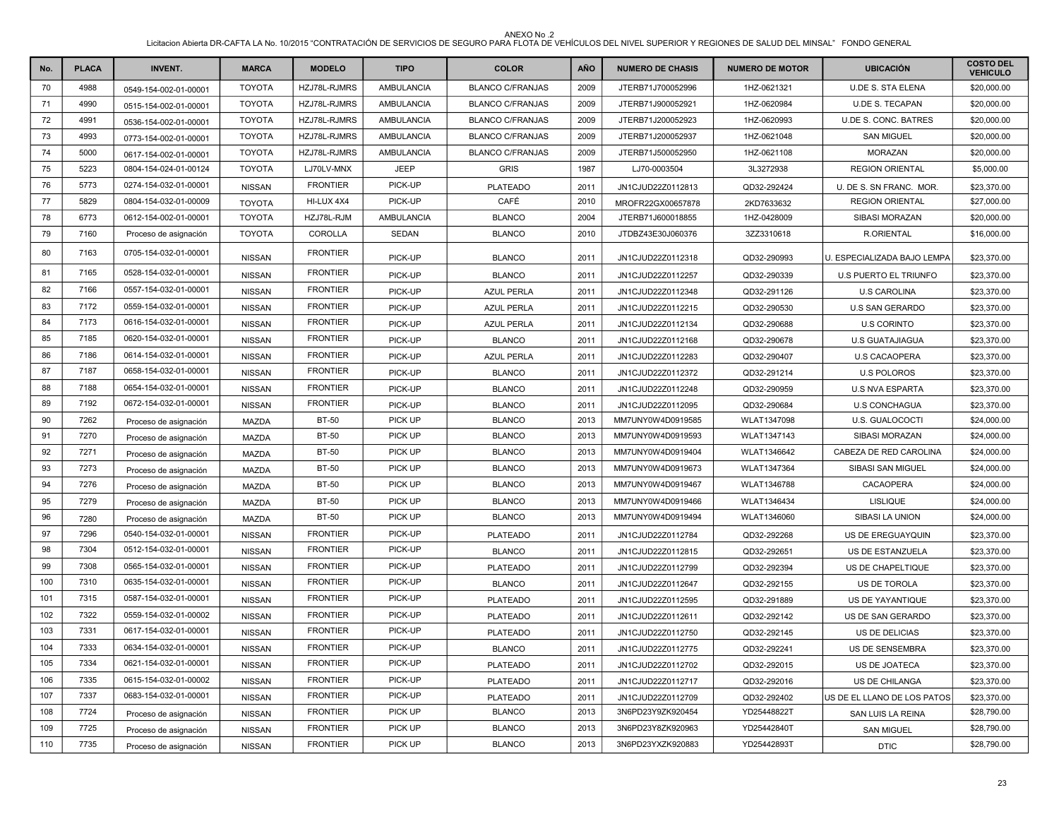ANEXO No .2

Licitacion Abierta DR-CAFTA LA No. 10/2015 "CONTRATACIÓN DE SERVICIOS DE SEGURO PARA FLOTA DE VEHÍCULOS DEL NIVEL SUPERIOR Y REGIONES DE SALUD DEL MINSAL" FONDO GENERAL

| No. | PLACA | INVENT. | MARCA | MODELO | TIPO | COLOR | AÑO | NUMERO DE CHASIS | NUMERO DE MOTOR | UBICACIÓN | COSTO DEL VEHICULO |
|---|---|---|---|---|---|---|---|---|---|---|---|
| 70 | 4988 | 0549-154-002-01-00001 | TOYOTA | HZJ78L-RJMRS | AMBULANCIA | BLANCO C/FRANJAS | 2009 | JTERB71J700052996 | 1HZ-0621321 | U.DE S. STA ELENA | $20,000.00 |
| 71 | 4990 | 0515-154-002-01-00001 | TOYOTA | HZJ78L-RJMRS | AMBULANCIA | BLANCO C/FRANJAS | 2009 | JTERB71J900052921 | 1HZ-0620984 | U.DE S. TECAPAN | $20,000.00 |
| 72 | 4991 | 0536-154-002-01-00001 | TOYOTA | HZJ78L-RJMRS | AMBULANCIA | BLANCO C/FRANJAS | 2009 | JTERB71J200052923 | 1HZ-0620993 | U.DE S. CONC. BATRES | $20,000.00 |
| 73 | 4993 | 0773-154-002-01-00001 | TOYOTA | HZJ78L-RJMRS | AMBULANCIA | BLANCO C/FRANJAS | 2009 | JTERB71J200052937 | 1HZ-0621048 | SAN MIGUEL | $20,000.00 |
| 74 | 5000 | 0617-154-002-01-00001 | TOYOTA | HZJ78L-RJMRS | AMBULANCIA | BLANCO C/FRANJAS | 2009 | JTERB71J500052950 | 1HZ-0621108 | MORAZAN | $20,000.00 |
| 75 | 5223 | 0804-154-024-01-00124 | TOYOTA | LJ70LV-MNX | JEEP | GRIS | 1987 | LJ70-0003504 | 3L3272938 | REGION ORIENTAL | $5,000.00 |
| 76 | 5773 | 0274-154-032-01-00001 | NISSAN | FRONTIER | PICK-UP | PLATEADO | 2011 | JN1CJUD22Z0112813 | QD32-292424 | U. DE S. SN FRANC. MOR. | $23,370.00 |
| 77 | 5829 | 0804-154-032-01-00009 | TOYOTA | HI-LUX 4X4 | PICK-UP | CAFÉ | 2010 | MROFR22GX00657878 | 2KD7633632 | REGION ORIENTAL | $27,000.00 |
| 78 | 6773 | 0612-154-002-01-00001 | TOYOTA | HZJ78L-RJM | AMBULANCIA | BLANCO | 2004 | JTERB71J600018855 | 1HZ-0428009 | SIBASI MORAZAN | $20,000.00 |
| 79 | 7160 | Proceso de asignación | TOYOTA | COROLLA | SEDAN | BLANCO | 2010 | JTDBZ43E30J060376 | 3ZZ3310618 | R.ORIENTAL | $16,000.00 |
| 80 | 7163 | 0705-154-032-01-00001 | NISSAN | FRONTIER | PICK-UP | BLANCO | 2011 | JN1CJUD22Z0112318 | QD32-290993 | U. ESPECIALIZADA BAJO LEMPA | $23,370.00 |
| 81 | 7165 | 0528-154-032-01-00001 | NISSAN | FRONTIER | PICK-UP | BLANCO | 2011 | JN1CJUD22Z0112257 | QD32-290339 | U.S PUERTO EL TRIUNFO | $23,370.00 |
| 82 | 7166 | 0557-154-032-01-00001 | NISSAN | FRONTIER | PICK-UP | AZUL PERLA | 2011 | JN1CJUD22Z0112348 | QD32-291126 | U.S CAROLINA | $23,370.00 |
| 83 | 7172 | 0559-154-032-01-00001 | NISSAN | FRONTIER | PICK-UP | AZUL PERLA | 2011 | JN1CJUD22Z0112215 | QD32-290530 | U.S SAN GERARDO | $23,370.00 |
| 84 | 7173 | 0616-154-032-01-00001 | NISSAN | FRONTIER | PICK-UP | AZUL PERLA | 2011 | JN1CJUD22Z0112134 | QD32-290688 | U.S CORINTO | $23,370.00 |
| 85 | 7185 | 0620-154-032-01-00001 | NISSAN | FRONTIER | PICK-UP | BLANCO | 2011 | JN1CJUD22Z0112168 | QD32-290678 | U.S GUATAJIAGUA | $23,370.00 |
| 86 | 7186 | 0614-154-032-01-00001 | NISSAN | FRONTIER | PICK-UP | AZUL PERLA | 2011 | JN1CJUD22Z0112283 | QD32-290407 | U.S CACAOPERA | $23,370.00 |
| 87 | 7187 | 0658-154-032-01-00001 | NISSAN | FRONTIER | PICK-UP | BLANCO | 2011 | JN1CJUD22Z0112372 | QD32-291214 | U.S POLOROS | $23,370.00 |
| 88 | 7188 | 0654-154-032-01-00001 | NISSAN | FRONTIER | PICK-UP | BLANCO | 2011 | JN1CJUD22Z0112248 | QD32-290959 | U.S NVA ESPARTA | $23,370.00 |
| 89 | 7192 | 0672-154-032-01-00001 | NISSAN | FRONTIER | PICK-UP | BLANCO | 2011 | JN1CJUD22Z0112095 | QD32-290684 | U.S CONCHAGUA | $23,370.00 |
| 90 | 7262 | Proceso de asignación | MAZDA | BT-50 | PICK UP | BLANCO | 2013 | MM7UNY0W4D0919585 | WLAT1347098 | U.S. GUALOCOCTI | $24,000.00 |
| 91 | 7270 | Proceso de asignación | MAZDA | BT-50 | PICK UP | BLANCO | 2013 | MM7UNY0W4D0919593 | WLAT1347143 | SIBASI MORAZAN | $24,000.00 |
| 92 | 7271 | Proceso de asignación | MAZDA | BT-50 | PICK UP | BLANCO | 2013 | MM7UNY0W4D0919404 | WLAT1346642 | CABEZA DE RED CAROLINA | $24,000.00 |
| 93 | 7273 | Proceso de asignación | MAZDA | BT-50 | PICK UP | BLANCO | 2013 | MM7UNY0W4D0919673 | WLAT1347364 | SIBASI SAN MIGUEL | $24,000.00 |
| 94 | 7276 | Proceso de asignación | MAZDA | BT-50 | PICK UP | BLANCO | 2013 | MM7UNY0W4D0919467 | WLAT1346788 | CACAOPERA | $24,000.00 |
| 95 | 7279 | Proceso de asignación | MAZDA | BT-50 | PICK UP | BLANCO | 2013 | MM7UNY0W4D0919466 | WLAT1346434 | LISLIQUE | $24,000.00 |
| 96 | 7280 | Proceso de asignación | MAZDA | BT-50 | PICK UP | BLANCO | 2013 | MM7UNY0W4D0919494 | WLAT1346060 | SIBASI LA UNION | $24,000.00 |
| 97 | 7296 | 0540-154-032-01-00001 | NISSAN | FRONTIER | PICK-UP | PLATEADO | 2011 | JN1CJUD22Z0112784 | QD32-292268 | US DE EREGUAYQUIN | $23,370.00 |
| 98 | 7304 | 0512-154-032-01-00001 | NISSAN | FRONTIER | PICK-UP | BLANCO | 2011 | JN1CJUD22Z0112815 | QD32-292651 | US DE ESTANZUELA | $23,370.00 |
| 99 | 7308 | 0565-154-032-01-00001 | NISSAN | FRONTIER | PICK-UP | PLATEADO | 2011 | JN1CJUD22Z0112799 | QD32-292394 | US DE CHAPELTIQUE | $23,370.00 |
| 100 | 7310 | 0635-154-032-01-00001 | NISSAN | FRONTIER | PICK-UP | BLANCO | 2011 | JN1CJUD22Z0112647 | QD32-292155 | US DE TOROLA | $23,370.00 |
| 101 | 7315 | 0587-154-032-01-00001 | NISSAN | FRONTIER | PICK-UP | PLATEADO | 2011 | JN1CJUD22Z0112595 | QD32-291889 | US DE YAYANTIQUE | $23,370.00 |
| 102 | 7322 | 0559-154-032-01-00002 | NISSAN | FRONTIER | PICK-UP | PLATEADO | 2011 | JN1CJUD22Z0112611 | QD32-292142 | US DE SAN GERARDO | $23,370.00 |
| 103 | 7331 | 0617-154-032-01-00001 | NISSAN | FRONTIER | PICK-UP | PLATEADO | 2011 | JN1CJUD22Z0112750 | QD32-292145 | US DE DELICIAS | $23,370.00 |
| 104 | 7333 | 0634-154-032-01-00001 | NISSAN | FRONTIER | PICK-UP | BLANCO | 2011 | JN1CJUD22Z0112775 | QD32-292241 | US DE SENSEMBRA | $23,370.00 |
| 105 | 7334 | 0621-154-032-01-00001 | NISSAN | FRONTIER | PICK-UP | PLATEADO | 2011 | JN1CJUD22Z0112702 | QD32-292015 | US DE JOATECA | $23,370.00 |
| 106 | 7335 | 0615-154-032-01-00002 | NISSAN | FRONTIER | PICK-UP | PLATEADO | 2011 | JN1CJUD22Z0112717 | QD32-292016 | US DE CHILANGA | $23,370.00 |
| 107 | 7337 | 0683-154-032-01-00001 | NISSAN | FRONTIER | PICK-UP | PLATEADO | 2011 | JN1CJUD22Z0112709 | QD32-292402 | US DE EL LLANO DE LOS PATOS | $23,370.00 |
| 108 | 7724 | Proceso de asignación | NISSAN | FRONTIER | PICK UP | BLANCO | 2013 | 3N6PD23Y9ZK920454 | YD25448822T | SAN LUIS LA REINA | $28,790.00 |
| 109 | 7725 | Proceso de asignación | NISSAN | FRONTIER | PICK UP | BLANCO | 2013 | 3N6PD23Y8ZK920963 | YD25442840T | SAN MIGUEL | $28,790.00 |
| 110 | 7735 | Proceso de asignación | NISSAN | FRONTIER | PICK UP | BLANCO | 2013 | 3N6PD23YXZK920883 | YD25442893T | DTIC | $28,790.00 |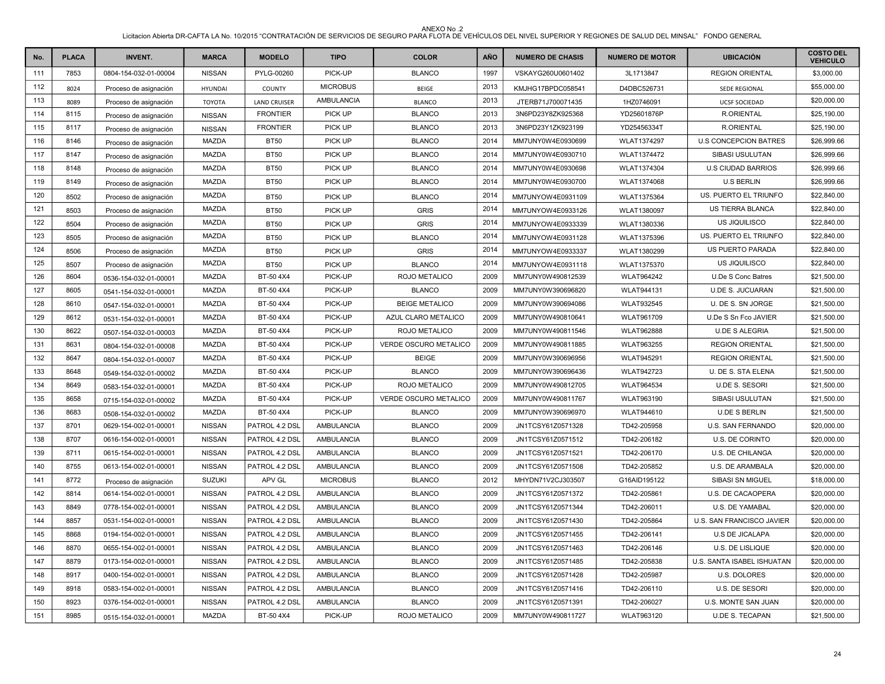ANEXO No .2

Licitacion Abierta DR-CAFTA LA No. 10/2015 "CONTRATACIÓN DE SERVICIOS DE SEGURO PARA FLOTA DE VEHÍCULOS DEL NIVEL SUPERIOR Y REGIONES DE SALUD DEL MINSAL" FONDO GENERAL

| No. | PLACA | INVENT. | MARCA | MODELO | TIPO | COLOR | AÑO | NUMERO DE CHASIS | NUMERO DE MOTOR | UBICACIÓN | COSTO DEL VEHICULO |
|---|---|---|---|---|---|---|---|---|---|---|---|
| 111 | 7853 | 0804-154-032-01-00004 | NISSAN | PYLG-00260 | PICK-UP | BLANCO | 1997 | VSKAYG260U0601402 | 3L1713847 | REGION ORIENTAL | $3,000.00 |
| 112 | 8024 | Proceso de asignación | HYUNDAI | COUNTY | MICROBUS | BEIGE | 2013 | KMJHG17BPDC058541 | D4DBC526731 | SEDE REGIONAL | $55,000.00 |
| 113 | 8089 | Proceso de asignación | TOYOTA | LAND CRUISER | AMBULANCIA | BLANCO | 2013 | JTERB71J700071435 | 1HZ0746091 | UCSF SOCIEDAD | $20,000.00 |
| 114 | 8115 | Proceso de asignación | NISSAN | FRONTIER | PICK UP | BLANCO | 2013 | 3N6PD23Y8ZK925368 | YD25601876P | R.ORIENTAL | $25,190.00 |
| 115 | 8117 | Proceso de asignación | NISSAN | FRONTIER | PICK UP | BLANCO | 2013 | 3N6PD23Y1ZK923199 | YD25456334T | R.ORIENTAL | $25,190.00 |
| 116 | 8146 | Proceso de asignación | MAZDA | BT50 | PICK UP | BLANCO | 2014 | MM7UNY0W4E0930699 | WLAT1374297 | U.S CONCEPCION BATRES | $26,999.66 |
| 117 | 8147 | Proceso de asignación | MAZDA | BT50 | PICK UP | BLANCO | 2014 | MM7UNY0W4E0930710 | WLAT1374472 | SIBASI USULUTAN | $26,999.66 |
| 118 | 8148 | Proceso de asignación | MAZDA | BT50 | PICK UP | BLANCO | 2014 | MM7UNY0W4E0930698 | WLAT1374304 | U.S CIUDAD BARRIOS | $26,999.66 |
| 119 | 8149 | Proceso de asignación | MAZDA | BT50 | PICK UP | BLANCO | 2014 | MM7UNY0W4E0930700 | WLAT1374068 | U.S BERLIN | $26,999.66 |
| 120 | 8502 | Proceso de asignación | MAZDA | BT50 | PICK UP | BLANCO | 2014 | MM7UNYOW4E0931109 | WLAT1375364 | US. PUERTO EL TRIUNFO | $22,840.00 |
| 121 | 8503 | Proceso de asignación | MAZDA | BT50 | PICK UP | GRIS | 2014 | MM7UNYOW4E0933126 | WLAT1380097 | US TIERRA BLANCA | $22,840.00 |
| 122 | 8504 | Proceso de asignación | MAZDA | BT50 | PICK UP | GRIS | 2014 | MM7UNYOW4E0933339 | WLAT1380336 | US JIQUILISCO | $22,840.00 |
| 123 | 8505 | Proceso de asignación | MAZDA | BT50 | PICK UP | BLANCO | 2014 | MM7UNYOW4E0931128 | WLAT1375396 | US. PUERTO EL TRIUNFO | $22,840.00 |
| 124 | 8506 | Proceso de asignación | MAZDA | BT50 | PICK UP | GRIS | 2014 | MM7UNYOW4E0933337 | WLAT1380299 | US PUERTO PARADA | $22,840.00 |
| 125 | 8507 | Proceso de asignación | MAZDA | BT50 | PICK UP | BLANCO | 2014 | MM7UNYOW4E0931118 | WLAT1375370 | US JIQUILISCO | $22,840.00 |
| 126 | 8604 | 0536-154-032-01-00001 | MAZDA | BT-50 4X4 | PICK-UP | ROJO METALICO | 2009 | MM7UNY0W490812539 | WLAT964242 | U.De S Conc Batres | $21,500.00 |
| 127 | 8605 | 0541-154-032-01-00001 | MAZDA | BT-50 4X4 | PICK-UP | BLANCO | 2009 | MM7UNY0W390696820 | WLAT944131 | U.DE S. JUCUARAN | $21,500.00 |
| 128 | 8610 | 0547-154-032-01-00001 | MAZDA | BT-50 4X4 | PICK-UP | BEIGE METALICO | 2009 | MM7UNY0W390694086 | WLAT932545 | U. DE S. SN JORGE | $21,500.00 |
| 129 | 8612 | 0531-154-032-01-00001 | MAZDA | BT-50 4X4 | PICK-UP | AZUL CLARO METALICO | 2009 | MM7UNY0W490810641 | WLAT961709 | U.De S Sn Fco JAVIER | $21,500.00 |
| 130 | 8622 | 0507-154-032-01-00003 | MAZDA | BT-50 4X4 | PICK-UP | ROJO METALICO | 2009 | MM7UNY0W490811546 | WLAT962888 | U.DE S ALEGRIA | $21,500.00 |
| 131 | 8631 | 0804-154-032-01-00008 | MAZDA | BT-50 4X4 | PICK-UP | VERDE OSCURO METALICO | 2009 | MM7UNY0W490811885 | WLAT963255 | REGION ORIENTAL | $21,500.00 |
| 132 | 8647 | 0804-154-032-01-00007 | MAZDA | BT-50 4X4 | PICK-UP | BEIGE | 2009 | MM7UNY0W390696956 | WLAT945291 | REGION ORIENTAL | $21,500.00 |
| 133 | 8648 | 0549-154-032-01-00002 | MAZDA | BT-50 4X4 | PICK-UP | BLANCO | 2009 | MM7UNY0W390696436 | WLAT942723 | U. DE S. STA ELENA | $21,500.00 |
| 134 | 8649 | 0583-154-032-01-00001 | MAZDA | BT-50 4X4 | PICK-UP | ROJO METALICO | 2009 | MM7UNY0W490812705 | WLAT964534 | U.DE S. SESORI | $21,500.00 |
| 135 | 8658 | 0715-154-032-01-00002 | MAZDA | BT-50 4X4 | PICK-UP | VERDE OSCURO METALICO | 2009 | MM7UNY0W490811767 | WLAT963190 | SIBASI USULUTAN | $21,500.00 |
| 136 | 8683 | 0508-154-032-01-00002 | MAZDA | BT-50 4X4 | PICK-UP | BLANCO | 2009 | MM7UNY0W390696970 | WLAT944610 | U.DE S BERLIN | $21,500.00 |
| 137 | 8701 | 0629-154-002-01-00001 | NISSAN | PATROL 4.2 DSL | AMBULANCIA | BLANCO | 2009 | JN1TCSY61Z0571328 | TD42-205958 | U.S. SAN FERNANDO | $20,000.00 |
| 138 | 8707 | 0616-154-002-01-00001 | NISSAN | PATROL 4.2 DSL | AMBULANCIA | BLANCO | 2009 | JN1TCSY61Z0571512 | TD42-206182 | U.S. DE CORINTO | $20,000.00 |
| 139 | 8711 | 0615-154-002-01-00001 | NISSAN | PATROL 4.2 DSL | AMBULANCIA | BLANCO | 2009 | JN1TCSY61Z0571521 | TD42-206170 | U.S. DE CHILANGA | $20,000.00 |
| 140 | 8755 | 0613-154-002-01-00001 | NISSAN | PATROL 4.2 DSL | AMBULANCIA | BLANCO | 2009 | JN1TCSY61Z0571508 | TD42-205852 | U.S. DE ARAMBALA | $20,000.00 |
| 141 | 8772 | Proceso de asignación | SUZUKI | APV GL | MICROBUS | BLANCO | 2012 | MHYDN71V2CJ303507 | G16AID195122 | SIBASI SN MIGUEL | $18,000.00 |
| 142 | 8814 | 0614-154-002-01-00001 | NISSAN | PATROL 4.2 DSL | AMBULANCIA | BLANCO | 2009 | JN1TCSY61Z0571372 | TD42-205861 | U.S. DE CACAOPERA | $20,000.00 |
| 143 | 8849 | 0778-154-002-01-00001 | NISSAN | PATROL 4.2 DSL | AMBULANCIA | BLANCO | 2009 | JN1TCSY61Z0571344 | TD42-206011 | U.S. DE YAMABAL | $20,000.00 |
| 144 | 8857 | 0531-154-002-01-00001 | NISSAN | PATROL 4.2 DSL | AMBULANCIA | BLANCO | 2009 | JN1TCSY61Z0571430 | TD42-205864 | U.S. SAN FRANCISCO JAVIER | $20,000.00 |
| 145 | 8868 | 0194-154-002-01-00001 | NISSAN | PATROL 4.2 DSL | AMBULANCIA | BLANCO | 2009 | JN1TCSY61Z0571455 | TD42-206141 | U.S DE JICALAPA | $20,000.00 |
| 146 | 8870 | 0655-154-002-01-00001 | NISSAN | PATROL 4.2 DSL | AMBULANCIA | BLANCO | 2009 | JN1TCSY61Z0571463 | TD42-206146 | U.S. DE LISLIQUE | $20,000.00 |
| 147 | 8879 | 0173-154-002-01-00001 | NISSAN | PATROL 4.2 DSL | AMBULANCIA | BLANCO | 2009 | JN1TCSY61Z0571485 | TD42-205838 | U.S. SANTA ISABEL ISHUATAN | $20,000.00 |
| 148 | 8917 | 0400-154-002-01-00001 | NISSAN | PATROL 4.2 DSL | AMBULANCIA | BLANCO | 2009 | JN1TCSY61Z0571428 | TD42-205987 | U.S. DOLORES | $20,000.00 |
| 149 | 8918 | 0583-154-002-01-00001 | NISSAN | PATROL 4.2 DSL | AMBULANCIA | BLANCO | 2009 | JN1TCSY61Z0571416 | TD42-206110 | U.S. DE SESORI | $20,000.00 |
| 150 | 8923 | 0376-154-002-01-00001 | NISSAN | PATROL 4.2 DSL | AMBULANCIA | BLANCO | 2009 | JN1TCSY61Z0571391 | TD42-206027 | U.S. MONTE SAN JUAN | $20,000.00 |
| 151 | 8985 | 0515-154-032-01-00001 | MAZDA | BT-50 4X4 | PICK-UP | ROJO METALICO | 2009 | MM7UNY0W490811727 | WLAT963120 | U.DE S. TECAPAN | $21,500.00 |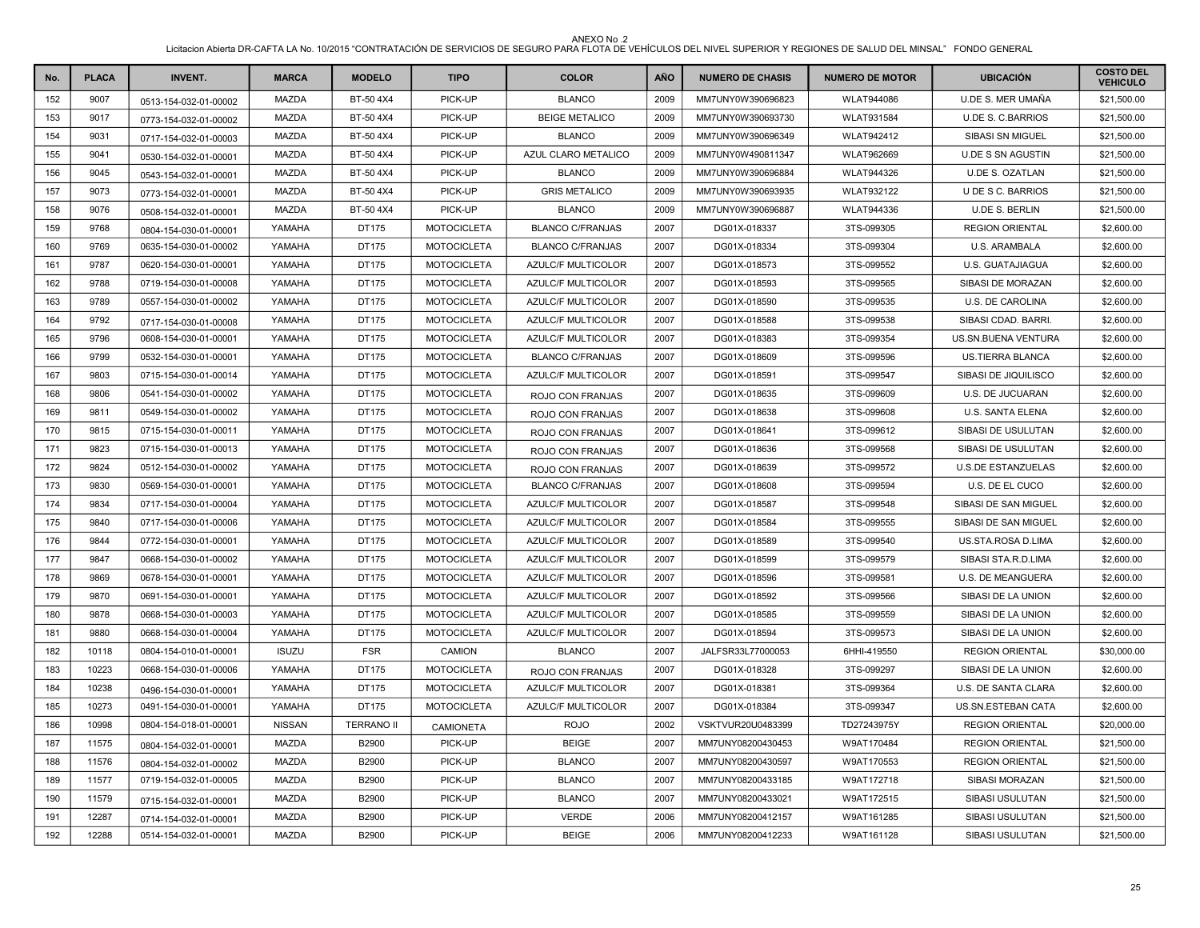ANEXO No .2

Licitacion Abierta DR-CAFTA LA No. 10/2015 "CONTRATACIÓN DE SERVICIOS DE SEGURO PARA FLOTA DE VEHÍCULOS DEL NIVEL SUPERIOR Y REGIONES DE SALUD DEL MINSAL" FONDO GENERAL

| No. | PLACA | INVENT. | MARCA | MODELO | TIPO | COLOR | AÑO | NUMERO DE CHASIS | NUMERO DE MOTOR | UBICACIÓN | COSTO DEL VEHICULO |
|---|---|---|---|---|---|---|---|---|---|---|---|
| 152 | 9007 | 0513-154-032-01-00002 | MAZDA | BT-50 4X4 | PICK-UP | BLANCO | 2009 | MM7UNY0W390696823 | WLAT944086 | U.DE S. MER UMAÑA | $21,500.00 |
| 153 | 9017 | 0773-154-032-01-00002 | MAZDA | BT-50 4X4 | PICK-UP | BEIGE METALICO | 2009 | MM7UNY0W390693730 | WLAT931584 | U.DE S. C.BARRIOS | $21,500.00 |
| 154 | 9031 | 0717-154-032-01-00003 | MAZDA | BT-50 4X4 | PICK-UP | BLANCO | 2009 | MM7UNY0W390696349 | WLAT942412 | SIBASI SN MIGUEL | $21,500.00 |
| 155 | 9041 | 0530-154-032-01-00001 | MAZDA | BT-50 4X4 | PICK-UP | AZUL CLARO METALICO | 2009 | MM7UNY0W490811347 | WLAT962669 | U.DE S SN AGUSTIN | $21,500.00 |
| 156 | 9045 | 0543-154-032-01-00001 | MAZDA | BT-50 4X4 | PICK-UP | BLANCO | 2009 | MM7UNY0W390696884 | WLAT944326 | U.DE S. OZATLAN | $21,500.00 |
| 157 | 9073 | 0773-154-032-01-00001 | MAZDA | BT-50 4X4 | PICK-UP | GRIS METALICO | 2009 | MM7UNY0W390693935 | WLAT932122 | U DE S C. BARRIOS | $21,500.00 |
| 158 | 9076 | 0508-154-032-01-00001 | MAZDA | BT-50 4X4 | PICK-UP | BLANCO | 2009 | MM7UNY0W390696887 | WLAT944336 | U.DE S. BERLIN | $21,500.00 |
| 159 | 9768 | 0804-154-030-01-00001 | YAMAHA | DT175 | MOTOCICLETA | BLANCO C/FRANJAS | 2007 | DG01X-018337 | 3TS-099305 | REGION ORIENTAL | $2,600.00 |
| 160 | 9769 | 0635-154-030-01-00002 | YAMAHA | DT175 | MOTOCICLETA | BLANCO C/FRANJAS | 2007 | DG01X-018334 | 3TS-099304 | U.S. ARAMBALA | $2,600.00 |
| 161 | 9787 | 0620-154-030-01-00001 | YAMAHA | DT175 | MOTOCICLETA | AZULC/F MULTICOLOR | 2007 | DG01X-018573 | 3TS-099552 | U.S. GUATAJIAGUA | $2,600.00 |
| 162 | 9788 | 0719-154-030-01-00008 | YAMAHA | DT175 | MOTOCICLETA | AZULC/F MULTICOLOR | 2007 | DG01X-018593 | 3TS-099565 | SIBASI DE MORAZAN | $2,600.00 |
| 163 | 9789 | 0557-154-030-01-00002 | YAMAHA | DT175 | MOTOCICLETA | AZULC/F MULTICOLOR | 2007 | DG01X-018590 | 3TS-099535 | U.S. DE CAROLINA | $2,600.00 |
| 164 | 9792 | 0717-154-030-01-00008 | YAMAHA | DT175 | MOTOCICLETA | AZULC/F MULTICOLOR | 2007 | DG01X-018588 | 3TS-099538 | SIBASI CDAD. BARRI. | $2,600.00 |
| 165 | 9796 | 0608-154-030-01-00001 | YAMAHA | DT175 | MOTOCICLETA | AZULC/F MULTICOLOR | 2007 | DG01X-018383 | 3TS-099354 | US.SN.BUENA VENTURA | $2,600.00 |
| 166 | 9799 | 0532-154-030-01-00001 | YAMAHA | DT175 | MOTOCICLETA | BLANCO C/FRANJAS | 2007 | DG01X-018609 | 3TS-099596 | US.TIERRA BLANCA | $2,600.00 |
| 167 | 9803 | 0715-154-030-01-00014 | YAMAHA | DT175 | MOTOCICLETA | AZULC/F MULTICOLOR | 2007 | DG01X-018591 | 3TS-099547 | SIBASI DE JIQUILISCO | $2,600.00 |
| 168 | 9806 | 0541-154-030-01-00002 | YAMAHA | DT175 | MOTOCICLETA | ROJO CON FRANJAS | 2007 | DG01X-018635 | 3TS-099609 | U.S. DE JUCUARAN | $2,600.00 |
| 169 | 9811 | 0549-154-030-01-00002 | YAMAHA | DT175 | MOTOCICLETA | ROJO CON FRANJAS | 2007 | DG01X-018638 | 3TS-099608 | U.S. SANTA ELENA | $2,600.00 |
| 170 | 9815 | 0715-154-030-01-00011 | YAMAHA | DT175 | MOTOCICLETA | ROJO CON FRANJAS | 2007 | DG01X-018641 | 3TS-099612 | SIBASI DE USULUTAN | $2,600.00 |
| 171 | 9823 | 0715-154-030-01-00013 | YAMAHA | DT175 | MOTOCICLETA | ROJO CON FRANJAS | 2007 | DG01X-018636 | 3TS-099568 | SIBASI DE USULUTAN | $2,600.00 |
| 172 | 9824 | 0512-154-030-01-00002 | YAMAHA | DT175 | MOTOCICLETA | ROJO CON FRANJAS | 2007 | DG01X-018639 | 3TS-099572 | U.S.DE ESTANZUELAS | $2,600.00 |
| 173 | 9830 | 0569-154-030-01-00001 | YAMAHA | DT175 | MOTOCICLETA | BLANCO C/FRANJAS | 2007 | DG01X-018608 | 3TS-099594 | U.S. DE EL CUCO | $2,600.00 |
| 174 | 9834 | 0717-154-030-01-00004 | YAMAHA | DT175 | MOTOCICLETA | AZULC/F MULTICOLOR | 2007 | DG01X-018587 | 3TS-099548 | SIBASI DE SAN MIGUEL | $2,600.00 |
| 175 | 9840 | 0717-154-030-01-00006 | YAMAHA | DT175 | MOTOCICLETA | AZULC/F MULTICOLOR | 2007 | DG01X-018584 | 3TS-099555 | SIBASI DE SAN MIGUEL | $2,600.00 |
| 176 | 9844 | 0772-154-030-01-00001 | YAMAHA | DT175 | MOTOCICLETA | AZULC/F MULTICOLOR | 2007 | DG01X-018589 | 3TS-099540 | US.STA.ROSA D.LIMA | $2,600.00 |
| 177 | 9847 | 0668-154-030-01-00002 | YAMAHA | DT175 | MOTOCICLETA | AZULC/F MULTICOLOR | 2007 | DG01X-018599 | 3TS-099579 | SIBASI STA.R.D.LIMA | $2,600.00 |
| 178 | 9869 | 0678-154-030-01-00001 | YAMAHA | DT175 | MOTOCICLETA | AZULC/F MULTICOLOR | 2007 | DG01X-018596 | 3TS-099581 | U.S. DE MEANGUERA | $2,600.00 |
| 179 | 9870 | 0691-154-030-01-00001 | YAMAHA | DT175 | MOTOCICLETA | AZULC/F MULTICOLOR | 2007 | DG01X-018592 | 3TS-099566 | SIBASI DE LA UNION | $2,600.00 |
| 180 | 9878 | 0668-154-030-01-00003 | YAMAHA | DT175 | MOTOCICLETA | AZULC/F MULTICOLOR | 2007 | DG01X-018585 | 3TS-099559 | SIBASI DE LA UNION | $2,600.00 |
| 181 | 9880 | 0668-154-030-01-00004 | YAMAHA | DT175 | MOTOCICLETA | AZULC/F MULTICOLOR | 2007 | DG01X-018594 | 3TS-099573 | SIBASI DE LA UNION | $2,600.00 |
| 182 | 10118 | 0804-154-010-01-00001 | ISUZU | FSR | CAMION | BLANCO | 2007 | JALFSR33L77000053 | 6HHI-419550 | REGION ORIENTAL | $30,000.00 |
| 183 | 10223 | 0668-154-030-01-00006 | YAMAHA | DT175 | MOTOCICLETA | ROJO CON FRANJAS | 2007 | DG01X-018328 | 3TS-099297 | SIBASI DE LA UNION | $2,600.00 |
| 184 | 10238 | 0496-154-030-01-00001 | YAMAHA | DT175 | MOTOCICLETA | AZULC/F MULTICOLOR | 2007 | DG01X-018381 | 3TS-099364 | U.S. DE SANTA CLARA | $2,600.00 |
| 185 | 10273 | 0491-154-030-01-00001 | YAMAHA | DT175 | MOTOCICLETA | AZULC/F MULTICOLOR | 2007 | DG01X-018384 | 3TS-099347 | US.SN.ESTEBAN CATA | $2,600.00 |
| 186 | 10998 | 0804-154-018-01-00001 | NISSAN | TERRANO II | CAMIONETA | ROJO | 2002 | VSKTVUR20U0483399 | TD27243975Y | REGION ORIENTAL | $20,000.00 |
| 187 | 11575 | 0804-154-032-01-00001 | MAZDA | B2900 | PICK-UP | BEIGE | 2007 | MM7UNY08200430453 | W9AT170484 | REGION ORIENTAL | $21,500.00 |
| 188 | 11576 | 0804-154-032-01-00002 | MAZDA | B2900 | PICK-UP | BLANCO | 2007 | MM7UNY08200430597 | W9AT170553 | REGION ORIENTAL | $21,500.00 |
| 189 | 11577 | 0719-154-032-01-00005 | MAZDA | B2900 | PICK-UP | BLANCO | 2007 | MM7UNY08200433185 | W9AT172718 | SIBASI MORAZAN | $21,500.00 |
| 190 | 11579 | 0715-154-032-01-00001 | MAZDA | B2900 | PICK-UP | BLANCO | 2007 | MM7UNY08200433021 | W9AT172515 | SIBASI USULUTAN | $21,500.00 |
| 191 | 12287 | 0714-154-032-01-00001 | MAZDA | B2900 | PICK-UP | VERDE | 2006 | MM7UNY08200412157 | W9AT161285 | SIBASI USULUTAN | $21,500.00 |
| 192 | 12288 | 0514-154-032-01-00001 | MAZDA | B2900 | PICK-UP | BEIGE | 2006 | MM7UNY08200412233 | W9AT161128 | SIBASI USULUTAN | $21,500.00 |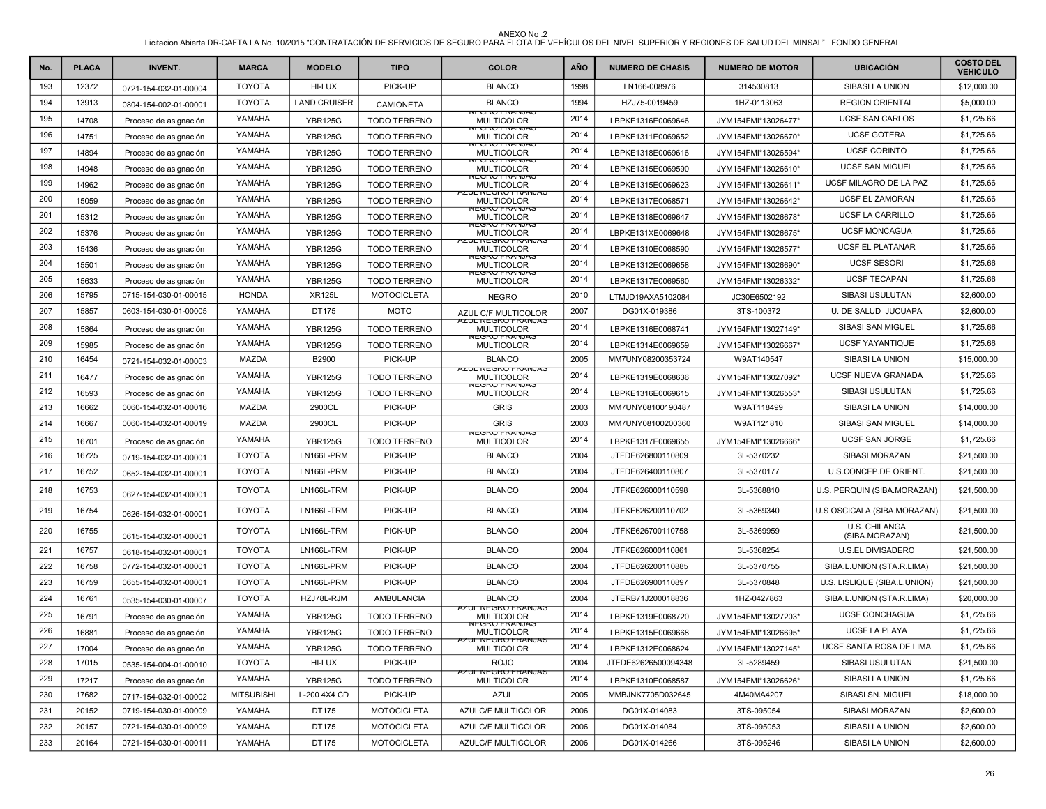ANEXO No .2

Licitacion Abierta DR-CAFTA LA No. 10/2015 "CONTRATACIÓN DE SERVICIOS DE SEGURO PARA FLOTA DE VEHÍCULOS DEL NIVEL SUPERIOR Y REGIONES DE SALUD DEL MINSAL" FONDO GENERAL

| No. | PLACA | INVENT. | MARCA | MODELO | TIPO | COLOR | AÑO | NUMERO DE CHASIS | NUMERO DE MOTOR | UBICACIÓN | COSTO DEL VEHICULO |
|---|---|---|---|---|---|---|---|---|---|---|---|
| 193 | 12372 | 0721-154-032-01-00004 | TOYOTA | HI-LUX | PICK-UP | BLANCO | 1998 | LN166-008976 | 314530813 | SIBASI LA UNION | $12,000.00 |
| 194 | 13913 | 0804-154-002-01-00001 | TOYOTA | LAND CRUISER | CAMIONETA | BLANCO | 1994 | HZJ75-0019459 | 1HZ-0113063 | REGION ORIENTAL | $5,000.00 |
| 195 | 14708 | Proceso de asignación | YAMAHA | YBR125G | TODO TERRENO | NEGRO FRANJAS MULTICOLOR | 2014 | LBPKE1316E0069646 | JYM154FMI*13026477* | UCSF SAN CARLOS | $1,725.66 |
| 196 | 14751 | Proceso de asignación | YAMAHA | YBR125G | TODO TERRENO | NEGRO FRANJAS MULTICOLOR | 2014 | LBPKE1311E0069652 | JYM154FMI*13026670* | UCSF GOTERA | $1,725.66 |
| 197 | 14894 | Proceso de asignación | YAMAHA | YBR125G | TODO TERRENO | NEGRO FRANJAS MULTICOLOR | 2014 | LBPKE1318E0069616 | JYM154FMI*13026594* | UCSF CORINTO | $1,725.66 |
| 198 | 14948 | Proceso de asignación | YAMAHA | YBR125G | TODO TERRENO | NEGRO FRANJAS MULTICOLOR | 2014 | LBPKE1315E0069590 | JYM154FMI*13026610* | UCSF SAN MIGUEL | $1,725.66 |
| 199 | 14962 | Proceso de asignación | YAMAHA | YBR125G | TODO TERRENO | NEGRO FRANJAS MULTICOLOR | 2014 | LBPKE1315E0069623 | JYM154FMI*13026611* | UCSF MILAGRO DE LA PAZ | $1,725.66 |
| 200 | 15059 | Proceso de asignación | YAMAHA | YBR125G | TODO TERRENO | AZUL NEGRO FRANJAS MULTICOLOR | 2014 | LBPKE1317E0068571 | JYM154FMI*13026642* | UCSF EL ZAMORAN | $1,725.66 |
| 201 | 15312 | Proceso de asignación | YAMAHA | YBR125G | TODO TERRENO | NEGRO FRANJAS MULTICOLOR | 2014 | LBPKE1318E0069647 | JYM154FMI*13026678* | UCSF LA CARRILLO | $1,725.66 |
| 202 | 15376 | Proceso de asignación | YAMAHA | YBR125G | TODO TERRENO | NEGRO FRANJAS MULTICOLOR | 2014 | LBPKE131XE0069648 | JYM154FMI*13026675* | UCSF MONCAGUA | $1,725.66 |
| 203 | 15436 | Proceso de asignación | YAMAHA | YBR125G | TODO TERRENO | AZUL NEGRO FRANJAS MULTICOLOR | 2014 | LBPKE1310E0068590 | JYM154FMI*13026577* | UCSF EL PLATANAR | $1,725.66 |
| 204 | 15501 | Proceso de asignación | YAMAHA | YBR125G | TODO TERRENO | NEGRO FRANJAS MULTICOLOR | 2014 | LBPKE1312E0069658 | JYM154FMI*13026690* | UCSF SESORI | $1,725.66 |
| 205 | 15633 | Proceso de asignación | YAMAHA | YBR125G | TODO TERRENO | NEGRO FRANJAS MULTICOLOR | 2014 | LBPKE1317E0069560 | JYM154FMI*13026332* | UCSF TECAPAN | $1,725.66 |
| 206 | 15795 | 0715-154-030-01-00015 | HONDA | XR125L | MOTOCICLETA | NEGRO | 2010 | LTMJD19AXA5102084 | JC30E6502192 | SIBASI USULUTAN | $2,600.00 |
| 207 | 15857 | 0603-154-030-01-00005 | YAMAHA | DT175 | MOTO | AZUL C/F MULTICOLOR | 2007 | DG01X-019386 | 3TS-100372 | U. DE SALUD JUCUAPA | $2,600.00 |
| 208 | 15864 | Proceso de asignación | YAMAHA | YBR125G | TODO TERRENO | AZUL NEGRO FRANJAS MULTICOLOR | 2014 | LBPKE1316E0068741 | JYM154FMI*13027149* | SIBASI SAN MIGUEL | $1,725.66 |
| 209 | 15985 | Proceso de asignación | YAMAHA | YBR125G | TODO TERRENO | NEGRO FRANJAS MULTICOLOR | 2014 | LBPKE1314E0069659 | JYM154FMI*13026667* | UCSF YAYANTIQUE | $1,725.66 |
| 210 | 16454 | 0721-154-032-01-00003 | MAZDA | B2900 | PICK-UP | BLANCO | 2005 | MM7UNY08200353724 | W9AT140547 | SIBASI LA UNION | $15,000.00 |
| 211 | 16477 | Proceso de asignación | YAMAHA | YBR125G | TODO TERRENO | AZUL NEGRO FRANJAS MULTICOLOR | 2014 | LBPKE1319E0068636 | JYM154FMI*13027092* | UCSF NUEVA GRANADA | $1,725.66 |
| 212 | 16593 | Proceso de asignación | YAMAHA | YBR125G | TODO TERRENO | NEGRO FRANJAS MULTICOLOR | 2014 | LBPKE1316E0069615 | JYM154FMI*13026553* | SIBASI USULUTAN | $1,725.66 |
| 213 | 16662 | 0060-154-032-01-00016 | MAZDA | 2900CL | PICK-UP | GRIS | 2003 | MM7UNY08100190487 | W9AT118499 | SIBASI LA UNION | $14,000.00 |
| 214 | 16667 | 0060-154-032-01-00019 | MAZDA | 2900CL | PICK-UP | GRIS | 2003 | MM7UNY08100200360 | W9AT121810 | SIBASI SAN MIGUEL | $14,000.00 |
| 215 | 16701 | Proceso de asignación | YAMAHA | YBR125G | TODO TERRENO | NEGRO FRANJAS MULTICOLOR | 2014 | LBPKE1317E0069655 | JYM154FMI*13026666* | UCSF SAN JORGE | $1,725.66 |
| 216 | 16725 | 0719-154-032-01-00001 | TOYOTA | LN166L-PRM | PICK-UP | BLANCO | 2004 | JTFDE626800110809 | 3L-5370232 | SIBASI MORAZAN | $21,500.00 |
| 217 | 16752 | 0652-154-032-01-00001 | TOYOTA | LN166L-PRM | PICK-UP | BLANCO | 2004 | JTFDE626400110807 | 3L-5370177 | U.S.CONCEP.DE ORIENT. | $21,500.00 |
| 218 | 16753 | 0627-154-032-01-00001 | TOYOTA | LN166L-TRM | PICK-UP | BLANCO | 2004 | JTFKE626000110598 | 3L-5368810 | U.S. PERQUIN (SIBA.MORAZAN) | $21,500.00 |
| 219 | 16754 | 0626-154-032-01-00001 | TOYOTA | LN166L-TRM | PICK-UP | BLANCO | 2004 | JTFKE626200110702 | 3L-5369340 | U.S OSCICALA (SIBA.MORAZAN) | $21,500.00 |
| 220 | 16755 | 0615-154-032-01-00001 | TOYOTA | LN166L-TRM | PICK-UP | BLANCO | 2004 | JTFKE626700110758 | 3L-5369959 | U.S. CHILANGA (SIBA.MORAZAN) | $21,500.00 |
| 221 | 16757 | 0618-154-032-01-00001 | TOYOTA | LN166L-TRM | PICK-UP | BLANCO | 2004 | JTFKE626000110861 | 3L-5368254 | U.S.EL DIVISADERO | $21,500.00 |
| 222 | 16758 | 0772-154-032-01-00001 | TOYOTA | LN166L-PRM | PICK-UP | BLANCO | 2004 | JTFDE626200110885 | 3L-5370755 | SIBA.L.UNION (STA.R.LIMA) | $21,500.00 |
| 223 | 16759 | 0655-154-032-01-00001 | TOYOTA | LN166L-PRM | PICK-UP | BLANCO | 2004 | JTFDE626900110897 | 3L-5370848 | U.S. LISLIQUE (SIBA.L.UNION) | $21,500.00 |
| 224 | 16761 | 0535-154-030-01-00007 | TOYOTA | HZJ78L-RJM | AMBULANCIA | BLANCO | 2004 | JTERB71J200018836 | 1HZ-0427863 | SIBA.L.UNION (STA.R.LIMA) | $20,000.00 |
| 225 | 16791 | Proceso de asignación | YAMAHA | YBR125G | TODO TERRENO | AZUL NEGRO FRANJAS MULTICOLOR | 2014 | LBPKE1319E0068720 | JYM154FMI*13027203* | UCSF CONCHAGUA | $1,725.66 |
| 226 | 16881 | Proceso de asignación | YAMAHA | YBR125G | TODO TERRENO | NEGRO FRANJAS MULTICOLOR | 2014 | LBPKE1315E0069668 | JYM154FMI*13026695* | UCSF LA PLAYA | $1,725.66 |
| 227 | 17004 | Proceso de asignación | YAMAHA | YBR125G | TODO TERRENO | AZUL NEGRO FRANJAS MULTICOLOR | 2014 | LBPKE1312E0068624 | JYM154FMI*13027145* | UCSF SANTA ROSA DE LIMA | $1,725.66 |
| 228 | 17015 | 0535-154-004-01-00010 | TOYOTA | HI-LUX | PICK-UP | ROJO | 2004 | JTFDE62626500094348 | 3L-5289459 | SIBASI USULUTAN | $21,500.00 |
| 229 | 17217 | Proceso de asignación | YAMAHA | YBR125G | TODO TERRENO | AZUL NEGRO FRANJAS MULTICOLOR | 2014 | LBPKE1310E0068587 | JYM154FMI*13026626* | SIBASI LA UNION | $1,725.66 |
| 230 | 17682 | 0717-154-032-01-00002 | MITSUBISHI | L-200 4X4 CD | PICK-UP | AZUL | 2005 | MMBJNK7705D032645 | 4M40MA4207 | SIBASI SN. MIGUEL | $18,000.00 |
| 231 | 20152 | 0719-154-030-01-00009 | YAMAHA | DT175 | MOTOCICLETA | AZULC/F MULTICOLOR | 2006 | DG01X-014083 | 3TS-095054 | SIBASI MORAZAN | $2,600.00 |
| 232 | 20157 | 0721-154-030-01-00009 | YAMAHA | DT175 | MOTOCICLETA | AZULC/F MULTICOLOR | 2006 | DG01X-014084 | 3TS-095053 | SIBASI LA UNION | $2,600.00 |
| 233 | 20164 | 0721-154-030-01-00011 | YAMAHA | DT175 | MOTOCICLETA | AZULC/F MULTICOLOR | 2006 | DG01X-014266 | 3TS-095246 | SIBASI LA UNION | $2,600.00 |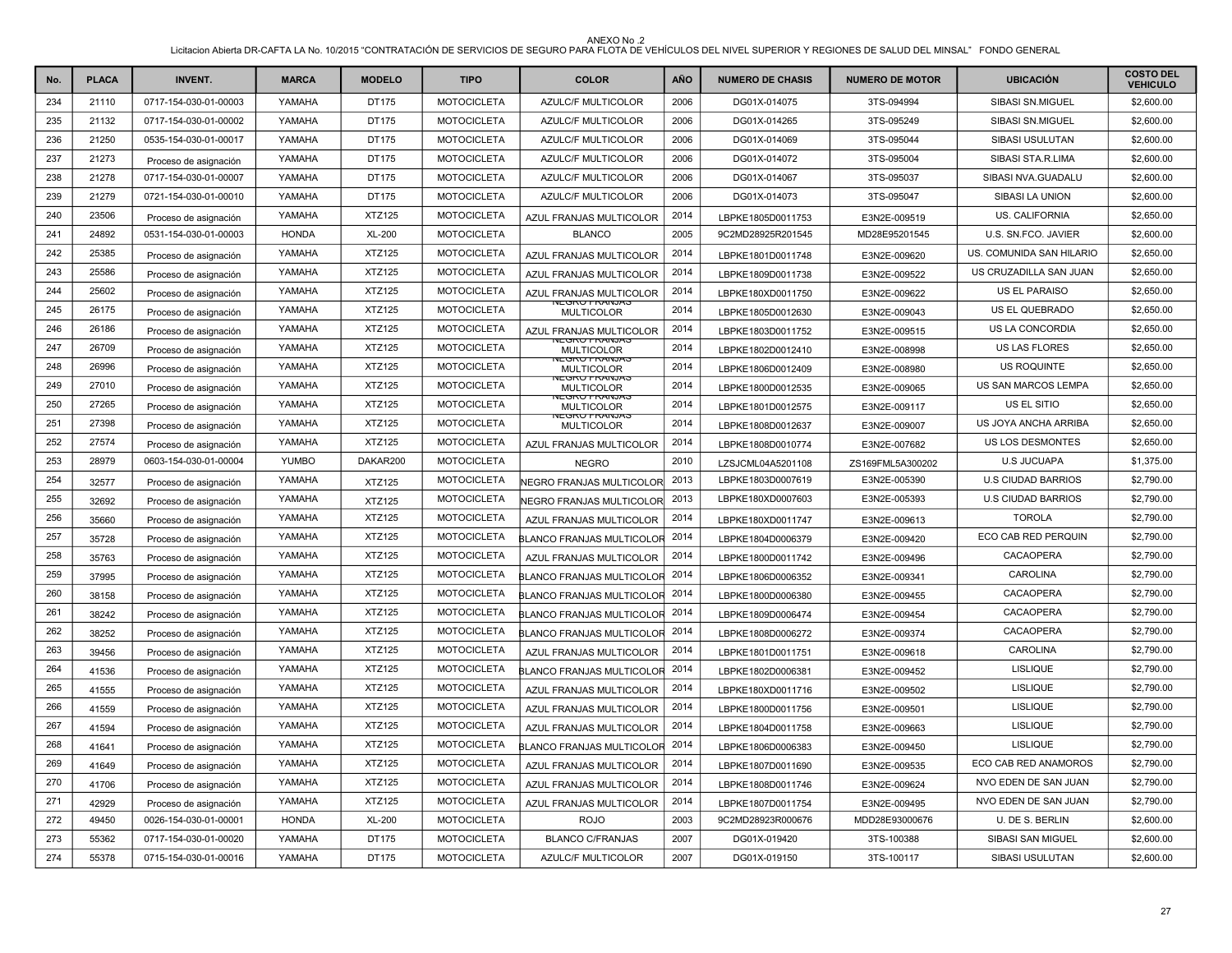ANEXO No .2

Licitacion Abierta DR-CAFTA LA No. 10/2015 "CONTRATACIÓN DE SERVICIOS DE SEGURO PARA FLOTA DE VEHÍCULOS DEL NIVEL SUPERIOR Y REGIONES DE SALUD DEL MINSAL" FONDO GENERAL

| No. | PLACA | INVENT. | MARCA | MODELO | TIPO | COLOR | AÑO | NUMERO DE CHASIS | NUMERO DE MOTOR | UBICACIÓN | COSTO DEL VEHICULO |
|---|---|---|---|---|---|---|---|---|---|---|---|
| 234 | 21110 | 0717-154-030-01-00003 | YAMAHA | DT175 | MOTOCICLETA | AZULC/F MULTICOLOR | 2006 | DG01X-014075 | 3TS-094994 | SIBASI SN.MIGUEL | $2,600.00 |
| 235 | 21132 | 0717-154-030-01-00002 | YAMAHA | DT175 | MOTOCICLETA | AZULC/F MULTICOLOR | 2006 | DG01X-014265 | 3TS-095249 | SIBASI SN.MIGUEL | $2,600.00 |
| 236 | 21250 | 0535-154-030-01-00017 | YAMAHA | DT175 | MOTOCICLETA | AZULC/F MULTICOLOR | 2006 | DG01X-014069 | 3TS-095044 | SIBASI USULUTAN | $2,600.00 |
| 237 | 21273 | Proceso de asignación | YAMAHA | DT175 | MOTOCICLETA | AZULC/F MULTICOLOR | 2006 | DG01X-014072 | 3TS-095004 | SIBASI STA.R.LIMA | $2,600.00 |
| 238 | 21278 | 0717-154-030-01-00007 | YAMAHA | DT175 | MOTOCICLETA | AZULC/F MULTICOLOR | 2006 | DG01X-014067 | 3TS-095037 | SIBASI NVA.GUADALU | $2,600.00 |
| 239 | 21279 | 0721-154-030-01-00010 | YAMAHA | DT175 | MOTOCICLETA | AZULC/F MULTICOLOR | 2006 | DG01X-014073 | 3TS-095047 | SIBASI LA UNION | $2,600.00 |
| 240 | 23506 | Proceso de asignación | YAMAHA | XTZ125 | MOTOCICLETA | AZUL FRANJAS MULTICOLOR | 2014 | LBPKE1805D0011753 | E3N2E-009519 | US. CALIFORNIA | $2,650.00 |
| 241 | 24892 | 0531-154-030-01-00003 | HONDA | XL-200 | MOTOCICLETA | BLANCO | 2005 | 9C2MD28925R201545 | MD28E95201545 | U.S. SN.FCO. JAVIER | $2,600.00 |
| 242 | 25385 | Proceso de asignación | YAMAHA | XTZ125 | MOTOCICLETA | AZUL FRANJAS MULTICOLOR | 2014 | LBPKE1801D0011748 | E3N2E-009620 | US. COMUNIDA SAN HILARIO | $2,650.00 |
| 243 | 25586 | Proceso de asignación | YAMAHA | XTZ125 | MOTOCICLETA | AZUL FRANJAS MULTICOLOR | 2014 | LBPKE1809D0011738 | E3N2E-009522 | US CRUZADILLA SAN JUAN | $2,650.00 |
| 244 | 25602 | Proceso de asignación | YAMAHA | XTZ125 | MOTOCICLETA | AZUL FRANJAS MULTICOLOR | 2014 | LBPKE180XD0011750 | E3N2E-009622 | US EL PARAISO | $2,650.00 |
| 245 | 26175 | Proceso de asignación | YAMAHA | XTZ125 | MOTOCICLETA | NEGRO FRANJAS MULTICOLOR | 2014 | LBPKE1805D0012630 | E3N2E-009043 | US EL QUEBRADO | $2,650.00 |
| 246 | 26186 | Proceso de asignación | YAMAHA | XTZ125 | MOTOCICLETA | AZUL FRANJAS MULTICOLOR | 2014 | LBPKE1803D0011752 | E3N2E-009515 | US LA CONCORDIA | $2,650.00 |
| 247 | 26709 | Proceso de asignación | YAMAHA | XTZ125 | MOTOCICLETA | NEGRO FRANJAS MULTICOLOR | 2014 | LBPKE1802D0012410 | E3N2E-008998 | US LAS FLORES | $2,650.00 |
| 248 | 26996 | Proceso de asignación | YAMAHA | XTZ125 | MOTOCICLETA | NEGRO FRANJAS MULTICOLOR | 2014 | LBPKE1806D0012409 | E3N2E-008980 | US ROQUINTE | $2,650.00 |
| 249 | 27010 | Proceso de asignación | YAMAHA | XTZ125 | MOTOCICLETA | NEGRO FRANJAS MULTICOLOR | 2014 | LBPKE1800D0012535 | E3N2E-009065 | US SAN MARCOS LEMPA | $2,650.00 |
| 250 | 27265 | Proceso de asignación | YAMAHA | XTZ125 | MOTOCICLETA | NEGRO FRANJAS MULTICOLOR | 2014 | LBPKE1801D0012575 | E3N2E-009117 | US EL SITIO | $2,650.00 |
| 251 | 27398 | Proceso de asignación | YAMAHA | XTZ125 | MOTOCICLETA | NEGRO FRANJAS MULTICOLOR | 2014 | LBPKE1808D0012637 | E3N2E-009007 | US JOYA ANCHA ARRIBA | $2,650.00 |
| 252 | 27574 | Proceso de asignación | YAMAHA | XTZ125 | MOTOCICLETA | AZUL FRANJAS MULTICOLOR | 2014 | LBPKE1808D0010774 | E3N2E-007682 | US LOS DESMONTES | $2,650.00 |
| 253 | 28979 | 0603-154-030-01-00004 | YUMBO | DAKAR200 | MOTOCICLETA | NEGRO | 2010 | LZSJCML04A5201108 | ZS169FML5A300202 | U.S JUCUAPA | $1,375.00 |
| 254 | 32577 | Proceso de asignación | YAMAHA | XTZ125 | MOTOCICLETA | NEGRO FRANJAS MULTICOLOR | 2013 | LBPKE1803D0007619 | E3N2E-005390 | U.S CIUDAD BARRIOS | $2,790.00 |
| 255 | 32692 | Proceso de asignación | YAMAHA | XTZ125 | MOTOCICLETA | NEGRO FRANJAS MULTICOLOR | 2013 | LBPKE180XD0007603 | E3N2E-005393 | U.S CIUDAD BARRIOS | $2,790.00 |
| 256 | 35660 | Proceso de asignación | YAMAHA | XTZ125 | MOTOCICLETA | AZUL FRANJAS MULTICOLOR | 2014 | LBPKE180XD0011747 | E3N2E-009613 | TOROLA | $2,790.00 |
| 257 | 35728 | Proceso de asignación | YAMAHA | XTZ125 | MOTOCICLETA | BLANCO FRANJAS MULTICOLOR | 2014 | LBPKE1804D0006379 | E3N2E-009420 | ECO CAB RED PERQUIN | $2,790.00 |
| 258 | 35763 | Proceso de asignación | YAMAHA | XTZ125 | MOTOCICLETA | AZUL FRANJAS MULTICOLOR | 2014 | LBPKE1800D0011742 | E3N2E-009496 | CACAOPERA | $2,790.00 |
| 259 | 37995 | Proceso de asignación | YAMAHA | XTZ125 | MOTOCICLETA | BLANCO FRANJAS MULTICOLOR | 2014 | LBPKE1806D0006352 | E3N2E-009341 | CAROLINA | $2,790.00 |
| 260 | 38158 | Proceso de asignación | YAMAHA | XTZ125 | MOTOCICLETA | BLANCO FRANJAS MULTICOLOR | 2014 | LBPKE1800D0006380 | E3N2E-009455 | CACAOPERA | $2,790.00 |
| 261 | 38242 | Proceso de asignación | YAMAHA | XTZ125 | MOTOCICLETA | BLANCO FRANJAS MULTICOLOR | 2014 | LBPKE1809D0006474 | E3N2E-009454 | CACAOPERA | $2,790.00 |
| 262 | 38252 | Proceso de asignación | YAMAHA | XTZ125 | MOTOCICLETA | BLANCO FRANJAS MULTICOLOR | 2014 | LBPKE1808D0006272 | E3N2E-009374 | CACAOPERA | $2,790.00 |
| 263 | 39456 | Proceso de asignación | YAMAHA | XTZ125 | MOTOCICLETA | AZUL FRANJAS MULTICOLOR | 2014 | LBPKE1801D0011751 | E3N2E-009618 | CAROLINA | $2,790.00 |
| 264 | 41536 | Proceso de asignación | YAMAHA | XTZ125 | MOTOCICLETA | BLANCO FRANJAS MULTICOLOR | 2014 | LBPKE1802D0006381 | E3N2E-009452 | LISLIQUE | $2,790.00 |
| 265 | 41555 | Proceso de asignación | YAMAHA | XTZ125 | MOTOCICLETA | AZUL FRANJAS MULTICOLOR | 2014 | LBPKE180XD0011716 | E3N2E-009502 | LISLIQUE | $2,790.00 |
| 266 | 41559 | Proceso de asignación | YAMAHA | XTZ125 | MOTOCICLETA | AZUL FRANJAS MULTICOLOR | 2014 | LBPKE1800D0011756 | E3N2E-009501 | LISLIQUE | $2,790.00 |
| 267 | 41594 | Proceso de asignación | YAMAHA | XTZ125 | MOTOCICLETA | AZUL FRANJAS MULTICOLOR | 2014 | LBPKE1804D0011758 | E3N2E-009663 | LISLIQUE | $2,790.00 |
| 268 | 41641 | Proceso de asignación | YAMAHA | XTZ125 | MOTOCICLETA | BLANCO FRANJAS MULTICOLOR | 2014 | LBPKE1806D0006383 | E3N2E-009450 | LISLIQUE | $2,790.00 |
| 269 | 41649 | Proceso de asignación | YAMAHA | XTZ125 | MOTOCICLETA | AZUL FRANJAS MULTICOLOR | 2014 | LBPKE1807D0011690 | E3N2E-009535 | ECO CAB RED ANAMOROS | $2,790.00 |
| 270 | 41706 | Proceso de asignación | YAMAHA | XTZ125 | MOTOCICLETA | AZUL FRANJAS MULTICOLOR | 2014 | LBPKE1808D0011746 | E3N2E-009624 | NVO EDEN DE SAN JUAN | $2,790.00 |
| 271 | 42929 | Proceso de asignación | YAMAHA | XTZ125 | MOTOCICLETA | AZUL FRANJAS MULTICOLOR | 2014 | LBPKE1807D0011754 | E3N2E-009495 | NVO EDEN DE SAN JUAN | $2,790.00 |
| 272 | 49450 | 0026-154-030-01-00001 | HONDA | XL-200 | MOTOCICLETA | ROJO | 2003 | 9C2MD28923R000676 | MDD28E93000676 | U. DE S. BERLIN | $2,600.00 |
| 273 | 55362 | 0717-154-030-01-00020 | YAMAHA | DT175 | MOTOCICLETA | BLANCO C/FRANJAS | 2007 | DG01X-019420 | 3TS-100388 | SIBASI SAN MIGUEL | $2,600.00 |
| 274 | 55378 | 0715-154-030-01-00016 | YAMAHA | DT175 | MOTOCICLETA | AZULC/F MULTICOLOR | 2007 | DG01X-019150 | 3TS-100117 | SIBASI USULUTAN | $2,600.00 |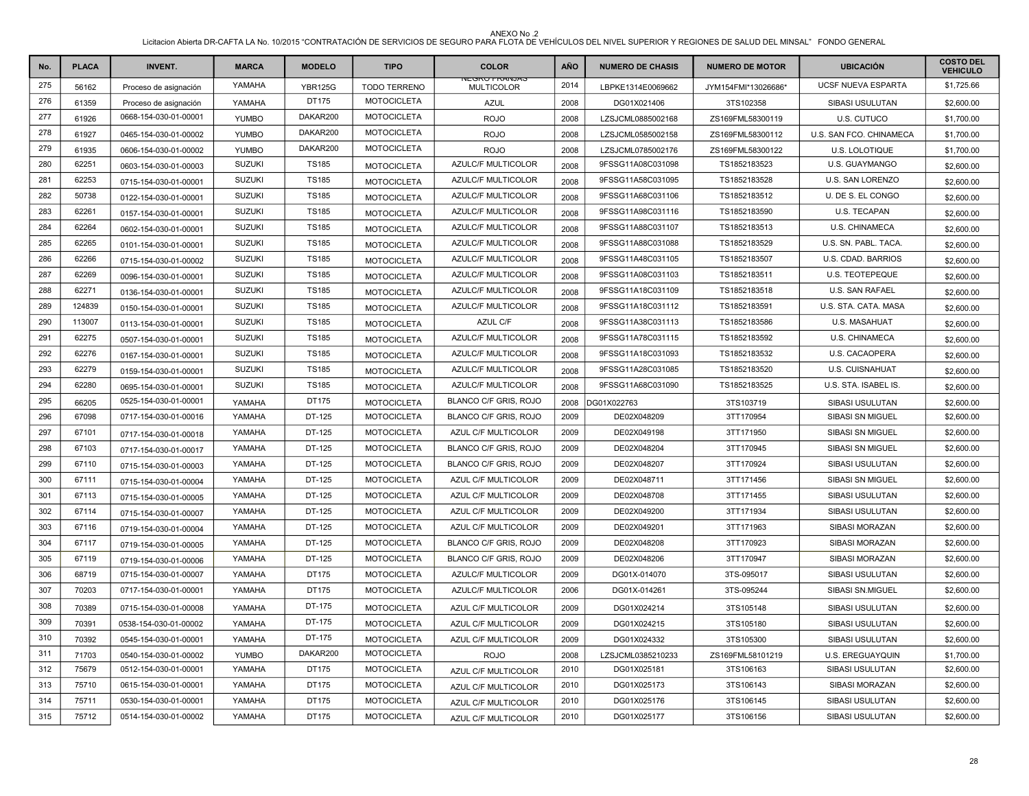ANEXO No .2

Licitacion Abierta DR-CAFTA LA No. 10/2015 "CONTRATACIÓN DE SERVICIOS DE SEGURO PARA FLOTA DE VEHÍCULOS DEL NIVEL SUPERIOR Y REGIONES DE SALUD DEL MINSAL" FONDO GENERAL

| No. | PLACA | INVENT. | MARCA | MODELO | TIPO | COLOR | AÑO | NUMERO DE CHASIS | NUMERO DE MOTOR | UBICACIÓN | COSTO DEL VEHICULO |
|---|---|---|---|---|---|---|---|---|---|---|---|
| 275 | 56162 | Proceso de asignación | YAMAHA | YBR125G | TODO TERRENO | NEGRO FRANJAS MULTICOLOR | 2014 | LBPKE1314E0069662 | JYM154FMI*13026686* | UCSF NUEVA ESPARTA | $1,725.66 |
| 276 | 61359 | Proceso de asignación | YAMAHA | DT175 | MOTOCICLETA | AZUL | 2008 | DG01X021406 | 3TS102358 | SIBASI USULUTAN | $2,600.00 |
| 277 | 61926 | 0668-154-030-01-00001 | YUMBO | DAKAR200 | MOTOCICLETA | ROJO | 2008 | LZSJCML0885002168 | ZS169FML58300119 | U.S. CUTUCO | $1,700.00 |
| 278 | 61927 | 0465-154-030-01-00002 | YUMBO | DAKAR200 | MOTOCICLETA | ROJO | 2008 | LZSJCML0585002158 | ZS169FML58300112 | U.S. SAN FCO. CHINAMECA | $1,700.00 |
| 279 | 61935 | 0606-154-030-01-00002 | YUMBO | DAKAR200 | MOTOCICLETA | ROJO | 2008 | LZSJCML0785002176 | ZS169FML58300122 | U.S. LOLOTIQUE | $1,700.00 |
| 280 | 62251 | 0603-154-030-01-00003 | SUZUKI | TS185 | MOTOCICLETA | AZULC/F MULTICOLOR | 2008 | 9FSSG11A08C031098 | TS1852183523 | U.S. GUAYMANGO | $2,600.00 |
| 281 | 62253 | 0715-154-030-01-00001 | SUZUKI | TS185 | MOTOCICLETA | AZULC/F MULTICOLOR | 2008 | 9FSSG11A58C031095 | TS1852183528 | U.S. SAN LORENZO | $2,600.00 |
| 282 | 50738 | 0122-154-030-01-00001 | SUZUKI | TS185 | MOTOCICLETA | AZULC/F MULTICOLOR | 2008 | 9FSSG11A68C031106 | TS1852183512 | U. DE S. EL CONGO | $2,600.00 |
| 283 | 62261 | 0157-154-030-01-00001 | SUZUKI | TS185 | MOTOCICLETA | AZULC/F MULTICOLOR | 2008 | 9FSSG11A98C031116 | TS1852183590 | U.S. TECAPAN | $2,600.00 |
| 284 | 62264 | 0602-154-030-01-00001 | SUZUKI | TS185 | MOTOCICLETA | AZULC/F MULTICOLOR | 2008 | 9FSSG11A88C031107 | TS1852183513 | U.S. CHINAMECA | $2,600.00 |
| 285 | 62265 | 0101-154-030-01-00001 | SUZUKI | TS185 | MOTOCICLETA | AZULC/F MULTICOLOR | 2008 | 9FSSG11A88C031088 | TS1852183529 | U.S. SN. PABL. TACA. | $2,600.00 |
| 286 | 62266 | 0715-154-030-01-00002 | SUZUKI | TS185 | MOTOCICLETA | AZULC/F MULTICOLOR | 2008 | 9FSSG11A48C031105 | TS1852183507 | U.S. CDAD. BARRIOS | $2,600.00 |
| 287 | 62269 | 0096-154-030-01-00001 | SUZUKI | TS185 | MOTOCICLETA | AZULC/F MULTICOLOR | 2008 | 9FSSG11A08C031103 | TS1852183511 | U.S. TEOTEPEQUE | $2,600.00 |
| 288 | 62271 | 0136-154-030-01-00001 | SUZUKI | TS185 | MOTOCICLETA | AZULC/F MULTICOLOR | 2008 | 9FSSG11A18C031109 | TS1852183518 | U.S. SAN RAFAEL | $2,600.00 |
| 289 | 124839 | 0150-154-030-01-00001 | SUZUKI | TS185 | MOTOCICLETA | AZULC/F MULTICOLOR | 2008 | 9FSSG11A18C031112 | TS1852183591 | U.S. STA. CATA. MASA | $2,600.00 |
| 290 | 113007 | 0113-154-030-01-00001 | SUZUKI | TS185 | MOTOCICLETA | AZUL C/F | 2008 | 9FSSG11A38C031113 | TS1852183586 | U.S. MASAHUAT | $2,600.00 |
| 291 | 62275 | 0507-154-030-01-00001 | SUZUKI | TS185 | MOTOCICLETA | AZULC/F MULTICOLOR | 2008 | 9FSSG11A78C031115 | TS1852183592 | U.S. CHINAMECA | $2,600.00 |
| 292 | 62276 | 0167-154-030-01-00001 | SUZUKI | TS185 | MOTOCICLETA | AZULC/F MULTICOLOR | 2008 | 9FSSG11A18C031093 | TS1852183532 | U.S. CACAOPERA | $2,600.00 |
| 293 | 62279 | 0159-154-030-01-00001 | SUZUKI | TS185 | MOTOCICLETA | AZULC/F MULTICOLOR | 2008 | 9FSSG11A28C031085 | TS1852183520 | U.S. CUISNAHUAT | $2,600.00 |
| 294 | 62280 | 0695-154-030-01-00001 | SUZUKI | TS185 | MOTOCICLETA | AZULC/F MULTICOLOR | 2008 | 9FSSG11A68C031090 | TS1852183525 | U.S. STA. ISABEL IS. | $2,600.00 |
| 295 | 66205 | 0525-154-030-01-00001 | YAMAHA | DT175 | MOTOCICLETA | BLANCO C/F GRIS, ROJO | 2008 | DG01X022763 | 3TS103719 | SIBASI USULUTAN | $2,600.00 |
| 296 | 67098 | 0717-154-030-01-00016 | YAMAHA | DT-125 | MOTOCICLETA | BLANCO C/F GRIS, ROJO | 2009 | DE02X048209 | 3TT170954 | SIBASI SN MIGUEL | $2,600.00 |
| 297 | 67101 | 0717-154-030-01-00018 | YAMAHA | DT-125 | MOTOCICLETA | AZUL C/F MULTICOLOR | 2009 | DE02X049198 | 3TT171950 | SIBASI SN MIGUEL | $2,600.00 |
| 298 | 67103 | 0717-154-030-01-00017 | YAMAHA | DT-125 | MOTOCICLETA | BLANCO C/F GRIS, ROJO | 2009 | DE02X048204 | 3TT170945 | SIBASI SN MIGUEL | $2,600.00 |
| 299 | 67110 | 0715-154-030-01-00003 | YAMAHA | DT-125 | MOTOCICLETA | BLANCO C/F GRIS, ROJO | 2009 | DE02X048207 | 3TT170924 | SIBASI USULUTAN | $2,600.00 |
| 300 | 67111 | 0715-154-030-01-00004 | YAMAHA | DT-125 | MOTOCICLETA | AZUL C/F MULTICOLOR | 2009 | DE02X048711 | 3TT171456 | SIBASI SN MIGUEL | $2,600.00 |
| 301 | 67113 | 0715-154-030-01-00005 | YAMAHA | DT-125 | MOTOCICLETA | AZUL C/F MULTICOLOR | 2009 | DE02X048708 | 3TT171455 | SIBASI USULUTAN | $2,600.00 |
| 302 | 67114 | 0715-154-030-01-00007 | YAMAHA | DT-125 | MOTOCICLETA | AZUL C/F MULTICOLOR | 2009 | DE02X049200 | 3TT171934 | SIBASI USULUTAN | $2,600.00 |
| 303 | 67116 | 0719-154-030-01-00004 | YAMAHA | DT-125 | MOTOCICLETA | AZUL C/F MULTICOLOR | 2009 | DE02X049201 | 3TT171963 | SIBASI MORAZAN | $2,600.00 |
| 304 | 67117 | 0719-154-030-01-00005 | YAMAHA | DT-125 | MOTOCICLETA | BLANCO C/F GRIS, ROJO | 2009 | DE02X048208 | 3TT170923 | SIBASI MORAZAN | $2,600.00 |
| 305 | 67119 | 0719-154-030-01-00006 | YAMAHA | DT-125 | MOTOCICLETA | BLANCO C/F GRIS, ROJO | 2009 | DE02X048206 | 3TT170947 | SIBASI MORAZAN | $2,600.00 |
| 306 | 68719 | 0715-154-030-01-00007 | YAMAHA | DT175 | MOTOCICLETA | AZULC/F MULTICOLOR | 2009 | DG01X-014070 | 3TS-095017 | SIBASI USULUTAN | $2,600.00 |
| 307 | 70203 | 0717-154-030-01-00001 | YAMAHA | DT175 | MOTOCICLETA | AZULC/F MULTICOLOR | 2006 | DG01X-014261 | 3TS-095244 | SIBASI SN.MIGUEL | $2,600.00 |
| 308 | 70389 | 0715-154-030-01-00008 | YAMAHA | DT-175 | MOTOCICLETA | AZUL C/F MULTICOLOR | 2009 | DG01X024214 | 3TS105148 | SIBASI USULUTAN | $2,600.00 |
| 309 | 70391 | 0538-154-030-01-00002 | YAMAHA | DT-175 | MOTOCICLETA | AZUL C/F MULTICOLOR | 2009 | DG01X024215 | 3TS105180 | SIBASI USULUTAN | $2,600.00 |
| 310 | 70392 | 0545-154-030-01-00001 | YAMAHA | DT-175 | MOTOCICLETA | AZUL C/F MULTICOLOR | 2009 | DG01X024332 | 3TS105300 | SIBASI USULUTAN | $2,600.00 |
| 311 | 71703 | 0540-154-030-01-00002 | YUMBO | DAKAR200 | MOTOCICLETA | ROJO | 2008 | LZSJCML0385210233 | ZS169FML58101219 | U.S. EREGUAYQUIN | $1,700.00 |
| 312 | 75679 | 0512-154-030-01-00001 | YAMAHA | DT175 | MOTOCICLETA | AZUL C/F MULTICOLOR | 2010 | DG01X025181 | 3TS106163 | SIBASI USULUTAN | $2,600.00 |
| 313 | 75710 | 0615-154-030-01-00001 | YAMAHA | DT175 | MOTOCICLETA | AZUL C/F MULTICOLOR | 2010 | DG01X025173 | 3TS106143 | SIBASI MORAZAN | $2,600.00 |
| 314 | 75711 | 0530-154-030-01-00001 | YAMAHA | DT175 | MOTOCICLETA | AZUL C/F MULTICOLOR | 2010 | DG01X025176 | 3TS106145 | SIBASI USULUTAN | $2,600.00 |
| 315 | 75712 | 0514-154-030-01-00002 | YAMAHA | DT175 | MOTOCICLETA | AZUL C/F MULTICOLOR | 2010 | DG01X025177 | 3TS106156 | SIBASI USULUTAN | $2,600.00 |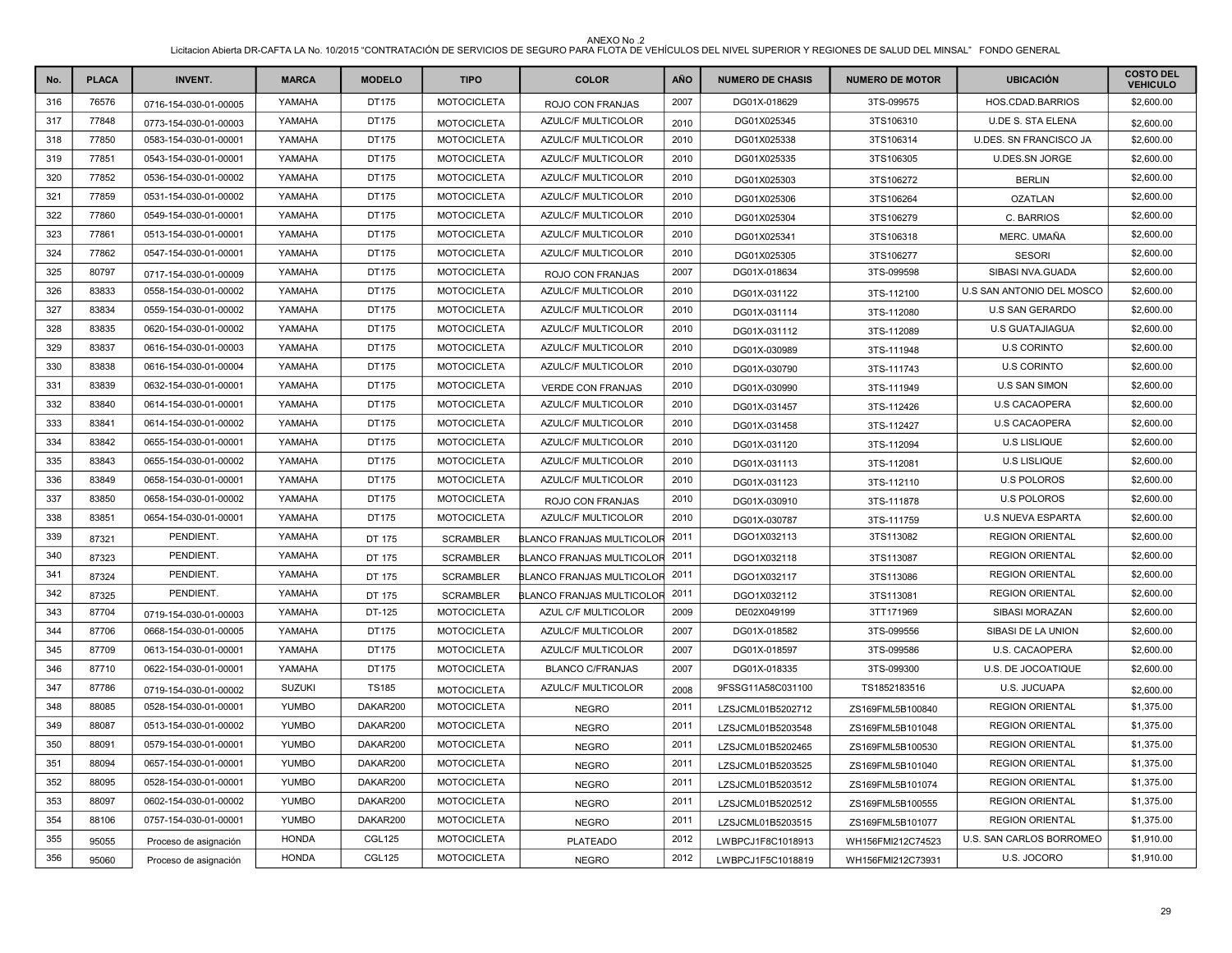ANEXO No .2

Licitacion Abierta DR-CAFTA LA No. 10/2015 "CONTRATACIÓN DE SERVICIOS DE SEGURO PARA FLOTA DE VEHÍCULOS DEL NIVEL SUPERIOR Y REGIONES DE SALUD DEL MINSAL" FONDO GENERAL

| No. | PLACA | INVENT. | MARCA | MODELO | TIPO | COLOR | AÑO | NUMERO DE CHASIS | NUMERO DE MOTOR | UBICACIÓN | COSTO DEL VEHICULO |
|---|---|---|---|---|---|---|---|---|---|---|---|
| 316 | 76576 | 0716-154-030-01-00005 | YAMAHA | DT175 | MOTOCICLETA | ROJO CON FRANJAS | 2007 | DG01X-018629 | 3TS-099575 | HOS.CDAD.BARRIOS | $2,600.00 |
| 317 | 77848 | 0773-154-030-01-00003 | YAMAHA | DT175 | MOTOCICLETA | AZULC/F MULTICOLOR | 2010 | DG01X025345 | 3TS106310 | U.DE S. STA ELENA | $2,600.00 |
| 318 | 77850 | 0583-154-030-01-00001 | YAMAHA | DT175 | MOTOCICLETA | AZULC/F MULTICOLOR | 2010 | DG01X025338 | 3TS106314 | U.DES. SN FRANCISCO JA | $2,600.00 |
| 319 | 77851 | 0543-154-030-01-00001 | YAMAHA | DT175 | MOTOCICLETA | AZULC/F MULTICOLOR | 2010 | DG01X025335 | 3TS106305 | U.DES.SN JORGE | $2,600.00 |
| 320 | 77852 | 0536-154-030-01-00002 | YAMAHA | DT175 | MOTOCICLETA | AZULC/F MULTICOLOR | 2010 | DG01X025303 | 3TS106272 | BERLIN | $2,600.00 |
| 321 | 77859 | 0531-154-030-01-00002 | YAMAHA | DT175 | MOTOCICLETA | AZULC/F MULTICOLOR | 2010 | DG01X025306 | 3TS106264 | OZATLAN | $2,600.00 |
| 322 | 77860 | 0549-154-030-01-00001 | YAMAHA | DT175 | MOTOCICLETA | AZULC/F MULTICOLOR | 2010 | DG01X025304 | 3TS106279 | C. BARRIOS | $2,600.00 |
| 323 | 77861 | 0513-154-030-01-00001 | YAMAHA | DT175 | MOTOCICLETA | AZULC/F MULTICOLOR | 2010 | DG01X025341 | 3TS106318 | MERC. UMAÑA | $2,600.00 |
| 324 | 77862 | 0547-154-030-01-00001 | YAMAHA | DT175 | MOTOCICLETA | AZULC/F MULTICOLOR | 2010 | DG01X025305 | 3TS106277 | SESORI | $2,600.00 |
| 325 | 80797 | 0717-154-030-01-00009 | YAMAHA | DT175 | MOTOCICLETA | ROJO CON FRANJAS | 2007 | DG01X-018634 | 3TS-099598 | SIBASI NVA.GUADA | $2,600.00 |
| 326 | 83833 | 0558-154-030-01-00002 | YAMAHA | DT175 | MOTOCICLETA | AZULC/F MULTICOLOR | 2010 | DG01X-031122 | 3TS-112100 | U.S SAN ANTONIO DEL MOSCO | $2,600.00 |
| 327 | 83834 | 0559-154-030-01-00002 | YAMAHA | DT175 | MOTOCICLETA | AZULC/F MULTICOLOR | 2010 | DG01X-031114 | 3TS-112080 | U.S SAN GERARDO | $2,600.00 |
| 328 | 83835 | 0620-154-030-01-00002 | YAMAHA | DT175 | MOTOCICLETA | AZULC/F MULTICOLOR | 2010 | DG01X-031112 | 3TS-112089 | U.S GUATAJIAGUA | $2,600.00 |
| 329 | 83837 | 0616-154-030-01-00003 | YAMAHA | DT175 | MOTOCICLETA | AZULC/F MULTICOLOR | 2010 | DG01X-030989 | 3TS-111948 | U.S CORINTO | $2,600.00 |
| 330 | 83838 | 0616-154-030-01-00004 | YAMAHA | DT175 | MOTOCICLETA | AZULC/F MULTICOLOR | 2010 | DG01X-030790 | 3TS-111743 | U.S CORINTO | $2,600.00 |
| 331 | 83839 | 0632-154-030-01-00001 | YAMAHA | DT175 | MOTOCICLETA | VERDE CON FRANJAS | 2010 | DG01X-030990 | 3TS-111949 | U.S SAN SIMON | $2,600.00 |
| 332 | 83840 | 0614-154-030-01-00001 | YAMAHA | DT175 | MOTOCICLETA | AZULC/F MULTICOLOR | 2010 | DG01X-031457 | 3TS-112426 | U.S CACAOPERA | $2,600.00 |
| 333 | 83841 | 0614-154-030-01-00002 | YAMAHA | DT175 | MOTOCICLETA | AZULC/F MULTICOLOR | 2010 | DG01X-031458 | 3TS-112427 | U.S CACAOPERA | $2,600.00 |
| 334 | 83842 | 0655-154-030-01-00001 | YAMAHA | DT175 | MOTOCICLETA | AZULC/F MULTICOLOR | 2010 | DG01X-031120 | 3TS-112094 | U.S LISLIQUE | $2,600.00 |
| 335 | 83843 | 0655-154-030-01-00002 | YAMAHA | DT175 | MOTOCICLETA | AZULC/F MULTICOLOR | 2010 | DG01X-031113 | 3TS-112081 | U.S LISLIQUE | $2,600.00 |
| 336 | 83849 | 0658-154-030-01-00001 | YAMAHA | DT175 | MOTOCICLETA | AZULC/F MULTICOLOR | 2010 | DG01X-031123 | 3TS-112110 | U.S POLOROS | $2,600.00 |
| 337 | 83850 | 0658-154-030-01-00002 | YAMAHA | DT175 | MOTOCICLETA | ROJO CON FRANJAS | 2010 | DG01X-030910 | 3TS-111878 | U.S POLOROS | $2,600.00 |
| 338 | 83851 | 0654-154-030-01-00001 | YAMAHA | DT175 | MOTOCICLETA | AZULC/F MULTICOLOR | 2010 | DG01X-030787 | 3TS-111759 | U.S NUEVA ESPARTA | $2,600.00 |
| 339 | 87321 | PENDIENT. | YAMAHA | DT 175 | SCRAMBLER | BLANCO FRANJAS MULTICOLOR | 2011 | DGO1X032113 | 3TS113082 | REGION ORIENTAL | $2,600.00 |
| 340 | 87323 | PENDIENT. | YAMAHA | DT 175 | SCRAMBLER | BLANCO FRANJAS MULTICOLOR | 2011 | DGO1X032118 | 3TS113087 | REGION ORIENTAL | $2,600.00 |
| 341 | 87324 | PENDIENT. | YAMAHA | DT 175 | SCRAMBLER | BLANCO FRANJAS MULTICOLOR | 2011 | DGO1X032117 | 3TS113086 | REGION ORIENTAL | $2,600.00 |
| 342 | 87325 | PENDIENT. | YAMAHA | DT 175 | SCRAMBLER | BLANCO FRANJAS MULTICOLOR | 2011 | DGO1X032112 | 3TS113081 | REGION ORIENTAL | $2,600.00 |
| 343 | 87704 | 0719-154-030-01-00003 | YAMAHA | DT-125 | MOTOCICLETA | AZUL C/F MULTICOLOR | 2009 | DE02X049199 | 3TT171969 | SIBASI MORAZAN | $2,600.00 |
| 344 | 87706 | 0668-154-030-01-00005 | YAMAHA | DT175 | MOTOCICLETA | AZULC/F MULTICOLOR | 2007 | DG01X-018582 | 3TS-099556 | SIBASI DE LA UNION | $2,600.00 |
| 345 | 87709 | 0613-154-030-01-00001 | YAMAHA | DT175 | MOTOCICLETA | AZULC/F MULTICOLOR | 2007 | DG01X-018597 | 3TS-099586 | U.S. CACAOPERA | $2,600.00 |
| 346 | 87710 | 0622-154-030-01-00001 | YAMAHA | DT175 | MOTOCICLETA | BLANCO C/FRANJAS | 2007 | DG01X-018335 | 3TS-099300 | U.S. DE JOCOATIQUE | $2,600.00 |
| 347 | 87786 | 0719-154-030-01-00002 | SUZUKI | TS185 | MOTOCICLETA | AZULC/F MULTICOLOR | 2008 | 9FSSG11A58C031100 | TS1852183516 | U.S. JUCUAPA | $2,600.00 |
| 348 | 88085 | 0528-154-030-01-00001 | YUMBO | DAKAR200 | MOTOCICLETA | NEGRO | 2011 | LZSJCML01B5202712 | ZS169FML5B100840 | REGION ORIENTAL | $1,375.00 |
| 349 | 88087 | 0513-154-030-01-00002 | YUMBO | DAKAR200 | MOTOCICLETA | NEGRO | 2011 | LZSJCML01B5203548 | ZS169FML5B101048 | REGION ORIENTAL | $1,375.00 |
| 350 | 88091 | 0579-154-030-01-00001 | YUMBO | DAKAR200 | MOTOCICLETA | NEGRO | 2011 | LZSJCML01B5202465 | ZS169FML5B100530 | REGION ORIENTAL | $1,375.00 |
| 351 | 88094 | 0657-154-030-01-00001 | YUMBO | DAKAR200 | MOTOCICLETA | NEGRO | 2011 | LZSJCML01B5203525 | ZS169FML5B101040 | REGION ORIENTAL | $1,375.00 |
| 352 | 88095 | 0528-154-030-01-00001 | YUMBO | DAKAR200 | MOTOCICLETA | NEGRO | 2011 | LZSJCML01B5203512 | ZS169FML5B101074 | REGION ORIENTAL | $1,375.00 |
| 353 | 88097 | 0602-154-030-01-00002 | YUMBO | DAKAR200 | MOTOCICLETA | NEGRO | 2011 | LZSJCML01B5202512 | ZS169FML5B100555 | REGION ORIENTAL | $1,375.00 |
| 354 | 88106 | 0757-154-030-01-00001 | YUMBO | DAKAR200 | MOTOCICLETA | NEGRO | 2011 | LZSJCML01B5203515 | ZS169FML5B101077 | REGION ORIENTAL | $1,375.00 |
| 355 | 95055 | Proceso de asignación | HONDA | CGL125 | MOTOCICLETA | PLATEADO | 2012 | LWBPCJ1F8C1018913 | WH156FMI212C74523 | U.S. SAN CARLOS BORROMEO | $1,910.00 |
| 356 | 95060 | Proceso de asignación | HONDA | CGL125 | MOTOCICLETA | NEGRO | 2012 | LWBPCJ1F5C1018819 | WH156FMI212C73931 | U.S. JOCORO | $1,910.00 |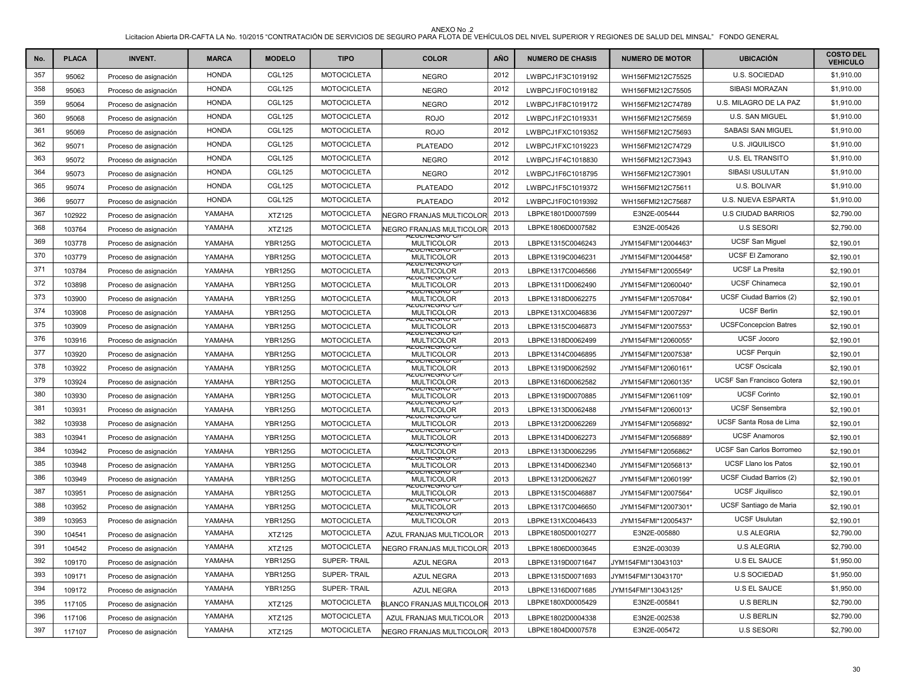ANEXO No .2

Licitacion Abierta DR-CAFTA LA No. 10/2015 "CONTRATACIÓN DE SERVICIOS DE SEGURO PARA FLOTA DE VEHÍCULOS DEL NIVEL SUPERIOR Y REGIONES DE SALUD DEL MINSAL" FONDO GENERAL

| No. | PLACA | INVENT. | MARCA | MODELO | TIPO | COLOR | AÑO | NUMERO DE CHASIS | NUMERO DE MOTOR | UBICACIÓN | COSTO DEL VEHICULO |
|---|---|---|---|---|---|---|---|---|---|---|---|
| 357 | 95062 | Proceso de asignación | HONDA | CGL125 | MOTOCICLETA | NEGRO | 2012 | LWBPCJ1F3C1019192 | WH156FMI212C75525 | U.S. SOCIEDAD | $1,910.00 |
| 358 | 95063 | Proceso de asignación | HONDA | CGL125 | MOTOCICLETA | NEGRO | 2012 | LWBPCJ1F0C1019182 | WH156FMI212C75505 | SIBASI MORAZAN | $1,910.00 |
| 359 | 95064 | Proceso de asignación | HONDA | CGL125 | MOTOCICLETA | NEGRO | 2012 | LWBPCJ1F8C1019172 | WH156FMI212C74789 | U.S. MILAGRO DE LA PAZ | $1,910.00 |
| 360 | 95068 | Proceso de asignación | HONDA | CGL125 | MOTOCICLETA | ROJO | 2012 | LWBPCJ1F2C1019331 | WH156FMI212C75659 | U.S. SAN MIGUEL | $1,910.00 |
| 361 | 95069 | Proceso de asignación | HONDA | CGL125 | MOTOCICLETA | ROJO | 2012 | LWBPCJ1FXC1019352 | WH156FMI212C75693 | SABASI SAN MIGUEL | $1,910.00 |
| 362 | 95071 | Proceso de asignación | HONDA | CGL125 | MOTOCICLETA | PLATEADO | 2012 | LWBPCJ1FXC1019223 | WH156FMI212C74729 | U.S. JIQUILISCO | $1,910.00 |
| 363 | 95072 | Proceso de asignación | HONDA | CGL125 | MOTOCICLETA | NEGRO | 2012 | LWBPCJ1F4C1018830 | WH156FMI212C73943 | U.S. EL TRANSITO | $1,910.00 |
| 364 | 95073 | Proceso de asignación | HONDA | CGL125 | MOTOCICLETA | NEGRO | 2012 | LWBPCJ1F6C1018795 | WH156FMI212C73901 | SIBASI USULUTAN | $1,910.00 |
| 365 | 95074 | Proceso de asignación | HONDA | CGL125 | MOTOCICLETA | PLATEADO | 2012 | LWBPCJ1F5C1019372 | WH156FMI212C75611 | U.S. BOLIVAR | $1,910.00 |
| 366 | 95077 | Proceso de asignación | HONDA | CGL125 | MOTOCICLETA | PLATEADO | 2012 | LWBPCJ1F0C1019392 | WH156FMI212C75687 | U.S. NUEVA ESPARTA | $1,910.00 |
| 367 | 102922 | Proceso de asignación | YAMAHA | XTZ125 | MOTOCICLETA | NEGRO FRANJAS MULTICOLOR | 2013 | LBPKE1801D0007599 | E3N2E-005444 | U.S CIUDAD BARRIOS | $2,790.00 |
| 368 | 103764 | Proceso de asignación | YAMAHA | XTZ125 | MOTOCICLETA | NEGRO FRANJAS MULTICOLOR | 2013 | LBPKE1806D0007582 | E3N2E-005426 | U.S SESORI | $2,790.00 |
| 369 | 103778 | Proceso de asignación | YAMAHA | YBR125G | MOTOCICLETA | AZULNEGRO C/ MULTICOLOR | 2013 | LBPKE1315C0046243 | JYM154FMI*12004463* | UCSF San Miguel | $2,190.01 |
| 370 | 103779 | Proceso de asignación | YAMAHA | YBR125G | MOTOCICLETA | AZULNEGRO C/ MULTICOLOR | 2013 | LBPKE1319C0046231 | JYM154FMI*12004458* | UCSF El Zamorano | $2,190.01 |
| 371 | 103784 | Proceso de asignación | YAMAHA | YBR125G | MOTOCICLETA | AZULNEGRO C/ MULTICOLOR | 2013 | LBPKE1317C0046566 | JYM154FMI*12005549* | UCSF La Presita | $2,190.01 |
| 372 | 103898 | Proceso de asignación | YAMAHA | YBR125G | MOTOCICLETA | AZULNEGRO C/ MULTICOLOR | 2013 | LBPKE1311D0062490 | JYM154FMI*12060040* | UCSF Chinameca | $2,190.01 |
| 373 | 103900 | Proceso de asignación | YAMAHA | YBR125G | MOTOCICLETA | AZULNEGRO C/ MULTICOLOR | 2013 | LBPKE1318D0062275 | JYM154FMI*12057084* | UCSF Ciudad Barrios (2) | $2,190.01 |
| 374 | 103908 | Proceso de asignación | YAMAHA | YBR125G | MOTOCICLETA | AZULNEGRO C/ MULTICOLOR | 2013 | LBPKE131XC0046836 | JYM154FMI*12007297* | UCSF Berlin | $2,190.01 |
| 375 | 103909 | Proceso de asignación | YAMAHA | YBR125G | MOTOCICLETA | AZULNEGRO C/ MULTICOLOR | 2013 | LBPKE1315C0046873 | JYM154FMI*12007553* | UCSFConcepcion Batres | $2,190.01 |
| 376 | 103916 | Proceso de asignación | YAMAHA | YBR125G | MOTOCICLETA | AZULNEGRO C/ MULTICOLOR | 2013 | LBPKE1318D0062499 | JYM154FMI*12060055* | UCSF Jocoro | $2,190.01 |
| 377 | 103920 | Proceso de asignación | YAMAHA | YBR125G | MOTOCICLETA | AZULNEGRO C/ MULTICOLOR | 2013 | LBPKE1314C0046895 | JYM154FMI*12007538* | UCSF Perquin | $2,190.01 |
| 378 | 103922 | Proceso de asignación | YAMAHA | YBR125G | MOTOCICLETA | AZULNEGRO C/ MULTICOLOR | 2013 | LBPKE1319D0062592 | JYM154FMI*12060161* | UCSF Oscicala | $2,190.01 |
| 379 | 103924 | Proceso de asignación | YAMAHA | YBR125G | MOTOCICLETA | AZULNEGRO C/ MULTICOLOR | 2013 | LBPKE1316D0062582 | JYM154FMI*12060135* | UCSF San Francisco Gotera | $2,190.01 |
| 380 | 103930 | Proceso de asignación | YAMAHA | YBR125G | MOTOCICLETA | AZULNEGRO C/ MULTICOLOR | 2013 | LBPKE1319D0070885 | JYM154FMI*12061109* | UCSF Corinto | $2,190.01 |
| 381 | 103931 | Proceso de asignación | YAMAHA | YBR125G | MOTOCICLETA | AZULNEGRO C/ MULTICOLOR | 2013 | LBPKE1313D0062488 | JYM154FMI*12060013* | UCSF Sensembra | $2,190.01 |
| 382 | 103938 | Proceso de asignación | YAMAHA | YBR125G | MOTOCICLETA | AZULNEGRO C/ MULTICOLOR | 2013 | LBPKE1312D0062269 | JYM154FMI*12056892* | UCSF Santa Rosa de Lima | $2,190.01 |
| 383 | 103941 | Proceso de asignación | YAMAHA | YBR125G | MOTOCICLETA | AZULNEGRO C/ MULTICOLOR | 2013 | LBPKE1314D0062273 | JYM154FMI*12056889* | UCSF Anamoros | $2,190.01 |
| 384 | 103942 | Proceso de asignación | YAMAHA | YBR125G | MOTOCICLETA | AZULNEGRO C/ MULTICOLOR | 2013 | LBPKE1313D0062295 | JYM154FMI*12056862* | UCSF San Carlos Borromeo | $2,190.01 |
| 385 | 103948 | Proceso de asignación | YAMAHA | YBR125G | MOTOCICLETA | AZULNEGRO C/ MULTICOLOR | 2013 | LBPKE1314D0062340 | JYM154FMI*12056813* | UCSF Llano los Patos | $2,190.01 |
| 386 | 103949 | Proceso de asignación | YAMAHA | YBR125G | MOTOCICLETA | AZULNEGRO C/ MULTICOLOR | 2013 | LBPKE1312D0062627 | JYM154FMI*12060199* | UCSF Ciudad Barrios (2) | $2,190.01 |
| 387 | 103951 | Proceso de asignación | YAMAHA | YBR125G | MOTOCICLETA | AZULNEGRO C/ MULTICOLOR | 2013 | LBPKE1315C0046887 | JYM154FMI*12007564* | UCSF Jiquilisco | $2,190.01 |
| 388 | 103952 | Proceso de asignación | YAMAHA | YBR125G | MOTOCICLETA | AZULNEGRO C/ MULTICOLOR | 2013 | LBPKE1317C0046650 | JYM154FMI*12007301* | UCSF Santiago de Maria | $2,190.01 |
| 389 | 103953 | Proceso de asignación | YAMAHA | YBR125G | MOTOCICLETA | AZULNEGRO C/ MULTICOLOR | 2013 | LBPKE131XC0046433 | JYM154FMI*12005437* | UCSF Usulutan | $2,190.01 |
| 390 | 104541 | Proceso de asignación | YAMAHA | XTZ125 | MOTOCICLETA | AZUL FRANJAS MULTICOLOR | 2013 | LBPKE1805D0010277 | E3N2E-005880 | U.S ALEGRIA | $2,790.00 |
| 391 | 104542 | Proceso de asignación | YAMAHA | XTZ125 | MOTOCICLETA | NEGRO FRANJAS MULTICOLOR | 2013 | LBPKE1806D0003645 | E3N2E-003039 | U.S ALEGRIA | $2,790.00 |
| 392 | 109170 | Proceso de asignación | YAMAHA | YBR125G | SUPER- TRAIL | AZUL NEGRA | 2013 | LBPKE1319D0071647 | JYM154FMI*13043103* | U.S EL SAUCE | $1,950.00 |
| 393 | 109171 | Proceso de asignación | YAMAHA | YBR125G | SUPER- TRAIL | AZUL NEGRA | 2013 | LBPKE1315D0071693 | JYM154FMI*13043170* | U.S SOCIEDAD | $1,950.00 |
| 394 | 109172 | Proceso de asignación | YAMAHA | YBR125G | SUPER- TRAIL | AZUL NEGRA | 2013 | LBPKE1316D0071685 | JYM154FMI*13043125* | U.S EL SAUCE | $1,950.00 |
| 395 | 117105 | Proceso de asignación | YAMAHA | XTZ125 | MOTOCICLETA | BLANCO FRANJAS MULTICOLOR | 2013 | LBPKE180XD0005429 | E3N2E-005841 | U.S BERLIN | $2,790.00 |
| 396 | 117106 | Proceso de asignación | YAMAHA | XTZ125 | MOTOCICLETA | AZUL FRANJAS MULTICOLOR | 2013 | LBPKE1802D0004338 | E3N2E-002538 | U.S BERLIN | $2,790.00 |
| 397 | 117107 | Proceso de asignación | YAMAHA | XTZ125 | MOTOCICLETA | NEGRO FRANJAS MULTICOLOR | 2013 | LBPKE1804D0007578 | E3N2E-005472 | U.S SESORI | $2,790.00 |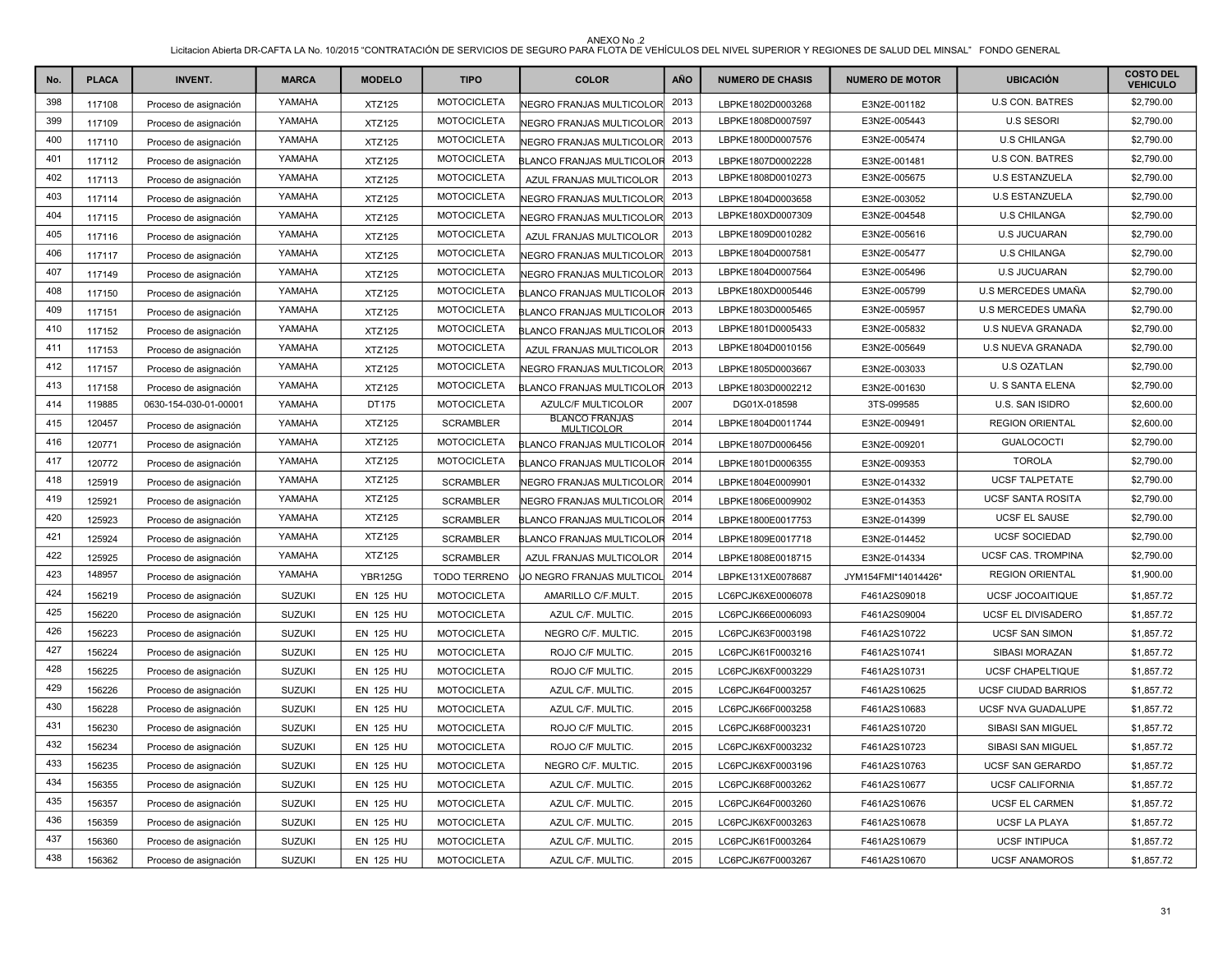ANEXO No .2

Licitacion Abierta DR-CAFTA LA No. 10/2015 "CONTRATACIÓN DE SERVICIOS DE SEGURO PARA FLOTA DE VEHÍCULOS DEL NIVEL SUPERIOR Y REGIONES DE SALUD DEL MINSAL" FONDO GENERAL

| No. | PLACA | INVENT. | MARCA | MODELO | TIPO | COLOR | AÑO | NUMERO DE CHASIS | NUMERO DE MOTOR | UBICACIÓN | COSTO DEL VEHICULO |
|---|---|---|---|---|---|---|---|---|---|---|---|
| 398 | 117108 | Proceso de asignación | YAMAHA | XTZ125 | MOTOCICLETA | NEGRO FRANJAS MULTICOLOR | 2013 | LBPKE1802D0003268 | E3N2E-001182 | U.S CON. BATRES | $2,790.00 |
| 399 | 117109 | Proceso de asignación | YAMAHA | XTZ125 | MOTOCICLETA | NEGRO FRANJAS MULTICOLOR | 2013 | LBPKE1808D0007597 | E3N2E-005443 | U.S SESORI | $2,790.00 |
| 400 | 117110 | Proceso de asignación | YAMAHA | XTZ125 | MOTOCICLETA | NEGRO FRANJAS MULTICOLOR | 2013 | LBPKE1800D0007576 | E3N2E-005474 | U.S CHILANGA | $2,790.00 |
| 401 | 117112 | Proceso de asignación | YAMAHA | XTZ125 | MOTOCICLETA | BLANCO FRANJAS MULTICOLOR | 2013 | LBPKE1807D0002228 | E3N2E-001481 | U.S CON. BATRES | $2,790.00 |
| 402 | 117113 | Proceso de asignación | YAMAHA | XTZ125 | MOTOCICLETA | AZUL FRANJAS MULTICOLOR | 2013 | LBPKE1808D0010273 | E3N2E-005675 | U.S ESTANZUELA | $2,790.00 |
| 403 | 117114 | Proceso de asignación | YAMAHA | XTZ125 | MOTOCICLETA | NEGRO FRANJAS MULTICOLOR | 2013 | LBPKE1804D0003658 | E3N2E-003052 | U.S ESTANZUELA | $2,790.00 |
| 404 | 117115 | Proceso de asignación | YAMAHA | XTZ125 | MOTOCICLETA | NEGRO FRANJAS MULTICOLOR | 2013 | LBPKE180XD0007309 | E3N2E-004548 | U.S CHILANGA | $2,790.00 |
| 405 | 117116 | Proceso de asignación | YAMAHA | XTZ125 | MOTOCICLETA | AZUL FRANJAS MULTICOLOR | 2013 | LBPKE1809D0010282 | E3N2E-005616 | U.S JUCUARAN | $2,790.00 |
| 406 | 117117 | Proceso de asignación | YAMAHA | XTZ125 | MOTOCICLETA | NEGRO FRANJAS MULTICOLOR | 2013 | LBPKE1804D0007581 | E3N2E-005477 | U.S CHILANGA | $2,790.00 |
| 407 | 117149 | Proceso de asignación | YAMAHA | XTZ125 | MOTOCICLETA | NEGRO FRANJAS MULTICOLOR | 2013 | LBPKE1804D0007564 | E3N2E-005496 | U.S JUCUARAN | $2,790.00 |
| 408 | 117150 | Proceso de asignación | YAMAHA | XTZ125 | MOTOCICLETA | BLANCO FRANJAS MULTICOLOR | 2013 | LBPKE180XD0005446 | E3N2E-005799 | U.S MERCEDES UMAÑA | $2,790.00 |
| 409 | 117151 | Proceso de asignación | YAMAHA | XTZ125 | MOTOCICLETA | BLANCO FRANJAS MULTICOLOR | 2013 | LBPKE1803D0005465 | E3N2E-005957 | U.S MERCEDES UMAÑA | $2,790.00 |
| 410 | 117152 | Proceso de asignación | YAMAHA | XTZ125 | MOTOCICLETA | BLANCO FRANJAS MULTICOLOR | 2013 | LBPKE1801D0005433 | E3N2E-005832 | U.S NUEVA GRANADA | $2,790.00 |
| 411 | 117153 | Proceso de asignación | YAMAHA | XTZ125 | MOTOCICLETA | AZUL FRANJAS MULTICOLOR | 2013 | LBPKE1804D0010156 | E3N2E-005649 | U.S NUEVA GRANADA | $2,790.00 |
| 412 | 117157 | Proceso de asignación | YAMAHA | XTZ125 | MOTOCICLETA | NEGRO FRANJAS MULTICOLOR | 2013 | LBPKE1805D0003667 | E3N2E-003033 | U.S OZATLAN | $2,790.00 |
| 413 | 117158 | Proceso de asignación | YAMAHA | XTZ125 | MOTOCICLETA | BLANCO FRANJAS MULTICOLOR | 2013 | LBPKE1803D0002212 | E3N2E-001630 | U. S SANTA ELENA | $2,790.00 |
| 414 | 119885 | 0630-154-030-01-00001 | YAMAHA | DT175 | MOTOCICLETA | AZULC/F MULTICOLOR | 2007 | DG01X-018598 | 3TS-099585 | U.S. SAN ISIDRO | $2,600.00 |
| 415 | 120457 | Proceso de asignación | YAMAHA | XTZ125 | SCRAMBLER | BLANCO FRANJAS MULTICOLOR | 2014 | LBPKE1804D0011744 | E3N2E-009491 | REGION ORIENTAL | $2,600.00 |
| 416 | 120771 | Proceso de asignación | YAMAHA | XTZ125 | MOTOCICLETA | BLANCO FRANJAS MULTICOLOR | 2014 | LBPKE1807D0006456 | E3N2E-009201 | GUALOCOCTI | $2,790.00 |
| 417 | 120772 | Proceso de asignación | YAMAHA | XTZ125 | MOTOCICLETA | BLANCO FRANJAS MULTICOLOR | 2014 | LBPKE1801D0006355 | E3N2E-009353 | TOROLA | $2,790.00 |
| 418 | 125919 | Proceso de asignación | YAMAHA | XTZ125 | SCRAMBLER | NEGRO FRANJAS MULTICOLOR | 2014 | LBPKE1804E0009901 | E3N2E-014332 | UCSF TALPETATE | $2,790.00 |
| 419 | 125921 | Proceso de asignación | YAMAHA | XTZ125 | SCRAMBLER | NEGRO FRANJAS MULTICOLOR | 2014 | LBPKE1806E0009902 | E3N2E-014353 | UCSF SANTA ROSITA | $2,790.00 |
| 420 | 125923 | Proceso de asignación | YAMAHA | XTZ125 | SCRAMBLER | BLANCO FRANJAS MULTICOLOR | 2014 | LBPKE1800E0017753 | E3N2E-014399 | UCSF EL SAUSE | $2,790.00 |
| 421 | 125924 | Proceso de asignación | YAMAHA | XTZ125 | SCRAMBLER | BLANCO FRANJAS MULTICOLOR | 2014 | LBPKE1809E0017718 | E3N2E-014452 | UCSF SOCIEDAD | $2,790.00 |
| 422 | 125925 | Proceso de asignación | YAMAHA | XTZ125 | SCRAMBLER | AZUL FRANJAS MULTICOLOR | 2014 | LBPKE1808E0018715 | E3N2E-014334 | UCSF CAS. TROMPINA | $2,790.00 |
| 423 | 148957 | Proceso de asignación | YAMAHA | YBR125G | TODO TERRENO | JO NEGRO FRANJAS MULTICOL | 2014 | LBPKE131XE0078687 | JYM154FMI*14014426* | REGION ORIENTAL | $1,900.00 |
| 424 | 156219 | Proceso de asignación | SUZUKI | EN 125 HU | MOTOCICLETA | AMARILLO C/F.MULT. | 2015 | LC6PCJK6XE0006078 | F461A2S09018 | UCSF JOCOAITIQUE | $1,857.72 |
| 425 | 156220 | Proceso de asignación | SUZUKI | EN 125 HU | MOTOCICLETA | AZUL C/F. MULTIC. | 2015 | LC6PCJK66E0006093 | F461A2S09004 | UCSF EL DIVISADERO | $1,857.72 |
| 426 | 156223 | Proceso de asignación | SUZUKI | EN 125 HU | MOTOCICLETA | NEGRO C/F. MULTIC. | 2015 | LC6PCJK63F0003198 | F461A2S10722 | UCSF SAN SIMON | $1,857.72 |
| 427 | 156224 | Proceso de asignación | SUZUKI | EN 125 HU | MOTOCICLETA | ROJO C/F MULTIC. | 2015 | LC6PCJK61F0003216 | F461A2S10741 | SIBASI MORAZAN | $1,857.72 |
| 428 | 156225 | Proceso de asignación | SUZUKI | EN 125 HU | MOTOCICLETA | ROJO C/F MULTIC. | 2015 | LC6PCJK6XF0003229 | F461A2S10731 | UCSF CHAPELTIQUE | $1,857.72 |
| 429 | 156226 | Proceso de asignación | SUZUKI | EN 125 HU | MOTOCICLETA | AZUL C/F. MULTIC. | 2015 | LC6PCJK64F0003257 | F461A2S10625 | UCSF CIUDAD BARRIOS | $1,857.72 |
| 430 | 156228 | Proceso de asignación | SUZUKI | EN 125 HU | MOTOCICLETA | AZUL C/F. MULTIC. | 2015 | LC6PCJK66F0003258 | F461A2S10683 | UCSF NVA GUADALUPE | $1,857.72 |
| 431 | 156230 | Proceso de asignación | SUZUKI | EN 125 HU | MOTOCICLETA | ROJO C/F MULTIC. | 2015 | LC6PCJK68F0003231 | F461A2S10720 | SIBASI SAN MIGUEL | $1,857.72 |
| 432 | 156234 | Proceso de asignación | SUZUKI | EN 125 HU | MOTOCICLETA | ROJO C/F MULTIC. | 2015 | LC6PCJK6XF0003232 | F461A2S10723 | SIBASI SAN MIGUEL | $1,857.72 |
| 433 | 156235 | Proceso de asignación | SUZUKI | EN 125 HU | MOTOCICLETA | NEGRO C/F. MULTIC. | 2015 | LC6PCJK6XF0003196 | F461A2S10763 | UCSF SAN GERARDO | $1,857.72 |
| 434 | 156355 | Proceso de asignación | SUZUKI | EN 125 HU | MOTOCICLETA | AZUL C/F. MULTIC. | 2015 | LC6PCJK68F0003262 | F461A2S10677 | UCSF CALIFORNIA | $1,857.72 |
| 435 | 156357 | Proceso de asignación | SUZUKI | EN 125 HU | MOTOCICLETA | AZUL C/F. MULTIC. | 2015 | LC6PCJK64F0003260 | F461A2S10676 | UCSF EL CARMEN | $1,857.72 |
| 436 | 156359 | Proceso de asignación | SUZUKI | EN 125 HU | MOTOCICLETA | AZUL C/F. MULTIC. | 2015 | LC6PCJK6XF0003263 | F461A2S10678 | UCSF LA PLAYA | $1,857.72 |
| 437 | 156360 | Proceso de asignación | SUZUKI | EN 125 HU | MOTOCICLETA | AZUL C/F. MULTIC. | 2015 | LC6PCJK61F0003264 | F461A2S10679 | UCSF INTIPUCA | $1,857.72 |
| 438 | 156362 | Proceso de asignación | SUZUKI | EN 125 HU | MOTOCICLETA | AZUL C/F. MULTIC. | 2015 | LC6PCJK67F0003267 | F461A2S10670 | UCSF ANAMOROS | $1,857.72 |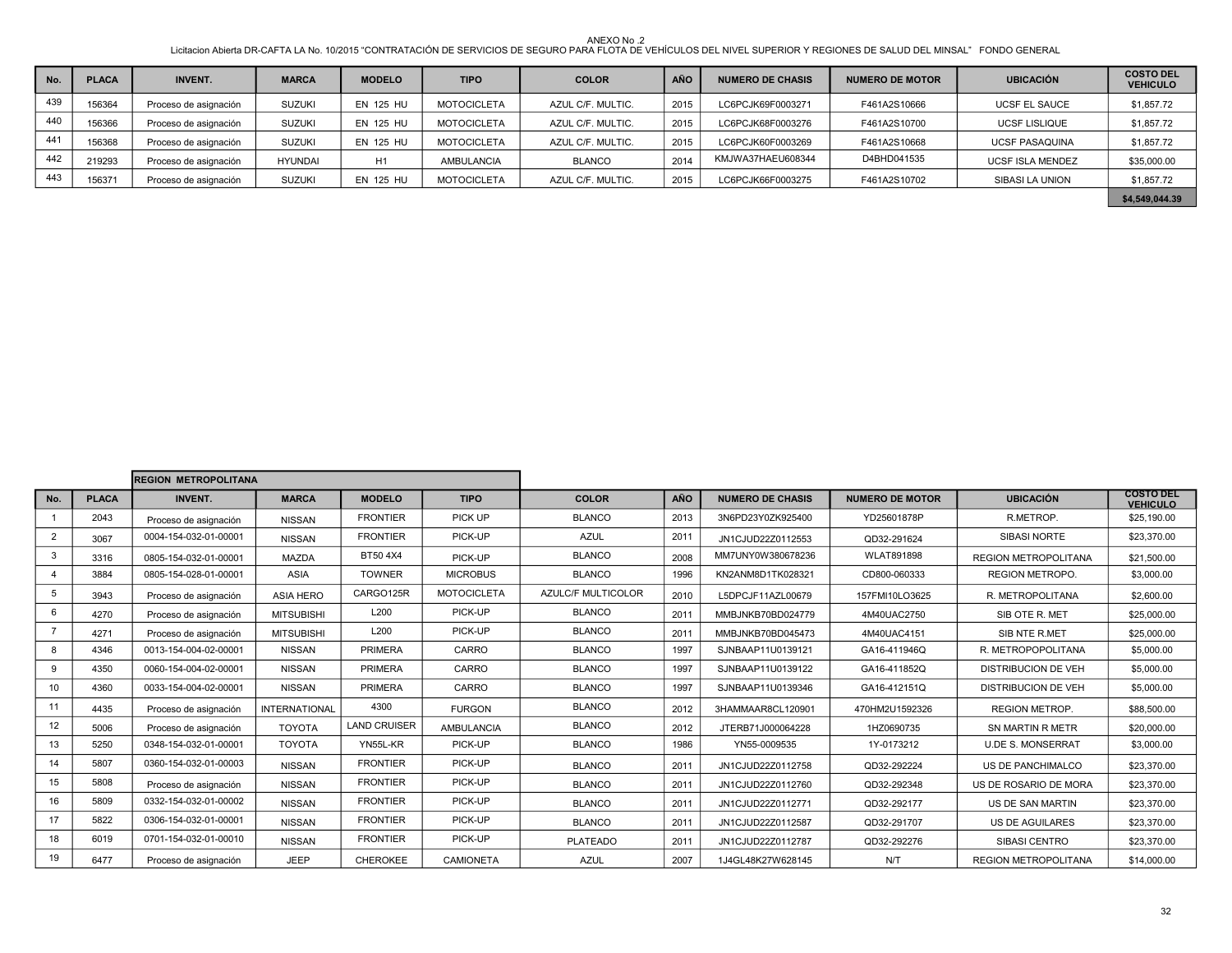ANEXO No .2

Licitacion Abierta DR-CAFTA LA No. 10/2015 "CONTRATACIÓN DE SERVICIOS DE SEGURO PARA FLOTA DE VEHÍCULOS DEL NIVEL SUPERIOR Y REGIONES DE SALUD DEL MINSAL" FONDO GENERAL

| No. | PLACA | INVENT. | MARCA | MODELO | TIPO | COLOR | AÑO | NUMERO DE CHASIS | NUMERO DE MOTOR | UBICACIÓN | COSTO DEL VEHICULO |
|---|---|---|---|---|---|---|---|---|---|---|---|
| 439 | 156364 | Proceso de asignación | SUZUKI | EN 125 HU | MOTOCICLETA | AZUL C/F. MULTIC. | 2015 | LC6PCJK69F0003271 | F461A2S10666 | UCSF EL SAUCE | $1,857.72 |
| 440 | 156366 | Proceso de asignación | SUZUKI | EN 125 HU | MOTOCICLETA | AZUL C/F. MULTIC. | 2015 | LC6PCJK68F0003276 | F461A2S10700 | UCSF LISLIQUE | $1,857.72 |
| 441 | 156368 | Proceso de asignación | SUZUKI | EN 125 HU | MOTOCICLETA | AZUL C/F. MULTIC. | 2015 | LC6PCJK60F0003269 | F461A2S10668 | UCSF PASAQUINA | $1,857.72 |
| 442 | 219293 | Proceso de asignación | HYUNDAI | H1 | AMBULANCIA | BLANCO | 2014 | KMJWA37HAEU608344 | D4BHD041535 | UCSF ISLA MENDEZ | $35,000.00 |
| 443 | 156371 | Proceso de asignación | SUZUKI | EN 125 HU | MOTOCICLETA | AZUL C/F. MULTIC. | 2015 | LC6PCJK66F0003275 | F461A2S10702 | SIBASI LA UNION | $1,857.72 |
| | | | | | | | | | | | **$4,549,044.39** |

**REGION METROPOLITANA**

| No. | PLACA | INVENT. | MARCA | MODELO | TIPO | COLOR | AÑO | NUMERO DE CHASIS | NUMERO DE MOTOR | UBICACIÓN | COSTO DEL VEHICULO |
|---|---|---|---|---|---|---|---|---|---|---|---|
| 1 | 2043 | Proceso de asignación | NISSAN | FRONTIER | PICK UP | BLANCO | 2013 | 3N6PD23Y0ZK925400 | YD25601878P | R.METROP. | $25,190.00 |
| 2 | 3067 | 0004-154-032-01-00001 | NISSAN | FRONTIER | PICK-UP | AZUL | 2011 | JN1CJUD22Z0112553 | QD32-291624 | SIBASI NORTE | $23,370.00 |
| 3 | 3316 | 0805-154-032-01-00001 | MAZDA | BT50 4X4 | PICK-UP | BLANCO | 2008 | MM7UNY0W380678236 | WLAT891898 | REGION METROPOLITANA | $21,500.00 |
| 4 | 3884 | 0805-154-028-01-00001 | ASIA | TOWNER | MICROBUS | BLANCO | 1996 | KN2ANM8D1TK028321 | CD800-060333 | REGION METROPO. | $3,000.00 |
| 5 | 3943 | Proceso de asignación | ASIA HERO | CARGO125R | MOTOCICLETA | AZULC/F MULTICOLOR | 2010 | L5DPCJF11AZL00679 | 157FMI10LO3625 | R. METROPOLITANA | $2,600.00 |
| 6 | 4270 | Proceso de asignación | MITSUBISHI | L200 | PICK-UP | BLANCO | 2011 | MMBJNKB70BD024779 | 4M40UAC2750 | SIB OTE R. MET | $25,000.00 |
| 7 | 4271 | Proceso de asignación | MITSUBISHI | L200 | PICK-UP | BLANCO | 2011 | MMBJNKB70BD045473 | 4M40UAC4151 | SIB NTE R.MET | $25,000.00 |
| 8 | 4346 | 0013-154-004-02-00001 | NISSAN | PRIMERA | CARRO | BLANCO | 1997 | SJNBAAP11U0139121 | GA16-411946Q | R. METROPOPOLITANA | $5,000.00 |
| 9 | 4350 | 0060-154-004-02-00001 | NISSAN | PRIMERA | CARRO | BLANCO | 1997 | SJNBAAP11U0139122 | GA16-411852Q | DISTRIBUCION DE VEH | $5,000.00 |
| 10 | 4360 | 0033-154-004-02-00001 | NISSAN | PRIMERA | CARRO | BLANCO | 1997 | SJNBAAP11U0139346 | GA16-412151Q | DISTRIBUCION DE VEH | $5,000.00 |
| 11 | 4435 | Proceso de asignación | INTERNATIONAL | 4300 | FURGON | BLANCO | 2012 | 3HAMMAAR8CL120901 | 470HM2U1592326 | REGION METROP. | $88,500.00 |
| 12 | 5006 | Proceso de asignación | TOYOTA | LAND CRUISER | AMBULANCIA | BLANCO | 2012 | JTERB71J000064228 | 1HZ0690735 | SN MARTIN R METR | $20,000.00 |
| 13 | 5250 | 0348-154-032-01-00001 | TOYOTA | YN55L-KR | PICK-UP | BLANCO | 1986 | YN55-0009535 | 1Y-0173212 | U.DE S. MONSERRAT | $3,000.00 |
| 14 | 5807 | 0360-154-032-01-00003 | NISSAN | FRONTIER | PICK-UP | BLANCO | 2011 | JN1CJUD22Z0112758 | QD32-292224 | US DE PANCHIMALCO | $23,370.00 |
| 15 | 5808 | Proceso de asignación | NISSAN | FRONTIER | PICK-UP | BLANCO | 2011 | JN1CJUD22Z0112760 | QD32-292348 | US DE ROSARIO DE MORA | $23,370.00 |
| 16 | 5809 | 0332-154-032-01-00002 | NISSAN | FRONTIER | PICK-UP | BLANCO | 2011 | JN1CJUD22Z0112771 | QD32-292177 | US DE SAN MARTIN | $23,370.00 |
| 17 | 5822 | 0306-154-032-01-00001 | NISSAN | FRONTIER | PICK-UP | BLANCO | 2011 | JN1CJUD22Z0112587 | QD32-291707 | US DE AGUILARES | $23,370.00 |
| 18 | 6019 | 0701-154-032-01-00010 | NISSAN | FRONTIER | PICK-UP | PLATEADO | 2011 | JN1CJUD22Z0112787 | QD32-292276 | SIBASI CENTRO | $23,370.00 |
| 19 | 6477 | Proceso de asignación | JEEP | CHEROKEE | CAMIONETA | AZUL | 2007 | 1J4GL48K27W628145 | N/T | REGION METROPOLITANA | $14,000.00 |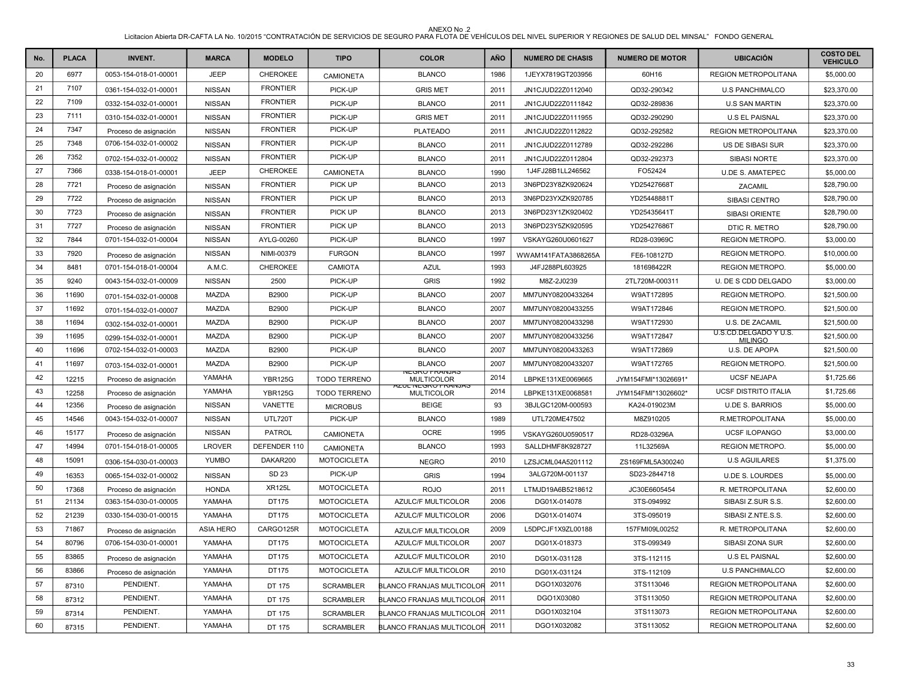ANEXO No .2

Licitacion Abierta DR-CAFTA LA No. 10/2015 "CONTRATACIÓN DE SERVICIOS DE SEGURO PARA FLOTA DE VEHÍCULOS DEL NIVEL SUPERIOR Y REGIONES DE SALUD DEL MINSAL" FONDO GENERAL

| No. | PLACA | INVENT. | MARCA | MODELO | TIPO | COLOR | AÑO | NUMERO DE CHASIS | NUMERO DE MOTOR | UBICACIÓN | COSTO DEL VEHICULO |
|---|---|---|---|---|---|---|---|---|---|---|---|
| 20 | 6977 | 0053-154-018-01-00001 | JEEP | CHEROKEE | CAMIONETA | BLANCO | 1986 | 1JEYX7819GT203956 | 60H16 | REGION METROPOLITANA | $5,000.00 |
| 21 | 7107 | 0361-154-032-01-00001 | NISSAN | FRONTIER | PICK-UP | GRIS MET | 2011 | JN1CJUD22Z0112040 | QD32-290342 | U.S PANCHIMALCO | $23,370.00 |
| 22 | 7109 | 0332-154-032-01-00001 | NISSAN | FRONTIER | PICK-UP | BLANCO | 2011 | JN1CJUD22Z0111842 | QD32-289836 | U.S SAN MARTIN | $23,370.00 |
| 23 | 7111 | 0310-154-032-01-00001 | NISSAN | FRONTIER | PICK-UP | GRIS MET | 2011 | JN1CJUD22Z0111955 | QD32-290290 | U.S EL PAISNAL | $23,370.00 |
| 24 | 7347 | Proceso de asignación | NISSAN | FRONTIER | PICK-UP | PLATEADO | 2011 | JN1CJUD22Z0112822 | QD32-292582 | REGION METROPOLITANA | $23,370.00 |
| 25 | 7348 | 0706-154-032-01-00002 | NISSAN | FRONTIER | PICK-UP | BLANCO | 2011 | JN1CJUD22Z0112789 | QD32-292286 | US DE SIBASI SUR | $23,370.00 |
| 26 | 7352 | 0702-154-032-01-00002 | NISSAN | FRONTIER | PICK-UP | BLANCO | 2011 | JN1CJUD22Z0112804 | QD32-292373 | SIBASI NORTE | $23,370.00 |
| 27 | 7366 | 0338-154-018-01-00001 | JEEP | CHEROKEE | CAMIONETA | BLANCO | 1990 | 1J4FJ28B1LL246562 | FO52424 | U.DE S. AMATEPEC | $5,000.00 |
| 28 | 7721 | Proceso de asignación | NISSAN | FRONTIER | PICK UP | BLANCO | 2013 | 3N6PD23Y8ZK920624 | YD25427668T | ZACAMIL | $28,790.00 |
| 29 | 7722 | Proceso de asignación | NISSAN | FRONTIER | PICK UP | BLANCO | 2013 | 3N6PD23YXZK920785 | YD25448881T | SIBASI CENTRO | $28,790.00 |
| 30 | 7723 | Proceso de asignación | NISSAN | FRONTIER | PICK UP | BLANCO | 2013 | 3N6PD23Y1ZK920402 | YD25435641T | SIBASI ORIENTE | $28,790.00 |
| 31 | 7727 | Proceso de asignación | NISSAN | FRONTIER | PICK UP | BLANCO | 2013 | 3N6PD23Y5ZK920595 | YD25427686T | DTIC R. METRO | $28,790.00 |
| 32 | 7844 | 0701-154-032-01-00004 | NISSAN | AYLG-00260 | PICK-UP | BLANCO | 1997 | VSKAYG260U0601627 | RD28-03969C | REGION METROPO. | $3,000.00 |
| 33 | 7920 | Proceso de asignación | NISSAN | NIMI-00379 | FURGON | BLANCO | 1997 | WWAM141FATA3868265A | FE6-108127D | REGION METROPO. | $10,000.00 |
| 34 | 8481 | 0701-154-018-01-00004 | A.M.C. | CHEROKEE | CAMIOTA | AZUL | 1993 | J4FJ288PL603925 | 181698422R | REGION METROPO. | $5,000.00 |
| 35 | 9240 | 0043-154-032-01-00009 | NISSAN | 2500 | PICK-UP | GRIS | 1992 | M8Z-2J0239 | 2TL720M-000311 | U. DE S CDD DELGADO | $3,000.00 |
| 36 | 11690 | 0701-154-032-01-00008 | MAZDA | B2900 | PICK-UP | BLANCO | 2007 | MM7UNY08200433264 | W9AT172895 | REGION METROPO. | $21,500.00 |
| 37 | 11692 | 0701-154-032-01-00007 | MAZDA | B2900 | PICK-UP | BLANCO | 2007 | MM7UNY08200433255 | W9AT172846 | REGION METROPO. | $21,500.00 |
| 38 | 11694 | 0302-154-032-01-00001 | MAZDA | B2900 | PICK-UP | BLANCO | 2007 | MM7UNY08200433298 | W9AT172930 | U.S. DE ZACAMIL | $21,500.00 |
| 39 | 11695 | 0299-154-032-01-00001 | MAZDA | B2900 | PICK-UP | BLANCO | 2007 | MM7UNY08200433256 | W9AT172847 | U.S.CD.DELGADO Y U.S. MILINGO | $21,500.00 |
| 40 | 11696 | 0702-154-032-01-00003 | MAZDA | B2900 | PICK-UP | BLANCO | 2007 | MM7UNY08200433263 | W9AT172869 | U.S. DE APOPA | $21,500.00 |
| 41 | 11697 | 0703-154-032-01-00001 | MAZDA | B2900 | PICK-UP | BLANCO | 2007 | MM7UNY08200433207 | W9AT172765 | REGION METROPO. | $21,500.00 |
| 42 | 12215 | Proceso de asignación | YAMAHA | YBR125G | TODO TERRENO | NEGRO FRANJAS MULTICOLOR | 2014 | LBPKE131XE0069665 | JYM154FMI*13026691* | UCSF NEJAPA | $1,725.66 |
| 43 | 12258 | Proceso de asignación | YAMAHA | YBR125G | TODO TERRENO | AZUL NEGRO FRANJAS MULTICOLOR | 2014 | LBPKE131XE0068581 | JYM154FMI*13026602* | UCSF DISTRITO ITALIA | $1,725.66 |
| 44 | 12356 | Proceso de asignación | NISSAN | VANETTE | MICROBUS | BEIGE | 93 | 3BJLGC120M-000593 | KA24-019023M | U.DE S. BARRIOS | $5,000.00 |
| 45 | 14546 | 0043-154-032-01-00007 | NISSAN | UTL720T | PICK-UP | BLANCO | 1989 | UTL720ME47502 | M8Z910205 | R.METROPOLITANA | $5,000.00 |
| 46 | 15177 | Proceso de asignación | NISSAN | PATROL | CAMIONETA | OCRE | 1995 | VSKAYG260U0590517 | RD28-03296A | UCSF ILOPANGO | $3,000.00 |
| 47 | 14994 | 0701-154-018-01-00005 | LROVER | DEFENDER 110 | CAMIONETA | BLANCO | 1993 | SALLDHMF8K928727 | 11L32569A | REGION METROPO. | $5,000.00 |
| 48 | 15091 | 0306-154-030-01-00003 | YUMBO | DAKAR200 | MOTOCICLETA | NEGRO | 2010 | LZSJCML04A5201112 | ZS169FML5A300240 | U.S AGUILARES | $1,375.00 |
| 49 | 16353 | 0065-154-032-01-00002 | NISSAN | SD 23 | PICK-UP | GRIS | 1994 | 3ALG720M-001137 | SD23-2844718 | U.DE S. LOURDES | $5,000.00 |
| 50 | 17368 | Proceso de asignación | HONDA | XR125L | MOTOCICLETA | ROJO | 2011 | LTMJD19A6B5218612 | JC30E6605454 | R. METROPOLITANA | $2,600.00 |
| 51 | 21134 | 0363-154-030-01-00005 | YAMAHA | DT175 | MOTOCICLETA | AZULC/F MULTICOLOR | 2006 | DG01X-014078 | 3TS-094992 | SIBASI Z.SUR S.S. | $2,600.00 |
| 52 | 21239 | 0330-154-030-01-00015 | YAMAHA | DT175 | MOTOCICLETA | AZULC/F MULTICOLOR | 2006 | DG01X-014074 | 3TS-095019 | SIBASI Z.NTE.S.S. | $2,600.00 |
| 53 | 71867 | Proceso de asignación | ASIA HERO | CARGO125R | MOTOCICLETA | AZULC/F MULTICOLOR | 2009 | L5DPCJF1X9ZL00188 | 157FMI09L00252 | R. METROPOLITANA | $2,600.00 |
| 54 | 80796 | 0706-154-030-01-00001 | YAMAHA | DT175 | MOTOCICLETA | AZULC/F MULTICOLOR | 2007 | DG01X-018373 | 3TS-099349 | SIBASI ZONA SUR | $2,600.00 |
| 55 | 83865 | Proceso de asignación | YAMAHA | DT175 | MOTOCICLETA | AZULC/F MULTICOLOR | 2010 | DG01X-031128 | 3TS-112115 | U.S EL PAISNAL | $2,600.00 |
| 56 | 83866 | Proceso de asignación | YAMAHA | DT175 | MOTOCICLETA | AZULC/F MULTICOLOR | 2010 | DG01X-031124 | 3TS-112109 | U.S PANCHIMALCO | $2,600.00 |
| 57 | 87310 | PENDIENT. | YAMAHA | DT 175 | SCRAMBLER | BLANCO FRANJAS MULTICOLOR | 2011 | DGO1X032076 | 3TS113046 | REGION METROPOLITANA | $2,600.00 |
| 58 | 87312 | PENDIENT. | YAMAHA | DT 175 | SCRAMBLER | BLANCO FRANJAS MULTICOLOR | 2011 | DGO1X03080 | 3TS113050 | REGION METROPOLITANA | $2,600.00 |
| 59 | 87314 | PENDIENT. | YAMAHA | DT 175 | SCRAMBLER | BLANCO FRANJAS MULTICOLOR | 2011 | DGO1X032104 | 3TS113073 | REGION METROPOLITANA | $2,600.00 |
| 60 | 87315 | PENDIENT. | YAMAHA | DT 175 | SCRAMBLER | BLANCO FRANJAS MULTICOLOR | 2011 | DGO1X032082 | 3TS113052 | REGION METROPOLITANA | $2,600.00 |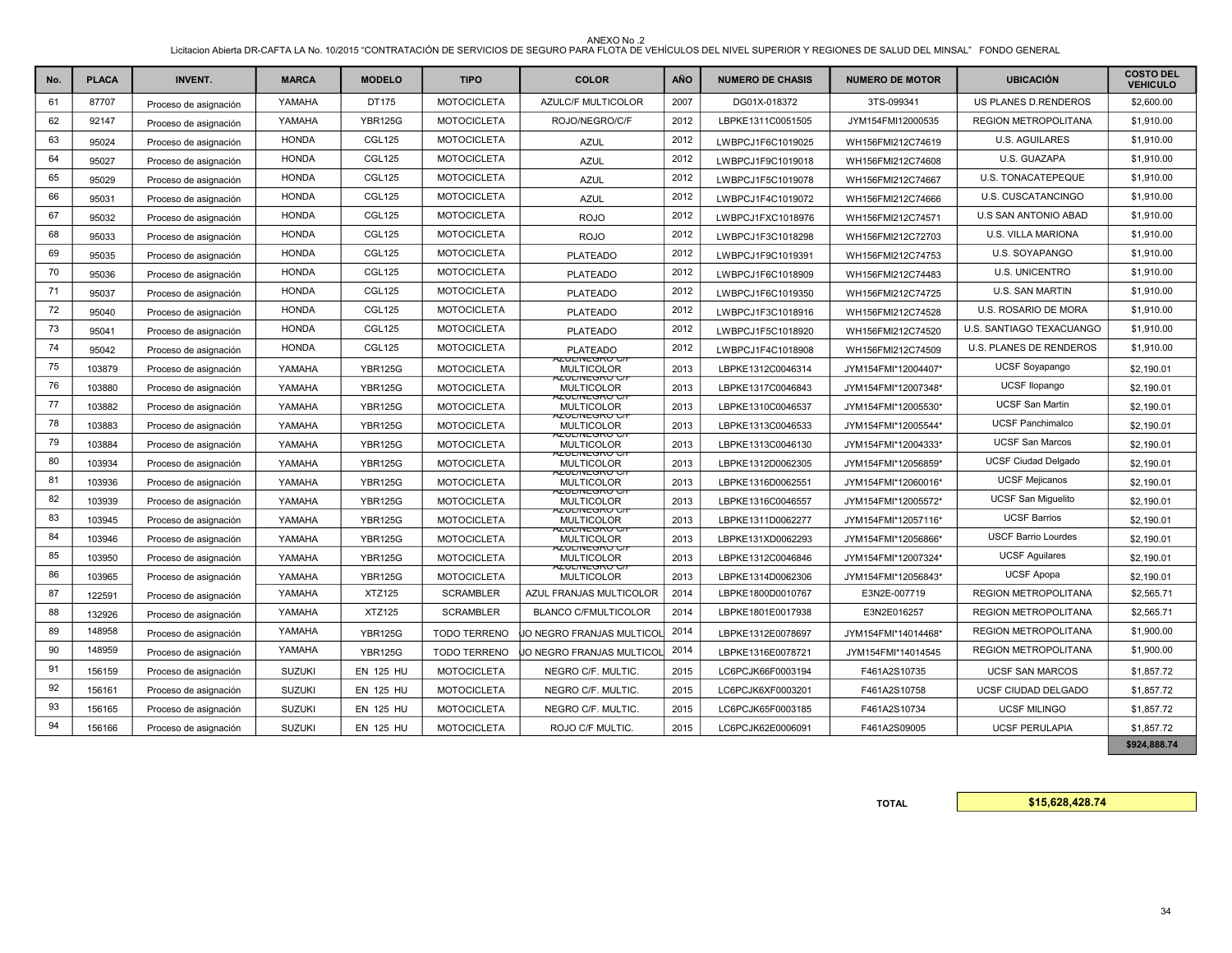ANEXO No .2

Licitacion Abierta DR-CAFTA LA No. 10/2015 "CONTRATACIÓN DE SERVICIOS DE SEGURO PARA FLOTA DE VEHÍCULOS DEL NIVEL SUPERIOR Y REGIONES DE SALUD DEL MINSAL" FONDO GENERAL

| No. | PLACA | INVENT. | MARCA | MODELO | TIPO | COLOR | AÑO | NUMERO DE CHASIS | NUMERO DE MOTOR | UBICACIÓN | COSTO DEL VEHICULO |
|---|---|---|---|---|---|---|---|---|---|---|---|
| 61 | 87707 | Proceso de asignación | YAMAHA | DT175 | MOTOCICLETA | AZULC/F MULTICOLOR | 2007 | DG01X-018372 | 3TS-099341 | US PLANES D.RENDEROS | $2,600.00 |
| 62 | 92147 | Proceso de asignación | YAMAHA | YBR125G | MOTOCICLETA | ROJO/NEGRO/C/F | 2012 | LBPKE1311C0051505 | JYM154FMI12000535 | REGION METROPOLITANA | $1,910.00 |
| 63 | 95024 | Proceso de asignación | HONDA | CGL125 | MOTOCICLETA | AZUL | 2012 | LWBPCJ1F6C1019025 | WH156FMI212C74619 | U.S. AGUILARES | $1,910.00 |
| 64 | 95027 | Proceso de asignación | HONDA | CGL125 | MOTOCICLETA | AZUL | 2012 | LWBPCJ1F9C1019018 | WH156FMI212C74608 | U.S. GUAZAPA | $1,910.00 |
| 65 | 95029 | Proceso de asignación | HONDA | CGL125 | MOTOCICLETA | AZUL | 2012 | LWBPCJ1F5C1019078 | WH156FMI212C74667 | U.S. TONACATEPEQUE | $1,910.00 |
| 66 | 95031 | Proceso de asignación | HONDA | CGL125 | MOTOCICLETA | AZUL | 2012 | LWBPCJ1F4C1019072 | WH156FMI212C74666 | U.S. CUSCATANCINGO | $1,910.00 |
| 67 | 95032 | Proceso de asignación | HONDA | CGL125 | MOTOCICLETA | ROJO | 2012 | LWBPCJ1FXC1018976 | WH156FMI212C74571 | U.S SAN ANTONIO ABAD | $1,910.00 |
| 68 | 95033 | Proceso de asignación | HONDA | CGL125 | MOTOCICLETA | ROJO | 2012 | LWBPCJ1F3C1018298 | WH156FMI212C72703 | U.S. VILLA MARIONA | $1,910.00 |
| 69 | 95035 | Proceso de asignación | HONDA | CGL125 | MOTOCICLETA | PLATEADO | 2012 | LWBPCJ1F9C1019391 | WH156FMI212C74753 | U.S. SOYAPANGO | $1,910.00 |
| 70 | 95036 | Proceso de asignación | HONDA | CGL125 | MOTOCICLETA | PLATEADO | 2012 | LWBPCJ1F6C1018909 | WH156FMI212C74483 | U.S. UNICENTRO | $1,910.00 |
| 71 | 95037 | Proceso de asignación | HONDA | CGL125 | MOTOCICLETA | PLATEADO | 2012 | LWBPCJ1F6C1019350 | WH156FMI212C74725 | U.S. SAN MARTIN | $1,910.00 |
| 72 | 95040 | Proceso de asignación | HONDA | CGL125 | MOTOCICLETA | PLATEADO | 2012 | LWBPCJ1F3C1018916 | WH156FMI212C74528 | U.S. ROSARIO DE MORA | $1,910.00 |
| 73 | 95041 | Proceso de asignación | HONDA | CGL125 | MOTOCICLETA | PLATEADO | 2012 | LWBPCJ1F5C1018920 | WH156FMI212C74520 | U.S. SANTIAGO TEXACUANGO | $1,910.00 |
| 74 | 95042 | Proceso de asignación | HONDA | CGL125 | MOTOCICLETA | PLATEADO | 2012 | LWBPCJ1F4C1018908 | WH156FMI212C74509 | U.S. PLANES DE RENDEROS | $1,910.00 |
| 75 | 103879 | Proceso de asignación | YAMAHA | YBR125G | MOTOCICLETA | AZULNEGRO C/F MULTICOLOR | 2013 | LBPKE1312C0046314 | JYM154FMI*12004407* | UCSF Soyapango | $2,190.01 |
| 76 | 103880 | Proceso de asignación | YAMAHA | YBR125G | MOTOCICLETA | AZULNEGRO C/F MULTICOLOR | 2013 | LBPKE1317C0046843 | JYM154FMI*12007348* | UCSF Ilopango | $2,190.01 |
| 77 | 103882 | Proceso de asignación | YAMAHA | YBR125G | MOTOCICLETA | AZULNEGRO C/F MULTICOLOR | 2013 | LBPKE1310C0046537 | JYM154FMI*12005530* | UCSF San Martin | $2,190.01 |
| 78 | 103883 | Proceso de asignación | YAMAHA | YBR125G | MOTOCICLETA | AZULNEGRO C/F MULTICOLOR | 2013 | LBPKE1313C0046533 | JYM154FMI*12005544* | UCSF Panchimalco | $2,190.01 |
| 79 | 103884 | Proceso de asignación | YAMAHA | YBR125G | MOTOCICLETA | AZULNEGRO C/F MULTICOLOR | 2013 | LBPKE1313C0046130 | JYM154FMI*12004333* | UCSF San Marcos | $2,190.01 |
| 80 | 103934 | Proceso de asignación | YAMAHA | YBR125G | MOTOCICLETA | AZULNEGRO C/F MULTICOLOR | 2013 | LBPKE1312D0062305 | JYM154FMI*12056859* | UCSF Ciudad Delgado | $2,190.01 |
| 81 | 103936 | Proceso de asignación | YAMAHA | YBR125G | MOTOCICLETA | AZULNEGRO C/F MULTICOLOR | 2013 | LBPKE1316D0062551 | JYM154FMI*12060016* | UCSF Mejicanos | $2,190.01 |
| 82 | 103939 | Proceso de asignación | YAMAHA | YBR125G | MOTOCICLETA | AZULNEGRO C/F MULTICOLOR | 2013 | LBPKE1316C0046557 | JYM154FMI*12005572* | UCSF San Miguelito | $2,190.01 |
| 83 | 103945 | Proceso de asignación | YAMAHA | YBR125G | MOTOCICLETA | AZULNEGRO C/F MULTICOLOR | 2013 | LBPKE1311D0062277 | JYM154FMI*12057116* | UCSF Barrios | $2,190.01 |
| 84 | 103946 | Proceso de asignación | YAMAHA | YBR125G | MOTOCICLETA | AZULNEGRO C/F MULTICOLOR | 2013 | LBPKE131XD0062293 | JYM154FMI*12056866* | USCF Barrio Lourdes | $2,190.01 |
| 85 | 103950 | Proceso de asignación | YAMAHA | YBR125G | MOTOCICLETA | AZULNEGRO C/F MULTICOLOR | 2013 | LBPKE1312C0046846 | JYM154FMI*12007324* | UCSF Aguilares | $2,190.01 |
| 86 | 103965 | Proceso de asignación | YAMAHA | YBR125G | MOTOCICLETA | AZULNEGRO C/F MULTICOLOR | 2013 | LBPKE1314D0062306 | JYM154FMI*12056843* | UCSF Apopa | $2,190.01 |
| 87 | 122591 | Proceso de asignación | YAMAHA | XTZ125 | SCRAMBLER | AZUL FRANJAS MULTICOLOR | 2014 | LBPKE1800D0010767 | E3N2E-007719 | REGION METROPOLITANA | $2,565.71 |
| 88 | 132926 | Proceso de asignación | YAMAHA | XTZ125 | SCRAMBLER | BLANCO C/FMULTICOLOR | 2014 | LBPKE1801E0017938 | E3N2E016257 | REGION METROPOLITANA | $2,565.71 |
| 89 | 148958 | Proceso de asignación | YAMAHA | YBR125G | TODO TERRENO | JO NEGRO FRANJAS MULTICOL | 2014 | LBPKE1312E0078697 | JYM154FMI*14014468* | REGION METROPOLITANA | $1,900.00 |
| 90 | 148959 | Proceso de asignación | YAMAHA | YBR125G | TODO TERRENO | JO NEGRO FRANJAS MULTICOL | 2014 | LBPKE1316E0078721 | JYM154FMI*14014545 | REGION METROPOLITANA | $1,900.00 |
| 91 | 156159 | Proceso de asignación | SUZUKI | EN 125 HU | MOTOCICLETA | NEGRO C/F. MULTIC. | 2015 | LC6PCJK66F0003194 | F461A2S10735 | UCSF SAN MARCOS | $1,857.72 |
| 92 | 156161 | Proceso de asignación | SUZUKI | EN 125 HU | MOTOCICLETA | NEGRO C/F. MULTIC. | 2015 | LC6PCJK6XF0003201 | F461A2S10758 | UCSF CIUDAD DELGADO | $1,857.72 |
| 93 | 156165 | Proceso de asignación | SUZUKI | EN 125 HU | MOTOCICLETA | NEGRO C/F. MULTIC. | 2015 | LC6PCJK65F0003185 | F461A2S10734 | UCSF MILINGO | $1,857.72 |
| 94 | 156166 | Proceso de asignación | SUZUKI | EN 125 HU | MOTOCICLETA | ROJO C/F MULTIC. | 2015 | LC6PCJK62E0006091 | F461A2S09005 | UCSF PERULAPIA | $1,857.72 |
| | | | | | | | | | | | **$924,888.74** |

| | |
|---|---|
| **TOTAL** | **$15,628,428.74** |